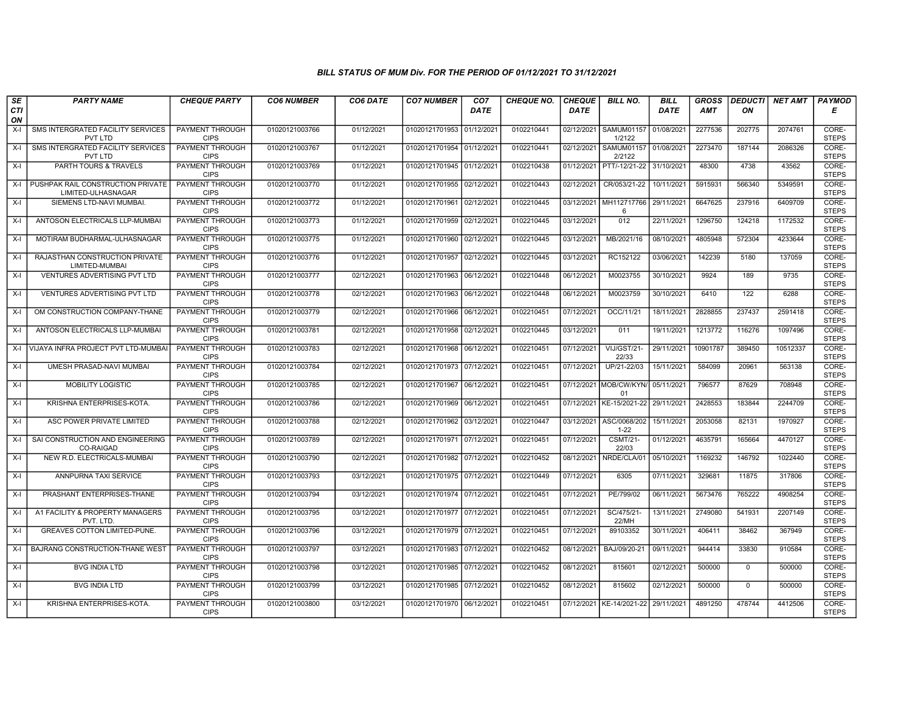### BILL STATUS OF MUM Div. FOR THE PERIOD OF 01/12/2021 TO 31/12/2021

| SECTION | PARTY NAME | CHEQUE PARTY | CO6 NUMBER | CO6 DATE | CO7 NUMBER | CO7 DATE | CHEQUE NO. | CHEQUE DATE | BILL NO. | BILL DATE | GROSS AMT | DEDUCTION | NET AMT | PAYMODE |
|---|---|---|---|---|---|---|---|---|---|---|---|---|---|---|
| X-I | SMS INTERGRATED FACILITY SERVICES PVT LTD | PAYMENT THROUGH CIPS | 01020121003766 | 01/12/2021 | 01020121701953 | 01/12/2021 | 0102210441 | 02/12/2021 | SAMUM011571/2122 | 01/08/2021 | 2277536 | 202775 | 2074761 | CORE-STEPS |
| X-I | SMS INTERGRATED FACILITY SERVICES PVT LTD | PAYMENT THROUGH CIPS | 01020121003767 | 01/12/2021 | 01020121701954 | 01/12/2021 | 0102210441 | 02/12/2021 | SAMUM011572/2122 | 01/08/2021 | 2273470 | 187144 | 2086326 | CORE-STEPS |
| X-I | PARTH TOURS & TRAVELS | PAYMENT THROUGH CIPS | 01020121003769 | 01/12/2021 | 01020121701945 | 01/12/2021 | 0102210438 | 01/12/2021 | PTT/-12/21-22 | 31/10/2021 | 48300 | 4738 | 43562 | CORE-STEPS |
| X-I | PUSHPAK RAIL CONSTRUCTION PRIVATE LIMITED-ULHASNAGAR | PAYMENT THROUGH CIPS | 01020121003770 | 01/12/2021 | 01020121701955 | 02/12/2021 | 0102210443 | 02/12/2021 | CR/053/21-22 | 10/11/2021 | 5915931 | 566340 | 5349591 | CORE-STEPS |
| X-I | SIEMENS LTD-NAVI MUMBAI. | PAYMENT THROUGH CIPS | 01020121003772 | 01/12/2021 | 01020121701961 | 02/12/2021 | 0102210445 | 03/12/2021 | MH1127177666 | 29/11/2021 | 6647625 | 237916 | 6409709 | CORE-STEPS |
| X-I | ANTOSON ELECTRICALS LLP-MUMBAI | PAYMENT THROUGH CIPS | 01020121003773 | 01/12/2021 | 01020121701959 | 02/12/2021 | 0102210445 | 03/12/2021 | 012 | 22/11/2021 | 1296750 | 124218 | 1172532 | CORE-STEPS |
| X-I | MOTIRAM BUDHARMAL-ULHASNAGAR | PAYMENT THROUGH CIPS | 01020121003775 | 01/12/2021 | 01020121701960 | 02/12/2021 | 0102210445 | 03/12/2021 | MB/2021/16 | 08/10/2021 | 4805948 | 572304 | 4233644 | CORE-STEPS |
| X-I | RAJASTHAN CONSTRUCTION PRIVATE LIMITED-MUMBAI | PAYMENT THROUGH CIPS | 01020121003776 | 01/12/2021 | 01020121701957 | 02/12/2021 | 0102210445 | 03/12/2021 | RC152122 | 03/06/2021 | 142239 | 5180 | 137059 | CORE-STEPS |
| X-I | VENTURES ADVERTISING PVT LTD | PAYMENT THROUGH CIPS | 01020121003777 | 02/12/2021 | 01020121701963 | 06/12/2021 | 0102210448 | 06/12/2021 | M0023755 | 30/10/2021 | 9924 | 189 | 9735 | CORE-STEPS |
| X-I | VENTURES ADVERTISING PVT LTD | PAYMENT THROUGH CIPS | 01020121003778 | 02/12/2021 | 01020121701963 | 06/12/2021 | 0102210448 | 06/12/2021 | M0023759 | 30/10/2021 | 6410 | 122 | 6288 | CORE-STEPS |
| X-I | OM CONSTRUCTION COMPANY-THANE | PAYMENT THROUGH CIPS | 01020121003779 | 02/12/2021 | 01020121701966 | 06/12/2021 | 0102210451 | 07/12/2021 | OCC/11/21 | 18/11/2021 | 2828855 | 237437 | 2591418 | CORE-STEPS |
| X-I | ANTOSON ELECTRICALS LLP-MUMBAI | PAYMENT THROUGH CIPS | 01020121003781 | 02/12/2021 | 01020121701958 | 02/12/2021 | 0102210445 | 03/12/2021 | 011 | 19/11/2021 | 1213772 | 116276 | 1097496 | CORE-STEPS |
| X-I | VIJAYA INFRA PROJECT PVT LTD-MUMBAI | PAYMENT THROUGH CIPS | 01020121003783 | 02/12/2021 | 01020121701968 | 06/12/2021 | 0102210451 | 07/12/2021 | VIJ/GST/21-22/33 | 29/11/2021 | 10901787 | 389450 | 10512337 | CORE-STEPS |
| X-I | UMESH PRASAD-NAVI MUMBAI | PAYMENT THROUGH CIPS | 01020121003784 | 02/12/2021 | 01020121701973 | 07/12/2021 | 0102210451 | 07/12/2021 | UP/21-22/03 | 15/11/2021 | 584099 | 20961 | 563138 | CORE-STEPS |
| X-I | MOBILITY LOGISTIC | PAYMENT THROUGH CIPS | 01020121003785 | 02/12/2021 | 01020121701967 | 06/12/2021 | 0102210451 | 07/12/2021 | MOB/CW/KYN/01 | 05/11/2021 | 796577 | 87629 | 708948 | CORE-STEPS |
| X-I | KRISHNA ENTERPRISES-KOTA. | PAYMENT THROUGH CIPS | 01020121003786 | 02/12/2021 | 01020121701969 | 06/12/2021 | 0102210451 | 07/12/2021 | KE-15/2021-22 | 29/11/2021 | 2428553 | 183844 | 2244709 | CORE-STEPS |
| X-I | ASC POWER PRIVATE LIMITED | PAYMENT THROUGH CIPS | 01020121003788 | 02/12/2021 | 01020121701962 | 03/12/2021 | 0102210447 | 03/12/2021 | ASC/0068/2021-22 | 15/11/2021 | 2053058 | 82131 | 1970927 | CORE-STEPS |
| X-I | SAI CONSTRUCTION AND ENGINEERING CO-RAIGAD | PAYMENT THROUGH CIPS | 01020121003789 | 02/12/2021 | 01020121701971 | 07/12/2021 | 0102210451 | 07/12/2021 | CSMT/21-22/03 | 01/12/2021 | 4635791 | 165664 | 4470127 | CORE-STEPS |
| X-I | NEW R.D. ELECTRICALS-MUMBAI | PAYMENT THROUGH CIPS | 01020121003790 | 02/12/2021 | 01020121701982 | 07/12/2021 | 0102210452 | 08/12/2021 | NRDE/CLA/01 | 05/10/2021 | 1169232 | 146792 | 1022440 | CORE-STEPS |
| X-I | ANNPURNA TAXI SERVICE | PAYMENT THROUGH CIPS | 01020121003793 | 03/12/2021 | 01020121701975 | 07/12/2021 | 0102210449 | 07/12/2021 | 6305 | 07/11/2021 | 329681 | 11875 | 317806 | CORE-STEPS |
| X-I | PRASHANT ENTERPRISES-THANE | PAYMENT THROUGH CIPS | 01020121003794 | 03/12/2021 | 01020121701974 | 07/12/2021 | 0102210451 | 07/12/2021 | PE/799/02 | 06/11/2021 | 5673476 | 765222 | 4908254 | CORE-STEPS |
| X-I | A1 FACILITY & PROPERTY MANAGERS PVT. LTD. | PAYMENT THROUGH CIPS | 01020121003795 | 03/12/2021 | 01020121701977 | 07/12/2021 | 0102210451 | 07/12/2021 | SC/475/21-22/MH | 13/11/2021 | 2749080 | 541931 | 2207149 | CORE-STEPS |
| X-I | GREAVES COTTON LIMITED-PUNE. | PAYMENT THROUGH CIPS | 01020121003796 | 03/12/2021 | 01020121701979 | 07/12/2021 | 0102210451 | 07/12/2021 | 89103352 | 30/11/2021 | 406411 | 38462 | 367949 | CORE-STEPS |
| X-I | BAJRANG CONSTRUCTION-THANE WEST | PAYMENT THROUGH CIPS | 01020121003797 | 03/12/2021 | 01020121701983 | 07/12/2021 | 0102210452 | 08/12/2021 | BAJ/09/20-21 | 09/11/2021 | 944414 | 33830 | 910584 | CORE-STEPS |
| X-I | BVG INDIA LTD | PAYMENT THROUGH CIPS | 01020121003798 | 03/12/2021 | 01020121701985 | 07/12/2021 | 0102210452 | 08/12/2021 | 815601 | 02/12/2021 | 500000 | 0 | 500000 | CORE-STEPS |
| X-I | BVG INDIA LTD | PAYMENT THROUGH CIPS | 01020121003799 | 03/12/2021 | 01020121701985 | 07/12/2021 | 0102210452 | 08/12/2021 | 815602 | 02/12/2021 | 500000 | 0 | 500000 | CORE-STEPS |
| X-I | KRISHNA ENTERPRISES-KOTA. | PAYMENT THROUGH CIPS | 01020121003800 | 03/12/2021 | 01020121701970 | 06/12/2021 | 0102210451 | 07/12/2021 | KE-14/2021-22 | 29/11/2021 | 4891250 | 478744 | 4412506 | CORE-STEPS |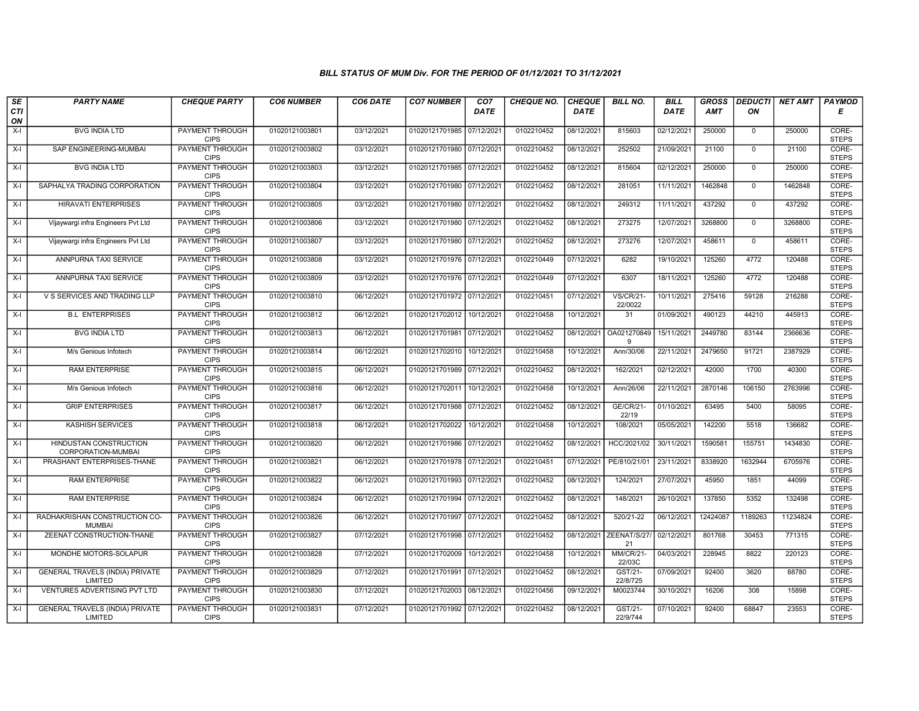### BILL STATUS OF MUM Div. FOR THE PERIOD OF 01/12/2021 TO 31/12/2021

| SECTION | PARTY NAME | CHEQUE PARTY | CO6 NUMBER | CO6 DATE | CO7 NUMBER | CO7 DATE | CHEQUE NO. | CHEQUE DATE | BILL NO. | BILL DATE | GROSS AMT | DEDUCTION | NET AMT | PAYMODE |
|---|---|---|---|---|---|---|---|---|---|---|---|---|---|---|
| X-I | BVG INDIA LTD | PAYMENT THROUGH CIPS | 01020121003801 | 03/12/2021 | 01020121701985 | 07/12/2021 | 0102210452 | 08/12/2021 | 815603 | 02/12/2021 | 250000 | 0 | 250000 | CORE-STEPS |
| X-I | SAP ENGINEERING-MUMBAI | PAYMENT THROUGH CIPS | 01020121003802 | 03/12/2021 | 01020121701980 | 07/12/2021 | 0102210452 | 08/12/2021 | 252502 | 21/09/2021 | 21100 | 0 | 21100 | CORE-STEPS |
| X-I | BVG INDIA LTD | PAYMENT THROUGH CIPS | 01020121003803 | 03/12/2021 | 01020121701985 | 07/12/2021 | 0102210452 | 08/12/2021 | 815604 | 02/12/2021 | 250000 | 0 | 250000 | CORE-STEPS |
| X-I | SAPHALYA TRADING CORPORATION | PAYMENT THROUGH CIPS | 01020121003804 | 03/12/2021 | 01020121701980 | 07/12/2021 | 0102210452 | 08/12/2021 | 281051 | 11/11/2021 | 1462848 | 0 | 1462848 | CORE-STEPS |
| X-I | HIRAVATI ENTERPRISES | PAYMENT THROUGH CIPS | 01020121003805 | 03/12/2021 | 01020121701980 | 07/12/2021 | 0102210452 | 08/12/2021 | 249312 | 11/11/2021 | 437292 | 0 | 437292 | CORE-STEPS |
| X-I | Vijaywargi infra Engineers Pvt Ltd | PAYMENT THROUGH CIPS | 01020121003806 | 03/12/2021 | 01020121701980 | 07/12/2021 | 0102210452 | 08/12/2021 | 273275 | 12/07/2021 | 3268800 | 0 | 3268800 | CORE-STEPS |
| X-I | Vijaywargi infra Engineers Pvt Ltd | PAYMENT THROUGH CIPS | 01020121003807 | 03/12/2021 | 01020121701980 | 07/12/2021 | 0102210452 | 08/12/2021 | 273276 | 12/07/2021 | 458611 | 0 | 458611 | CORE-STEPS |
| X-I | ANNPURNA TAXI SERVICE | PAYMENT THROUGH CIPS | 01020121003808 | 03/12/2021 | 01020121701976 | 07/12/2021 | 0102210449 | 07/12/2021 | 6282 | 19/10/2021 | 125260 | 4772 | 120488 | CORE-STEPS |
| X-I | ANNPURNA TAXI SERVICE | PAYMENT THROUGH CIPS | 01020121003809 | 03/12/2021 | 01020121701976 | 07/12/2021 | 0102210449 | 07/12/2021 | 6307 | 18/11/2021 | 125260 | 4772 | 120488 | CORE-STEPS |
| X-I | V S SERVICES AND TRADING LLP | PAYMENT THROUGH CIPS | 01020121003810 | 06/12/2021 | 01020121701972 | 07/12/2021 | 0102210451 | 07/12/2021 | VS/CR/21-22/0022 | 10/11/2021 | 275416 | 59128 | 216288 | CORE-STEPS |
| X-I | B.L ENTERPRISES | PAYMENT THROUGH CIPS | 01020121003812 | 06/12/2021 | 01020121702012 | 10/12/2021 | 0102210458 | 10/12/2021 | 31 | 01/09/2021 | 490123 | 44210 | 445913 | CORE-STEPS |
| X-I | BVG INDIA LTD | PAYMENT THROUGH CIPS | 01020121003813 | 06/12/2021 | 01020121701981 | 07/12/2021 | 0102210452 | 08/12/2021 | OA0212708499 | 15/11/2021 | 2449780 | 83144 | 2366636 | CORE-STEPS |
| X-I | M/s Genious Infotech | PAYMENT THROUGH CIPS | 01020121003814 | 06/12/2021 | 01020121702010 | 10/12/2021 | 0102210458 | 10/12/2021 | Ann/30/06 | 22/11/2021 | 2479650 | 91721 | 2387929 | CORE-STEPS |
| X-I | RAM ENTERPRISE | PAYMENT THROUGH CIPS | 01020121003815 | 06/12/2021 | 01020121701989 | 07/12/2021 | 0102210452 | 08/12/2021 | 162/2021 | 02/12/2021 | 42000 | 1700 | 40300 | CORE-STEPS |
| X-I | M/s Genious Infotech | PAYMENT THROUGH CIPS | 01020121003816 | 06/12/2021 | 01020121702011 | 10/12/2021 | 0102210458 | 10/12/2021 | Ann/26/06 | 22/11/2021 | 2870146 | 106150 | 2763996 | CORE-STEPS |
| X-I | GRIP ENTERPRISES | PAYMENT THROUGH CIPS | 01020121003817 | 06/12/2021 | 01020121701988 | 07/12/2021 | 0102210452 | 08/12/2021 | GE/CR/21-22/19 | 01/10/2021 | 63495 | 5400 | 58095 | CORE-STEPS |
| X-I | KASHISH SERVICES | PAYMENT THROUGH CIPS | 01020121003818 | 06/12/2021 | 01020121702022 | 10/12/2021 | 0102210458 | 10/12/2021 | 108/2021 | 05/05/2021 | 142200 | 5518 | 136682 | CORE-STEPS |
| X-I | HINDUSTAN CONSTRUCTION CORPORATION-MUMBAI | PAYMENT THROUGH CIPS | 01020121003820 | 06/12/2021 | 01020121701986 | 07/12/2021 | 0102210452 | 08/12/2021 | HCC/2021/02 | 30/11/2021 | 1590581 | 155751 | 1434830 | CORE-STEPS |
| X-I | PRASHANT ENTERPRISES-THANE | PAYMENT THROUGH CIPS | 01020121003821 | 06/12/2021 | 01020121701978 | 07/12/2021 | 0102210451 | 07/12/2021 | PE/810/21/01 | 23/11/2021 | 8338920 | 1632944 | 6705976 | CORE-STEPS |
| X-I | RAM ENTERPRISE | PAYMENT THROUGH CIPS | 01020121003822 | 06/12/2021 | 01020121701993 | 07/12/2021 | 0102210452 | 08/12/2021 | 124/2021 | 27/07/2021 | 45950 | 1851 | 44099 | CORE-STEPS |
| X-I | RAM ENTERPRISE | PAYMENT THROUGH CIPS | 01020121003824 | 06/12/2021 | 01020121701994 | 07/12/2021 | 0102210452 | 08/12/2021 | 148/2021 | 26/10/2021 | 137850 | 5352 | 132498 | CORE-STEPS |
| X-I | RADHAKRISHAN CONSTRUCTION CO-MUMBAI | PAYMENT THROUGH CIPS | 01020121003826 | 06/12/2021 | 01020121701997 | 07/12/2021 | 0102210452 | 08/12/2021 | 520/21-22 | 06/12/2021 | 12424087 | 1189263 | 11234824 | CORE-STEPS |
| X-I | ZEENAT CONSTRUCTION-THANE | PAYMENT THROUGH CIPS | 01020121003827 | 07/12/2021 | 01020121701998 | 07/12/2021 | 0102210452 | 08/12/2021 | ZEENAT/S/27/21 | 02/12/2021 | 801768 | 30453 | 771315 | CORE-STEPS |
| X-I | MONDHE MOTORS-SOLAPUR | PAYMENT THROUGH CIPS | 01020121003828 | 07/12/2021 | 01020121702009 | 10/12/2021 | 0102210458 | 10/12/2021 | MM/CR/21-22/03C | 04/03/2021 | 228945 | 8822 | 220123 | CORE-STEPS |
| X-I | GENERAL TRAVELS (INDIA) PRIVATE LIMITED | PAYMENT THROUGH CIPS | 01020121003829 | 07/12/2021 | 01020121701991 | 07/12/2021 | 0102210452 | 08/12/2021 | GST/21-22/8/725 | 07/09/2021 | 92400 | 3620 | 88780 | CORE-STEPS |
| X-I | VENTURES ADVERTISING PVT LTD | PAYMENT THROUGH CIPS | 01020121003830 | 07/12/2021 | 01020121702003 | 08/12/2021 | 0102210456 | 09/12/2021 | M0023744 | 30/10/2021 | 16206 | 308 | 15898 | CORE-STEPS |
| X-I | GENERAL TRAVELS (INDIA) PRIVATE LIMITED | PAYMENT THROUGH CIPS | 01020121003831 | 07/12/2021 | 01020121701992 | 07/12/2021 | 0102210452 | 08/12/2021 | GST/21-22/9/744 | 07/10/2021 | 92400 | 68847 | 23553 | CORE-STEPS |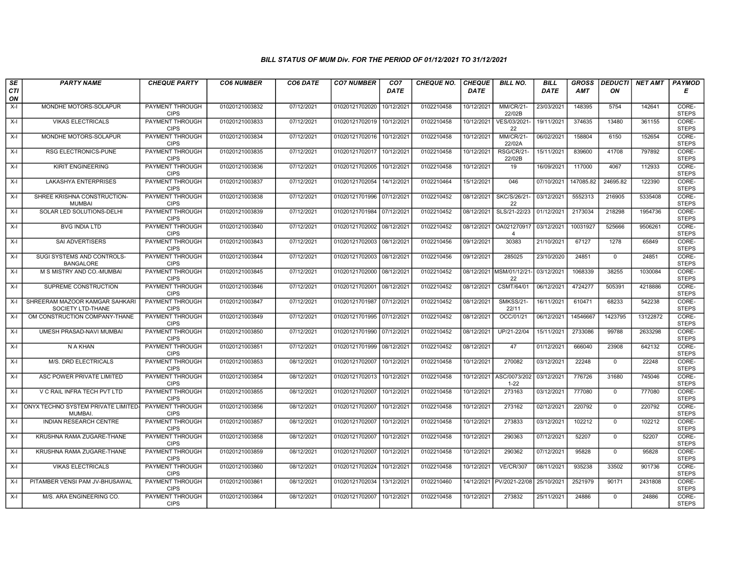### BILL STATUS OF MUM Div. FOR THE PERIOD OF 01/12/2021 TO 31/12/2021

| SECTION | PARTY NAME | CHEQUE PARTY | CO6 NUMBER | CO6 DATE | CO7 NUMBER | CO7 DATE | CHEQUE NO. | CHEQUE DATE | BILL NO. | BILL DATE | GROSS AMT | DEDUCTION | NET AMT | PAYMODE |
|---|---|---|---|---|---|---|---|---|---|---|---|---|---|---|
| X-I | MONDHE MOTORS-SOLAPUR | PAYMENT THROUGH CIPS | 01020121003832 | 07/12/2021 | 01020121702020 | 10/12/2021 | 0102210458 | 10/12/2021 | MM/CR/21-22/02B | 23/03/2021 | 148395 | 5754 | 142641 | CORE-STEPS |
| X-I | VIKAS ELECTRICALS | PAYMENT THROUGH CIPS | 01020121003833 | 07/12/2021 | 01020121702019 | 10/12/2021 | 0102210458 | 10/12/2021 | VES/03/2021-22 | 19/11/2021 | 374635 | 13480 | 361155 | CORE-STEPS |
| X-I | MONDHE MOTORS-SOLAPUR | PAYMENT THROUGH CIPS | 01020121003834 | 07/12/2021 | 01020121702016 | 10/12/2021 | 0102210458 | 10/12/2021 | MM/CR/21-22/02A | 06/02/2021 | 158804 | 6150 | 152654 | CORE-STEPS |
| X-I | RSG ELECTRONICS-PUNE | PAYMENT THROUGH CIPS | 01020121003835 | 07/12/2021 | 01020121702017 | 10/12/2021 | 0102210458 | 10/12/2021 | RSG/CR/21-22/02B | 15/11/2021 | 839600 | 41708 | 797892 | CORE-STEPS |
| X-I | KIRIT ENGINEERING | PAYMENT THROUGH CIPS | 01020121003836 | 07/12/2021 | 01020121702005 | 10/12/2021 | 0102210458 | 10/12/2021 | 19 | 16/09/2021 | 117000 | 4067 | 112933 | CORE-STEPS |
| X-I | LAKASHYA ENTERPRISES | PAYMENT THROUGH CIPS | 01020121003837 | 07/12/2021 | 01020121702054 | 14/12/2021 | 0102210464 | 15/12/2021 | 046 | 07/10/2021 | 147085.82 | 24695.82 | 122390 | CORE-STEPS |
| X-I | SHREE KRISHNA CONSTRUCTION-MUMBAI | PAYMENT THROUGH CIPS | 01020121003838 | 07/12/2021 | 01020121701996 | 07/12/2021 | 0102210452 | 08/12/2021 | SKC/S/26/21-22 | 03/12/2021 | 5552313 | 216905 | 5335408 | CORE-STEPS |
| X-I | SOLAR LED SOLUTIONS-DELHI | PAYMENT THROUGH CIPS | 01020121003839 | 07/12/2021 | 01020121701984 | 07/12/2021 | 0102210452 | 08/12/2021 | SLS/21-22/23 | 01/12/2021 | 2173034 | 218298 | 1954736 | CORE-STEPS |
| X-I | BVG INDIA LTD | PAYMENT THROUGH CIPS | 01020121003840 | 07/12/2021 | 01020121702002 | 08/12/2021 | 0102210452 | 08/12/2021 | OA021270917 4 | 03/12/2021 | 10031927 | 525666 | 9506261 | CORE-STEPS |
| X-I | SAI ADVERTISERS | PAYMENT THROUGH CIPS | 01020121003843 | 07/12/2021 | 01020121702003 | 08/12/2021 | 0102210456 | 09/12/2021 | 30383 | 21/10/2021 | 67127 | 1278 | 65849 | CORE-STEPS |
| X-I | SUGI SYSTEMS AND CONTROLS-BANGALORE | PAYMENT THROUGH CIPS | 01020121003844 | 07/12/2021 | 01020121702003 | 08/12/2021 | 0102210456 | 09/12/2021 | 285025 | 23/10/2020 | 24851 | 0 | 24851 | CORE-STEPS |
| X-I | M S MISTRY AND CO.-MUMBAI | PAYMENT THROUGH CIPS | 01020121003845 | 07/12/2021 | 01020121702000 | 08/12/2021 | 0102210452 | 08/12/2021 | MSM/01/12/21-22 | 03/12/2021 | 1068339 | 38255 | 1030084 | CORE-STEPS |
| X-I | SUPREME CONSTRUCTION | PAYMENT THROUGH CIPS | 01020121003846 | 07/12/2021 | 01020121702001 | 08/12/2021 | 0102210452 | 08/12/2021 | CSMT/64/01 | 06/12/2021 | 4724277 | 505391 | 4218886 | CORE-STEPS |
| X-I | SHREERAM MAZOOR KAMGAR SAHKARI SOCIETY LTD-THANE | PAYMENT THROUGH CIPS | 01020121003847 | 07/12/2021 | 01020121701987 | 07/12/2021 | 0102210452 | 08/12/2021 | SMKSS/21-22/11 | 16/11/2021 | 610471 | 68233 | 542238 | CORE-STEPS |
| X-I | OM CONSTRUCTION COMPANY-THANE | PAYMENT THROUGH CIPS | 01020121003849 | 07/12/2021 | 01020121701995 | 07/12/2021 | 0102210452 | 08/12/2021 | OCC/01/21 | 06/12/2021 | 14546667 | 1423795 | 13122872 | CORE-STEPS |
| X-I | UMESH PRASAD-NAVI MUMBAI | PAYMENT THROUGH CIPS | 01020121003850 | 07/12/2021 | 01020121701990 | 07/12/2021 | 0102210452 | 08/12/2021 | UP/21-22/04 | 15/11/2021 | 2733086 | 99788 | 2633298 | CORE-STEPS |
| X-I | N A KHAN | PAYMENT THROUGH CIPS | 01020121003851 | 07/12/2021 | 01020121701999 | 08/12/2021 | 0102210452 | 08/12/2021 | 47 | 01/12/2021 | 666040 | 23908 | 642132 | CORE-STEPS |
| X-I | M/S. DRD ELECTRICALS | PAYMENT THROUGH CIPS | 01020121003853 | 08/12/2021 | 01020121702007 | 10/12/2021 | 0102210458 | 10/12/2021 | 270082 | 03/12/2021 | 22248 | 0 | 22248 | CORE-STEPS |
| X-I | ASC POWER PRIVATE LIMITED | PAYMENT THROUGH CIPS | 01020121003854 | 08/12/2021 | 01020121702013 | 10/12/2021 | 0102210458 | 10/12/2021 | ASC/0073/2021-22 | 03/12/2021 | 776726 | 31680 | 745046 | CORE-STEPS |
| X-I | V C RAIL INFRA TECH PVT LTD | PAYMENT THROUGH CIPS | 01020121003855 | 08/12/2021 | 01020121702007 | 10/12/2021 | 0102210458 | 10/12/2021 | 273163 | 03/12/2021 | 777080 | 0 | 777080 | CORE-STEPS |
| X-I | ONYX TECHNO SYSTEM PRIVATE LIMITED-MUMBAI. | PAYMENT THROUGH CIPS | 01020121003856 | 08/12/2021 | 01020121702007 | 10/12/2021 | 0102210458 | 10/12/2021 | 273162 | 02/12/2021 | 220792 | 0 | 220792 | CORE-STEPS |
| X-I | INDIAN RESEARCH CENTRE | PAYMENT THROUGH CIPS | 01020121003857 | 08/12/2021 | 01020121702007 | 10/12/2021 | 0102210458 | 10/12/2021 | 273833 | 03/12/2021 | 102212 | 0 | 102212 | CORE-STEPS |
| X-I | KRUSHNA RAMA ZUGARE-THANE | PAYMENT THROUGH CIPS | 01020121003858 | 08/12/2021 | 01020121702007 | 10/12/2021 | 0102210458 | 10/12/2021 | 290363 | 07/12/2021 | 52207 | 0 | 52207 | CORE-STEPS |
| X-I | KRUSHNA RAMA ZUGARE-THANE | PAYMENT THROUGH CIPS | 01020121003859 | 08/12/2021 | 01020121702007 | 10/12/2021 | 0102210458 | 10/12/2021 | 290362 | 07/12/2021 | 95828 | 0 | 95828 | CORE-STEPS |
| X-I | VIKAS ELECTRICALS | PAYMENT THROUGH CIPS | 01020121003860 | 08/12/2021 | 01020121702024 | 10/12/2021 | 0102210458 | 10/12/2021 | VE/CR/307 | 08/11/2021 | 935238 | 33502 | 901736 | CORE-STEPS |
| X-I | PITAMBER VENSI PAM JV-BHUSAWAL | PAYMENT THROUGH CIPS | 01020121003861 | 08/12/2021 | 01020121702034 | 13/12/2021 | 0102210460 | 14/12/2021 | PV/2021-22/08 | 25/10/2021 | 2521979 | 90171 | 2431808 | CORE-STEPS |
| X-I | M/S. ARA ENGINEERING CO. | PAYMENT THROUGH CIPS | 01020121003864 | 08/12/2021 | 01020121702007 | 10/12/2021 | 0102210458 | 10/12/2021 | 273832 | 25/11/2021 | 24886 | 0 | 24886 | CORE-STEPS |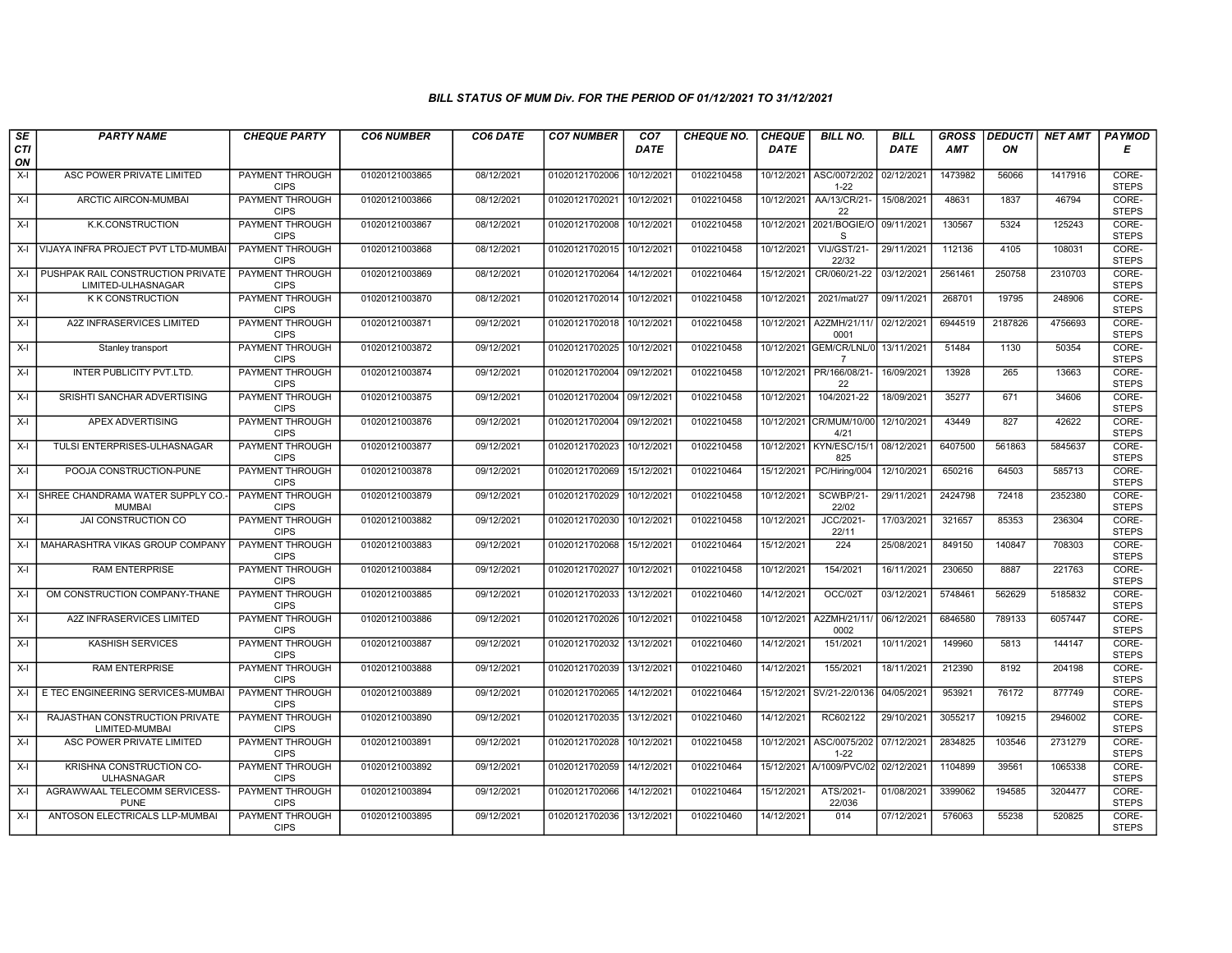### BILL STATUS OF MUM Div. FOR THE PERIOD OF 01/12/2021 TO 31/12/2021

| SECTION | PARTY NAME | CHEQUE PARTY | CO6 NUMBER | CO6 DATE | CO7 NUMBER | CO7 DATE | CHEQUE NO. | CHEQUE DATE | BILL NO. | BILL DATE | GROSS AMT | DEDUCTION | NET AMT | PAYMODE |
|---|---|---|---|---|---|---|---|---|---|---|---|---|---|---|
| X-I | ASC POWER PRIVATE LIMITED | PAYMENT THROUGH CIPS | 01020121003865 | 08/12/2021 | 01020121702006 | 10/12/2021 | 0102210458 | 10/12/2021 | ASC/0072/2021-22 | 02/12/2021 | 1473982 | 56066 | 1417916 | CORE-STEPS |
| X-I | ARCTIC AIRCON-MUMBAI | PAYMENT THROUGH CIPS | 01020121003866 | 08/12/2021 | 01020121702021 | 10/12/2021 | 0102210458 | 10/12/2021 | AA/13/CR/21-22 | 15/08/2021 | 48631 | 1837 | 46794 | CORE-STEPS |
| X-I | K.K.CONSTRUCTION | PAYMENT THROUGH CIPS | 01020121003867 | 08/12/2021 | 01020121702008 | 10/12/2021 | 0102210458 | 10/12/2021 | 2021/BOGIE/OS | 09/11/2021 | 130567 | 5324 | 125243 | CORE-STEPS |
| X-I | VIJAYA INFRA PROJECT PVT LTD-MUMBAI | PAYMENT THROUGH CIPS | 01020121003868 | 08/12/2021 | 01020121702015 | 10/12/2021 | 0102210458 | 10/12/2021 | VIJ/GST/21-22/32 | 29/11/2021 | 112136 | 4105 | 108031 | CORE-STEPS |
| X-I | PUSHPAK RAIL CONSTRUCTION PRIVATE LIMITED-ULHASNAGAR | PAYMENT THROUGH CIPS | 01020121003869 | 08/12/2021 | 01020121702064 | 14/12/2021 | 0102210464 | 15/12/2021 | CR/060/21-22 | 03/12/2021 | 2561461 | 250758 | 2310703 | CORE-STEPS |
| X-I | K K CONSTRUCTION | PAYMENT THROUGH CIPS | 01020121003870 | 08/12/2021 | 01020121702014 | 10/12/2021 | 0102210458 | 10/12/2021 | 2021/mat/27 | 09/11/2021 | 268701 | 19795 | 248906 | CORE-STEPS |
| X-I | A2Z INFRASERVICES LIMITED | PAYMENT THROUGH CIPS | 01020121003871 | 09/12/2021 | 01020121702018 | 10/12/2021 | 0102210458 | 10/12/2021 | A2ZMH/21/11/0001 | 02/12/2021 | 6944519 | 2187826 | 4756693 | CORE-STEPS |
| X-I | Stanley transport | PAYMENT THROUGH CIPS | 01020121003872 | 09/12/2021 | 01020121702025 | 10/12/2021 | 0102210458 | 10/12/2021 | GEM/CR/LNL/07 | 13/11/2021 | 51484 | 1130 | 50354 | CORE-STEPS |
| X-I | INTER PUBLICITY PVT.LTD. | PAYMENT THROUGH CIPS | 01020121003874 | 09/12/2021 | 01020121702004 | 09/12/2021 | 0102210458 | 10/12/2021 | PR/166/08/21-22 | 16/09/2021 | 13928 | 265 | 13663 | CORE-STEPS |
| X-I | SRISHTI SANCHAR ADVERTISING | PAYMENT THROUGH CIPS | 01020121003875 | 09/12/2021 | 01020121702004 | 09/12/2021 | 0102210458 | 10/12/2021 | 104/2021-22 | 18/09/2021 | 35277 | 671 | 34606 | CORE-STEPS |
| X-I | APEX ADVERTISING | PAYMENT THROUGH CIPS | 01020121003876 | 09/12/2021 | 01020121702004 | 09/12/2021 | 0102210458 | 10/12/2021 | CR/MUM/10/004/21 | 12/10/2021 | 43449 | 827 | 42622 | CORE-STEPS |
| X-I | TULSI ENTERPRISES-ULHASNAGAR | PAYMENT THROUGH CIPS | 01020121003877 | 09/12/2021 | 01020121702023 | 10/12/2021 | 0102210458 | 10/12/2021 | KYN/ESC/15/1825 | 08/12/2021 | 6407500 | 561863 | 5845637 | CORE-STEPS |
| X-I | POOJA CONSTRUCTION-PUNE | PAYMENT THROUGH CIPS | 01020121003878 | 09/12/2021 | 01020121702069 | 15/12/2021 | 0102210464 | 15/12/2021 | PC/Hiring/004 | 12/10/2021 | 650216 | 64503 | 585713 | CORE-STEPS |
| X-I | SHREE CHANDRAMA WATER SUPPLY CO.-MUMBAI | PAYMENT THROUGH CIPS | 01020121003879 | 09/12/2021 | 01020121702029 | 10/12/2021 | 0102210458 | 10/12/2021 | SCWBP/21-22/02 | 29/11/2021 | 2424798 | 72418 | 2352380 | CORE-STEPS |
| X-I | JAI CONSTRUCTION CO | PAYMENT THROUGH CIPS | 01020121003882 | 09/12/2021 | 01020121702030 | 10/12/2021 | 0102210458 | 10/12/2021 | JCC/2021-22/11 | 17/03/2021 | 321657 | 85353 | 236304 | CORE-STEPS |
| X-I | MAHARASHTRA VIKAS GROUP COMPANY | PAYMENT THROUGH CIPS | 01020121003883 | 09/12/2021 | 01020121702068 | 15/12/2021 | 0102210464 | 15/12/2021 | 224 | 25/08/2021 | 849150 | 140847 | 708303 | CORE-STEPS |
| X-I | RAM ENTERPRISE | PAYMENT THROUGH CIPS | 01020121003884 | 09/12/2021 | 01020121702027 | 10/12/2021 | 0102210458 | 10/12/2021 | 154/2021 | 16/11/2021 | 230650 | 8887 | 221763 | CORE-STEPS |
| X-I | OM CONSTRUCTION COMPANY-THANE | PAYMENT THROUGH CIPS | 01020121003885 | 09/12/2021 | 01020121702033 | 13/12/2021 | 0102210460 | 14/12/2021 | OCC/02T | 03/12/2021 | 5748461 | 562629 | 5185832 | CORE-STEPS |
| X-I | A2Z INFRASERVICES LIMITED | PAYMENT THROUGH CIPS | 01020121003886 | 09/12/2021 | 01020121702026 | 10/12/2021 | 0102210458 | 10/12/2021 | A2ZMH/21/11/0002 | 06/12/2021 | 6846580 | 789133 | 6057447 | CORE-STEPS |
| X-I | KASHISH SERVICES | PAYMENT THROUGH CIPS | 01020121003887 | 09/12/2021 | 01020121702032 | 13/12/2021 | 0102210460 | 14/12/2021 | 151/2021 | 10/11/2021 | 149960 | 5813 | 144147 | CORE-STEPS |
| X-I | RAM ENTERPRISE | PAYMENT THROUGH CIPS | 01020121003888 | 09/12/2021 | 01020121702039 | 13/12/2021 | 0102210460 | 14/12/2021 | 155/2021 | 18/11/2021 | 212390 | 8192 | 204198 | CORE-STEPS |
| X-I | E TEC ENGINEERING SERVICES-MUMBAI | PAYMENT THROUGH CIPS | 01020121003889 | 09/12/2021 | 01020121702065 | 14/12/2021 | 0102210464 | 15/12/2021 | SV/21-22/0136 | 04/05/2021 | 953921 | 76172 | 877749 | CORE-STEPS |
| X-I | RAJASTHAN CONSTRUCTION PRIVATE LIMITED-MUMBAI | PAYMENT THROUGH CIPS | 01020121003890 | 09/12/2021 | 01020121702035 | 13/12/2021 | 0102210460 | 14/12/2021 | RC602122 | 29/10/2021 | 3055217 | 109215 | 2946002 | CORE-STEPS |
| X-I | ASC POWER PRIVATE LIMITED | PAYMENT THROUGH CIPS | 01020121003891 | 09/12/2021 | 01020121702028 | 10/12/2021 | 0102210458 | 10/12/2021 | ASC/0075/2021-22 | 07/12/2021 | 2834825 | 103546 | 2731279 | CORE-STEPS |
| X-I | KRISHNA CONSTRUCTION CO-ULHASNAGAR | PAYMENT THROUGH CIPS | 01020121003892 | 09/12/2021 | 01020121702059 | 14/12/2021 | 0102210464 | 15/12/2021 | A/1009/PVC/02 | 02/12/2021 | 1104899 | 39561 | 1065338 | CORE-STEPS |
| X-I | AGRAWWAAL TELECOMM SERVICESS-PUNE | PAYMENT THROUGH CIPS | 01020121003894 | 09/12/2021 | 01020121702066 | 14/12/2021 | 0102210464 | 15/12/2021 | ATS/2021-22/036 | 01/08/2021 | 3399062 | 194585 | 3204477 | CORE-STEPS |
| X-I | ANTOSON ELECTRICALS LLP-MUMBAI | PAYMENT THROUGH CIPS | 01020121003895 | 09/12/2021 | 01020121702036 | 13/12/2021 | 0102210460 | 14/12/2021 | 014 | 07/12/2021 | 576063 | 55238 | 520825 | CORE-STEPS |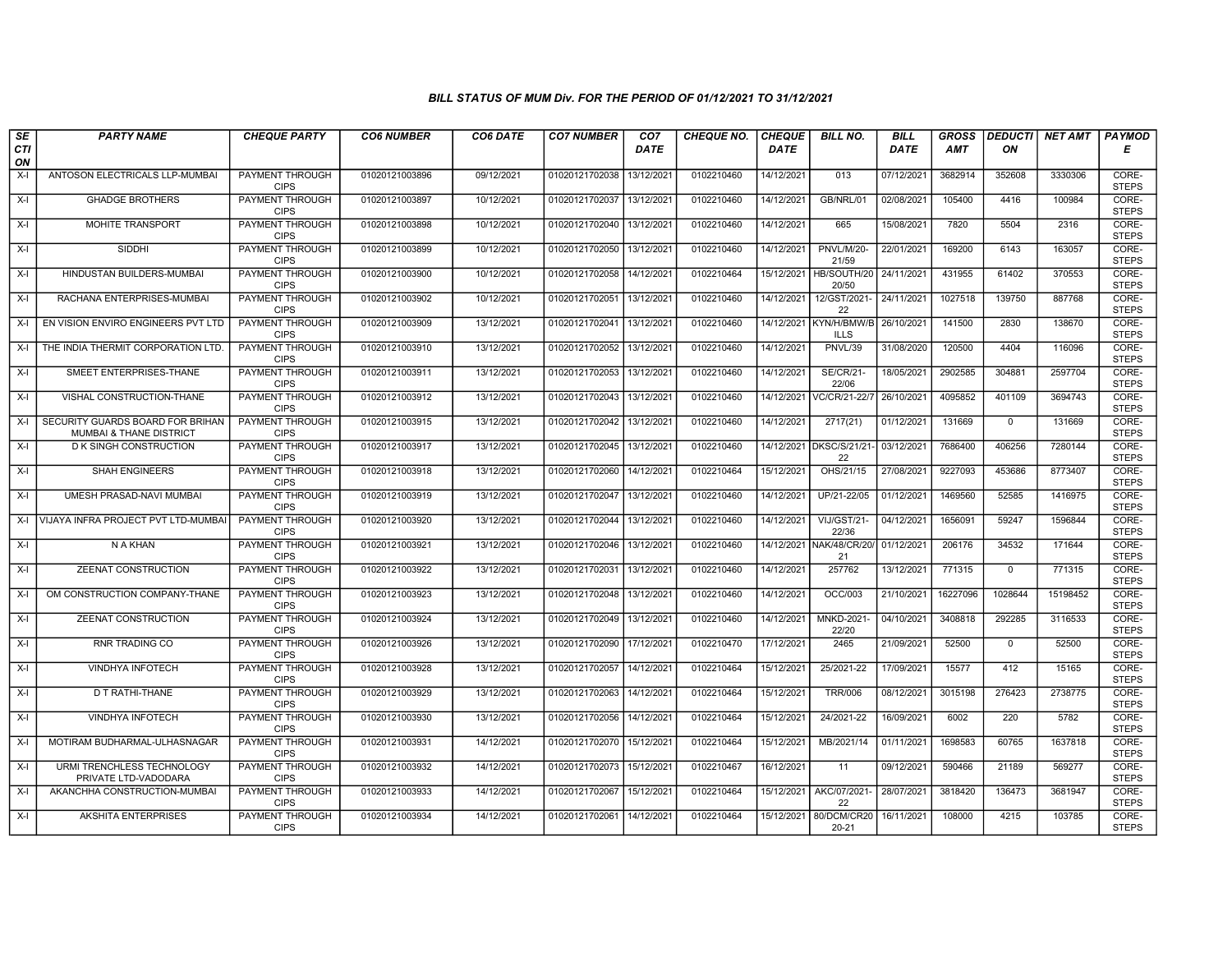*BILL STATUS OF MUM Div. FOR THE PERIOD OF 01/12/2021 TO 31/12/2021*

| SECTION | PARTY NAME | CHEQUE PARTY | CO6 NUMBER | CO6 DATE | CO7 NUMBER | CO7 DATE | CHEQUE NO. | CHEQUE DATE | BILL NO. | BILL DATE | GROSS AMT | DEDUCTION | NET AMT | PAYMODE |
|---|---|---|---|---|---|---|---|---|---|---|---|---|---|---|
| X-I | ANTOSON ELECTRICALS LLP-MUMBAI | PAYMENT THROUGH CIPS | 01020121003896 | 09/12/2021 | 01020121702038 | 13/12/2021 | 0102210460 | 14/12/2021 | 013 | 07/12/2021 | 3682914 | 352608 | 3330306 | CORE-STEPS |
| X-I | GHADGE BROTHERS | PAYMENT THROUGH CIPS | 01020121003897 | 10/12/2021 | 01020121702037 | 13/12/2021 | 0102210460 | 14/12/2021 | GB/NRL/01 | 02/08/2021 | 105400 | 4416 | 100984 | CORE-STEPS |
| X-I | MOHITE TRANSPORT | PAYMENT THROUGH CIPS | 01020121003898 | 10/12/2021 | 01020121702040 | 13/12/2021 | 0102210460 | 14/12/2021 | 665 | 15/08/2021 | 7820 | 5504 | 2316 | CORE-STEPS |
| X-I | SIDDHI | PAYMENT THROUGH CIPS | 01020121003899 | 10/12/2021 | 01020121702050 | 13/12/2021 | 0102210460 | 14/12/2021 | PNVL/M/20-21/59 | 22/01/2021 | 169200 | 6143 | 163057 | CORE-STEPS |
| X-I | HINDUSTAN BUILDERS-MUMBAI | PAYMENT THROUGH CIPS | 01020121003900 | 10/12/2021 | 01020121702058 | 14/12/2021 | 0102210464 | 15/12/2021 | HB/SOUTH/2020/50 | 24/11/2021 | 431955 | 61402 | 370553 | CORE-STEPS |
| X-I | RACHANA ENTERPRISES-MUMBAI | PAYMENT THROUGH CIPS | 01020121003902 | 10/12/2021 | 01020121702051 | 13/12/2021 | 0102210460 | 14/12/2021 | 12/GST/2021-22 | 24/11/2021 | 1027518 | 139750 | 887768 | CORE-STEPS |
| X-I | EN VISION ENVIRO ENGINEERS PVT LTD | PAYMENT THROUGH CIPS | 01020121003909 | 13/12/2021 | 01020121702041 | 13/12/2021 | 0102210460 | 14/12/2021 | KYN/H/BMW/BILLS | 26/10/2021 | 141500 | 2830 | 138670 | CORE-STEPS |
| X-I | THE INDIA THERMIT CORPORATION LTD. | PAYMENT THROUGH CIPS | 01020121003910 | 13/12/2021 | 01020121702052 | 13/12/2021 | 0102210460 | 14/12/2021 | PNVL/39 | 31/08/2020 | 120500 | 4404 | 116096 | CORE-STEPS |
| X-I | SMEET ENTERPRISES-THANE | PAYMENT THROUGH CIPS | 01020121003911 | 13/12/2021 | 01020121702053 | 13/12/2021 | 0102210460 | 14/12/2021 | SE/CR/21-22/06 | 18/05/2021 | 2902585 | 304881 | 2597704 | CORE-STEPS |
| X-I | VISHAL CONSTRUCTION-THANE | PAYMENT THROUGH CIPS | 01020121003912 | 13/12/2021 | 01020121702043 | 13/12/2021 | 0102210460 | 14/12/2021 | VC/CR/21-22/7 | 26/10/2021 | 4095852 | 401109 | 3694743 | CORE-STEPS |
| X-I | SECURITY GUARDS BOARD FOR BRIHAN MUMBAI & THANE DISTRICT | PAYMENT THROUGH CIPS | 01020121003915 | 13/12/2021 | 01020121702042 | 13/12/2021 | 0102210460 | 14/12/2021 | 2717(21) | 01/12/2021 | 131669 | 0 | 131669 | CORE-STEPS |
| X-I | D K SINGH CONSTRUCTION | PAYMENT THROUGH CIPS | 01020121003917 | 13/12/2021 | 01020121702045 | 13/12/2021 | 0102210460 | 14/12/2021 | DKSC/S/21/21-22 | 03/12/2021 | 7686400 | 406256 | 7280144 | CORE-STEPS |
| X-I | SHAH ENGINEERS | PAYMENT THROUGH CIPS | 01020121003918 | 13/12/2021 | 01020121702060 | 14/12/2021 | 0102210464 | 15/12/2021 | OHS/21/15 | 27/08/2021 | 9227093 | 453686 | 8773407 | CORE-STEPS |
| X-I | UMESH PRASAD-NAVI MUMBAI | PAYMENT THROUGH CIPS | 01020121003919 | 13/12/2021 | 01020121702047 | 13/12/2021 | 0102210460 | 14/12/2021 | UP/21-22/05 | 01/12/2021 | 1469560 | 52585 | 1416975 | CORE-STEPS |
| X-I | VIJAYA INFRA PROJECT PVT LTD-MUMBAI | PAYMENT THROUGH CIPS | 01020121003920 | 13/12/2021 | 01020121702044 | 13/12/2021 | 0102210460 | 14/12/2021 | VIJ/GST/21-22/36 | 04/12/2021 | 1656091 | 59247 | 1596844 | CORE-STEPS |
| X-I | N A KHAN | PAYMENT THROUGH CIPS | 01020121003921 | 13/12/2021 | 01020121702046 | 13/12/2021 | 0102210460 | 14/12/2021 | NAK/48/CR/20/21 | 01/12/2021 | 206176 | 34532 | 171644 | CORE-STEPS |
| X-I | ZEENAT CONSTRUCTION | PAYMENT THROUGH CIPS | 01020121003922 | 13/12/2021 | 01020121702031 | 13/12/2021 | 0102210460 | 14/12/2021 | 257762 | 13/12/2021 | 771315 | 0 | 771315 | CORE-STEPS |
| X-I | OM CONSTRUCTION COMPANY-THANE | PAYMENT THROUGH CIPS | 01020121003923 | 13/12/2021 | 01020121702048 | 13/12/2021 | 0102210460 | 14/12/2021 | OCC/003 | 21/10/2021 | 16227096 | 1028644 | 15198452 | CORE-STEPS |
| X-I | ZEENAT CONSTRUCTION | PAYMENT THROUGH CIPS | 01020121003924 | 13/12/2021 | 01020121702049 | 13/12/2021 | 0102210460 | 14/12/2021 | MNKD-2021-22/20 | 04/10/2021 | 3408818 | 292285 | 3116533 | CORE-STEPS |
| X-I | RNR TRADING CO | PAYMENT THROUGH CIPS | 01020121003926 | 13/12/2021 | 01020121702090 | 17/12/2021 | 0102210470 | 17/12/2021 | 2465 | 21/09/2021 | 52500 | 0 | 52500 | CORE-STEPS |
| X-I | VINDHYA INFOTECH | PAYMENT THROUGH CIPS | 01020121003928 | 13/12/2021 | 01020121702057 | 14/12/2021 | 0102210464 | 15/12/2021 | 25/2021-22 | 17/09/2021 | 15577 | 412 | 15165 | CORE-STEPS |
| X-I | D T RATHI-THANE | PAYMENT THROUGH CIPS | 01020121003929 | 13/12/2021 | 01020121702063 | 14/12/2021 | 0102210464 | 15/12/2021 | TRR/006 | 08/12/2021 | 3015198 | 276423 | 2738775 | CORE-STEPS |
| X-I | VINDHYA INFOTECH | PAYMENT THROUGH CIPS | 01020121003930 | 13/12/2021 | 01020121702056 | 14/12/2021 | 0102210464 | 15/12/2021 | 24/2021-22 | 16/09/2021 | 6002 | 220 | 5782 | CORE-STEPS |
| X-I | MOTIRAM BUDHARMAL-ULHASNAGAR | PAYMENT THROUGH CIPS | 01020121003931 | 14/12/2021 | 01020121702070 | 15/12/2021 | 0102210464 | 15/12/2021 | MB/2021/14 | 01/11/2021 | 1698583 | 60765 | 1637818 | CORE-STEPS |
| X-I | URMI TRENCHLESS TECHNOLOGY PRIVATE LTD-VADODARA | PAYMENT THROUGH CIPS | 01020121003932 | 14/12/2021 | 01020121702073 | 15/12/2021 | 0102210467 | 16/12/2021 | 11 | 09/12/2021 | 590466 | 21189 | 569277 | CORE-STEPS |
| X-I | AKANCHHA CONSTRUCTION-MUMBAI | PAYMENT THROUGH CIPS | 01020121003933 | 14/12/2021 | 01020121702067 | 15/12/2021 | 0102210464 | 15/12/2021 | AKC/07/2021-22 | 28/07/2021 | 3818420 | 136473 | 3681947 | CORE-STEPS |
| X-I | AKSHITA ENTERPRISES | PAYMENT THROUGH CIPS | 01020121003934 | 14/12/2021 | 01020121702061 | 14/12/2021 | 0102210464 | 15/12/2021 | 80/DCM/CR20 20-21 | 16/11/2021 | 108000 | 4215 | 103785 | CORE-STEPS |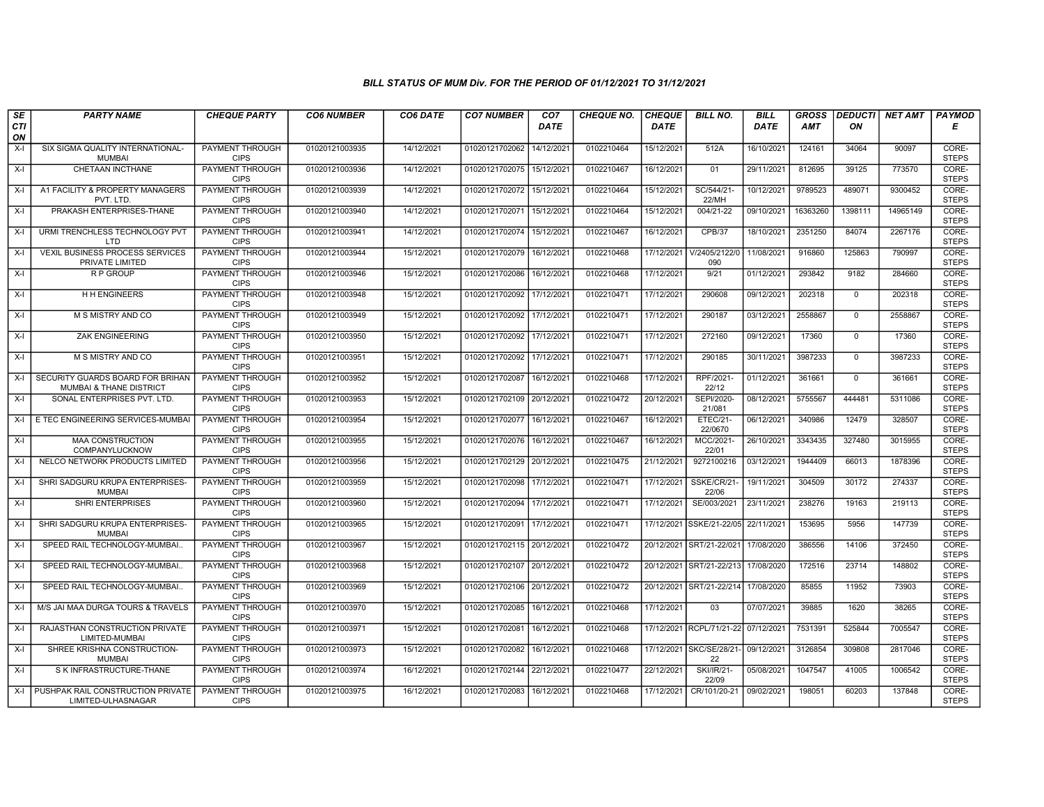### BILL STATUS OF MUM Div. FOR THE PERIOD OF 01/12/2021 TO 31/12/2021

| SECTION | PARTY NAME | CHEQUE PARTY | CO6 NUMBER | CO6 DATE | CO7 NUMBER | CO7 DATE | CHEQUE NO. | CHEQUE DATE | BILL NO. | BILL DATE | GROSS AMT | DEDUCTION | NET AMT | PAYMODE |
|---|---|---|---|---|---|---|---|---|---|---|---|---|---|---|
| X-I | SIX SIGMA QUALITY INTERNATIONAL-MUMBAI | PAYMENT THROUGH CIPS | 01020121003935 | 14/12/2021 | 01020121702062 | 14/12/2021 | 0102210464 | 15/12/2021 | 512A | 16/10/2021 | 124161 | 34064 | 90097 | CORE-STEPS |
| X-I | CHETAAN INCTHANE | PAYMENT THROUGH CIPS | 01020121003936 | 14/12/2021 | 01020121702075 | 15/12/2021 | 0102210467 | 16/12/2021 | 01 | 29/11/2021 | 812695 | 39125 | 773570 | CORE-STEPS |
| X-I | A1 FACILITY & PROPERTY MANAGERS PVT. LTD. | PAYMENT THROUGH CIPS | 01020121003939 | 14/12/2021 | 01020121702072 | 15/12/2021 | 0102210464 | 15/12/2021 | SC/544/21-22/MH | 10/12/2021 | 9789523 | 489071 | 9300452 | CORE-STEPS |
| X-I | PRAKASH ENTERPRISES-THANE | PAYMENT THROUGH CIPS | 01020121003940 | 14/12/2021 | 01020121702071 | 15/12/2021 | 0102210464 | 15/12/2021 | 004/21-22 | 09/10/2021 | 16363260 | 1398111 | 14965149 | CORE-STEPS |
| X-I | URMI TRENCHLESS TECHNOLOGY PVT LTD | PAYMENT THROUGH CIPS | 01020121003941 | 14/12/2021 | 01020121702074 | 15/12/2021 | 0102210467 | 16/12/2021 | CPB/37 | 18/10/2021 | 2351250 | 84074 | 2267176 | CORE-STEPS |
| X-I | VEXIL BUSINESS PROCESS SERVICES PRIVATE LIMITED | PAYMENT THROUGH CIPS | 01020121003944 | 15/12/2021 | 01020121702079 | 16/12/2021 | 0102210468 | 17/12/2021 | V/2405/2122/0090 | 11/08/2021 | 916860 | 125863 | 790997 | CORE-STEPS |
| X-I | R P GROUP | PAYMENT THROUGH CIPS | 01020121003946 | 15/12/2021 | 01020121702086 | 16/12/2021 | 0102210468 | 17/12/2021 | 9/21 | 01/12/2021 | 293842 | 9182 | 284660 | CORE-STEPS |
| X-I | H H ENGINEERS | PAYMENT THROUGH CIPS | 01020121003948 | 15/12/2021 | 01020121702092 | 17/12/2021 | 0102210471 | 17/12/2021 | 290608 | 09/12/2021 | 202318 | 0 | 202318 | CORE-STEPS |
| X-I | M S MISTRY AND CO | PAYMENT THROUGH CIPS | 01020121003949 | 15/12/2021 | 01020121702092 | 17/12/2021 | 0102210471 | 17/12/2021 | 290187 | 03/12/2021 | 2558867 | 0 | 2558867 | CORE-STEPS |
| X-I | ZAK ENGINEERING | PAYMENT THROUGH CIPS | 01020121003950 | 15/12/2021 | 01020121702092 | 17/12/2021 | 0102210471 | 17/12/2021 | 272160 | 09/12/2021 | 17360 | 0 | 17360 | CORE-STEPS |
| X-I | M S MISTRY AND CO | PAYMENT THROUGH CIPS | 01020121003951 | 15/12/2021 | 01020121702092 | 17/12/2021 | 0102210471 | 17/12/2021 | 290185 | 30/11/2021 | 3987233 | 0 | 3987233 | CORE-STEPS |
| X-I | SECURITY GUARDS BOARD FOR BRIHAN MUMBAI & THANE DISTRICT | PAYMENT THROUGH CIPS | 01020121003952 | 15/12/2021 | 01020121702087 | 16/12/2021 | 0102210468 | 17/12/2021 | RPF/2021-22/12 | 01/12/2021 | 361661 | 0 | 361661 | CORE-STEPS |
| X-I | SONAL ENTERPRISES PVT. LTD. | PAYMENT THROUGH CIPS | 01020121003953 | 15/12/2021 | 01020121702109 | 20/12/2021 | 0102210472 | 20/12/2021 | SEPI/2020-21/081 | 08/12/2021 | 5755567 | 444481 | 5311086 | CORE-STEPS |
| X-I | E TEC ENGINEERING SERVICES-MUMBAI | PAYMENT THROUGH CIPS | 01020121003954 | 15/12/2021 | 01020121702077 | 16/12/2021 | 0102210467 | 16/12/2021 | ETEC/21-22/0670 | 06/12/2021 | 340986 | 12479 | 328507 | CORE-STEPS |
| X-I | MAA CONSTRUCTION COMPANYLUCKNOW | PAYMENT THROUGH CIPS | 01020121003955 | 15/12/2021 | 01020121702076 | 16/12/2021 | 0102210467 | 16/12/2021 | MCC/2021-22/01 | 26/10/2021 | 3343435 | 327480 | 3015955 | CORE-STEPS |
| X-I | NELCO NETWORK PRODUCTS LIMITED | PAYMENT THROUGH CIPS | 01020121003956 | 15/12/2021 | 01020121702129 | 20/12/2021 | 0102210475 | 21/12/2021 | 9272100216 | 03/12/2021 | 1944409 | 66013 | 1878396 | CORE-STEPS |
| X-I | SHRI SADGURU KRUPA ENTERPRISES-MUMBAI | PAYMENT THROUGH CIPS | 01020121003959 | 15/12/2021 | 01020121702098 | 17/12/2021 | 0102210471 | 17/12/2021 | SSKE/CR/21-22/06 | 19/11/2021 | 304509 | 30172 | 274337 | CORE-STEPS |
| X-I | SHRI ENTERPRISES | PAYMENT THROUGH CIPS | 01020121003960 | 15/12/2021 | 01020121702094 | 17/12/2021 | 0102210471 | 17/12/2021 | SE/003/2021 | 23/11/2021 | 238276 | 19163 | 219113 | CORE-STEPS |
| X-I | SHRI SADGURU KRUPA ENTERPRISES-MUMBAI | PAYMENT THROUGH CIPS | 01020121003965 | 15/12/2021 | 01020121702091 | 17/12/2021 | 0102210471 | 17/12/2021 | SSKE/21-22/05 | 22/11/2021 | 153695 | 5956 | 147739 | CORE-STEPS |
| X-I | SPEED RAIL TECHNOLOGY-MUMBAI.. | PAYMENT THROUGH CIPS | 01020121003967 | 15/12/2021 | 01020121702115 | 20/12/2021 | 0102210472 | 20/12/2021 | SRT/21-22/021 | 17/08/2020 | 386556 | 14106 | 372450 | CORE-STEPS |
| X-I | SPEED RAIL TECHNOLOGY-MUMBAI.. | PAYMENT THROUGH CIPS | 01020121003968 | 15/12/2021 | 01020121702107 | 20/12/2021 | 0102210472 | 20/12/2021 | SRT/21-22/213 | 17/08/2020 | 172516 | 23714 | 148802 | CORE-STEPS |
| X-I | SPEED RAIL TECHNOLOGY-MUMBAI.. | PAYMENT THROUGH CIPS | 01020121003969 | 15/12/2021 | 01020121702106 | 20/12/2021 | 0102210472 | 20/12/2021 | SRT/21-22/214 | 17/08/2020 | 85855 | 11952 | 73903 | CORE-STEPS |
| X-I | M/S JAI MAA DURGA TOURS & TRAVELS | PAYMENT THROUGH CIPS | 01020121003970 | 15/12/2021 | 01020121702085 | 16/12/2021 | 0102210468 | 17/12/2021 | 03 | 07/07/2021 | 39885 | 1620 | 38265 | CORE-STEPS |
| X-I | RAJASTHAN CONSTRUCTION PRIVATE LIMITED-MUMBAI | PAYMENT THROUGH CIPS | 01020121003971 | 15/12/2021 | 01020121702081 | 16/12/2021 | 0102210468 | 17/12/2021 | RCPL/71/21-22 | 07/12/2021 | 7531391 | 525844 | 7005547 | CORE-STEPS |
| X-I | SHREE KRISHNA CONSTRUCTION-MUMBAI | PAYMENT THROUGH CIPS | 01020121003973 | 15/12/2021 | 01020121702082 | 16/12/2021 | 0102210468 | 17/12/2021 | SKC/SE/28/21-22 | 09/12/2021 | 3126854 | 309808 | 2817046 | CORE-STEPS |
| X-I | S K INFRASTRUCTURE-THANE | PAYMENT THROUGH CIPS | 01020121003974 | 16/12/2021 | 01020121702144 | 22/12/2021 | 0102210477 | 22/12/2021 | SKI/IR/21-22/09 | 05/08/2021 | 1047547 | 41005 | 1006542 | CORE-STEPS |
| X-I | PUSHPAK RAIL CONSTRUCTION PRIVATE LIMITED-ULHASNAGAR | PAYMENT THROUGH CIPS | 01020121003975 | 16/12/2021 | 01020121702083 | 16/12/2021 | 0102210468 | 17/12/2021 | CR/101/20-21 | 09/02/2021 | 198051 | 60203 | 137848 | CORE-STEPS |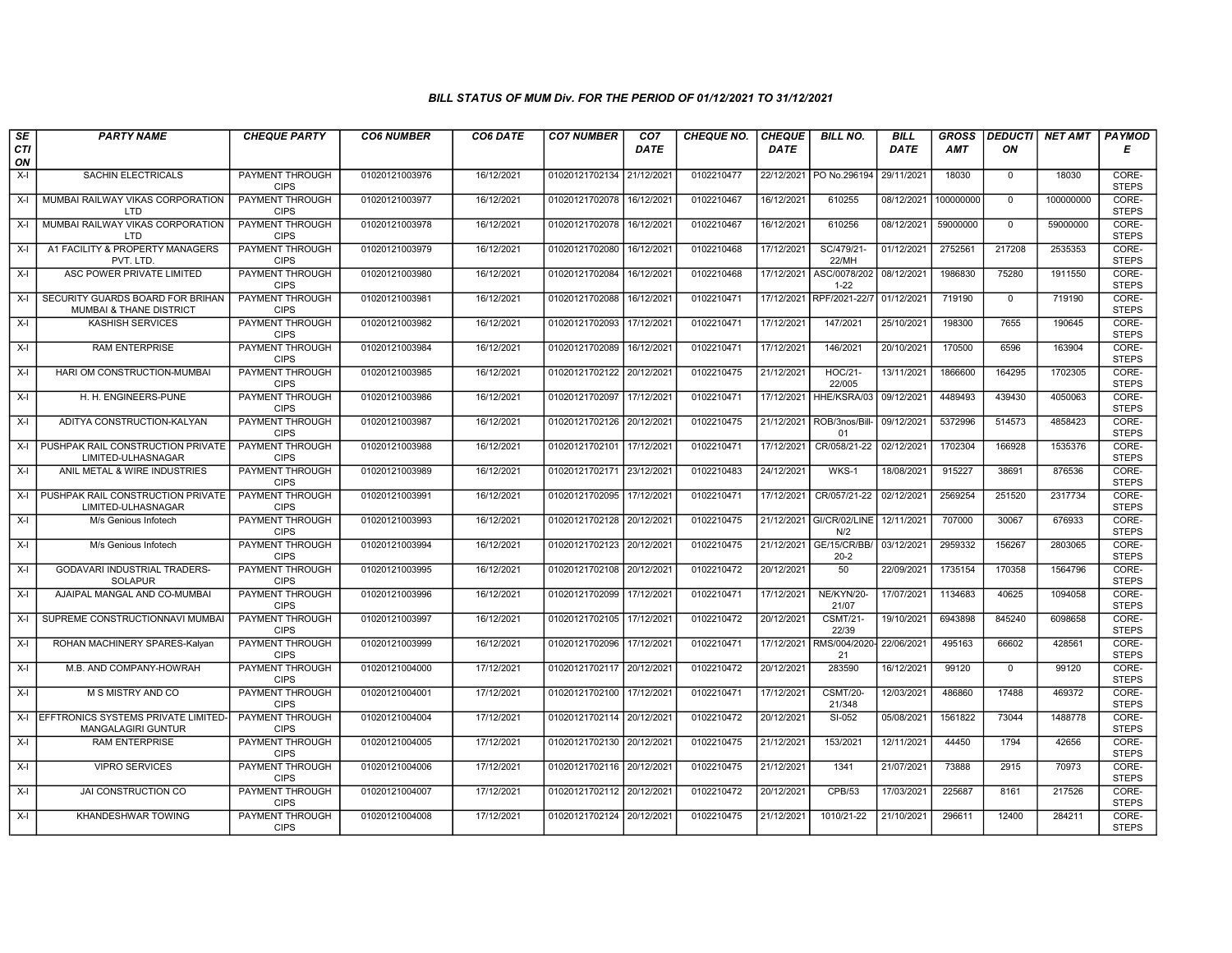# BILL STATUS OF MUM Div. FOR THE PERIOD OF 01/12/2021 TO 31/12/2021

| SECTION | PARTY NAME | CHEQUE PARTY | CO6 NUMBER | CO6 DATE | CO7 NUMBER | CO7 DATE | CHEQUE NO. | CHEQUE DATE | BILL NO. | BILL DATE | GROSS AMT | DEDUCTION | NET AMT | PAYMODE |
|---|---|---|---|---|---|---|---|---|---|---|---|---|---|---|
| X-I | SACHIN ELECTRICALS | PAYMENT THROUGH CIPS | 01020121003976 | 16/12/2021 | 01020121702134 | 21/12/2021 | 0102210477 | 22/12/2021 | PO No.296194 | 29/11/2021 | 18030 | 0 | 18030 | CORE-STEPS |
| X-I | MUMBAI RAILWAY VIKAS CORPORATION LTD | PAYMENT THROUGH CIPS | 01020121003977 | 16/12/2021 | 01020121702078 | 16/12/2021 | 0102210467 | 16/12/2021 | 610255 | 08/12/2021 | 100000000 | 0 | 100000000 | CORE-STEPS |
| X-I | MUMBAI RAILWAY VIKAS CORPORATION LTD | PAYMENT THROUGH CIPS | 01020121003978 | 16/12/2021 | 01020121702078 | 16/12/2021 | 0102210467 | 16/12/2021 | 610256 | 08/12/2021 | 59000000 | 0 | 59000000 | CORE-STEPS |
| X-I | A1 FACILITY & PROPERTY MANAGERS PVT. LTD. | PAYMENT THROUGH CIPS | 01020121003979 | 16/12/2021 | 01020121702080 | 16/12/2021 | 0102210468 | 17/12/2021 | SC/479/21-22/MH | 01/12/2021 | 2752561 | 217208 | 2535353 | CORE-STEPS |
| X-I | ASC POWER PRIVATE LIMITED | PAYMENT THROUGH CIPS | 01020121003980 | 16/12/2021 | 01020121702084 | 16/12/2021 | 0102210468 | 17/12/2021 | ASC/0078/2021-22 | 08/12/2021 | 1986830 | 75280 | 1911550 | CORE-STEPS |
| X-I | SECURITY GUARDS BOARD FOR BRIHAN MUMBAI & THANE DISTRICT | PAYMENT THROUGH CIPS | 01020121003981 | 16/12/2021 | 01020121702088 | 16/12/2021 | 0102210471 | 17/12/2021 | RPF/2021-22/7 | 01/12/2021 | 719190 | 0 | 719190 | CORE-STEPS |
| X-I | KASHISH SERVICES | PAYMENT THROUGH CIPS | 01020121003982 | 16/12/2021 | 01020121702093 | 17/12/2021 | 0102210471 | 17/12/2021 | 147/2021 | 25/10/2021 | 198300 | 7655 | 190645 | CORE-STEPS |
| X-I | RAM ENTERPRISE | PAYMENT THROUGH CIPS | 01020121003984 | 16/12/2021 | 01020121702089 | 16/12/2021 | 0102210471 | 17/12/2021 | 146/2021 | 20/10/2021 | 170500 | 6596 | 163904 | CORE-STEPS |
| X-I | HARI OM CONSTRUCTION-MUMBAI | PAYMENT THROUGH CIPS | 01020121003985 | 16/12/2021 | 01020121702122 | 20/12/2021 | 0102210475 | 21/12/2021 | HOC/21-22/005 | 13/11/2021 | 1866600 | 164295 | 1702305 | CORE-STEPS |
| X-I | H. H. ENGINEERS-PUNE | PAYMENT THROUGH CIPS | 01020121003986 | 16/12/2021 | 01020121702097 | 17/12/2021 | 0102210471 | 17/12/2021 | HHE/KSRA/03 | 09/12/2021 | 4489493 | 439430 | 4050063 | CORE-STEPS |
| X-I | ADITYA CONSTRUCTION-KALYAN | PAYMENT THROUGH CIPS | 01020121003987 | 16/12/2021 | 01020121702126 | 20/12/2021 | 0102210475 | 21/12/2021 | ROB/3nos/Bill-01 | 09/12/2021 | 5372996 | 514573 | 4858423 | CORE-STEPS |
| X-I | PUSHPAK RAIL CONSTRUCTION PRIVATE LIMITED-ULHASNAGAR | PAYMENT THROUGH CIPS | 01020121003988 | 16/12/2021 | 01020121702101 | 17/12/2021 | 0102210471 | 17/12/2021 | CR/058/21-22 | 02/12/2021 | 1702304 | 166928 | 1535376 | CORE-STEPS |
| X-I | ANIL METAL & WIRE INDUSTRIES | PAYMENT THROUGH CIPS | 01020121003989 | 16/12/2021 | 01020121702171 | 23/12/2021 | 0102210483 | 24/12/2021 | WKS-1 | 18/08/2021 | 915227 | 38691 | 876536 | CORE-STEPS |
| X-I | PUSHPAK RAIL CONSTRUCTION PRIVATE LIMITED-ULHASNAGAR | PAYMENT THROUGH CIPS | 01020121003991 | 16/12/2021 | 01020121702095 | 17/12/2021 | 0102210471 | 17/12/2021 | CR/057/21-22 | 02/12/2021 | 2569254 | 251520 | 2317734 | CORE-STEPS |
| X-I | M/s Genious Infotech | PAYMENT THROUGH CIPS | 01020121003993 | 16/12/2021 | 01020121702128 | 20/12/2021 | 0102210475 | 21/12/2021 | GI/CR/02/LINE N/2 | 12/11/2021 | 707000 | 30067 | 676933 | CORE-STEPS |
| X-I | M/s Genious Infotech | PAYMENT THROUGH CIPS | 01020121003994 | 16/12/2021 | 01020121702123 | 20/12/2021 | 0102210475 | 21/12/2021 | GE/15/CR/BB/20-2 | 03/12/2021 | 2959332 | 156267 | 2803065 | CORE-STEPS |
| X-I | GODAVARI INDUSTRIAL TRADERS-SOLAPUR | PAYMENT THROUGH CIPS | 01020121003995 | 16/12/2021 | 01020121702108 | 20/12/2021 | 0102210472 | 20/12/2021 | 50 | 22/09/2021 | 1735154 | 170358 | 1564796 | CORE-STEPS |
| X-I | AJAIPAL MANGAL AND CO-MUMBAI | PAYMENT THROUGH CIPS | 01020121003996 | 16/12/2021 | 01020121702099 | 17/12/2021 | 0102210471 | 17/12/2021 | NE/KYN/20-21/07 | 17/07/2021 | 1134683 | 40625 | 1094058 | CORE-STEPS |
| X-I | SUPREME CONSTRUCTIONNAVI MUMBAI | PAYMENT THROUGH CIPS | 01020121003997 | 16/12/2021 | 01020121702105 | 17/12/2021 | 0102210472 | 20/12/2021 | CSMT/21-22/39 | 19/10/2021 | 6943898 | 845240 | 6098658 | CORE-STEPS |
| X-I | ROHAN MACHINERY SPARES-Kalyan | PAYMENT THROUGH CIPS | 01020121003999 | 16/12/2021 | 01020121702096 | 17/12/2021 | 0102210471 | 17/12/2021 | RMS/004/2020-21 | 22/06/2021 | 495163 | 66602 | 428561 | CORE-STEPS |
| X-I | M.B. AND COMPANY-HOWRAH | PAYMENT THROUGH CIPS | 01020121004000 | 17/12/2021 | 01020121702117 | 20/12/2021 | 0102210472 | 20/12/2021 | 283590 | 16/12/2021 | 99120 | 0 | 99120 | CORE-STEPS |
| X-I | M S MISTRY AND CO | PAYMENT THROUGH CIPS | 01020121004001 | 17/12/2021 | 01020121702100 | 17/12/2021 | 0102210471 | 17/12/2021 | CSMT/20-21/348 | 12/03/2021 | 486860 | 17488 | 469372 | CORE-STEPS |
| X-I | EFFTRONICS SYSTEMS PRIVATE LIMITED-MANGALAGIRI GUNTUR | PAYMENT THROUGH CIPS | 01020121004004 | 17/12/2021 | 01020121702114 | 20/12/2021 | 0102210472 | 20/12/2021 | SI-052 | 05/08/2021 | 1561822 | 73044 | 1488778 | CORE-STEPS |
| X-I | RAM ENTERPRISE | PAYMENT THROUGH CIPS | 01020121004005 | 17/12/2021 | 01020121702130 | 20/12/2021 | 0102210475 | 21/12/2021 | 153/2021 | 12/11/2021 | 44450 | 1794 | 42656 | CORE-STEPS |
| X-I | VIPRO SERVICES | PAYMENT THROUGH CIPS | 01020121004006 | 17/12/2021 | 01020121702116 | 20/12/2021 | 0102210475 | 21/12/2021 | 1341 | 21/07/2021 | 73888 | 2915 | 70973 | CORE-STEPS |
| X-I | JAI CONSTRUCTION CO | PAYMENT THROUGH CIPS | 01020121004007 | 17/12/2021 | 01020121702112 | 20/12/2021 | 0102210472 | 20/12/2021 | CPB/53 | 17/03/2021 | 225687 | 8161 | 217526 | CORE-STEPS |
| X-I | KHANDESHWAR TOWING | PAYMENT THROUGH CIPS | 01020121004008 | 17/12/2021 | 01020121702124 | 20/12/2021 | 0102210475 | 21/12/2021 | 1010/21-22 | 21/10/2021 | 296611 | 12400 | 284211 | CORE-STEPS |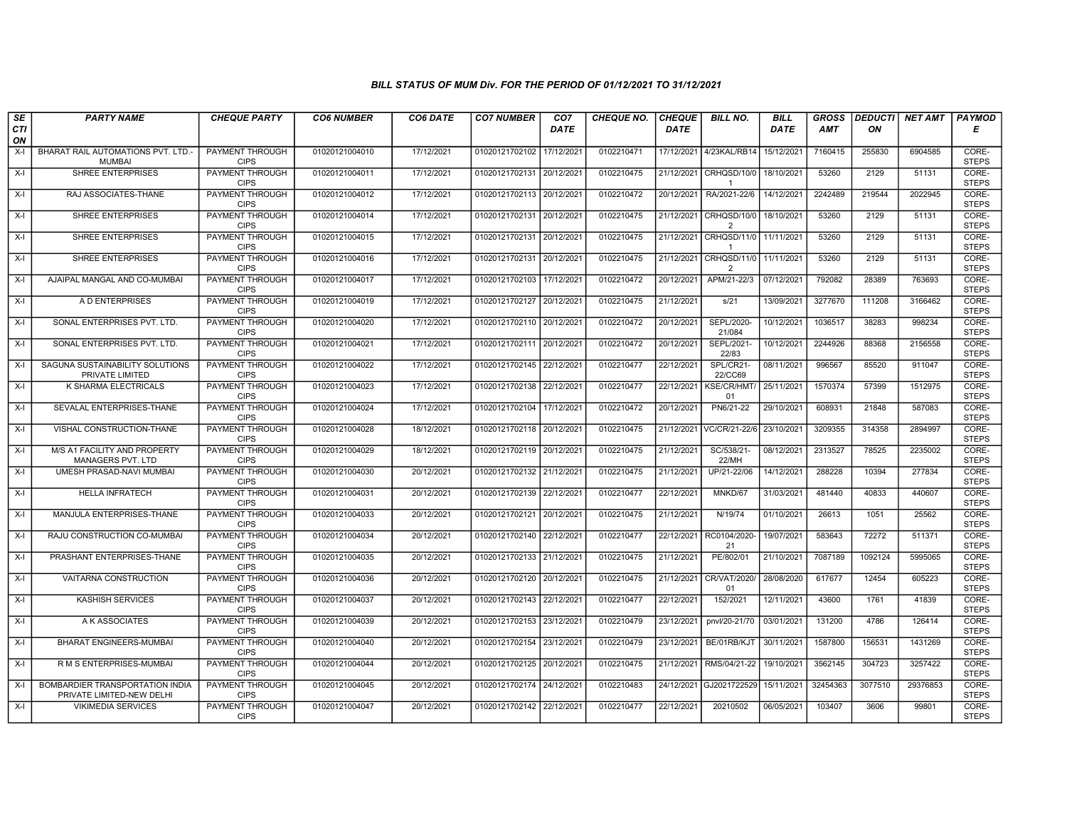*BILL STATUS OF MUM Div. FOR THE PERIOD OF 01/12/2021 TO 31/12/2021*

| SECTION | PARTY NAME | CHEQUE PARTY | CO6 NUMBER | CO6 DATE | CO7 NUMBER | CO7 DATE | CHEQUE NO. | CHEQUE DATE | BILL NO. | BILL DATE | GROSS AMT | DEDUCTION | NET AMT | PAYMODE |
|---|---|---|---|---|---|---|---|---|---|---|---|---|---|---|
| X-I | BHARAT RAIL AUTOMATIONS PVT. LTD.-MUMBAI | PAYMENT THROUGH CIPS | 01020121004010 | 17/12/2021 | 01020121702102 | 17/12/2021 | 0102210471 | 17/12/2021 | 4/23KAL/RB14 | 15/12/2021 | 7160415 | 255830 | 6904585 | CORE-STEPS |
| X-I | SHREE ENTERPRISES | PAYMENT THROUGH CIPS | 01020121004011 | 17/12/2021 | 01020121702131 | 20/12/2021 | 0102210475 | 21/12/2021 | CRHQSD/10/01 | 18/10/2021 | 53260 | 2129 | 51131 | CORE-STEPS |
| X-I | RAJ ASSOCIATES-THANE | PAYMENT THROUGH CIPS | 01020121004012 | 17/12/2021 | 01020121702113 | 20/12/2021 | 0102210472 | 20/12/2021 | RA/2021-22/6 | 14/12/2021 | 2242489 | 219544 | 2022945 | CORE-STEPS |
| X-I | SHREE ENTERPRISES | PAYMENT THROUGH CIPS | 01020121004014 | 17/12/2021 | 01020121702131 | 20/12/2021 | 0102210475 | 21/12/2021 | CRHQSD/10/02 | 18/10/2021 | 53260 | 2129 | 51131 | CORE-STEPS |
| X-I | SHREE ENTERPRISES | PAYMENT THROUGH CIPS | 01020121004015 | 17/12/2021 | 01020121702131 | 20/12/2021 | 0102210475 | 21/12/2021 | CRHQSD/11/01 | 11/11/2021 | 53260 | 2129 | 51131 | CORE-STEPS |
| X-I | SHREE ENTERPRISES | PAYMENT THROUGH CIPS | 01020121004016 | 17/12/2021 | 01020121702131 | 20/12/2021 | 0102210475 | 21/12/2021 | CRHQSD/11/02 | 11/11/2021 | 53260 | 2129 | 51131 | CORE-STEPS |
| X-I | AJAIPAL MANGAL AND CO-MUMBAI | PAYMENT THROUGH CIPS | 01020121004017 | 17/12/2021 | 01020121702103 | 17/12/2021 | 0102210472 | 20/12/2021 | APM/21-22/3 | 07/12/2021 | 792082 | 28389 | 763693 | CORE-STEPS |
| X-I | A D ENTERPRISES | PAYMENT THROUGH CIPS | 01020121004019 | 17/12/2021 | 01020121702127 | 20/12/2021 | 0102210475 | 21/12/2021 | s/21 | 13/09/2021 | 3277670 | 111208 | 3166462 | CORE-STEPS |
| X-I | SONAL ENTERPRISES PVT. LTD. | PAYMENT THROUGH CIPS | 01020121004020 | 17/12/2021 | 01020121702110 | 20/12/2021 | 0102210472 | 20/12/2021 | SEPL/2020-21/084 | 10/12/2021 | 1036517 | 38283 | 998234 | CORE-STEPS |
| X-I | SONAL ENTERPRISES PVT. LTD. | PAYMENT THROUGH CIPS | 01020121004021 | 17/12/2021 | 01020121702111 | 20/12/2021 | 0102210472 | 20/12/2021 | SEPL/2021-22/83 | 10/12/2021 | 2244926 | 88368 | 2156558 | CORE-STEPS |
| X-I | SAGUNA SUSTAINABILITY SOLUTIONS PRIVATE LIMITED | PAYMENT THROUGH CIPS | 01020121004022 | 17/12/2021 | 01020121702145 | 22/12/2021 | 0102210477 | 22/12/2021 | SPL/CR21-22/CC69 | 08/11/2021 | 996567 | 85520 | 911047 | CORE-STEPS |
| X-I | K SHARMA ELECTRICALS | PAYMENT THROUGH CIPS | 01020121004023 | 17/12/2021 | 01020121702138 | 22/12/2021 | 0102210477 | 22/12/2021 | KSE/CR/HMT/01 | 25/11/2021 | 1570374 | 57399 | 1512975 | CORE-STEPS |
| X-I | SEVALAL ENTERPRISES-THANE | PAYMENT THROUGH CIPS | 01020121004024 | 17/12/2021 | 01020121702104 | 17/12/2021 | 0102210472 | 20/12/2021 | PN6/21-22 | 29/10/2021 | 608931 | 21848 | 587083 | CORE-STEPS |
| X-I | VISHAL CONSTRUCTION-THANE | PAYMENT THROUGH CIPS | 01020121004028 | 18/12/2021 | 01020121702118 | 20/12/2021 | 0102210475 | 21/12/2021 | VC/CR/21-22/6 | 23/10/2021 | 3209355 | 314358 | 2894997 | CORE-STEPS |
| X-I | M/S A1 FACILITY AND PROPERTY MANAGERS PVT. LTD | PAYMENT THROUGH CIPS | 01020121004029 | 18/12/2021 | 01020121702119 | 20/12/2021 | 0102210475 | 21/12/2021 | SC/538/21-22/MH | 08/12/2021 | 2313527 | 78525 | 2235002 | CORE-STEPS |
| X-I | UMESH PRASAD-NAVI MUMBAI | PAYMENT THROUGH CIPS | 01020121004030 | 20/12/2021 | 01020121702132 | 21/12/2021 | 0102210475 | 21/12/2021 | UP/21-22/06 | 14/12/2021 | 288228 | 10394 | 277834 | CORE-STEPS |
| X-I | HELLA INFRATECH | PAYMENT THROUGH CIPS | 01020121004031 | 20/12/2021 | 01020121702139 | 22/12/2021 | 0102210477 | 22/12/2021 | MNKD/67 | 31/03/2021 | 481440 | 40833 | 440607 | CORE-STEPS |
| X-I | MANJULA ENTERPRISES-THANE | PAYMENT THROUGH CIPS | 01020121004033 | 20/12/2021 | 01020121702121 | 20/12/2021 | 0102210475 | 21/12/2021 | N/19/74 | 01/10/2021 | 26613 | 1051 | 25562 | CORE-STEPS |
| X-I | RAJU CONSTRUCTION CO-MUMBAI | PAYMENT THROUGH CIPS | 01020121004034 | 20/12/2021 | 01020121702140 | 22/12/2021 | 0102210477 | 22/12/2021 | RC0104/2020-21 | 19/07/2021 | 583643 | 72272 | 511371 | CORE-STEPS |
| X-I | PRASHANT ENTERPRISES-THANE | PAYMENT THROUGH CIPS | 01020121004035 | 20/12/2021 | 01020121702133 | 21/12/2021 | 0102210475 | 21/12/2021 | PE/802/01 | 21/10/2021 | 7087189 | 1092124 | 5995065 | CORE-STEPS |
| X-I | VAITARNA CONSTRUCTION | PAYMENT THROUGH CIPS | 01020121004036 | 20/12/2021 | 01020121702120 | 20/12/2021 | 0102210475 | 21/12/2021 | CR/VAT/2020/01 | 28/08/2020 | 617677 | 12454 | 605223 | CORE-STEPS |
| X-I | KASHISH SERVICES | PAYMENT THROUGH CIPS | 01020121004037 | 20/12/2021 | 01020121702143 | 22/12/2021 | 0102210477 | 22/12/2021 | 152/2021 | 12/11/2021 | 43600 | 1761 | 41839 | CORE-STEPS |
| X-I | A K ASSOCIATES | PAYMENT THROUGH CIPS | 01020121004039 | 20/12/2021 | 01020121702153 | 23/12/2021 | 0102210479 | 23/12/2021 | pnvl/20-21/70 | 03/01/2021 | 131200 | 4786 | 126414 | CORE-STEPS |
| X-I | BHARAT ENGINEERS-MUMBAI | PAYMENT THROUGH CIPS | 01020121004040 | 20/12/2021 | 01020121702154 | 23/12/2021 | 0102210479 | 23/12/2021 | BE/01RB/KJT | 30/11/2021 | 1587800 | 156531 | 1431269 | CORE-STEPS |
| X-I | R M S ENTERPRISES-MUMBAI | PAYMENT THROUGH CIPS | 01020121004044 | 20/12/2021 | 01020121702125 | 20/12/2021 | 0102210475 | 21/12/2021 | RMS/04/21-22 | 19/10/2021 | 3562145 | 304723 | 3257422 | CORE-STEPS |
| X-I | BOMBARDIER TRANSPORTATION INDIA PRIVATE LIMITED-NEW DELHI | PAYMENT THROUGH CIPS | 01020121004045 | 20/12/2021 | 01020121702174 | 24/12/2021 | 0102210483 | 24/12/2021 | GJ2021722529 | 15/11/2021 | 32454363 | 3077510 | 29376853 | CORE-STEPS |
| X-I | VIKIMEDIA SERVICES | PAYMENT THROUGH CIPS | 01020121004047 | 20/12/2021 | 01020121702142 | 22/12/2021 | 0102210477 | 22/12/2021 | 20210502 | 06/05/2021 | 103407 | 3606 | 99801 | CORE-STEPS |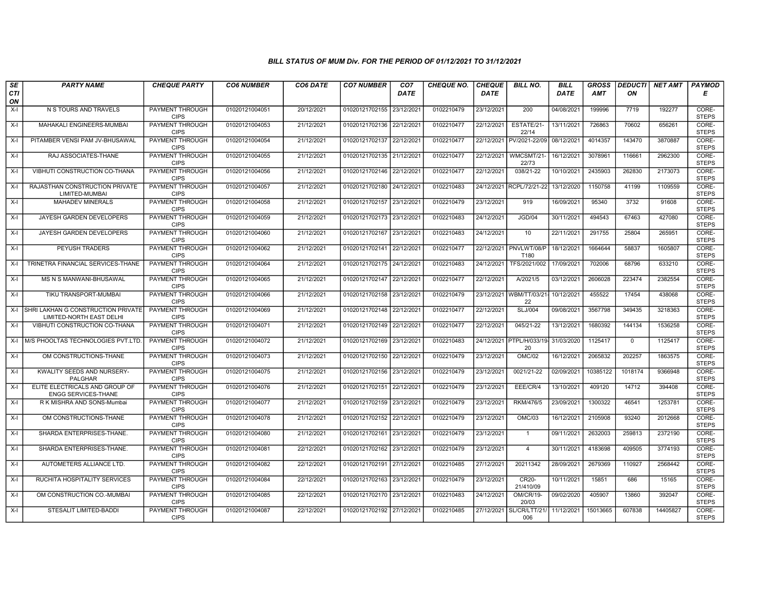### BILL STATUS OF MUM Div. FOR THE PERIOD OF 01/12/2021 TO 31/12/2021

| SECTION | PARTY NAME | CHEQUE PARTY | CO6 NUMBER | CO6 DATE | CO7 NUMBER | CO7 DATE | CHEQUE NO. | CHEQUE DATE | BILL NO. | BILL DATE | GROSS AMT | DEDUCTION | NET AMT | PAYMODE |
|---|---|---|---|---|---|---|---|---|---|---|---|---|---|---|
| X-I | N S TOURS AND TRAVELS | PAYMENT THROUGH CIPS | 01020121004051 | 20/12/2021 | 01020121702155 | 23/12/2021 | 0102210479 | 23/12/2021 | 200 | 04/08/2021 | 199996 | 7719 | 192277 | CORE-STEPS |
| X-I | MAHAKALI ENGINEERS-MUMBAI | PAYMENT THROUGH CIPS | 01020121004053 | 21/12/2021 | 01020121702136 | 22/12/2021 | 0102210477 | 22/12/2021 | ESTATE/21-22/14 | 13/11/2021 | 726863 | 70602 | 656261 | CORE-STEPS |
| X-I | PITAMBER VENSI PAM JV-BHUSAWAL | PAYMENT THROUGH CIPS | 01020121004054 | 21/12/2021 | 01020121702137 | 22/12/2021 | 0102210477 | 22/12/2021 | PV/2021-22/09 | 08/12/2021 | 4014357 | 143470 | 3870887 | CORE-STEPS |
| X-I | RAJ ASSOCIATES-THANE | PAYMENT THROUGH CIPS | 01020121004055 | 21/12/2021 | 01020121702135 | 21/12/2021 | 0102210477 | 22/12/2021 | WMCSMT/21-22/73 | 16/12/2021 | 3078961 | 116661 | 2962300 | CORE-STEPS |
| X-I | VIBHUTI CONSTRUCTION CO-THANA | PAYMENT THROUGH CIPS | 01020121004056 | 21/12/2021 | 01020121702146 | 22/12/2021 | 0102210477 | 22/12/2021 | 038/21-22 | 10/10/2021 | 2435903 | 262830 | 2173073 | CORE-STEPS |
| X-I | RAJASTHAN CONSTRUCTION PRIVATE LIMITED-MUMBAI | PAYMENT THROUGH CIPS | 01020121004057 | 21/12/2021 | 01020121702180 | 24/12/2021 | 0102210483 | 24/12/2021 | RCPL/72/21-22 | 13/12/2020 | 1150758 | 41199 | 1109559 | CORE-STEPS |
| X-I | MAHADEV MINERALS | PAYMENT THROUGH CIPS | 01020121004058 | 21/12/2021 | 01020121702157 | 23/12/2021 | 0102210479 | 23/12/2021 | 919 | 16/09/2021 | 95340 | 3732 | 91608 | CORE-STEPS |
| X-I | JAYESH GARDEN DEVELOPERS | PAYMENT THROUGH CIPS | 01020121004059 | 21/12/2021 | 01020121702173 | 23/12/2021 | 0102210483 | 24/12/2021 | JGD/04 | 30/11/2021 | 494543 | 67463 | 427080 | CORE-STEPS |
| X-I | JAYESH GARDEN DEVELOPERS | PAYMENT THROUGH CIPS | 01020121004060 | 21/12/2021 | 01020121702167 | 23/12/2021 | 0102210483 | 24/12/2021 | 10 | 22/11/2021 | 291755 | 25804 | 265951 | CORE-STEPS |
| X-I | PEYUSH TRADERS | PAYMENT THROUGH CIPS | 01020121004062 | 21/12/2021 | 01020121702141 | 22/12/2021 | 0102210477 | 22/12/2021 | PNVLWT/08/PT180 | 18/12/2021 | 1664644 | 58837 | 1605807 | CORE-STEPS |
| X-I | TRINETRA FINANCIAL SERVICES-THANE | PAYMENT THROUGH CIPS | 01020121004064 | 21/12/2021 | 01020121702175 | 24/12/2021 | 0102210483 | 24/12/2021 | TFS/2021/002 | 17/09/2021 | 702006 | 68796 | 633210 | CORE-STEPS |
| X-I | MS N S MANWANI-BHUSAWAL | PAYMENT THROUGH CIPS | 01020121004065 | 21/12/2021 | 01020121702147 | 22/12/2021 | 0102210477 | 22/12/2021 | A/2021/5 | 03/12/2021 | 2606028 | 223474 | 2382554 | CORE-STEPS |
| X-I | TIKU TRANSPORT-MUMBAI | PAYMENT THROUGH CIPS | 01020121004066 | 21/12/2021 | 01020121702158 | 23/12/2021 | 0102210479 | 23/12/2021 | WBM/TT/03/21-22 | 10/12/2021 | 455522 | 17454 | 438068 | CORE-STEPS |
| X-I | SHRI LAKHAN G CONSTRUCTION PRIVATE LIMITED-NORTH EAST DELHI | PAYMENT THROUGH CIPS | 01020121004069 | 21/12/2021 | 01020121702148 | 22/12/2021 | 0102210477 | 22/12/2021 | SLJ/004 | 09/08/2021 | 3567798 | 349435 | 3218363 | CORE-STEPS |
| X-I | VIBHUTI CONSTRUCTION CO-THANA | PAYMENT THROUGH CIPS | 01020121004071 | 21/12/2021 | 01020121702149 | 22/12/2021 | 0102210477 | 22/12/2021 | 045/21-22 | 13/12/2021 | 1680392 | 144134 | 1536258 | CORE-STEPS |
| X-I | M/S PHOOLTAS TECHNOLOGIES PVT.LTD. | PAYMENT THROUGH CIPS | 01020121004072 | 21/12/2021 | 01020121702169 | 23/12/2021 | 0102210483 | 24/12/2021 | PTPL/H/033/19-20 | 31/03/2020 | 1125417 | 0 | 1125417 | CORE-STEPS |
| X-I | OM CONSTRUCTIONS-THANE | PAYMENT THROUGH CIPS | 01020121004073 | 21/12/2021 | 01020121702150 | 22/12/2021 | 0102210479 | 23/12/2021 | OMC/02 | 16/12/2021 | 2065832 | 202257 | 1863575 | CORE-STEPS |
| X-I | KWALITY SEEDS AND NURSERY-PALGHAR | PAYMENT THROUGH CIPS | 01020121004075 | 21/12/2021 | 01020121702156 | 23/12/2021 | 0102210479 | 23/12/2021 | 0021/21-22 | 02/09/2021 | 10385122 | 1018174 | 9366948 | CORE-STEPS |
| X-I | ELITE ELECTRICALS AND GROUP OF ENGG SERVICES-THANE | PAYMENT THROUGH CIPS | 01020121004076 | 21/12/2021 | 01020121702151 | 22/12/2021 | 0102210479 | 23/12/2021 | EEE/CR/4 | 13/10/2021 | 409120 | 14712 | 394408 | CORE-STEPS |
| X-I | R K MISHRA AND SONS-Mumbai | PAYMENT THROUGH CIPS | 01020121004077 | 21/12/2021 | 01020121702159 | 23/12/2021 | 0102210479 | 23/12/2021 | RKM/476/5 | 23/09/2021 | 1300322 | 46541 | 1253781 | CORE-STEPS |
| X-I | OM CONSTRUCTIONS-THANE | PAYMENT THROUGH CIPS | 01020121004078 | 21/12/2021 | 01020121702152 | 22/12/2021 | 0102210479 | 23/12/2021 | OMC/03 | 16/12/2021 | 2105908 | 93240 | 2012668 | CORE-STEPS |
| X-I | SHARDA ENTERPRISES-THANE. | PAYMENT THROUGH CIPS | 01020121004080 | 21/12/2021 | 01020121702161 | 23/12/2021 | 0102210479 | 23/12/2021 | 1 | 09/11/2021 | 2632003 | 259813 | 2372190 | CORE-STEPS |
| X-I | SHARDA ENTERPRISES-THANE. | PAYMENT THROUGH CIPS | 01020121004081 | 22/12/2021 | 01020121702162 | 23/12/2021 | 0102210479 | 23/12/2021 | 4 | 30/11/2021 | 4183698 | 409505 | 3774193 | CORE-STEPS |
| X-I | AUTOMETERS ALLIANCE LTD. | PAYMENT THROUGH CIPS | 01020121004082 | 22/12/2021 | 01020121702191 | 27/12/2021 | 0102210485 | 27/12/2021 | 20211342 | 28/09/2021 | 2679369 | 110927 | 2568442 | CORE-STEPS |
| X-I | RUCHITA HOSPITALITY SERVICES | PAYMENT THROUGH CIPS | 01020121004084 | 22/12/2021 | 01020121702163 | 23/12/2021 | 0102210479 | 23/12/2021 | CR20-21/410/09 | 10/11/2021 | 15851 | 686 | 15165 | CORE-STEPS |
| X-I | OM CONSTRUCTION CO.-MUMBAI | PAYMENT THROUGH CIPS | 01020121004085 | 22/12/2021 | 01020121702170 | 23/12/2021 | 0102210483 | 24/12/2021 | OM/CR/19-20/03 | 09/02/2020 | 405907 | 13860 | 392047 | CORE-STEPS |
| X-I | STESALIT LIMITED-BADDI | PAYMENT THROUGH CIPS | 01020121004087 | 22/12/2021 | 01020121702192 | 27/12/2021 | 0102210485 | 27/12/2021 | SL/CR/LTT/21/006 | 11/12/2021 | 15013665 | 607838 | 14405827 | CORE-STEPS |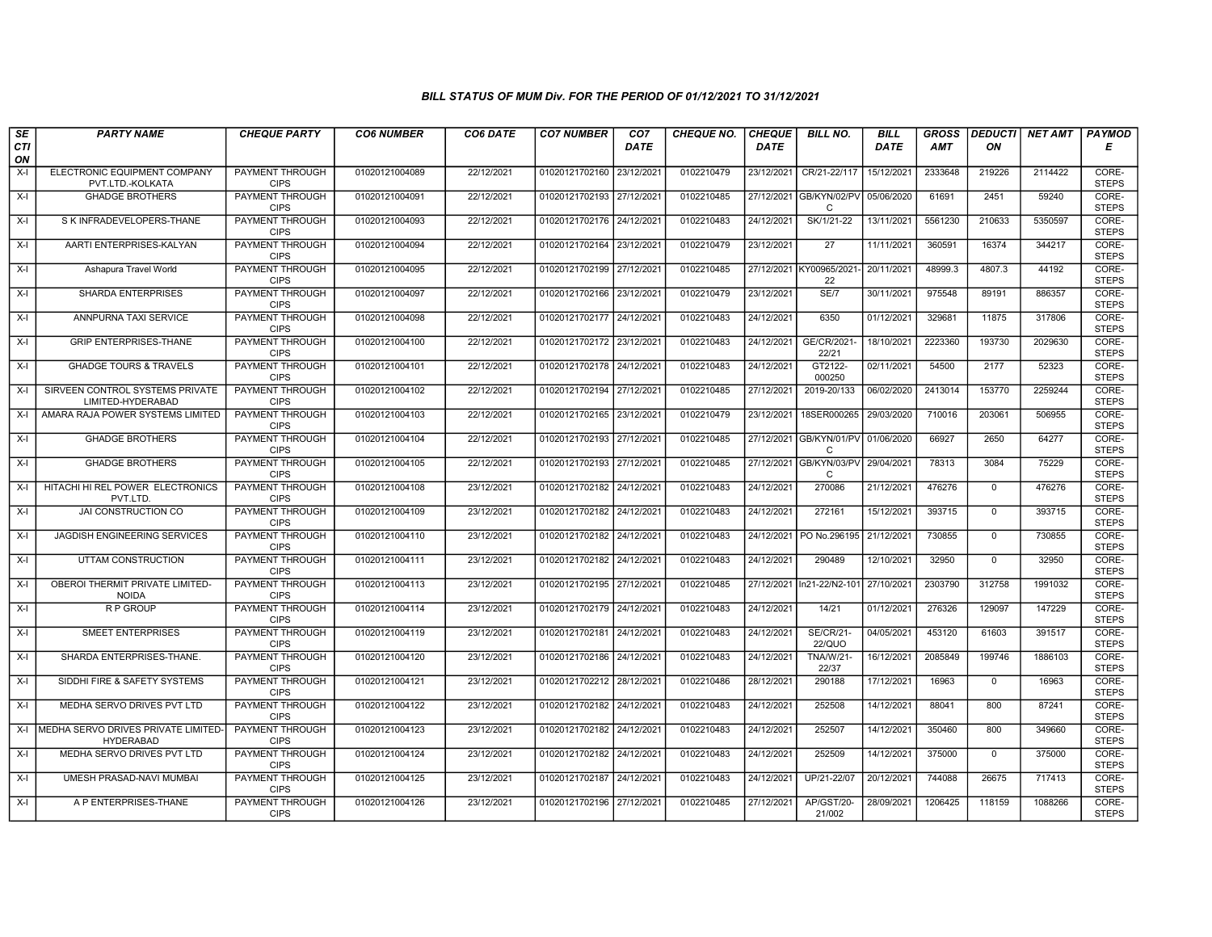### BILL STATUS OF MUM Div. FOR THE PERIOD OF 01/12/2021 TO 31/12/2021

| SECTION | PARTY NAME | CHEQUE PARTY | CO6 NUMBER | CO6 DATE | CO7 NUMBER | CO7 DATE | CHEQUE NO. | CHEQUE DATE | BILL NO. | BILL DATE | GROSS AMT | DEDUCTION | NET AMT | PAYMODE |
|---|---|---|---|---|---|---|---|---|---|---|---|---|---|---|
| X-I | ELECTRONIC EQUIPMENT COMPANY PVT.LTD.-KOLKATA | PAYMENT THROUGH CIPS | 01020121004089 | 22/12/2021 | 01020121702160 | 23/12/2021 | 0102210479 | 23/12/2021 | CR/21-22/117 | 15/12/2021 | 2333648 | 219226 | 2114422 | CORE-STEPS |
| X-I | GHADGE BROTHERS | PAYMENT THROUGH CIPS | 01020121004091 | 22/12/2021 | 01020121702193 | 27/12/2021 | 0102210485 | 27/12/2021 | GB/KYN/02/PVC | 05/06/2020 | 61691 | 2451 | 59240 | CORE-STEPS |
| X-I | S K INFRADEVELOPERS-THANE | PAYMENT THROUGH CIPS | 01020121004093 | 22/12/2021 | 01020121702176 | 24/12/2021 | 0102210483 | 24/12/2021 | SK/1/21-22 | 13/11/2021 | 5561230 | 210633 | 5350597 | CORE-STEPS |
| X-I | AARTI ENTERPRISES-KALYAN | PAYMENT THROUGH CIPS | 01020121004094 | 22/12/2021 | 01020121702164 | 23/12/2021 | 0102210479 | 23/12/2021 | 27 | 11/11/2021 | 360591 | 16374 | 344217 | CORE-STEPS |
| X-I | Ashapura Travel World | PAYMENT THROUGH CIPS | 01020121004095 | 22/12/2021 | 01020121702199 | 27/12/2021 | 0102210485 | 27/12/2021 | KY00965/2021-22 | 20/11/2021 | 48999.3 | 4807.3 | 44192 | CORE-STEPS |
| X-I | SHARDA ENTERPRISES | PAYMENT THROUGH CIPS | 01020121004097 | 22/12/2021 | 01020121702166 | 23/12/2021 | 0102210479 | 23/12/2021 | SE/7 | 30/11/2021 | 975548 | 89191 | 886357 | CORE-STEPS |
| X-I | ANNPURNA TAXI SERVICE | PAYMENT THROUGH CIPS | 01020121004098 | 22/12/2021 | 01020121702177 | 24/12/2021 | 0102210483 | 24/12/2021 | 6350 | 01/12/2021 | 329681 | 11875 | 317806 | CORE-STEPS |
| X-I | GRIP ENTERPRISES-THANE | PAYMENT THROUGH CIPS | 01020121004100 | 22/12/2021 | 01020121702172 | 23/12/2021 | 0102210483 | 24/12/2021 | GE/CR/2021-22/21 | 18/10/2021 | 2223360 | 193730 | 2029630 | CORE-STEPS |
| X-I | GHADGE TOURS & TRAVELS | PAYMENT THROUGH CIPS | 01020121004101 | 22/12/2021 | 01020121702178 | 24/12/2021 | 0102210483 | 24/12/2021 | GT2122-000250 | 02/11/2021 | 54500 | 2177 | 52323 | CORE-STEPS |
| X-I | SIRVEEN CONTROL SYSTEMS PRIVATE LIMITED-HYDERABAD | PAYMENT THROUGH CIPS | 01020121004102 | 22/12/2021 | 01020121702194 | 27/12/2021 | 0102210485 | 27/12/2021 | 2019-20/133 | 06/02/2020 | 2413014 | 153770 | 2259244 | CORE-STEPS |
| X-I | AMARA RAJA POWER SYSTEMS LIMITED | PAYMENT THROUGH CIPS | 01020121004103 | 22/12/2021 | 01020121702165 | 23/12/2021 | 0102210479 | 23/12/2021 | 18SER000265 | 29/03/2020 | 710016 | 203061 | 506955 | CORE-STEPS |
| X-I | GHADGE BROTHERS | PAYMENT THROUGH CIPS | 01020121004104 | 22/12/2021 | 01020121702193 | 27/12/2021 | 0102210485 | 27/12/2021 | GB/KYN/01/PVC | 01/06/2020 | 66927 | 2650 | 64277 | CORE-STEPS |
| X-I | GHADGE BROTHERS | PAYMENT THROUGH CIPS | 01020121004105 | 22/12/2021 | 01020121702193 | 27/12/2021 | 0102210485 | 27/12/2021 | GB/KYN/03/PVC | 29/04/2021 | 78313 | 3084 | 75229 | CORE-STEPS |
| X-I | HITACHI HI REL POWER ELECTRONICS PVT.LTD. | PAYMENT THROUGH CIPS | 01020121004108 | 23/12/2021 | 01020121702182 | 24/12/2021 | 0102210483 | 24/12/2021 | 270086 | 21/12/2021 | 476276 | 0 | 476276 | CORE-STEPS |
| X-I | JAI CONSTRUCTION CO | PAYMENT THROUGH CIPS | 01020121004109 | 23/12/2021 | 01020121702182 | 24/12/2021 | 0102210483 | 24/12/2021 | 272161 | 15/12/2021 | 393715 | 0 | 393715 | CORE-STEPS |
| X-I | JAGDISH ENGINEERING SERVICES | PAYMENT THROUGH CIPS | 01020121004110 | 23/12/2021 | 01020121702182 | 24/12/2021 | 0102210483 | 24/12/2021 | PO No.296195 | 21/12/2021 | 730855 | 0 | 730855 | CORE-STEPS |
| X-I | UTTAM CONSTRUCTION | PAYMENT THROUGH CIPS | 01020121004111 | 23/12/2021 | 01020121702182 | 24/12/2021 | 0102210483 | 24/12/2021 | 290489 | 12/10/2021 | 32950 | 0 | 32950 | CORE-STEPS |
| X-I | OBEROI THERMIT PRIVATE LIMITED-NOIDA | PAYMENT THROUGH CIPS | 01020121004113 | 23/12/2021 | 01020121702195 | 27/12/2021 | 0102210485 | 27/12/2021 | In21-22/N2-101 | 27/10/2021 | 2303790 | 312758 | 1991032 | CORE-STEPS |
| X-I | R P GROUP | PAYMENT THROUGH CIPS | 01020121004114 | 23/12/2021 | 01020121702179 | 24/12/2021 | 0102210483 | 24/12/2021 | 14/21 | 01/12/2021 | 276326 | 129097 | 147229 | CORE-STEPS |
| X-I | SMEET ENTERPRISES | PAYMENT THROUGH CIPS | 01020121004119 | 23/12/2021 | 01020121702181 | 24/12/2021 | 0102210483 | 24/12/2021 | SE/CR/21-22/QUO | 04/05/2021 | 453120 | 61603 | 391517 | CORE-STEPS |
| X-I | SHARDA ENTERPRISES-THANE. | PAYMENT THROUGH CIPS | 01020121004120 | 23/12/2021 | 01020121702186 | 24/12/2021 | 0102210483 | 24/12/2021 | TNA/W/21-22/37 | 16/12/2021 | 2085849 | 199746 | 1886103 | CORE-STEPS |
| X-I | SIDDHI FIRE & SAFETY SYSTEMS | PAYMENT THROUGH CIPS | 01020121004121 | 23/12/2021 | 01020121702212 | 28/12/2021 | 0102210486 | 28/12/2021 | 290188 | 17/12/2021 | 16963 | 0 | 16963 | CORE-STEPS |
| X-I | MEDHA SERVO DRIVES PVT LTD | PAYMENT THROUGH CIPS | 01020121004122 | 23/12/2021 | 01020121702182 | 24/12/2021 | 0102210483 | 24/12/2021 | 252508 | 14/12/2021 | 88041 | 800 | 87241 | CORE-STEPS |
| X-I | MEDHA SERVO DRIVES PRIVATE LIMITED-HYDERABAD | PAYMENT THROUGH CIPS | 01020121004123 | 23/12/2021 | 01020121702182 | 24/12/2021 | 0102210483 | 24/12/2021 | 252507 | 14/12/2021 | 350460 | 800 | 349660 | CORE-STEPS |
| X-I | MEDHA SERVO DRIVES PVT LTD | PAYMENT THROUGH CIPS | 01020121004124 | 23/12/2021 | 01020121702182 | 24/12/2021 | 0102210483 | 24/12/2021 | 252509 | 14/12/2021 | 375000 | 0 | 375000 | CORE-STEPS |
| X-I | UMESH PRASAD-NAVI MUMBAI | PAYMENT THROUGH CIPS | 01020121004125 | 23/12/2021 | 01020121702187 | 24/12/2021 | 0102210483 | 24/12/2021 | UP/21-22/07 | 20/12/2021 | 744088 | 26675 | 717413 | CORE-STEPS |
| X-I | A P ENTERPRISES-THANE | PAYMENT THROUGH CIPS | 01020121004126 | 23/12/2021 | 01020121702196 | 27/12/2021 | 0102210485 | 27/12/2021 | AP/GST/20-21/002 | 28/09/2021 | 1206425 | 118159 | 1088266 | CORE-STEPS |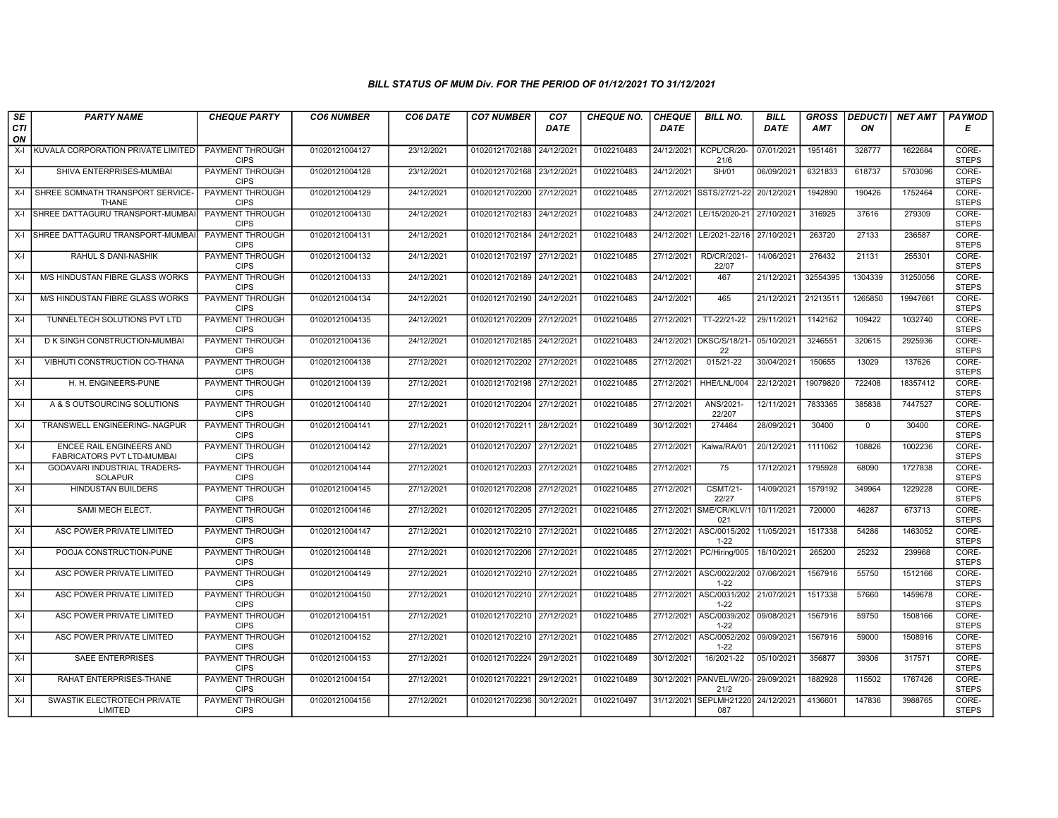*BILL STATUS OF MUM Div. FOR THE PERIOD OF 01/12/2021 TO 31/12/2021*

| SECTION | PARTY NAME | CHEQUE PARTY | CO6 NUMBER | CO6 DATE | CO7 NUMBER | CO7 DATE | CHEQUE NO. | CHEQUE DATE | BILL NO. | BILL DATE | GROSS AMT | DEDUCTION | NET AMT | PAYMODE |
|---|---|---|---|---|---|---|---|---|---|---|---|---|---|---|
| X-I | KUVALA CORPORATION PRIVATE LIMITED | PAYMENT THROUGH CIPS | 01020121004127 | 23/12/2021 | 01020121702188 | 24/12/2021 | 0102210483 | 24/12/2021 | KCPL/CR/20-21/6 | 07/01/2021 | 1951461 | 328777 | 1622684 | CORE-STEPS |
| X-I | SHIVA ENTERPRISES-MUMBAI | PAYMENT THROUGH CIPS | 01020121004128 | 23/12/2021 | 01020121702168 | 23/12/2021 | 0102210483 | 24/12/2021 | SH/01 | 06/09/2021 | 6321833 | 618737 | 5703096 | CORE-STEPS |
| X-I | SHREE SOMNATH TRANSPORT SERVICE-THANE | PAYMENT THROUGH CIPS | 01020121004129 | 24/12/2021 | 01020121702200 | 27/12/2021 | 0102210485 | 27/12/2021 | SSTS/27/21-22 | 20/12/2021 | 1942890 | 190426 | 1752464 | CORE-STEPS |
| X-I | SHREE DATTAGURU TRANSPORT-MUMBAI | PAYMENT THROUGH CIPS | 01020121004130 | 24/12/2021 | 01020121702183 | 24/12/2021 | 0102210483 | 24/12/2021 | LE/15/2020-21 | 27/10/2021 | 316925 | 37616 | 279309 | CORE-STEPS |
| X-I | SHREE DATTAGURU TRANSPORT-MUMBAI | PAYMENT THROUGH CIPS | 01020121004131 | 24/12/2021 | 01020121702184 | 24/12/2021 | 0102210483 | 24/12/2021 | LE/2021-22/16 | 27/10/2021 | 263720 | 27133 | 236587 | CORE-STEPS |
| X-I | RAHUL S DANI-NASHIK | PAYMENT THROUGH CIPS | 01020121004132 | 24/12/2021 | 01020121702197 | 27/12/2021 | 0102210485 | 27/12/2021 | RD/CR/2021-22/07 | 14/06/2021 | 276432 | 21131 | 255301 | CORE-STEPS |
| X-I | M/S HINDUSTAN FIBRE GLASS WORKS | PAYMENT THROUGH CIPS | 01020121004133 | 24/12/2021 | 01020121702189 | 24/12/2021 | 0102210483 | 24/12/2021 | 467 | 21/12/2021 | 32554395 | 1304339 | 31250056 | CORE-STEPS |
| X-I | M/S HINDUSTAN FIBRE GLASS WORKS | PAYMENT THROUGH CIPS | 01020121004134 | 24/12/2021 | 01020121702190 | 24/12/2021 | 0102210483 | 24/12/2021 | 465 | 21/12/2021 | 21213511 | 1265850 | 19947661 | CORE-STEPS |
| X-I | TUNNELTECH SOLUTIONS PVT LTD | PAYMENT THROUGH CIPS | 01020121004135 | 24/12/2021 | 01020121702209 | 27/12/2021 | 0102210485 | 27/12/2021 | TT-22/21-22 | 29/11/2021 | 1142162 | 109422 | 1032740 | CORE-STEPS |
| X-I | D K SINGH CONSTRUCTION-MUMBAI | PAYMENT THROUGH CIPS | 01020121004136 | 24/12/2021 | 01020121702185 | 24/12/2021 | 0102210483 | 24/12/2021 | DKSC/S/18/21-22 | 05/10/2021 | 3246551 | 320615 | 2925936 | CORE-STEPS |
| X-I | VIBHUTI CONSTRUCTION CO-THANA | PAYMENT THROUGH CIPS | 01020121004138 | 27/12/2021 | 01020121702202 | 27/12/2021 | 0102210485 | 27/12/2021 | 015/21-22 | 30/04/2021 | 150655 | 13029 | 137626 | CORE-STEPS |
| X-I | H. H. ENGINEERS-PUNE | PAYMENT THROUGH CIPS | 01020121004139 | 27/12/2021 | 01020121702198 | 27/12/2021 | 0102210485 | 27/12/2021 | HHE/LNL/004 | 22/12/2021 | 19079820 | 722408 | 18357412 | CORE-STEPS |
| X-I | A & S OUTSOURCING SOLUTIONS | PAYMENT THROUGH CIPS | 01020121004140 | 27/12/2021 | 01020121702204 | 27/12/2021 | 0102210485 | 27/12/2021 | ANS/2021-22/207 | 12/11/2021 | 7833365 | 385838 | 7447527 | CORE-STEPS |
| X-I | TRANSWELL ENGINEERING-.NAGPUR | PAYMENT THROUGH CIPS | 01020121004141 | 27/12/2021 | 01020121702211 | 28/12/2021 | 0102210489 | 30/12/2021 | 274464 | 28/09/2021 | 30400 | 0 | 30400 | CORE-STEPS |
| X-I | ENCEE RAIL ENGINEERS AND FABRICATORS PVT LTD-MUMBAI | PAYMENT THROUGH CIPS | 01020121004142 | 27/12/2021 | 01020121702207 | 27/12/2021 | 0102210485 | 27/12/2021 | Kalwa/RA/01 | 20/12/2021 | 1111062 | 108826 | 1002236 | CORE-STEPS |
| X-I | GODAVARI INDUSTRIAL TRADERS-SOLAPUR | PAYMENT THROUGH CIPS | 01020121004144 | 27/12/2021 | 01020121702203 | 27/12/2021 | 0102210485 | 27/12/2021 | 75 | 17/12/2021 | 1795928 | 68090 | 1727838 | CORE-STEPS |
| X-I | HINDUSTAN BUILDERS | PAYMENT THROUGH CIPS | 01020121004145 | 27/12/2021 | 01020121702208 | 27/12/2021 | 0102210485 | 27/12/2021 | CSMT/21-22/27 | 14/09/2021 | 1579192 | 349964 | 1229228 | CORE-STEPS |
| X-I | SAMI MECH ELECT. | PAYMENT THROUGH CIPS | 01020121004146 | 27/12/2021 | 01020121702205 | 27/12/2021 | 0102210485 | 27/12/2021 | SME/CR/KLV/1021 | 10/11/2021 | 720000 | 46287 | 673713 | CORE-STEPS |
| X-I | ASC POWER PRIVATE LIMITED | PAYMENT THROUGH CIPS | 01020121004147 | 27/12/2021 | 01020121702210 | 27/12/2021 | 0102210485 | 27/12/2021 | ASC/0015/2021-22 | 11/05/2021 | 1517338 | 54286 | 1463052 | CORE-STEPS |
| X-I | POOJA CONSTRUCTION-PUNE | PAYMENT THROUGH CIPS | 01020121004148 | 27/12/2021 | 01020121702206 | 27/12/2021 | 0102210485 | 27/12/2021 | PC/Hiring/005 | 18/10/2021 | 265200 | 25232 | 239968 | CORE-STEPS |
| X-I | ASC POWER PRIVATE LIMITED | PAYMENT THROUGH CIPS | 01020121004149 | 27/12/2021 | 01020121702210 | 27/12/2021 | 0102210485 | 27/12/2021 | ASC/0022/2021-22 | 07/06/2021 | 1567916 | 55750 | 1512166 | CORE-STEPS |
| X-I | ASC POWER PRIVATE LIMITED | PAYMENT THROUGH CIPS | 01020121004150 | 27/12/2021 | 01020121702210 | 27/12/2021 | 0102210485 | 27/12/2021 | ASC/0031/2021-22 | 21/07/2021 | 1517338 | 57660 | 1459678 | CORE-STEPS |
| X-I | ASC POWER PRIVATE LIMITED | PAYMENT THROUGH CIPS | 01020121004151 | 27/12/2021 | 01020121702210 | 27/12/2021 | 0102210485 | 27/12/2021 | ASC/0039/2021-22 | 09/08/2021 | 1567916 | 59750 | 1508166 | CORE-STEPS |
| X-I | ASC POWER PRIVATE LIMITED | PAYMENT THROUGH CIPS | 01020121004152 | 27/12/2021 | 01020121702210 | 27/12/2021 | 0102210485 | 27/12/2021 | ASC/0052/2021-22 | 09/09/2021 | 1567916 | 59000 | 1508916 | CORE-STEPS |
| X-I | SAEE ENTERPRISES | PAYMENT THROUGH CIPS | 01020121004153 | 27/12/2021 | 01020121702224 | 29/12/2021 | 0102210489 | 30/12/2021 | 16/2021-22 | 05/10/2021 | 356877 | 39306 | 317571 | CORE-STEPS |
| X-I | RAHAT ENTERPRISES-THANE | PAYMENT THROUGH CIPS | 01020121004154 | 27/12/2021 | 01020121702221 | 29/12/2021 | 0102210489 | 30/12/2021 | PANVEL/W/20-21/2 | 29/09/2021 | 1882928 | 115502 | 1767426 | CORE-STEPS |
| X-I | SWASTIK ELECTROTECH PRIVATE LIMITED | PAYMENT THROUGH CIPS | 01020121004156 | 27/12/2021 | 01020121702236 | 30/12/2021 | 0102210497 | 31/12/2021 | SEPLMH21220087 | 24/12/2021 | 4136601 | 147836 | 3988765 | CORE-STEPS |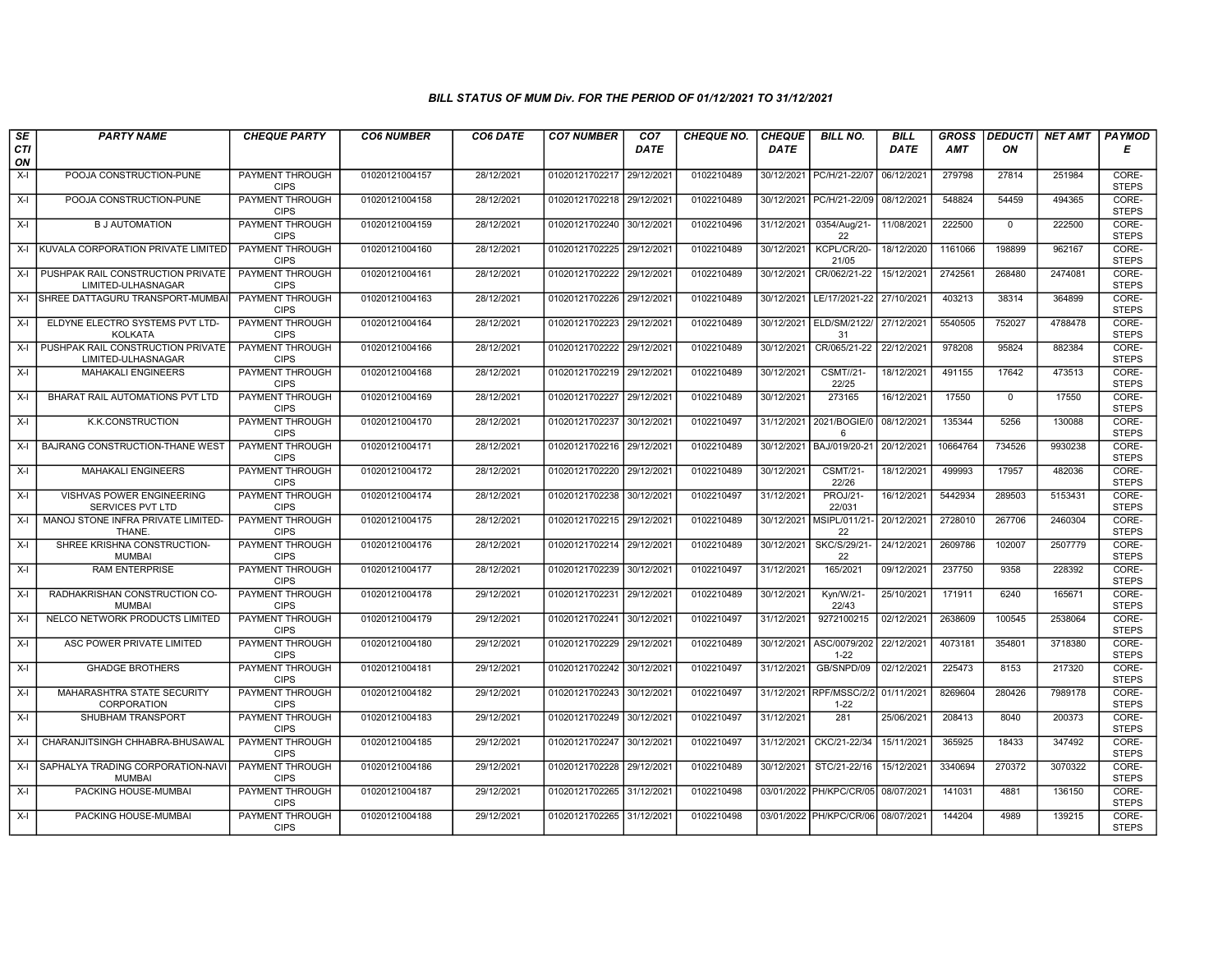### BILL STATUS OF MUM Div. FOR THE PERIOD OF 01/12/2021 TO 31/12/2021

| SECTION | PARTY NAME | CHEQUE PARTY | CO6 NUMBER | CO6 DATE | CO7 NUMBER | CO7 DATE | CHEQUE NO. | CHEQUE DATE | BILL NO. | BILL DATE | GROSS AMT | DEDUCTION | NET AMT | PAYMODE |
|---|---|---|---|---|---|---|---|---|---|---|---|---|---|---|
| X-I | POOJA CONSTRUCTION-PUNE | PAYMENT THROUGH CIPS | 01020121004157 | 28/12/2021 | 01020121702217 | 29/12/2021 | 0102210489 | 30/12/2021 | PC/H/21-22/07 | 06/12/2021 | 279798 | 27814 | 251984 | CORE-STEPS |
| X-I | POOJA CONSTRUCTION-PUNE | PAYMENT THROUGH CIPS | 01020121004158 | 28/12/2021 | 01020121702218 | 29/12/2021 | 0102210489 | 30/12/2021 | PC/H/21-22/09 | 08/12/2021 | 548824 | 54459 | 494365 | CORE-STEPS |
| X-I | B J AUTOMATION | PAYMENT THROUGH CIPS | 01020121004159 | 28/12/2021 | 01020121702240 | 30/12/2021 | 0102210496 | 31/12/2021 | 0354/Aug/21-22 | 11/08/2021 | 222500 | 0 | 222500 | CORE-STEPS |
| X-I | KUVALA CORPORATION PRIVATE LIMITED | PAYMENT THROUGH CIPS | 01020121004160 | 28/12/2021 | 01020121702225 | 29/12/2021 | 0102210489 | 30/12/2021 | KCPL/CR/20-21/05 | 18/12/2020 | 1161066 | 198899 | 962167 | CORE-STEPS |
| X-I | PUSHPAK RAIL CONSTRUCTION PRIVATE LIMITED-ULHASNAGAR | PAYMENT THROUGH CIPS | 01020121004161 | 28/12/2021 | 01020121702222 | 29/12/2021 | 0102210489 | 30/12/2021 | CR/062/21-22 | 15/12/2021 | 2742561 | 268480 | 2474081 | CORE-STEPS |
| X-I | SHREE DATTAGURU TRANSPORT-MUMBAI | PAYMENT THROUGH CIPS | 01020121004163 | 28/12/2021 | 01020121702226 | 29/12/2021 | 0102210489 | 30/12/2021 | LE/17/2021-22 | 27/10/2021 | 403213 | 38314 | 364899 | CORE-STEPS |
| X-I | ELDYNE ELECTRO SYSTEMS PVT LTD-KOLKATA | PAYMENT THROUGH CIPS | 01020121004164 | 28/12/2021 | 01020121702223 | 29/12/2021 | 0102210489 | 30/12/2021 | ELD/SM/2122/31 | 27/12/2021 | 5540505 | 752027 | 4788478 | CORE-STEPS |
| X-I | PUSHPAK RAIL CONSTRUCTION PRIVATE LIMITED-ULHASNAGAR | PAYMENT THROUGH CIPS | 01020121004166 | 28/12/2021 | 01020121702222 | 29/12/2021 | 0102210489 | 30/12/2021 | CR/065/21-22 | 22/12/2021 | 978208 | 95824 | 882384 | CORE-STEPS |
| X-I | MAHAKALI ENGINEERS | PAYMENT THROUGH CIPS | 01020121004168 | 28/12/2021 | 01020121702219 | 29/12/2021 | 0102210489 | 30/12/2021 | CSMT/21-22/25 | 18/12/2021 | 491155 | 17642 | 473513 | CORE-STEPS |
| X-I | BHARAT RAIL AUTOMATIONS PVT LTD | PAYMENT THROUGH CIPS | 01020121004169 | 28/12/2021 | 01020121702227 | 29/12/2021 | 0102210489 | 30/12/2021 | 273165 | 16/12/2021 | 17550 | 0 | 17550 | CORE-STEPS |
| X-I | K.K.CONSTRUCTION | PAYMENT THROUGH CIPS | 01020121004170 | 28/12/2021 | 01020121702237 | 30/12/2021 | 0102210497 | 31/12/2021 | 2021/BOGIE/06 | 08/12/2021 | 135344 | 5256 | 130088 | CORE-STEPS |
| X-I | BAJRANG CONSTRUCTION-THANE WEST | PAYMENT THROUGH CIPS | 01020121004171 | 28/12/2021 | 01020121702216 | 29/12/2021 | 0102210489 | 30/12/2021 | BAJ/019/20-21 | 20/12/2021 | 10664764 | 734526 | 9930238 | CORE-STEPS |
| X-I | MAHAKALI ENGINEERS | PAYMENT THROUGH CIPS | 01020121004172 | 28/12/2021 | 01020121702220 | 29/12/2021 | 0102210489 | 30/12/2021 | CSMT/21-22/26 | 18/12/2021 | 499993 | 17957 | 482036 | CORE-STEPS |
| X-I | VISHVAS POWER ENGINEERING SERVICES PVT LTD | PAYMENT THROUGH CIPS | 01020121004174 | 28/12/2021 | 01020121702238 | 30/12/2021 | 0102210497 | 31/12/2021 | PROJ/21-22/031 | 16/12/2021 | 5442934 | 289503 | 5153431 | CORE-STEPS |
| X-I | MANOJ STONE INFRA PRIVATE LIMITED-THANE. | PAYMENT THROUGH CIPS | 01020121004175 | 28/12/2021 | 01020121702215 | 29/12/2021 | 0102210489 | 30/12/2021 | MSIPL/011/21-22 | 20/12/2021 | 2728010 | 267706 | 2460304 | CORE-STEPS |
| X-I | SHREE KRISHNA CONSTRUCTION-MUMBAI | PAYMENT THROUGH CIPS | 01020121004176 | 28/12/2021 | 01020121702214 | 29/12/2021 | 0102210489 | 30/12/2021 | SKC/S/29/21-22 | 24/12/2021 | 2609786 | 102007 | 2507779 | CORE-STEPS |
| X-I | RAM ENTERPRISE | PAYMENT THROUGH CIPS | 01020121004177 | 28/12/2021 | 01020121702239 | 30/12/2021 | 0102210497 | 31/12/2021 | 165/2021 | 09/12/2021 | 237750 | 9358 | 228392 | CORE-STEPS |
| X-I | RADHAKRISHAN CONSTRUCTION CO-MUMBAI | PAYMENT THROUGH CIPS | 01020121004178 | 29/12/2021 | 01020121702231 | 29/12/2021 | 0102210489 | 30/12/2021 | Kyn/W/21-22/43 | 25/10/2021 | 171911 | 6240 | 165671 | CORE-STEPS |
| X-I | NELCO NETWORK PRODUCTS LIMITED | PAYMENT THROUGH CIPS | 01020121004179 | 29/12/2021 | 01020121702241 | 30/12/2021 | 0102210497 | 31/12/2021 | 9272100215 | 02/12/2021 | 2638609 | 100545 | 2538064 | CORE-STEPS |
| X-I | ASC POWER PRIVATE LIMITED | PAYMENT THROUGH CIPS | 01020121004180 | 29/12/2021 | 01020121702229 | 29/12/2021 | 0102210489 | 30/12/2021 | ASC/0079/2021-22 | 22/12/2021 | 4073181 | 354801 | 3718380 | CORE-STEPS |
| X-I | GHADGE BROTHERS | PAYMENT THROUGH CIPS | 01020121004181 | 29/12/2021 | 01020121702242 | 30/12/2021 | 0102210497 | 31/12/2021 | GB/SNPD/09 | 02/12/2021 | 225473 | 8153 | 217320 | CORE-STEPS |
| X-I | MAHARASHTRA STATE SECURITY CORPORATION | PAYMENT THROUGH CIPS | 01020121004182 | 29/12/2021 | 01020121702243 | 30/12/2021 | 0102210497 | 31/12/2021 | RPF/MSSC/2/21-22 | 01/11/2021 | 8269604 | 280426 | 7989178 | CORE-STEPS |
| X-I | SHUBHAM TRANSPORT | PAYMENT THROUGH CIPS | 01020121004183 | 29/12/2021 | 01020121702249 | 30/12/2021 | 0102210497 | 31/12/2021 | 281 | 25/06/2021 | 208413 | 8040 | 200373 | CORE-STEPS |
| X-I | CHARANJITSINGH CHHABRA-BHUSAWAL | PAYMENT THROUGH CIPS | 01020121004185 | 29/12/2021 | 01020121702247 | 30/12/2021 | 0102210497 | 31/12/2021 | CKC/21-22/34 | 15/11/2021 | 365925 | 18433 | 347492 | CORE-STEPS |
| X-I | SAPHALYA TRADING CORPORATION-NAVI MUMBAI | PAYMENT THROUGH CIPS | 01020121004186 | 29/12/2021 | 01020121702228 | 29/12/2021 | 0102210489 | 30/12/2021 | STC/21-22/16 | 15/12/2021 | 3340694 | 270372 | 3070322 | CORE-STEPS |
| X-I | PACKING HOUSE-MUMBAI | PAYMENT THROUGH CIPS | 01020121004187 | 29/12/2021 | 01020121702265 | 31/12/2021 | 0102210498 | 03/01/2022 | PH/KPC/CR/05 | 08/07/2021 | 141031 | 4881 | 136150 | CORE-STEPS |
| X-I | PACKING HOUSE-MUMBAI | PAYMENT THROUGH CIPS | 01020121004188 | 29/12/2021 | 01020121702265 | 31/12/2021 | 0102210498 | 03/01/2022 | PH/KPC/CR/06 | 08/07/2021 | 144204 | 4989 | 139215 | CORE-STEPS |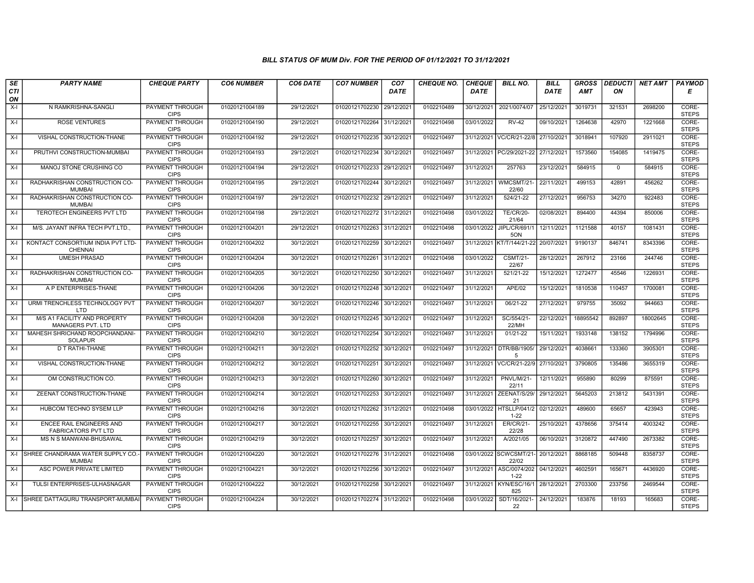### BILL STATUS OF MUM Div. FOR THE PERIOD OF 01/12/2021 TO 31/12/2021

| SECTION | PARTY NAME | CHEQUE PARTY | CO6 NUMBER | CO6 DATE | CO7 NUMBER | CO7 DATE | CHEQUE NO. | CHEQUE DATE | BILL NO. | BILL DATE | GROSS AMT | DEDUCTION | NET AMT | PAYMODE |
|---|---|---|---|---|---|---|---|---|---|---|---|---|---|---|
| X-I | N RAMKRISHNA-SANGLI | PAYMENT THROUGH CIPS | 01020121004189 | 29/12/2021 | 01020121702230 | 29/12/2021 | 0102210489 | 30/12/2021 | 2021/0074/07 | 25/12/2021 | 3019731 | 321531 | 2698200 | CORE-STEPS |
| X-I | ROSE VENTURES | PAYMENT THROUGH CIPS | 01020121004190 | 29/12/2021 | 01020121702264 | 31/12/2021 | 0102210498 | 03/01/2022 | RV-42 | 09/10/2021 | 1264638 | 42970 | 1221668 | CORE-STEPS |
| X-I | VISHAL CONSTRUCTION-THANE | PAYMENT THROUGH CIPS | 01020121004192 | 29/12/2021 | 01020121702235 | 30/12/2021 | 0102210497 | 31/12/2021 | VC/CR/21-22/8 | 27/10/2021 | 3018941 | 107920 | 2911021 | CORE-STEPS |
| X-I | PRUTHVI CONSTRUCTION-MUMBAI | PAYMENT THROUGH CIPS | 01020121004193 | 29/12/2021 | 01020121702234 | 30/12/2021 | 0102210497 | 31/12/2021 | PC/29/2021-22 | 27/12/2021 | 1573560 | 154085 | 1419475 | CORE-STEPS |
| X-I | MANOJ STONE CRUSHING CO | PAYMENT THROUGH CIPS | 01020121004194 | 29/12/2021 | 01020121702233 | 29/12/2021 | 0102210497 | 31/12/2021 | 257763 | 23/12/2021 | 584915 | 0 | 584915 | CORE-STEPS |
| X-I | RADHAKRISHAN CONSTRUCTION CO-MUMBAI | PAYMENT THROUGH CIPS | 01020121004195 | 29/12/2021 | 01020121702244 | 30/12/2021 | 0102210497 | 31/12/2021 | WMCSMT/21-22/60 | 22/11/2021 | 499153 | 42891 | 456262 | CORE-STEPS |
| X-I | RADHAKRISHAN CONSTRUCTION CO-MUMBAI | PAYMENT THROUGH CIPS | 01020121004197 | 29/12/2021 | 01020121702232 | 29/12/2021 | 0102210497 | 31/12/2021 | 524/21-22 | 27/12/2021 | 956753 | 34270 | 922483 | CORE-STEPS |
| X-I | TEROTECH ENGINEERS PVT LTD | PAYMENT THROUGH CIPS | 01020121004198 | 29/12/2021 | 01020121702272 | 31/12/2021 | 0102210498 | 03/01/2022 | TE/CR/20-21/64 | 02/08/2021 | 894400 | 44394 | 850006 | CORE-STEPS |
| X-I | M/S. JAYANT INFRA TECH PVT.LTD., | PAYMENT THROUGH CIPS | 01020121004201 | 29/12/2021 | 01020121702263 | 31/12/2021 | 0102210498 | 03/01/2022 | JIPL/CR/691/15ON | 12/11/2021 | 1121588 | 40157 | 1081431 | CORE-STEPS |
| X-I | KONTACT CONSORTIUM INDIA PVT LTD-CHENNAI | PAYMENT THROUGH CIPS | 01020121004202 | 30/12/2021 | 01020121702259 | 30/12/2021 | 0102210497 | 31/12/2021 | KT/T/144/21-22 | 20/07/2021 | 9190137 | 846741 | 8343396 | CORE-STEPS |
| X-I | UMESH PRASAD | PAYMENT THROUGH CIPS | 01020121004204 | 30/12/2021 | 01020121702261 | 31/12/2021 | 0102210498 | 03/01/2022 | CSMT/21-22/67 | 28/12/2021 | 267912 | 23166 | 244746 | CORE-STEPS |
| X-I | RADHAKRISHAN CONSTRUCTION CO-MUMBAI | PAYMENT THROUGH CIPS | 01020121004205 | 30/12/2021 | 01020121702250 | 30/12/2021 | 0102210497 | 31/12/2021 | 521/21-22 | 15/12/2021 | 1272477 | 45546 | 1226931 | CORE-STEPS |
| X-I | A P ENTERPRISES-THANE | PAYMENT THROUGH CIPS | 01020121004206 | 30/12/2021 | 01020121702248 | 30/12/2021 | 0102210497 | 31/12/2021 | APE/02 | 15/12/2021 | 1810538 | 110457 | 1700081 | CORE-STEPS |
| X-I | URMI TRENCHLESS TECHNOLOGY PVT LTD | PAYMENT THROUGH CIPS | 01020121004207 | 30/12/2021 | 01020121702246 | 30/12/2021 | 0102210497 | 31/12/2021 | 06/21-22 | 27/12/2021 | 979755 | 35092 | 944663 | CORE-STEPS |
| X-I | M/S A1 FACILITY AND PROPERTY MANAGERS PVT. LTD | PAYMENT THROUGH CIPS | 01020121004208 | 30/12/2021 | 01020121702245 | 30/12/2021 | 0102210497 | 31/12/2021 | SC/554/21-22/MH | 22/12/2021 | 18895542 | 892897 | 18002645 | CORE-STEPS |
| X-I | MAHESH SHRICHAND ROOPCHANDANI-SOLAPUR | PAYMENT THROUGH CIPS | 01020121004210 | 30/12/2021 | 01020121702254 | 30/12/2021 | 0102210497 | 31/12/2021 | 01/21-22 | 15/11/2021 | 1933148 | 138152 | 1794996 | CORE-STEPS |
| X-I | D T RATHI-THANE | PAYMENT THROUGH CIPS | 01020121004211 | 30/12/2021 | 01020121702252 | 30/12/2021 | 0102210497 | 31/12/2021 | DTR/BB/1905/5 | 29/12/2021 | 4038661 | 133360 | 3905301 | CORE-STEPS |
| X-I | VISHAL CONSTRUCTION-THANE | PAYMENT THROUGH CIPS | 01020121004212 | 30/12/2021 | 01020121702251 | 30/12/2021 | 0102210497 | 31/12/2021 | VC/CR/21-22/9 | 27/10/2021 | 3790805 | 135486 | 3655319 | CORE-STEPS |
| X-I | OM CONSTRUCTION CO. | PAYMENT THROUGH CIPS | 01020121004213 | 30/12/2021 | 01020121702260 | 30/12/2021 | 0102210497 | 31/12/2021 | PNVL/M/21-22/11 | 12/11/2021 | 955890 | 80299 | 875591 | CORE-STEPS |
| X-I | ZEENAT CONSTRUCTION-THANE | PAYMENT THROUGH CIPS | 01020121004214 | 30/12/2021 | 01020121702253 | 30/12/2021 | 0102210497 | 31/12/2021 | ZEENAT/S/29/21 | 29/12/2021 | 5645203 | 213812 | 5431391 | CORE-STEPS |
| X-I | HUBCOM TECHNO SYSEM LLP | PAYMENT THROUGH CIPS | 01020121004216 | 30/12/2021 | 01020121702262 | 31/12/2021 | 0102210498 | 03/01/2022 | HTSLLP/041/21-22 | 02/12/2021 | 489600 | 65657 | 423943 | CORE-STEPS |
| X-I | ENCEE RAIL ENGINEERS AND FABRICATORS PVT LTD | PAYMENT THROUGH CIPS | 01020121004217 | 30/12/2021 | 01020121702255 | 30/12/2021 | 0102210497 | 31/12/2021 | ER/CR/21-22/28 | 25/10/2021 | 4378656 | 375414 | 4003242 | CORE-STEPS |
| X-I | MS N S MANWANI-BHUSAWAL | PAYMENT THROUGH CIPS | 01020121004219 | 30/12/2021 | 01020121702257 | 30/12/2021 | 0102210497 | 31/12/2021 | A/2021/05 | 06/10/2021 | 3120872 | 447490 | 2673382 | CORE-STEPS |
| X-I | SHREE CHANDRAMA WATER SUPPLY CO.-MUMBAI | PAYMENT THROUGH CIPS | 01020121004220 | 30/12/2021 | 01020121702276 | 31/12/2021 | 0102210498 | 03/01/2022 | SCWCSMT/21-22/02 | 20/12/2021 | 8868185 | 509448 | 8358737 | CORE-STEPS |
| X-I | ASC POWER PRIVATE LIMITED | PAYMENT THROUGH CIPS | 01020121004221 | 30/12/2021 | 01020121702256 | 30/12/2021 | 0102210497 | 31/12/2021 | ASC/0074/2021-22 | 04/12/2021 | 4602591 | 165671 | 4436920 | CORE-STEPS |
| X-I | TULSI ENTERPRISES-ULHASNAGAR | PAYMENT THROUGH CIPS | 01020121004222 | 30/12/2021 | 01020121702258 | 30/12/2021 | 0102210497 | 31/12/2021 | KYN/ESC/16/1825 | 28/12/2021 | 2703300 | 233756 | 2469544 | CORE-STEPS |
| X-I | SHREE DATTAGURU TRANSPORT-MUMBAI | PAYMENT THROUGH CIPS | 01020121004224 | 30/12/2021 | 01020121702274 | 31/12/2021 | 0102210498 | 03/01/2022 | SDT/16/2021-22 | 24/12/2021 | 183876 | 18193 | 165683 | CORE-STEPS |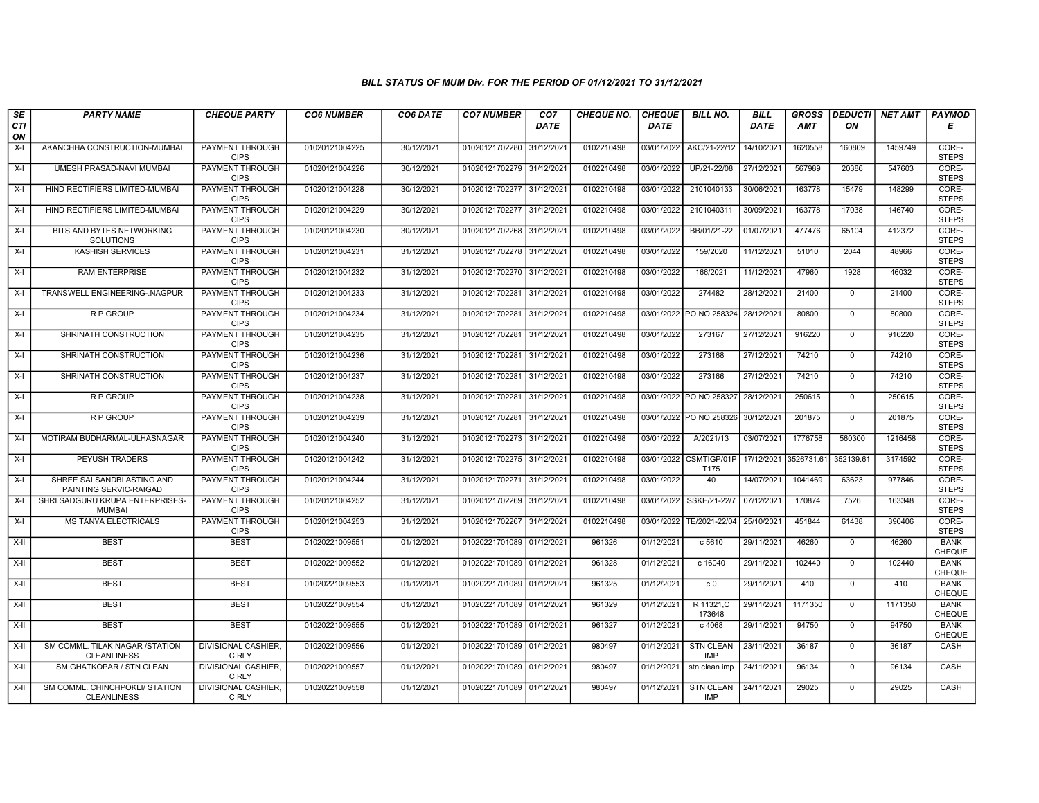### BILL STATUS OF MUM Div. FOR THE PERIOD OF 01/12/2021 TO 31/12/2021

| SECTION | PARTY NAME | CHEQUE PARTY | CO6 NUMBER | CO6 DATE | CO7 NUMBER | CO7 DATE | CHEQUE NO. | CHEQUE DATE | BILL NO. | BILL DATE | GROSS AMT | DEDUCTION | NET AMT | PAYMODE |
|---|---|---|---|---|---|---|---|---|---|---|---|---|---|---|
| X-I | AKANCHHA CONSTRUCTION-MUMBAI | PAYMENT THROUGH CIPS | 01020121004225 | 30/12/2021 | 01020121702280 | 31/12/2021 | 0102210498 | 03/01/2022 | AKC/21-22/12 | 14/10/2021 | 1620558 | 160809 | 1459749 | CORE-STEPS |
| X-I | UMESH PRASAD-NAVI MUMBAI | PAYMENT THROUGH CIPS | 01020121004226 | 30/12/2021 | 01020121702279 | 31/12/2021 | 0102210498 | 03/01/2022 | UP/21-22/08 | 27/12/2021 | 567989 | 20386 | 547603 | CORE-STEPS |
| X-I | HIND RECTIFIERS LIMITED-MUMBAI | PAYMENT THROUGH CIPS | 01020121004228 | 30/12/2021 | 01020121702277 | 31/12/2021 | 0102210498 | 03/01/2022 | 2101040133 | 30/06/2021 | 163778 | 15479 | 148299 | CORE-STEPS |
| X-I | HIND RECTIFIERS LIMITED-MUMBAI | PAYMENT THROUGH CIPS | 01020121004229 | 30/12/2021 | 01020121702277 | 31/12/2021 | 0102210498 | 03/01/2022 | 2101040311 | 30/09/2021 | 163778 | 17038 | 146740 | CORE-STEPS |
| X-I | BITS AND BYTES NETWORKING SOLUTIONS | PAYMENT THROUGH CIPS | 01020121004230 | 30/12/2021 | 01020121702268 | 31/12/2021 | 0102210498 | 03/01/2022 | BB/01/21-22 | 01/07/2021 | 477476 | 65104 | 412372 | CORE-STEPS |
| X-I | KASHISH SERVICES | PAYMENT THROUGH CIPS | 01020121004231 | 31/12/2021 | 01020121702278 | 31/12/2021 | 0102210498 | 03/01/2022 | 159/2020 | 11/12/2021 | 51010 | 2044 | 48966 | CORE-STEPS |
| X-I | RAM ENTERPRISE | PAYMENT THROUGH CIPS | 01020121004232 | 31/12/2021 | 01020121702270 | 31/12/2021 | 0102210498 | 03/01/2022 | 166/2021 | 11/12/2021 | 47960 | 1928 | 46032 | CORE-STEPS |
| X-I | TRANSWELL ENGINEERING-.NAGPUR | PAYMENT THROUGH CIPS | 01020121004233 | 31/12/2021 | 01020121702281 | 31/12/2021 | 0102210498 | 03/01/2022 | 274482 | 28/12/2021 | 21400 | 0 | 21400 | CORE-STEPS |
| X-I | R P GROUP | PAYMENT THROUGH CIPS | 01020121004234 | 31/12/2021 | 01020121702281 | 31/12/2021 | 0102210498 | 03/01/2022 | PO NO.258324 | 28/12/2021 | 80800 | 0 | 80800 | CORE-STEPS |
| X-I | SHRINATH CONSTRUCTION | PAYMENT THROUGH CIPS | 01020121004235 | 31/12/2021 | 01020121702281 | 31/12/2021 | 0102210498 | 03/01/2022 | 273167 | 27/12/2021 | 916220 | 0 | 916220 | CORE-STEPS |
| X-I | SHRINATH CONSTRUCTION | PAYMENT THROUGH CIPS | 01020121004236 | 31/12/2021 | 01020121702281 | 31/12/2021 | 0102210498 | 03/01/2022 | 273168 | 27/12/2021 | 74210 | 0 | 74210 | CORE-STEPS |
| X-I | SHRINATH CONSTRUCTION | PAYMENT THROUGH CIPS | 01020121004237 | 31/12/2021 | 01020121702281 | 31/12/2021 | 0102210498 | 03/01/2022 | 273166 | 27/12/2021 | 74210 | 0 | 74210 | CORE-STEPS |
| X-I | R P GROUP | PAYMENT THROUGH CIPS | 01020121004238 | 31/12/2021 | 01020121702281 | 31/12/2021 | 0102210498 | 03/01/2022 | PO NO.258327 | 28/12/2021 | 250615 | 0 | 250615 | CORE-STEPS |
| X-I | R P GROUP | PAYMENT THROUGH CIPS | 01020121004239 | 31/12/2021 | 01020121702281 | 31/12/2021 | 0102210498 | 03/01/2022 | PO NO.258326 | 30/12/2021 | 201875 | 0 | 201875 | CORE-STEPS |
| X-I | MOTIRAM BUDHARMAL-ULHASNAGAR | PAYMENT THROUGH CIPS | 01020121004240 | 31/12/2021 | 01020121702273 | 31/12/2021 | 0102210498 | 03/01/2022 | A/2021/13 | 03/07/2021 | 1776758 | 560300 | 1216458 | CORE-STEPS |
| X-I | PEYUSH TRADERS | PAYMENT THROUGH CIPS | 01020121004242 | 31/12/2021 | 01020121702275 | 31/12/2021 | 0102210498 | 03/01/2022 | CSMTIGP/01PT175 | 17/12/2021 | 3526731.61 | 352139.61 | 3174592 | CORE-STEPS |
| X-I | SHREE SAI SANDBLASTING AND PAINTING SERVIC-RAIGAD | PAYMENT THROUGH CIPS | 01020121004244 | 31/12/2021 | 01020121702271 | 31/12/2021 | 0102210498 | 03/01/2022 | 40 | 14/07/2021 | 1041469 | 63623 | 977846 | CORE-STEPS |
| X-I | SHRI SADGURU KRUPA ENTERPRISES-MUMBAI | PAYMENT THROUGH CIPS | 01020121004252 | 31/12/2021 | 01020121702269 | 31/12/2021 | 0102210498 | 03/01/2022 | SSKE/21-22/7 | 07/12/2021 | 170874 | 7526 | 163348 | CORE-STEPS |
| X-I | MS TANYA ELECTRICALS | PAYMENT THROUGH CIPS | 01020121004253 | 31/12/2021 | 01020121702267 | 31/12/2021 | 0102210498 | 03/01/2022 | TE/2021-22/04 | 25/10/2021 | 451844 | 61438 | 390406 | CORE-STEPS |
| X-II | BEST | BEST | 01020221009551 | 01/12/2021 | 01020221701089 | 01/12/2021 | 961326 | 01/12/2021 | c 5610 | 29/11/2021 | 46260 | 0 | 46260 | BANK CHEQUE |
| X-II | BEST | BEST | 01020221009552 | 01/12/2021 | 01020221701089 | 01/12/2021 | 961328 | 01/12/2021 | c 16040 | 29/11/2021 | 102440 | 0 | 102440 | BANK CHEQUE |
| X-II | BEST | BEST | 01020221009553 | 01/12/2021 | 01020221701089 | 01/12/2021 | 961325 | 01/12/2021 | c 0 | 29/11/2021 | 410 | 0 | 410 | BANK CHEQUE |
| X-II | BEST | BEST | 01020221009554 | 01/12/2021 | 01020221701089 | 01/12/2021 | 961329 | 01/12/2021 | R 11321,C 173648 | 29/11/2021 | 1171350 | 0 | 1171350 | BANK CHEQUE |
| X-II | BEST | BEST | 01020221009555 | 01/12/2021 | 01020221701089 | 01/12/2021 | 961327 | 01/12/2021 | c 4068 | 29/11/2021 | 94750 | 0 | 94750 | BANK CHEQUE |
| X-II | SM COMML. TILAK NAGAR /STATION CLEANLINESS | DIVISIONAL CASHIER, C RLY | 01020221009556 | 01/12/2021 | 01020221701089 | 01/12/2021 | 980497 | 01/12/2021 | STN CLEAN IMP | 23/11/2021 | 36187 | 0 | 36187 | CASH |
| X-II | SM GHATKOPAR / STN CLEAN | DIVISIONAL CASHIER, C RLY | 01020221009557 | 01/12/2021 | 01020221701089 | 01/12/2021 | 980497 | 01/12/2021 | stn clean imp | 24/11/2021 | 96134 | 0 | 96134 | CASH |
| X-II | SM COMML. CHINCHPOKLI/ STATION CLEANLINESS | DIVISIONAL CASHIER, C RLY | 01020221009558 | 01/12/2021 | 01020221701089 | 01/12/2021 | 980497 | 01/12/2021 | STN CLEAN IMP | 24/11/2021 | 29025 | 0 | 29025 | CASH |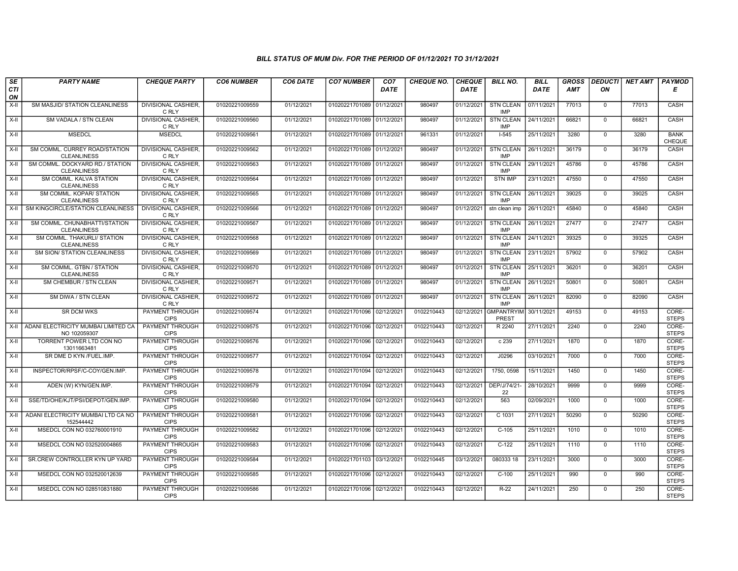### BILL STATUS OF MUM Div. FOR THE PERIOD OF 01/12/2021 TO 31/12/2021

| SECTION | PARTY NAME | CHEQUE PARTY | CO6 NUMBER | CO6 DATE | CO7 NUMBER | CO7 DATE | CHEQUE NO. | CHEQUE DATE | BILL NO. | BILL DATE | GROSS AMT | DEDUCTION | NET AMT | PAYMODE |
|---|---|---|---|---|---|---|---|---|---|---|---|---|---|---|
| X-II | SM MASJID/ STATION CLEANLINESS | DIVISIONAL CASHIER, C RLY | 01020221009559 | 01/12/2021 | 01020221701089 | 01/12/2021 | 980497 | 01/12/2021 | STN CLEAN IMP | 07/11/2021 | 77013 | 0 | 77013 | CASH |
| X-II | SM VADALA / STN CLEAN | DIVISIONAL CASHIER, C RLY | 01020221009560 | 01/12/2021 | 01020221701089 | 01/12/2021 | 980497 | 01/12/2021 | STN CLEAN IMP | 24/11/2021 | 66821 | 0 | 66821 | CASH |
| X-II | MSEDCL | MSEDCL | 01020221009561 | 01/12/2021 | 01020221701089 | 01/12/2021 | 961331 | 01/12/2021 | I-545 | 25/11/2021 | 3280 | 0 | 3280 | BANK CHEQUE |
| X-II | SM COMML. CURREY ROAD/STATION CLEANLINESS | DIVISIONAL CASHIER, C RLY | 01020221009562 | 01/12/2021 | 01020221701089 | 01/12/2021 | 980497 | 01/12/2021 | STN CLEAN IMP | 26/11/2021 | 36179 | 0 | 36179 | CASH |
| X-II | SM COMML. DOCKYARD RD./ STATION CLEANLINESS | DIVISIONAL CASHIER, C RLY | 01020221009563 | 01/12/2021 | 01020221701089 | 01/12/2021 | 980497 | 01/12/2021 | STN CLEAN IMP | 29/11/2021 | 45786 | 0 | 45786 | CASH |
| X-II | SM COMML. KALVA STATION CLEANLINESS | DIVISIONAL CASHIER, C RLY | 01020221009564 | 01/12/2021 | 01020221701089 | 01/12/2021 | 980497 | 01/12/2021 | STN IMP | 23/11/2021 | 47550 | 0 | 47550 | CASH |
| X-II | SM COMML. KOPAR/ STATION CLEANLINESS | DIVISIONAL CASHIER, C RLY | 01020221009565 | 01/12/2021 | 01020221701089 | 01/12/2021 | 980497 | 01/12/2021 | STN CLEAN IMP | 26/11/2021 | 39025 | 0 | 39025 | CASH |
| X-II | SM KINGCIRCLE/STATION CLEANLINESS | DIVISIONAL CASHIER, C RLY | 01020221009566 | 01/12/2021 | 01020221701089 | 01/12/2021 | 980497 | 01/12/2021 | stn clean imp | 26/11/2021 | 45840 | 0 | 45840 | CASH |
| X-II | SM COMML. CHUNABHATTI/STATION CLEANLINESS | DIVISIONAL CASHIER, C RLY | 01020221009567 | 01/12/2021 | 01020221701089 | 01/12/2021 | 980497 | 01/12/2021 | STN CLEAN IMP | 26/11/2021 | 27477 | 0 | 27477 | CASH |
| X-II | SM COMML. THAKURLI/ STATION CLEANLINESS | DIVISIONAL CASHIER, C RLY | 01020221009568 | 01/12/2021 | 01020221701089 | 01/12/2021 | 980497 | 01/12/2021 | STN CLEAN IMP | 24/11/2021 | 39325 | 0 | 39325 | CASH |
| X-II | SM SION/ STATION CLEANLINESS | DIVISIONAL CASHIER, C RLY | 01020221009569 | 01/12/2021 | 01020221701089 | 01/12/2021 | 980497 | 01/12/2021 | STN CLEAN IMP | 23/11/2021 | 57902 | 0 | 57902 | CASH |
| X-II | SM COMML. GTBN / STATION CLEANLINESS | DIVISIONAL CASHIER, C RLY | 01020221009570 | 01/12/2021 | 01020221701089 | 01/12/2021 | 980497 | 01/12/2021 | STN CLEAN IMP | 25/11/2021 | 36201 | 0 | 36201 | CASH |
| X-II | SM CHEMBUR / STN CLEAN | DIVISIONAL CASHIER, C RLY | 01020221009571 | 01/12/2021 | 01020221701089 | 01/12/2021 | 980497 | 01/12/2021 | STN CLEAN IMP | 26/11/2021 | 50801 | 0 | 50801 | CASH |
| X-II | SM DIWA / STN CLEAN | DIVISIONAL CASHIER, C RLY | 01020221009572 | 01/12/2021 | 01020221701089 | 01/12/2021 | 980497 | 01/12/2021 | STN CLEAN IMP | 26/11/2021 | 82090 | 0 | 82090 | CASH |
| X-II | SR DCM WKS | PAYMENT THROUGH CIPS | 01020221009574 | 01/12/2021 | 01020221701096 | 02/12/2021 | 0102210443 | 02/12/2021 | GMPANTRYIM PREST | 30/11/2021 | 49153 | 0 | 49153 | CORE-STEPS |
| X-II | ADANI ELECTRICITY MUMBAI LIMITED CA NO 102059307 | PAYMENT THROUGH CIPS | 01020221009575 | 01/12/2021 | 01020221701096 | 02/12/2021 | 0102210443 | 02/12/2021 | R 2240 | 27/11/2021 | 2240 | 0 | 2240 | CORE-STEPS |
| X-II | TORRENT POWER LTD CON NO 13011663481 | PAYMENT THROUGH CIPS | 01020221009576 | 01/12/2021 | 01020221701096 | 02/12/2021 | 0102210443 | 02/12/2021 | c 239 | 27/11/2021 | 1870 | 0 | 1870 | CORE-STEPS |
| X-II | SR DME D KYN /FUEL.IMP. | PAYMENT THROUGH CIPS | 01020221009577 | 01/12/2021 | 01020221701094 | 02/12/2021 | 0102210443 | 02/12/2021 | J0296 | 03/10/2021 | 7000 | 0 | 7000 | CORE-STEPS |
| X-II | INSPECTOR/RPSF/C-COY/GEN.IMP. | PAYMENT THROUGH CIPS | 01020221009578 | 01/12/2021 | 01020221701094 | 02/12/2021 | 0102210443 | 02/12/2021 | 1750, 0598 | 15/11/2021 | 1450 | 0 | 1450 | CORE-STEPS |
| X-II | ADEN (W) KYN/GEN.IMP. | PAYMENT THROUGH CIPS | 01020221009579 | 01/12/2021 | 01020221701094 | 02/12/2021 | 0102210443 | 02/12/2021 | DEP/J/74/21-22 | 28/10/2021 | 9999 | 0 | 9999 | CORE-STEPS |
| X-II | SSE/TD/OHE/KJT/PSI/DEPOT/GEN.IMP. | PAYMENT THROUGH CIPS | 01020221009580 | 01/12/2021 | 01020221701094 | 02/12/2021 | 0102210443 | 02/12/2021 | 563 | 02/09/2021 | 1000 | 0 | 1000 | CORE-STEPS |
| X-II | ADANI ELECTRICITY MUMBAI LTD CA NO 152544442 | PAYMENT THROUGH CIPS | 01020221009581 | 01/12/2021 | 01020221701096 | 02/12/2021 | 0102210443 | 02/12/2021 | C 1031 | 27/11/2021 | 50290 | 0 | 50290 | CORE-STEPS |
| X-II | MSEDCL CON NO 032760001910 | PAYMENT THROUGH CIPS | 01020221009582 | 01/12/2021 | 01020221701096 | 02/12/2021 | 0102210443 | 02/12/2021 | C-105 | 25/11/2021 | 1010 | 0 | 1010 | CORE-STEPS |
| X-II | MSEDCL CON NO 032520004865 | PAYMENT THROUGH CIPS | 01020221009583 | 01/12/2021 | 01020221701096 | 02/12/2021 | 0102210443 | 02/12/2021 | C-122 | 25/11/2021 | 1110 | 0 | 1110 | CORE-STEPS |
| X-II | SR.CREW CONTROLLER KYN UP YARD | PAYMENT THROUGH CIPS | 01020221009584 | 01/12/2021 | 01020221701103 | 03/12/2021 | 0102210445 | 03/12/2021 | 080333 18 | 23/11/2021 | 3000 | 0 | 3000 | CORE-STEPS |
| X-II | MSEDCL CON NO 032520012639 | PAYMENT THROUGH CIPS | 01020221009585 | 01/12/2021 | 01020221701096 | 02/12/2021 | 0102210443 | 02/12/2021 | C-100 | 25/11/2021 | 990 | 0 | 990 | CORE-STEPS |
| X-II | MSEDCL CON NO 028510831880 | PAYMENT THROUGH CIPS | 01020221009586 | 01/12/2021 | 01020221701096 | 02/12/2021 | 0102210443 | 02/12/2021 | R-22 | 24/11/2021 | 250 | 0 | 250 | CORE-STEPS |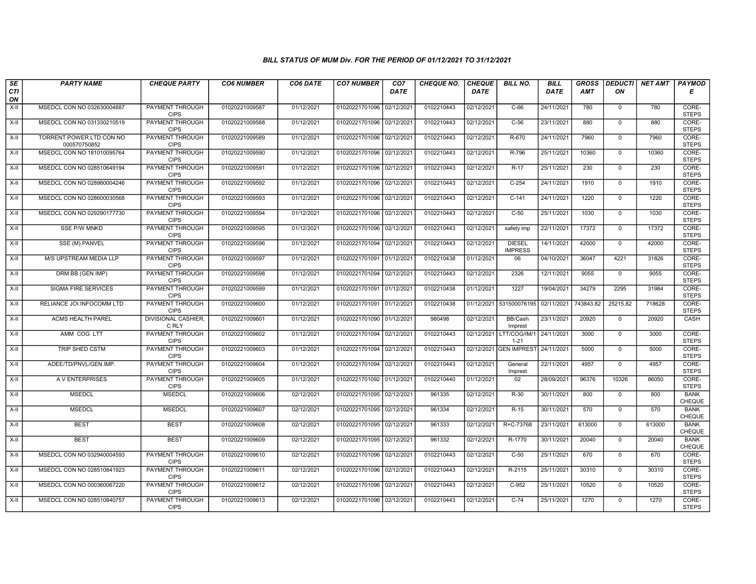### BILL STATUS OF MUM Div. FOR THE PERIOD OF 01/12/2021 TO 31/12/2021

| SECTION | PARTY NAME | CHEQUE PARTY | CO6 NUMBER | CO6 DATE | CO7 NUMBER | CO7 DATE | CHEQUE NO. | CHEQUE DATE | BILL NO. | BILL DATE | GROSS AMT | DEDUCTION | NET AMT | PAYMODE |
|---|---|---|---|---|---|---|---|---|---|---|---|---|---|---|
| X-II | MSEDCL CON NO 032630004887 | PAYMENT THROUGH CIPS | 01020221009587 | 01/12/2021 | 01020221701096 | 02/12/2021 | 0102210443 | 02/12/2021 | C-66 | 24/11/2021 | 780 | 0 | 780 | CORE-STEPS |
| X-II | MSEDCL CON NO 031330210519 | PAYMENT THROUGH CIPS | 01020221009588 | 01/12/2021 | 01020221701096 | 02/12/2021 | 0102210443 | 02/12/2021 | C-56 | 23/11/2021 | 880 | 0 | 880 | CORE-STEPS |
| X-II | TORRENT POWER LTD CON NO 000570750852 | PAYMENT THROUGH CIPS | 01020221009589 | 01/12/2021 | 01020221701096 | 02/12/2021 | 0102210443 | 02/12/2021 | R-670 | 24/11/2021 | 7960 | 0 | 7960 | CORE-STEPS |
| X-II | MSEDCL CON NO 181010095764 | PAYMENT THROUGH CIPS | 01020221009590 | 01/12/2021 | 01020221701096 | 02/12/2021 | 0102210443 | 02/12/2021 | R-796 | 25/11/2021 | 10360 | 0 | 10360 | CORE-STEPS |
| X-II | MSEDCL CON NO 028510649194 | PAYMENT THROUGH CIPS | 01020221009591 | 01/12/2021 | 01020221701096 | 02/12/2021 | 0102210443 | 02/12/2021 | R-17 | 25/11/2021 | 230 | 0 | 230 | CORE-STEPS |
| X-II | MSEDCL CON NO 028980004246 | PAYMENT THROUGH CIPS | 01020221009592 | 01/12/2021 | 01020221701096 | 02/12/2021 | 0102210443 | 02/12/2021 | C-254 | 24/11/2021 | 1910 | 0 | 1910 | CORE-STEPS |
| X-II | MSEDCL CON NO 028600030568 | PAYMENT THROUGH CIPS | 01020221009593 | 01/12/2021 | 01020221701096 | 02/12/2021 | 0102210443 | 02/12/2021 | C-141 | 24/11/2021 | 1220 | 0 | 1220 | CORE-STEPS |
| X-II | MSEDCL CON NO 029290177730 | PAYMENT THROUGH CIPS | 01020221009594 | 01/12/2021 | 01020221701096 | 02/12/2021 | 0102210443 | 02/12/2021 | C-50 | 25/11/2021 | 1030 | 0 | 1030 | CORE-STEPS |
| X-II | SSE P/W MNKD | PAYMENT THROUGH CIPS | 01020221009595 | 01/12/2021 | 01020221701096 | 02/12/2021 | 0102210443 | 02/12/2021 | safety imp | 22/11/2021 | 17372 | 0 | 17372 | CORE-STEPS |
| X-II | SSE (M) PANVEL | PAYMENT THROUGH CIPS | 01020221009596 | 01/12/2021 | 01020221701094 | 02/12/2021 | 0102210443 | 02/12/2021 | DIESEL IMPRESS | 14/11/2021 | 42000 | 0 | 42000 | CORE-STEPS |
| X-II | M/S UPSTREAM MEDIA LLP | PAYMENT THROUGH CIPS | 01020221009597 | 01/12/2021 | 01020221701091 | 01/12/2021 | 0102210438 | 01/12/2021 | 06 | 04/10/2021 | 36047 | 4221 | 31826 | CORE-STEPS |
| X-II | DRM BB (GEN IMP) | PAYMENT THROUGH CIPS | 01020221009598 | 01/12/2021 | 01020221701094 | 02/12/2021 | 0102210443 | 02/12/2021 | 2326 | 12/11/2021 | 9055 | 0 | 9055 | CORE-STEPS |
| X-II | SIGMA FIRE SERVICES | PAYMENT THROUGH CIPS | 01020221009599 | 01/12/2021 | 01020221701091 | 01/12/2021 | 0102210438 | 01/12/2021 | 1227 | 19/04/2021 | 34279 | 2295 | 31984 | CORE-STEPS |
| X-II | RELIANCE JOI INFOCOMM LTD | PAYMENT THROUGH CIPS | 01020221009600 | 01/12/2021 | 01020221701091 | 01/12/2021 | 0102210438 | 01/12/2021 | 531500076195 | 02/11/2021 | 743843.82 | 25215.82 | 718628 | CORE-STEPS |
| X-II | ACMS HEALTH PAREL | DIVISIONAL CASHIER, C RLY | 01020221009601 | 01/12/2021 | 01020221701090 | 01/12/2021 | 980498 | 02/12/2021 | BB/Cash Imprest | 23/11/2021 | 20920 | 0 | 20920 | CASH |
| X-II | AMM COG LTT | PAYMENT THROUGH CIPS | 01020221009602 | 01/12/2021 | 01020221701094 | 02/12/2021 | 0102210443 | 02/12/2021 | LTT/COG/IM/1 1-21 | 24/11/2021 | 3000 | 0 | 3000 | CORE-STEPS |
| X-II | TRIP SHED CSTM | PAYMENT THROUGH CIPS | 01020221009603 | 01/12/2021 | 01020221701094 | 02/12/2021 | 0102210443 | 02/12/2021 | GEN IMPREST | 24/11/2021 | 5000 | 0 | 5000 | CORE-STEPS |
| X-II | ADEE/TD/PNVL/GEN.IMP. | PAYMENT THROUGH CIPS | 01020221009604 | 01/12/2021 | 01020221701094 | 02/12/2021 | 0102210443 | 02/12/2021 | General Imprest | 22/11/2021 | 4957 | 0 | 4957 | CORE-STEPS |
| X-II | A V ENTERPRISES | PAYMENT THROUGH CIPS | 01020221009605 | 01/12/2021 | 01020221701092 | 01/12/2021 | 0102210440 | 01/12/2021 | 02 | 28/09/2021 | 96376 | 10326 | 86050 | CORE-STEPS |
| X-II | MSEDCL | MSEDCL | 01020221009606 | 02/12/2021 | 01020221701095 | 02/12/2021 | 961335 | 02/12/2021 | R-30 | 30/11/2021 | 800 | 0 | 800 | BANK CHEQUE |
| X-II | MSEDCL | MSEDCL | 01020221009607 | 02/12/2021 | 01020221701095 | 02/12/2021 | 961334 | 02/12/2021 | R-15 | 30/11/2021 | 570 | 0 | 570 | BANK CHEQUE |
| X-II | BEST | BEST | 01020221009608 | 02/12/2021 | 01020221701095 | 02/12/2021 | 961333 | 02/12/2021 | R+C-73768 | 23/11/2021 | 613000 | 0 | 613000 | BANK CHEQUE |
| X-II | BEST | BEST | 01020221009609 | 02/12/2021 | 01020221701095 | 02/12/2021 | 961332 | 02/12/2021 | R-1770 | 30/11/2021 | 20040 | 0 | 20040 | BANK CHEQUE |
| X-II | MSEDCL CON NO 032940004593 | PAYMENT THROUGH CIPS | 01020221009610 | 02/12/2021 | 01020221701096 | 02/12/2021 | 0102210443 | 02/12/2021 | C-50 | 25/11/2021 | 670 | 0 | 670 | CORE-STEPS |
| X-II | MSEDCL CON NO 028510841923 | PAYMENT THROUGH CIPS | 01020221009611 | 02/12/2021 | 01020221701096 | 02/12/2021 | 0102210443 | 02/12/2021 | R-2115 | 25/11/2021 | 30310 | 0 | 30310 | CORE-STEPS |
| X-II | MSEDCL CON NO 000360067220 | PAYMENT THROUGH CIPS | 01020221009612 | 02/12/2021 | 01020221701096 | 02/12/2021 | 0102210443 | 02/12/2021 | C-952 | 25/11/2021 | 10520 | 0 | 10520 | CORE-STEPS |
| X-II | MSEDCL CON NO 028510840757 | PAYMENT THROUGH CIPS | 01020221009613 | 02/12/2021 | 01020221701096 | 02/12/2021 | 0102210443 | 02/12/2021 | C-74 | 25/11/2021 | 1270 | 0 | 1270 | CORE-STEPS |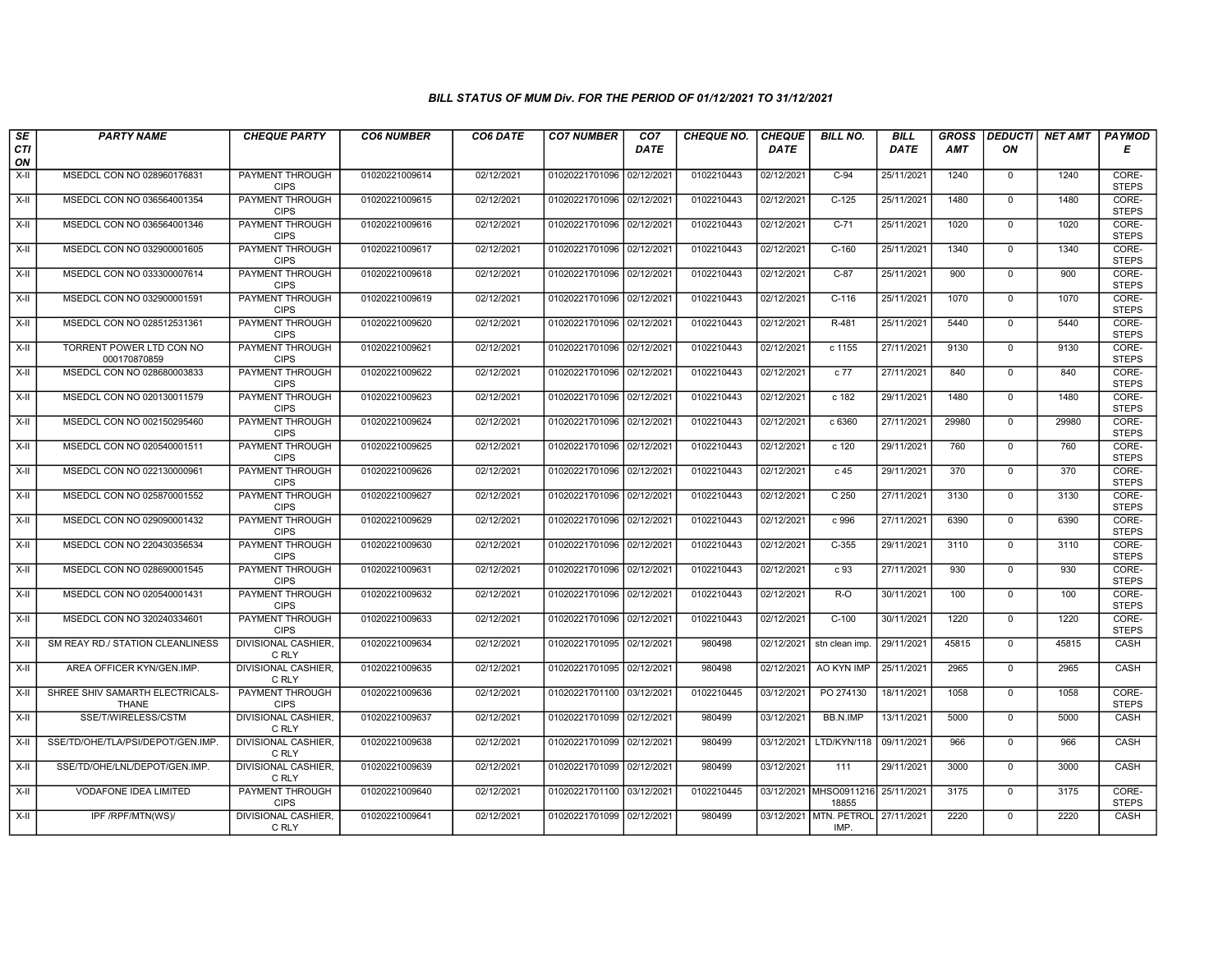### BILL STATUS OF MUM Div. FOR THE PERIOD OF 01/12/2021 TO 31/12/2021

| SECTION | PARTY NAME | CHEQUE PARTY | CO6 NUMBER | CO6 DATE | CO7 NUMBER | CO7 DATE | CHEQUE NO. | CHEQUE DATE | BILL NO. | BILL DATE | GROSS AMT | DEDUCTION | NET AMT | PAYMODE |
|---|---|---|---|---|---|---|---|---|---|---|---|---|---|---|
| X-II | MSEDCL CON NO 028960176831 | PAYMENT THROUGH CIPS | 01020221009614 | 02/12/2021 | 01020221701096 | 02/12/2021 | 0102210443 | 02/12/2021 | C-94 | 25/11/2021 | 1240 | 0 | 1240 | CORE-STEPS |
| X-II | MSEDCL CON NO 036564001354 | PAYMENT THROUGH CIPS | 01020221009615 | 02/12/2021 | 01020221701096 | 02/12/2021 | 0102210443 | 02/12/2021 | C-125 | 25/11/2021 | 1480 | 0 | 1480 | CORE-STEPS |
| X-II | MSEDCL CON NO 036564001346 | PAYMENT THROUGH CIPS | 01020221009616 | 02/12/2021 | 01020221701096 | 02/12/2021 | 0102210443 | 02/12/2021 | C-71 | 25/11/2021 | 1020 | 0 | 1020 | CORE-STEPS |
| X-II | MSEDCL CON NO 032900001605 | PAYMENT THROUGH CIPS | 01020221009617 | 02/12/2021 | 01020221701096 | 02/12/2021 | 0102210443 | 02/12/2021 | C-160 | 25/11/2021 | 1340 | 0 | 1340 | CORE-STEPS |
| X-II | MSEDCL CON NO 033300007614 | PAYMENT THROUGH CIPS | 01020221009618 | 02/12/2021 | 01020221701096 | 02/12/2021 | 0102210443 | 02/12/2021 | C-87 | 25/11/2021 | 900 | 0 | 900 | CORE-STEPS |
| X-II | MSEDCL CON NO 032900001591 | PAYMENT THROUGH CIPS | 01020221009619 | 02/12/2021 | 01020221701096 | 02/12/2021 | 0102210443 | 02/12/2021 | C-116 | 25/11/2021 | 1070 | 0 | 1070 | CORE-STEPS |
| X-II | MSEDCL CON NO 028512531361 | PAYMENT THROUGH CIPS | 01020221009620 | 02/12/2021 | 01020221701096 | 02/12/2021 | 0102210443 | 02/12/2021 | R-481 | 25/11/2021 | 5440 | 0 | 5440 | CORE-STEPS |
| X-II | TORRENT POWER LTD CON NO 000170870859 | PAYMENT THROUGH CIPS | 01020221009621 | 02/12/2021 | 01020221701096 | 02/12/2021 | 0102210443 | 02/12/2021 | c 1155 | 27/11/2021 | 9130 | 0 | 9130 | CORE-STEPS |
| X-II | MSEDCL CON NO 028680003833 | PAYMENT THROUGH CIPS | 01020221009622 | 02/12/2021 | 01020221701096 | 02/12/2021 | 0102210443 | 02/12/2021 | c 77 | 27/11/2021 | 840 | 0 | 840 | CORE-STEPS |
| X-II | MSEDCL CON NO 020130011579 | PAYMENT THROUGH CIPS | 01020221009623 | 02/12/2021 | 01020221701096 | 02/12/2021 | 0102210443 | 02/12/2021 | c 182 | 29/11/2021 | 1480 | 0 | 1480 | CORE-STEPS |
| X-II | MSEDCL CON NO 002150295460 | PAYMENT THROUGH CIPS | 01020221009624 | 02/12/2021 | 01020221701096 | 02/12/2021 | 0102210443 | 02/12/2021 | c 6360 | 27/11/2021 | 29980 | 0 | 29980 | CORE-STEPS |
| X-II | MSEDCL CON NO 020540001511 | PAYMENT THROUGH CIPS | 01020221009625 | 02/12/2021 | 01020221701096 | 02/12/2021 | 0102210443 | 02/12/2021 | c 120 | 29/11/2021 | 760 | 0 | 760 | CORE-STEPS |
| X-II | MSEDCL CON NO 022130000961 | PAYMENT THROUGH CIPS | 01020221009626 | 02/12/2021 | 01020221701096 | 02/12/2021 | 0102210443 | 02/12/2021 | c 45 | 29/11/2021 | 370 | 0 | 370 | CORE-STEPS |
| X-II | MSEDCL CON NO 025870001552 | PAYMENT THROUGH CIPS | 01020221009627 | 02/12/2021 | 01020221701096 | 02/12/2021 | 0102210443 | 02/12/2021 | C 250 | 27/11/2021 | 3130 | 0 | 3130 | CORE-STEPS |
| X-II | MSEDCL CON NO 029090001432 | PAYMENT THROUGH CIPS | 01020221009629 | 02/12/2021 | 01020221701096 | 02/12/2021 | 0102210443 | 02/12/2021 | c 996 | 27/11/2021 | 6390 | 0 | 6390 | CORE-STEPS |
| X-II | MSEDCL CON NO 220430356534 | PAYMENT THROUGH CIPS | 01020221009630 | 02/12/2021 | 01020221701096 | 02/12/2021 | 0102210443 | 02/12/2021 | C-355 | 29/11/2021 | 3110 | 0 | 3110 | CORE-STEPS |
| X-II | MSEDCL CON NO 028690001545 | PAYMENT THROUGH CIPS | 01020221009631 | 02/12/2021 | 01020221701096 | 02/12/2021 | 0102210443 | 02/12/2021 | c 93 | 27/11/2021 | 930 | 0 | 930 | CORE-STEPS |
| X-II | MSEDCL CON NO 020540001431 | PAYMENT THROUGH CIPS | 01020221009632 | 02/12/2021 | 01020221701096 | 02/12/2021 | 0102210443 | 02/12/2021 | R-O | 30/11/2021 | 100 | 0 | 100 | CORE-STEPS |
| X-II | MSEDCL CON NO 320240334601 | PAYMENT THROUGH CIPS | 01020221009633 | 02/12/2021 | 01020221701096 | 02/12/2021 | 0102210443 | 02/12/2021 | C-100 | 30/11/2021 | 1220 | 0 | 1220 | CORE-STEPS |
| X-II | SM REAY RD./ STATION CLEANLINESS | DIVISIONAL CASHIER, C RLY | 01020221009634 | 02/12/2021 | 01020221701095 | 02/12/2021 | 980498 | 02/12/2021 | stn clean imp. | 29/11/2021 | 45815 | 0 | 45815 | CASH |
| X-II | AREA OFFICER KYN/GEN.IMP. | DIVISIONAL CASHIER, C RLY | 01020221009635 | 02/12/2021 | 01020221701095 | 02/12/2021 | 980498 | 02/12/2021 | AO KYN IMP | 25/11/2021 | 2965 | 0 | 2965 | CASH |
| X-II | SHREE SHIV SAMARTH ELECTRICALS-THANE | PAYMENT THROUGH CIPS | 01020221009636 | 02/12/2021 | 01020221701100 | 03/12/2021 | 0102210445 | 03/12/2021 | PO 274130 | 18/11/2021 | 1058 | 0 | 1058 | CORE-STEPS |
| X-II | SSE/T/WIRELESS/CSTM | DIVISIONAL CASHIER, C RLY | 01020221009637 | 02/12/2021 | 01020221701099 | 02/12/2021 | 980499 | 03/12/2021 | BB.N.IMP | 13/11/2021 | 5000 | 0 | 5000 | CASH |
| X-II | SSE/TD/OHE/TLA/PSI/DEPOT/GEN.IMP. | DIVISIONAL CASHIER, C RLY | 01020221009638 | 02/12/2021 | 01020221701099 | 02/12/2021 | 980499 | 03/12/2021 | LTD/KYN/118 | 09/11/2021 | 966 | 0 | 966 | CASH |
| X-II | SSE/TD/OHE/LNL/DEPOT/GEN.IMP. | DIVISIONAL CASHIER, C RLY | 01020221009639 | 02/12/2021 | 01020221701099 | 02/12/2021 | 980499 | 03/12/2021 | 111 | 29/11/2021 | 3000 | 0 | 3000 | CASH |
| X-II | VODAFONE IDEA LIMITED | PAYMENT THROUGH CIPS | 01020221009640 | 02/12/2021 | 01020221701100 | 03/12/2021 | 0102210445 | 03/12/2021 | MHSO091121618855 | 25/11/2021 | 3175 | 0 | 3175 | CORE-STEPS |
| X-II | IPF /RPF/MTN(WS)/ | DIVISIONAL CASHIER, C RLY | 01020221009641 | 02/12/2021 | 01020221701099 | 02/12/2021 | 980499 | 03/12/2021 | MTN. PETROL IMP. | 27/11/2021 | 2220 | 0 | 2220 | CASH |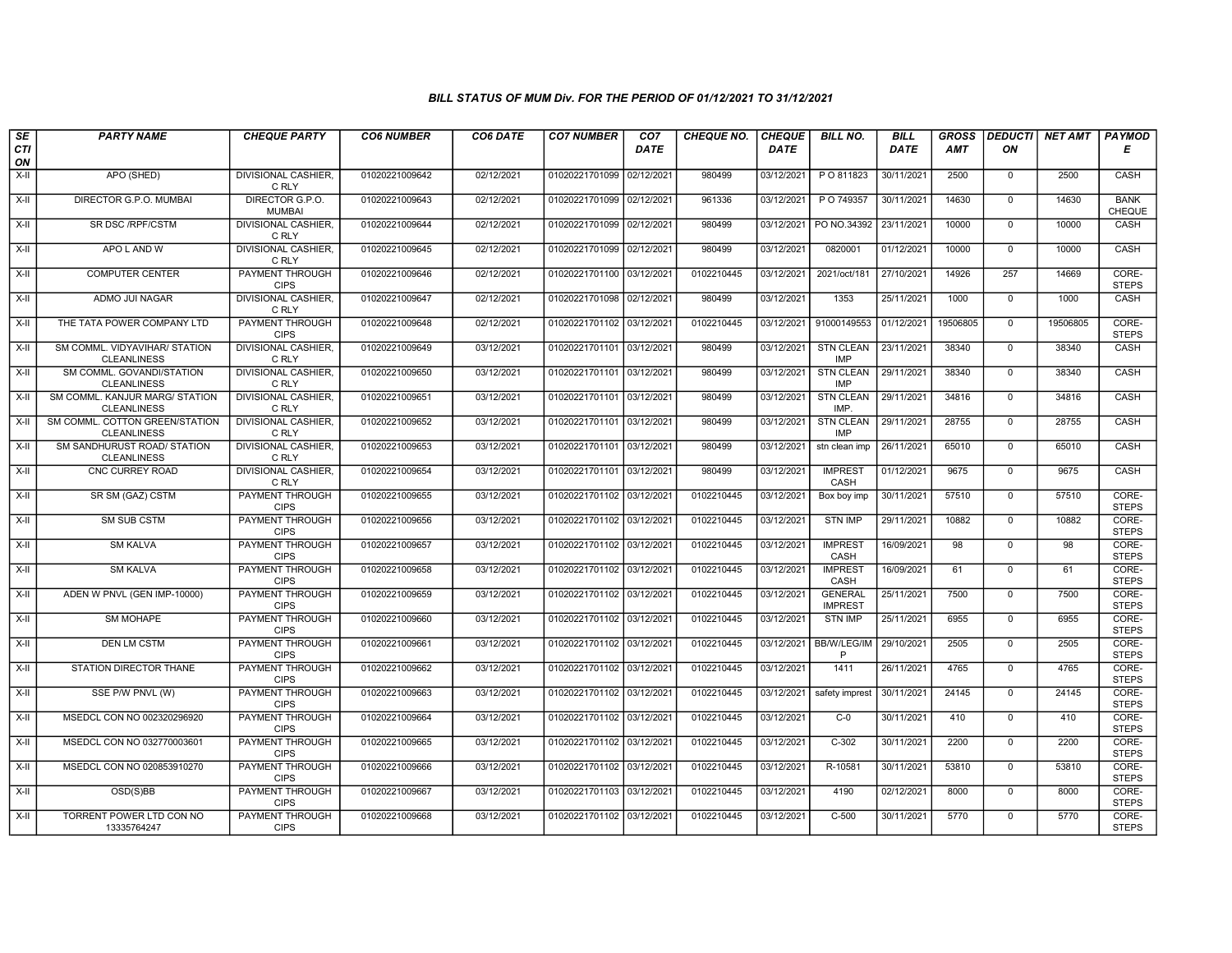### BILL STATUS OF MUM Div. FOR THE PERIOD OF 01/12/2021 TO 31/12/2021

| SECTION | PARTY NAME | CHEQUE PARTY | CO6 NUMBER | CO6 DATE | CO7 NUMBER | CO7 DATE | CHEQUE NO. | CHEQUE DATE | BILL NO. | BILL DATE | GROSS AMT | DEDUCTION | NET AMT | PAYMODE |
|---|---|---|---|---|---|---|---|---|---|---|---|---|---|---|
| X-II | APO (SHED) | DIVISIONAL CASHIER, C RLY | 01020221009642 | 02/12/2021 | 01020221701099 | 02/12/2021 | 980499 | 03/12/2021 | P O 811823 | 30/11/2021 | 2500 | 0 | 2500 | CASH |
| X-II | DIRECTOR G.P.O. MUMBAI | DIRECTOR G.P.O. MUMBAI | 01020221009643 | 02/12/2021 | 01020221701099 | 02/12/2021 | 961336 | 03/12/2021 | P O 749357 | 30/11/2021 | 14630 | 0 | 14630 | BANK CHEQUE |
| X-II | SR DSC /RPF/CSTM | DIVISIONAL CASHIER, C RLY | 01020221009644 | 02/12/2021 | 01020221701099 | 02/12/2021 | 980499 | 03/12/2021 | PO NO.34392 | 23/11/2021 | 10000 | 0 | 10000 | CASH |
| X-II | APO L AND W | DIVISIONAL CASHIER, C RLY | 01020221009645 | 02/12/2021 | 01020221701099 | 02/12/2021 | 980499 | 03/12/2021 | 0820001 | 01/12/2021 | 10000 | 0 | 10000 | CASH |
| X-II | COMPUTER CENTER | PAYMENT THROUGH CIPS | 01020221009646 | 02/12/2021 | 01020221701100 | 03/12/2021 | 0102210445 | 03/12/2021 | 2021/oct/181 | 27/10/2021 | 14926 | 257 | 14669 | CORE-STEPS |
| X-II | ADMO JUI NAGAR | DIVISIONAL CASHIER, C RLY | 01020221009647 | 02/12/2021 | 01020221701098 | 02/12/2021 | 980499 | 03/12/2021 | 1353 | 25/11/2021 | 1000 | 0 | 1000 | CASH |
| X-II | THE TATA POWER COMPANY LTD | PAYMENT THROUGH CIPS | 01020221009648 | 02/12/2021 | 01020221701102 | 03/12/2021 | 0102210445 | 03/12/2021 | 91000149553 | 01/12/2021 | 19506805 | 0 | 19506805 | CORE-STEPS |
| X-II | SM COMML. VIDYAVIHAR/ STATION CLEANLINESS | DIVISIONAL CASHIER, C RLY | 01020221009649 | 03/12/2021 | 01020221701101 | 03/12/2021 | 980499 | 03/12/2021 | STN CLEAN IMP | 23/11/2021 | 38340 | 0 | 38340 | CASH |
| X-II | SM COMML. GOVANDI/STATION CLEANLINESS | DIVISIONAL CASHIER, C RLY | 01020221009650 | 03/12/2021 | 01020221701101 | 03/12/2021 | 980499 | 03/12/2021 | STN CLEAN IMP | 29/11/2021 | 38340 | 0 | 38340 | CASH |
| X-II | SM COMML. KANJUR MARG/ STATION CLEANLINESS | DIVISIONAL CASHIER, C RLY | 01020221009651 | 03/12/2021 | 01020221701101 | 03/12/2021 | 980499 | 03/12/2021 | STN CLEAN IMP. | 29/11/2021 | 34816 | 0 | 34816 | CASH |
| X-II | SM COMML. COTTON GREEN/STATION CLEANLINESS | DIVISIONAL CASHIER, C RLY | 01020221009652 | 03/12/2021 | 01020221701101 | 03/12/2021 | 980499 | 03/12/2021 | STN CLEAN IMP | 29/11/2021 | 28755 | 0 | 28755 | CASH |
| X-II | SM SANDHURUST ROAD/ STATION CLEANLINESS | DIVISIONAL CASHIER, C RLY | 01020221009653 | 03/12/2021 | 01020221701101 | 03/12/2021 | 980499 | 03/12/2021 | stn clean imp | 26/11/2021 | 65010 | 0 | 65010 | CASH |
| X-II | CNC CURREY ROAD | DIVISIONAL CASHIER, C RLY | 01020221009654 | 03/12/2021 | 01020221701101 | 03/12/2021 | 980499 | 03/12/2021 | IMPREST CASH | 01/12/2021 | 9675 | 0 | 9675 | CASH |
| X-II | SR SM (GAZ) CSTM | PAYMENT THROUGH CIPS | 01020221009655 | 03/12/2021 | 01020221701102 | 03/12/2021 | 0102210445 | 03/12/2021 | Box boy imp | 30/11/2021 | 57510 | 0 | 57510 | CORE-STEPS |
| X-II | SM SUB CSTM | PAYMENT THROUGH CIPS | 01020221009656 | 03/12/2021 | 01020221701102 | 03/12/2021 | 0102210445 | 03/12/2021 | STN IMP | 29/11/2021 | 10882 | 0 | 10882 | CORE-STEPS |
| X-II | SM KALVA | PAYMENT THROUGH CIPS | 01020221009657 | 03/12/2021 | 01020221701102 | 03/12/2021 | 0102210445 | 03/12/2021 | IMPREST CASH | 16/09/2021 | 98 | 0 | 98 | CORE-STEPS |
| X-II | SM KALVA | PAYMENT THROUGH CIPS | 01020221009658 | 03/12/2021 | 01020221701102 | 03/12/2021 | 0102210445 | 03/12/2021 | IMPREST CASH | 16/09/2021 | 61 | 0 | 61 | CORE-STEPS |
| X-II | ADEN W PNVL (GEN IMP-10000) | PAYMENT THROUGH CIPS | 01020221009659 | 03/12/2021 | 01020221701102 | 03/12/2021 | 0102210445 | 03/12/2021 | GENERAL IMPREST | 25/11/2021 | 7500 | 0 | 7500 | CORE-STEPS |
| X-II | SM MOHAPE | PAYMENT THROUGH CIPS | 01020221009660 | 03/12/2021 | 01020221701102 | 03/12/2021 | 0102210445 | 03/12/2021 | STN IMP | 25/11/2021 | 6955 | 0 | 6955 | CORE-STEPS |
| X-II | DEN LM CSTM | PAYMENT THROUGH CIPS | 01020221009661 | 03/12/2021 | 01020221701102 | 03/12/2021 | 0102210445 | 03/12/2021 | BB/W/LEG/IMP | 29/10/2021 | 2505 | 0 | 2505 | CORE-STEPS |
| X-II | STATION DIRECTOR THANE | PAYMENT THROUGH CIPS | 01020221009662 | 03/12/2021 | 01020221701102 | 03/12/2021 | 0102210445 | 03/12/2021 | 1411 | 26/11/2021 | 4765 | 0 | 4765 | CORE-STEPS |
| X-II | SSE P/W PNVL (W) | PAYMENT THROUGH CIPS | 01020221009663 | 03/12/2021 | 01020221701102 | 03/12/2021 | 0102210445 | 03/12/2021 | safety imprest | 30/11/2021 | 24145 | 0 | 24145 | CORE-STEPS |
| X-II | MSEDCL CON NO 002320296920 | PAYMENT THROUGH CIPS | 01020221009664 | 03/12/2021 | 01020221701102 | 03/12/2021 | 0102210445 | 03/12/2021 | C-0 | 30/11/2021 | 410 | 0 | 410 | CORE-STEPS |
| X-II | MSEDCL CON NO 032770003601 | PAYMENT THROUGH CIPS | 01020221009665 | 03/12/2021 | 01020221701102 | 03/12/2021 | 0102210445 | 03/12/2021 | C-302 | 30/11/2021 | 2200 | 0 | 2200 | CORE-STEPS |
| X-II | MSEDCL CON NO 020853910270 | PAYMENT THROUGH CIPS | 01020221009666 | 03/12/2021 | 01020221701102 | 03/12/2021 | 0102210445 | 03/12/2021 | R-10581 | 30/11/2021 | 53810 | 0 | 53810 | CORE-STEPS |
| X-II | OSD(S)BB | PAYMENT THROUGH CIPS | 01020221009667 | 03/12/2021 | 01020221701103 | 03/12/2021 | 0102210445 | 03/12/2021 | 4190 | 02/12/2021 | 8000 | 0 | 8000 | CORE-STEPS |
| X-II | TORRENT POWER LTD CON NO 13335764247 | PAYMENT THROUGH CIPS | 01020221009668 | 03/12/2021 | 01020221701102 | 03/12/2021 | 0102210445 | 03/12/2021 | C-500 | 30/11/2021 | 5770 | 0 | 5770 | CORE-STEPS |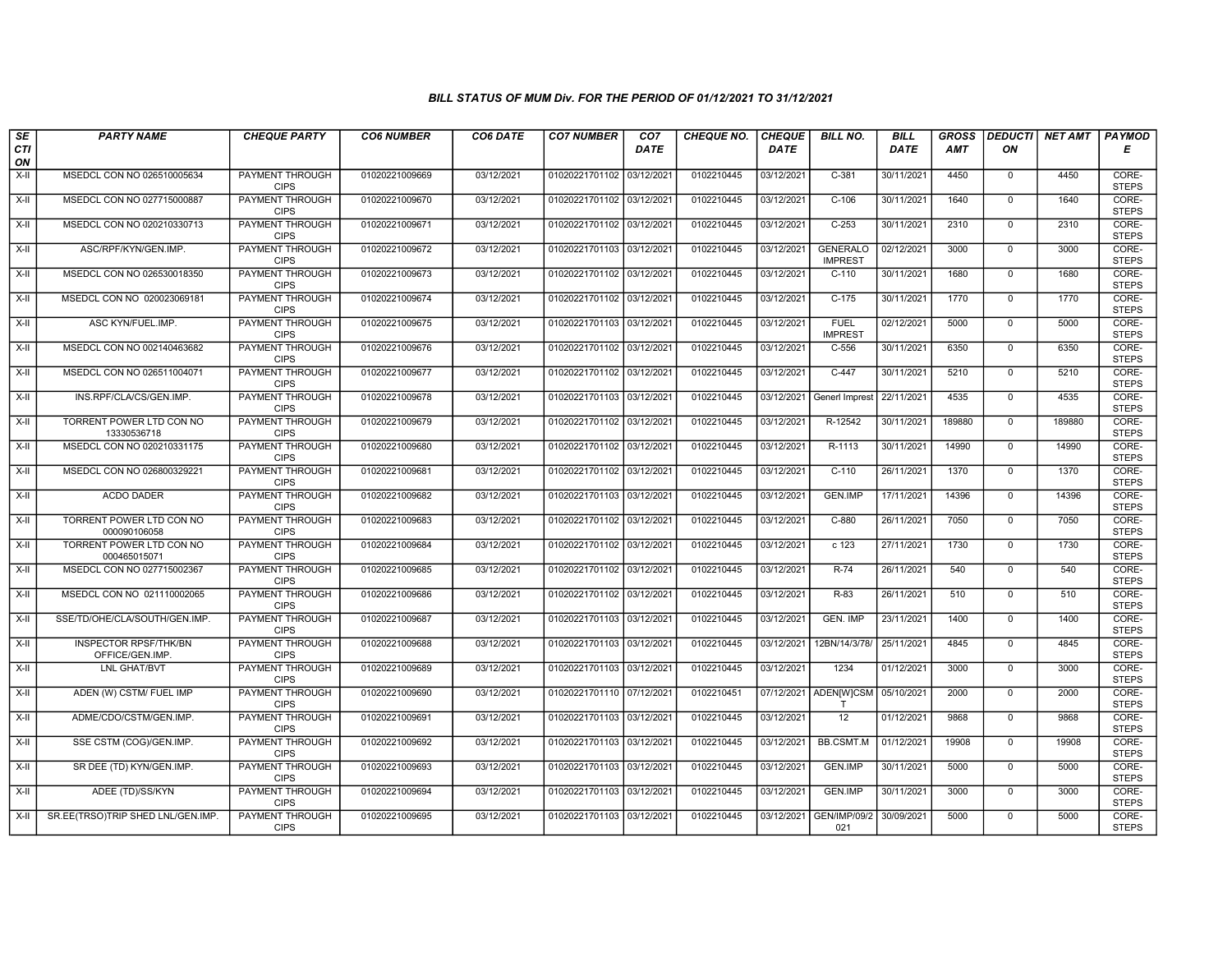## BILL STATUS OF MUM Div. FOR THE PERIOD OF 01/12/2021 TO 31/12/2021

| SECTION | PARTY NAME | CHEQUE PARTY | CO6 NUMBER | CO6 DATE | CO7 NUMBER | CO7 DATE | CHEQUE NO. | CHEQUE DATE | BILL NO. | BILL DATE | GROSS AMT | DEDUCTION | NET AMT | PAYMODE |
|---|---|---|---|---|---|---|---|---|---|---|---|---|---|---|
| X-II | MSEDCL CON NO 026510005634 | PAYMENT THROUGH CIPS | 01020221009669 | 03/12/2021 | 01020221701102 | 03/12/2021 | 0102210445 | 03/12/2021 | C-381 | 30/11/2021 | 4450 | 0 | 4450 | CORE-STEPS |
| X-II | MSEDCL CON NO 027715000887 | PAYMENT THROUGH CIPS | 01020221009670 | 03/12/2021 | 01020221701102 | 03/12/2021 | 0102210445 | 03/12/2021 | C-106 | 30/11/2021 | 1640 | 0 | 1640 | CORE-STEPS |
| X-II | MSEDCL CON NO 020210330713 | PAYMENT THROUGH CIPS | 01020221009671 | 03/12/2021 | 01020221701102 | 03/12/2021 | 0102210445 | 03/12/2021 | C-253 | 30/11/2021 | 2310 | 0 | 2310 | CORE-STEPS |
| X-II | ASC/RPF/KYN/GEN.IMP. | PAYMENT THROUGH CIPS | 01020221009672 | 03/12/2021 | 01020221701103 | 03/12/2021 | 0102210445 | 03/12/2021 | GENERALO IMPREST | 02/12/2021 | 3000 | 0 | 3000 | CORE-STEPS |
| X-II | MSEDCL CON NO 026530018350 | PAYMENT THROUGH CIPS | 01020221009673 | 03/12/2021 | 01020221701102 | 03/12/2021 | 0102210445 | 03/12/2021 | C-110 | 30/11/2021 | 1680 | 0 | 1680 | CORE-STEPS |
| X-II | MSEDCL CON NO 020023069181 | PAYMENT THROUGH CIPS | 01020221009674 | 03/12/2021 | 01020221701102 | 03/12/2021 | 0102210445 | 03/12/2021 | C-175 | 30/11/2021 | 1770 | 0 | 1770 | CORE-STEPS |
| X-II | ASC KYN/FUEL.IMP. | PAYMENT THROUGH CIPS | 01020221009675 | 03/12/2021 | 01020221701103 | 03/12/2021 | 0102210445 | 03/12/2021 | FUEL IMPREST | 02/12/2021 | 5000 | 0 | 5000 | CORE-STEPS |
| X-II | MSEDCL CON NO 002140463682 | PAYMENT THROUGH CIPS | 01020221009676 | 03/12/2021 | 01020221701102 | 03/12/2021 | 0102210445 | 03/12/2021 | C-556 | 30/11/2021 | 6350 | 0 | 6350 | CORE-STEPS |
| X-II | MSEDCL CON NO 026511004071 | PAYMENT THROUGH CIPS | 01020221009677 | 03/12/2021 | 01020221701102 | 03/12/2021 | 0102210445 | 03/12/2021 | C-447 | 30/11/2021 | 5210 | 0 | 5210 | CORE-STEPS |
| X-II | INS.RPF/CLA/CS/GEN.IMP. | PAYMENT THROUGH CIPS | 01020221009678 | 03/12/2021 | 01020221701103 | 03/12/2021 | 0102210445 | 03/12/2021 | Generl Imprest | 22/11/2021 | 4535 | 0 | 4535 | CORE-STEPS |
| X-II | TORRENT POWER LTD CON NO 13330536718 | PAYMENT THROUGH CIPS | 01020221009679 | 03/12/2021 | 01020221701102 | 03/12/2021 | 0102210445 | 03/12/2021 | R-12542 | 30/11/2021 | 189880 | 0 | 189880 | CORE-STEPS |
| X-II | MSEDCL CON NO 020210331175 | PAYMENT THROUGH CIPS | 01020221009680 | 03/12/2021 | 01020221701102 | 03/12/2021 | 0102210445 | 03/12/2021 | R-1113 | 30/11/2021 | 14990 | 0 | 14990 | CORE-STEPS |
| X-II | MSEDCL CON NO 026800329221 | PAYMENT THROUGH CIPS | 01020221009681 | 03/12/2021 | 01020221701102 | 03/12/2021 | 0102210445 | 03/12/2021 | C-110 | 26/11/2021 | 1370 | 0 | 1370 | CORE-STEPS |
| X-II | ACDO DADER | PAYMENT THROUGH CIPS | 01020221009682 | 03/12/2021 | 01020221701103 | 03/12/2021 | 0102210445 | 03/12/2021 | GEN.IMP | 17/11/2021 | 14396 | 0 | 14396 | CORE-STEPS |
| X-II | TORRENT POWER LTD CON NO 000090106058 | PAYMENT THROUGH CIPS | 01020221009683 | 03/12/2021 | 01020221701102 | 03/12/2021 | 0102210445 | 03/12/2021 | C-880 | 26/11/2021 | 7050 | 0 | 7050 | CORE-STEPS |
| X-II | TORRENT POWER LTD CON NO 000465015071 | PAYMENT THROUGH CIPS | 01020221009684 | 03/12/2021 | 01020221701102 | 03/12/2021 | 0102210445 | 03/12/2021 | c 123 | 27/11/2021 | 1730 | 0 | 1730 | CORE-STEPS |
| X-II | MSEDCL CON NO 027715002367 | PAYMENT THROUGH CIPS | 01020221009685 | 03/12/2021 | 01020221701102 | 03/12/2021 | 0102210445 | 03/12/2021 | R-74 | 26/11/2021 | 540 | 0 | 540 | CORE-STEPS |
| X-II | MSEDCL CON NO 021110002065 | PAYMENT THROUGH CIPS | 01020221009686 | 03/12/2021 | 01020221701102 | 03/12/2021 | 0102210445 | 03/12/2021 | R-83 | 26/11/2021 | 510 | 0 | 510 | CORE-STEPS |
| X-II | SSE/TD/OHE/CLA/SOUTH/GEN.IMP. | PAYMENT THROUGH CIPS | 01020221009687 | 03/12/2021 | 01020221701103 | 03/12/2021 | 0102210445 | 03/12/2021 | GEN. IMP | 23/11/2021 | 1400 | 0 | 1400 | CORE-STEPS |
| X-II | INSPECTOR RPSF/THK/BN OFFICE/GEN.IMP. | PAYMENT THROUGH CIPS | 01020221009688 | 03/12/2021 | 01020221701103 | 03/12/2021 | 0102210445 | 03/12/2021 | 12BN/14/3/78/ | 25/11/2021 | 4845 | 0 | 4845 | CORE-STEPS |
| X-II | LNL GHAT/BVT | PAYMENT THROUGH CIPS | 01020221009689 | 03/12/2021 | 01020221701103 | 03/12/2021 | 0102210445 | 03/12/2021 | 1234 | 01/12/2021 | 3000 | 0 | 3000 | CORE-STEPS |
| X-II | ADEN (W) CSTM/ FUEL IMP | PAYMENT THROUGH CIPS | 01020221009690 | 03/12/2021 | 01020221701110 | 07/12/2021 | 0102210451 | 07/12/2021 | ADEN[W]CSMT | 05/10/2021 | 2000 | 0 | 2000 | CORE-STEPS |
| X-II | ADME/CDO/CSTM/GEN.IMP. | PAYMENT THROUGH CIPS | 01020221009691 | 03/12/2021 | 01020221701103 | 03/12/2021 | 0102210445 | 03/12/2021 | 12 | 01/12/2021 | 9868 | 0 | 9868 | CORE-STEPS |
| X-II | SSE CSTM (COG)/GEN.IMP. | PAYMENT THROUGH CIPS | 01020221009692 | 03/12/2021 | 01020221701103 | 03/12/2021 | 0102210445 | 03/12/2021 | BB.CSMT.M | 01/12/2021 | 19908 | 0 | 19908 | CORE-STEPS |
| X-II | SR DEE (TD) KYN/GEN.IMP. | PAYMENT THROUGH CIPS | 01020221009693 | 03/12/2021 | 01020221701103 | 03/12/2021 | 0102210445 | 03/12/2021 | GEN.IMP | 30/11/2021 | 5000 | 0 | 5000 | CORE-STEPS |
| X-II | ADEE (TD)/SS/KYN | PAYMENT THROUGH CIPS | 01020221009694 | 03/12/2021 | 01020221701103 | 03/12/2021 | 0102210445 | 03/12/2021 | GEN.IMP | 30/11/2021 | 3000 | 0 | 3000 | CORE-STEPS |
| X-II | SR.EE(TRSO)TRIP SHED LNL/GEN.IMP. | PAYMENT THROUGH CIPS | 01020221009695 | 03/12/2021 | 01020221701103 | 03/12/2021 | 0102210445 | 03/12/2021 | GEN/IMP/09/2021 | 30/09/2021 | 5000 | 0 | 5000 | CORE-STEPS |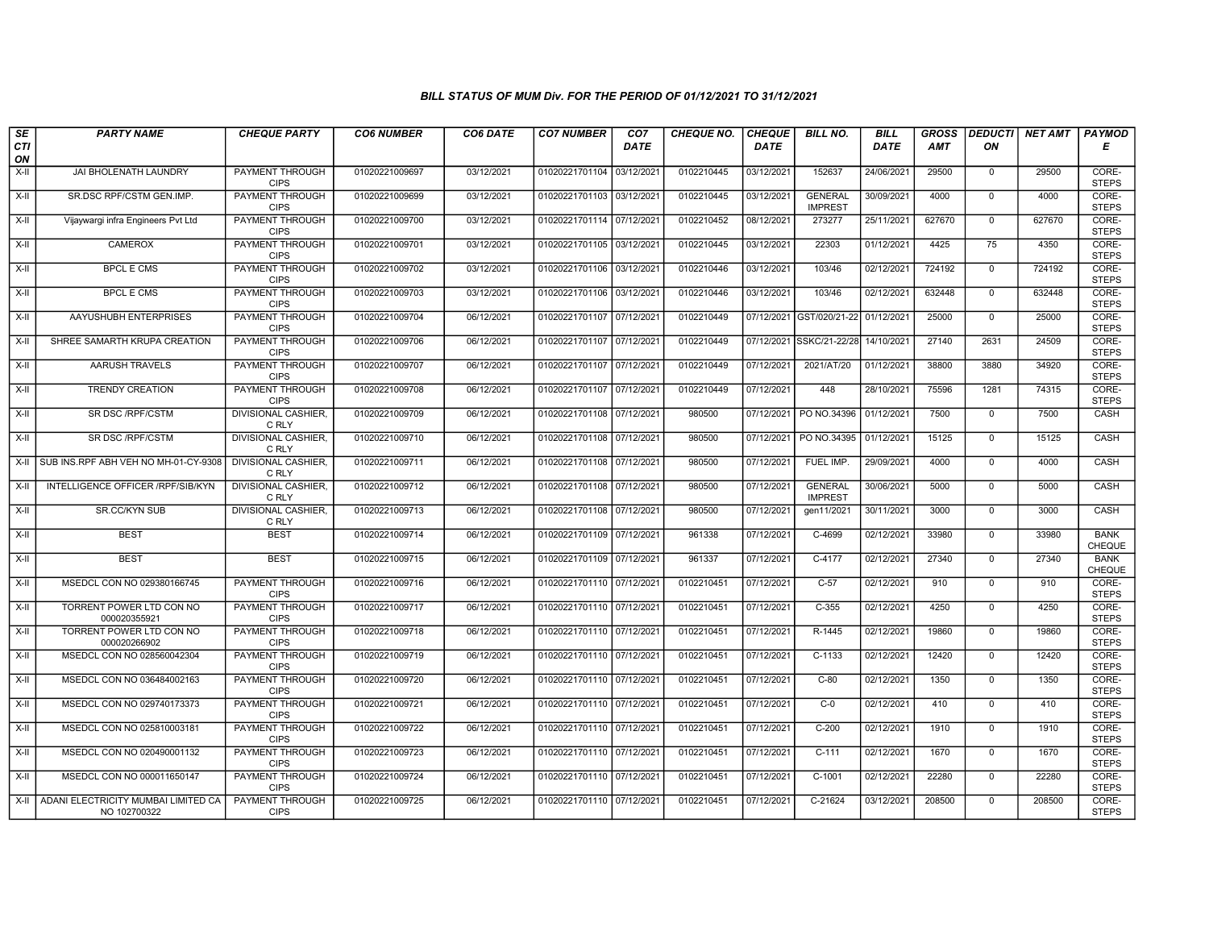### BILL STATUS OF MUM Div. FOR THE PERIOD OF 01/12/2021 TO 31/12/2021

| SECTION | PARTY NAME | CHEQUE PARTY | CO6 NUMBER | CO6 DATE | CO7 NUMBER | CO7 DATE | CHEQUE NO. | CHEQUE DATE | BILL NO. | BILL DATE | GROSS AMT | DEDUCTION | NET AMT | PAYMODE |
|---|---|---|---|---|---|---|---|---|---|---|---|---|---|---|
| X-II | JAI BHOLENATH LAUNDRY | PAYMENT THROUGH CIPS | 01020221009697 | 03/12/2021 | 01020221701104 | 03/12/2021 | 0102210445 | 03/12/2021 | 152637 | 24/06/2021 | 29500 | 0 | 29500 | CORE-STEPS |
| X-II | SR.DSC RPF/CSTM GEN.IMP. | PAYMENT THROUGH CIPS | 01020221009699 | 03/12/2021 | 01020221701103 | 03/12/2021 | 0102210445 | 03/12/2021 | GENERAL IMPREST | 30/09/2021 | 4000 | 0 | 4000 | CORE-STEPS |
| X-II | Vijaywargi infra Engineers Pvt Ltd | PAYMENT THROUGH CIPS | 01020221009700 | 03/12/2021 | 01020221701114 | 07/12/2021 | 0102210452 | 08/12/2021 | 273277 | 25/11/2021 | 627670 | 0 | 627670 | CORE-STEPS |
| X-II | CAMEROX | PAYMENT THROUGH CIPS | 01020221009701 | 03/12/2021 | 01020221701105 | 03/12/2021 | 0102210445 | 03/12/2021 | 22303 | 01/12/2021 | 4425 | 75 | 4350 | CORE-STEPS |
| X-II | BPCL E CMS | PAYMENT THROUGH CIPS | 01020221009702 | 03/12/2021 | 01020221701106 | 03/12/2021 | 0102210446 | 03/12/2021 | 103/46 | 02/12/2021 | 724192 | 0 | 724192 | CORE-STEPS |
| X-II | BPCL E CMS | PAYMENT THROUGH CIPS | 01020221009703 | 03/12/2021 | 01020221701106 | 03/12/2021 | 0102210446 | 03/12/2021 | 103/46 | 02/12/2021 | 632448 | 0 | 632448 | CORE-STEPS |
| X-II | AAYUSHUBH ENTERPRISES | PAYMENT THROUGH CIPS | 01020221009704 | 06/12/2021 | 01020221701107 | 07/12/2021 | 0102210449 | 07/12/2021 | GST/020/21-22 | 01/12/2021 | 25000 | 0 | 25000 | CORE-STEPS |
| X-II | SHREE SAMARTH KRUPA CREATION | PAYMENT THROUGH CIPS | 01020221009706 | 06/12/2021 | 01020221701107 | 07/12/2021 | 0102210449 | 07/12/2021 | SSKC/21-22/28 | 14/10/2021 | 27140 | 2631 | 24509 | CORE-STEPS |
| X-II | AARUSH TRAVELS | PAYMENT THROUGH CIPS | 01020221009707 | 06/12/2021 | 01020221701107 | 07/12/2021 | 0102210449 | 07/12/2021 | 2021/AT/20 | 01/12/2021 | 38800 | 3880 | 34920 | CORE-STEPS |
| X-II | TRENDY CREATION | PAYMENT THROUGH CIPS | 01020221009708 | 06/12/2021 | 01020221701107 | 07/12/2021 | 0102210449 | 07/12/2021 | 448 | 28/10/2021 | 75596 | 1281 | 74315 | CORE-STEPS |
| X-II | SR DSC /RPF/CSTM | DIVISIONAL CASHIER, C RLY | 01020221009709 | 06/12/2021 | 01020221701108 | 07/12/2021 | 980500 | 07/12/2021 | PO NO.34396 | 01/12/2021 | 7500 | 0 | 7500 | CASH |
| X-II | SR DSC /RPF/CSTM | DIVISIONAL CASHIER, C RLY | 01020221009710 | 06/12/2021 | 01020221701108 | 07/12/2021 | 980500 | 07/12/2021 | PO NO.34395 | 01/12/2021 | 15125 | 0 | 15125 | CASH |
| X-II | SUB INS.RPF ABH VEH NO MH-01-CY-9308 | DIVISIONAL CASHIER, C RLY | 01020221009711 | 06/12/2021 | 01020221701108 | 07/12/2021 | 980500 | 07/12/2021 | FUEL IMP. | 29/09/2021 | 4000 | 0 | 4000 | CASH |
| X-II | INTELLIGENCE OFFICER /RPF/SIB/KYN | DIVISIONAL CASHIER, C RLY | 01020221009712 | 06/12/2021 | 01020221701108 | 07/12/2021 | 980500 | 07/12/2021 | GENERAL IMPREST | 30/06/2021 | 5000 | 0 | 5000 | CASH |
| X-II | SR.CC/KYN SUB | DIVISIONAL CASHIER, C RLY | 01020221009713 | 06/12/2021 | 01020221701108 | 07/12/2021 | 980500 | 07/12/2021 | gen11/2021 | 30/11/2021 | 3000 | 0 | 3000 | CASH |
| X-II | BEST | BEST | 01020221009714 | 06/12/2021 | 01020221701109 | 07/12/2021 | 961338 | 07/12/2021 | C-4699 | 02/12/2021 | 33980 | 0 | 33980 | BANK CHEQUE |
| X-II | BEST | BEST | 01020221009715 | 06/12/2021 | 01020221701109 | 07/12/2021 | 961337 | 07/12/2021 | C-4177 | 02/12/2021 | 27340 | 0 | 27340 | BANK CHEQUE |
| X-II | MSEDCL CON NO 029380166745 | PAYMENT THROUGH CIPS | 01020221009716 | 06/12/2021 | 01020221701110 | 07/12/2021 | 0102210451 | 07/12/2021 | C-57 | 02/12/2021 | 910 | 0 | 910 | CORE-STEPS |
| X-II | TORRENT POWER LTD CON NO 000020355921 | PAYMENT THROUGH CIPS | 01020221009717 | 06/12/2021 | 01020221701110 | 07/12/2021 | 0102210451 | 07/12/2021 | C-355 | 02/12/2021 | 4250 | 0 | 4250 | CORE-STEPS |
| X-II | TORRENT POWER LTD CON NO 000020266902 | PAYMENT THROUGH CIPS | 01020221009718 | 06/12/2021 | 01020221701110 | 07/12/2021 | 0102210451 | 07/12/2021 | R-1445 | 02/12/2021 | 19860 | 0 | 19860 | CORE-STEPS |
| X-II | MSEDCL CON NO 028560042304 | PAYMENT THROUGH CIPS | 01020221009719 | 06/12/2021 | 01020221701110 | 07/12/2021 | 0102210451 | 07/12/2021 | C-1133 | 02/12/2021 | 12420 | 0 | 12420 | CORE-STEPS |
| X-II | MSEDCL CON NO 036484002163 | PAYMENT THROUGH CIPS | 01020221009720 | 06/12/2021 | 01020221701110 | 07/12/2021 | 0102210451 | 07/12/2021 | C-80 | 02/12/2021 | 1350 | 0 | 1350 | CORE-STEPS |
| X-II | MSEDCL CON NO 029740173373 | PAYMENT THROUGH CIPS | 01020221009721 | 06/12/2021 | 01020221701110 | 07/12/2021 | 0102210451 | 07/12/2021 | C-0 | 02/12/2021 | 410 | 0 | 410 | CORE-STEPS |
| X-II | MSEDCL CON NO 025810003181 | PAYMENT THROUGH CIPS | 01020221009722 | 06/12/2021 | 01020221701110 | 07/12/2021 | 0102210451 | 07/12/2021 | C-200 | 02/12/2021 | 1910 | 0 | 1910 | CORE-STEPS |
| X-II | MSEDCL CON NO 020490001132 | PAYMENT THROUGH CIPS | 01020221009723 | 06/12/2021 | 01020221701110 | 07/12/2021 | 0102210451 | 07/12/2021 | C-111 | 02/12/2021 | 1670 | 0 | 1670 | CORE-STEPS |
| X-II | MSEDCL CON NO 000011650147 | PAYMENT THROUGH CIPS | 01020221009724 | 06/12/2021 | 01020221701110 | 07/12/2021 | 0102210451 | 07/12/2021 | C-1001 | 02/12/2021 | 22280 | 0 | 22280 | CORE-STEPS |
| X-II | ADANI ELECTRICITY MUMBAI LIMITED CA NO 102700322 | PAYMENT THROUGH CIPS | 01020221009725 | 06/12/2021 | 01020221701110 | 07/12/2021 | 0102210451 | 07/12/2021 | C-21624 | 03/12/2021 | 208500 | 0 | 208500 | CORE-STEPS |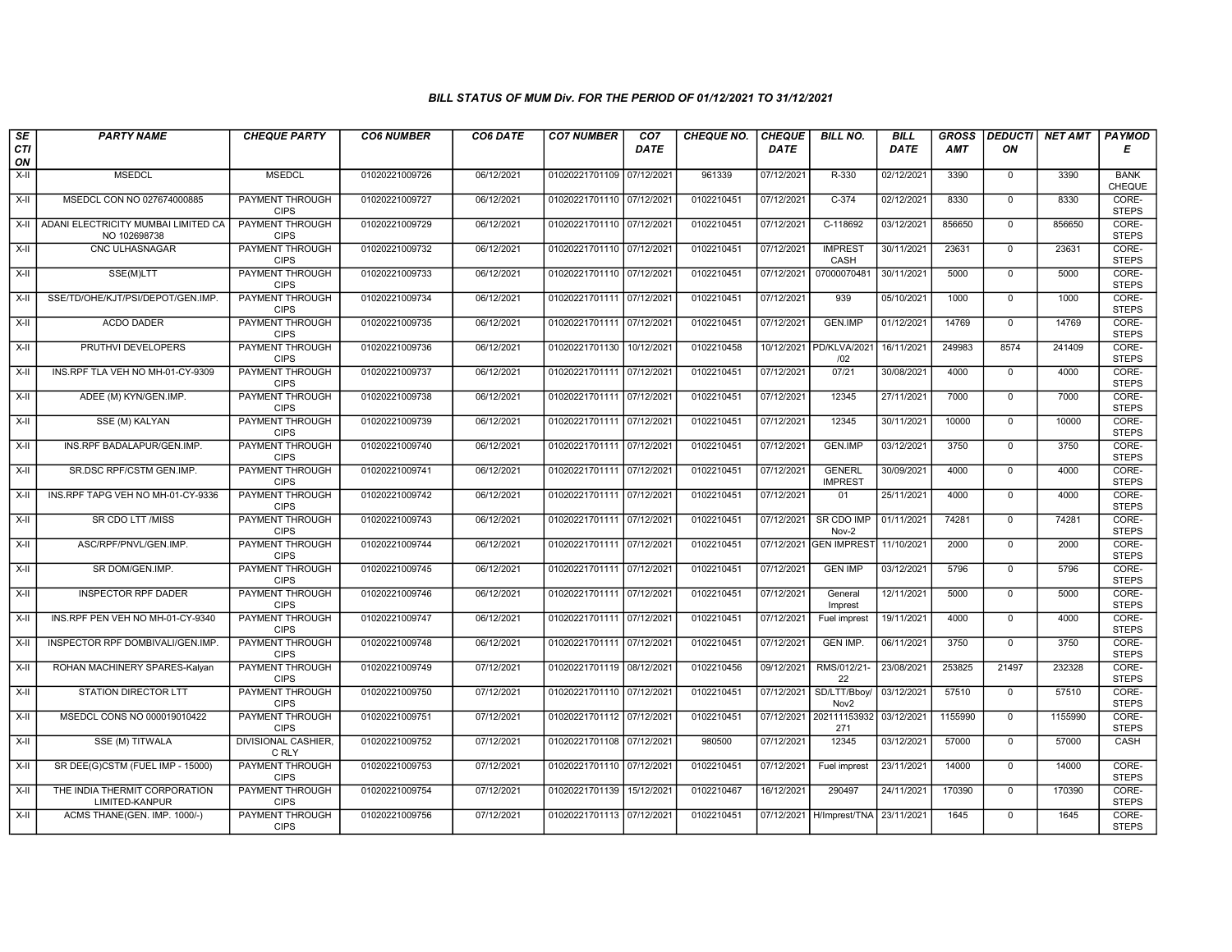### BILL STATUS OF MUM Div. FOR THE PERIOD OF 01/12/2021 TO 31/12/2021

| SECTION | PARTY NAME | CHEQUE PARTY | CO6 NUMBER | CO6 DATE | CO7 NUMBER | CO7 DATE | CHEQUE NO. | CHEQUE DATE | BILL NO. | BILL DATE | GROSS AMT | DEDUCTION | NET AMT | PAYMODE |
|---|---|---|---|---|---|---|---|---|---|---|---|---|---|---|
| X-II | MSEDCL | MSEDCL | 01020221009726 | 06/12/2021 | 01020221701109 | 07/12/2021 | 961339 | 07/12/2021 | R-330 | 02/12/2021 | 3390 | 0 | 3390 | BANK CHEQUE |
| X-II | MSEDCL CON NO 027674000885 | PAYMENT THROUGH CIPS | 01020221009727 | 06/12/2021 | 01020221701110 | 07/12/2021 | 0102210451 | 07/12/2021 | C-374 | 02/12/2021 | 8330 | 0 | 8330 | CORE-STEPS |
| X-II | ADANI ELECTRICITY MUMBAI LIMITED CA NO 102698738 | PAYMENT THROUGH CIPS | 01020221009729 | 06/12/2021 | 01020221701110 | 07/12/2021 | 0102210451 | 07/12/2021 | C-118692 | 03/12/2021 | 856650 | 0 | 856650 | CORE-STEPS |
| X-II | CNC ULHASNAGAR | PAYMENT THROUGH CIPS | 01020221009732 | 06/12/2021 | 01020221701110 | 07/12/2021 | 0102210451 | 07/12/2021 | IMPREST CASH | 30/11/2021 | 23631 | 0 | 23631 | CORE-STEPS |
| X-II | SSE(M)LTT | PAYMENT THROUGH CIPS | 01020221009733 | 06/12/2021 | 01020221701110 | 07/12/2021 | 0102210451 | 07/12/2021 | 07000070481 | 30/11/2021 | 5000 | 0 | 5000 | CORE-STEPS |
| X-II | SSE/TD/OHE/KJT/PSI/DEPOT/GEN.IMP. | PAYMENT THROUGH CIPS | 01020221009734 | 06/12/2021 | 01020221701111 | 07/12/2021 | 0102210451 | 07/12/2021 | 939 | 05/10/2021 | 1000 | 0 | 1000 | CORE-STEPS |
| X-II | ACDO DADER | PAYMENT THROUGH CIPS | 01020221009735 | 06/12/2021 | 01020221701111 | 07/12/2021 | 0102210451 | 07/12/2021 | GEN.IMP | 01/12/2021 | 14769 | 0 | 14769 | CORE-STEPS |
| X-II | PRUTHVI DEVELOPERS | PAYMENT THROUGH CIPS | 01020221009736 | 06/12/2021 | 01020221701130 | 10/12/2021 | 0102210458 | 10/12/2021 | PD/KLVA/2021/02 | 16/11/2021 | 249983 | 8574 | 241409 | CORE-STEPS |
| X-II | INS.RPF TLA VEH NO MH-01-CY-9309 | PAYMENT THROUGH CIPS | 01020221009737 | 06/12/2021 | 01020221701111 | 07/12/2021 | 0102210451 | 07/12/2021 | 07/21 | 30/08/2021 | 4000 | 0 | 4000 | CORE-STEPS |
| X-II | ADEE (M) KYN/GEN.IMP. | PAYMENT THROUGH CIPS | 01020221009738 | 06/12/2021 | 01020221701111 | 07/12/2021 | 0102210451 | 07/12/2021 | 12345 | 27/11/2021 | 7000 | 0 | 7000 | CORE-STEPS |
| X-II | SSE (M) KALYAN | PAYMENT THROUGH CIPS | 01020221009739 | 06/12/2021 | 01020221701111 | 07/12/2021 | 0102210451 | 07/12/2021 | 12345 | 30/11/2021 | 10000 | 0 | 10000 | CORE-STEPS |
| X-II | INS.RPF BADALAPUR/GEN.IMP. | PAYMENT THROUGH CIPS | 01020221009740 | 06/12/2021 | 01020221701111 | 07/12/2021 | 0102210451 | 07/12/2021 | GEN.IMP | 03/12/2021 | 3750 | 0 | 3750 | CORE-STEPS |
| X-II | SR.DSC RPF/CSTM GEN.IMP. | PAYMENT THROUGH CIPS | 01020221009741 | 06/12/2021 | 01020221701111 | 07/12/2021 | 0102210451 | 07/12/2021 | GENERL IMPREST | 30/09/2021 | 4000 | 0 | 4000 | CORE-STEPS |
| X-II | INS.RPF TAPG VEH NO MH-01-CY-9336 | PAYMENT THROUGH CIPS | 01020221009742 | 06/12/2021 | 01020221701111 | 07/12/2021 | 0102210451 | 07/12/2021 | 01 | 25/11/2021 | 4000 | 0 | 4000 | CORE-STEPS |
| X-II | SR CDO LTT /MISS | PAYMENT THROUGH CIPS | 01020221009743 | 06/12/2021 | 01020221701111 | 07/12/2021 | 0102210451 | 07/12/2021 | SR CDO IMP Nov-2 | 01/11/2021 | 74281 | 0 | 74281 | CORE-STEPS |
| X-II | ASC/RPF/PNVL/GEN.IMP. | PAYMENT THROUGH CIPS | 01020221009744 | 06/12/2021 | 01020221701111 | 07/12/2021 | 0102210451 | 07/12/2021 | GEN IMPREST | 11/10/2021 | 2000 | 0 | 2000 | CORE-STEPS |
| X-II | SR DOM/GEN.IMP. | PAYMENT THROUGH CIPS | 01020221009745 | 06/12/2021 | 01020221701111 | 07/12/2021 | 0102210451 | 07/12/2021 | GEN IMP | 03/12/2021 | 5796 | 0 | 5796 | CORE-STEPS |
| X-II | INSPECTOR RPF DADER | PAYMENT THROUGH CIPS | 01020221009746 | 06/12/2021 | 01020221701111 | 07/12/2021 | 0102210451 | 07/12/2021 | General Imprest | 12/11/2021 | 5000 | 0 | 5000 | CORE-STEPS |
| X-II | INS.RPF PEN VEH NO MH-01-CY-9340 | PAYMENT THROUGH CIPS | 01020221009747 | 06/12/2021 | 01020221701111 | 07/12/2021 | 0102210451 | 07/12/2021 | Fuel imprest | 19/11/2021 | 4000 | 0 | 4000 | CORE-STEPS |
| X-II | INSPECTOR RPF DOMBIVALI/GEN.IMP. | PAYMENT THROUGH CIPS | 01020221009748 | 06/12/2021 | 01020221701111 | 07/12/2021 | 0102210451 | 07/12/2021 | GEN IMP. | 06/11/2021 | 3750 | 0 | 3750 | CORE-STEPS |
| X-II | ROHAN MACHINERY SPARES-Kalyan | PAYMENT THROUGH CIPS | 01020221009749 | 07/12/2021 | 01020221701119 | 08/12/2021 | 0102210456 | 09/12/2021 | RMS/012/21-22 | 23/08/2021 | 253825 | 21497 | 232328 | CORE-STEPS |
| X-II | STATION DIRECTOR LTT | PAYMENT THROUGH CIPS | 01020221009750 | 07/12/2021 | 01020221701110 | 07/12/2021 | 0102210451 | 07/12/2021 | SD/LTT/Bboy/Nov2 | 03/12/2021 | 57510 | 0 | 57510 | CORE-STEPS |
| X-II | MSEDCL CONS NO 000019010422 | PAYMENT THROUGH CIPS | 01020221009751 | 07/12/2021 | 01020221701112 | 07/12/2021 | 0102210451 | 07/12/2021 | 202111153932271 | 03/12/2021 | 1155990 | 0 | 1155990 | CORE-STEPS |
| X-II | SSE (M) TITWALA | DIVISIONAL CASHIER, C RLY | 01020221009752 | 07/12/2021 | 01020221701108 | 07/12/2021 | 980500 | 07/12/2021 | 12345 | 03/12/2021 | 57000 | 0 | 57000 | CASH |
| X-II | SR DEE(G)CSTM (FUEL IMP - 15000) | PAYMENT THROUGH CIPS | 01020221009753 | 07/12/2021 | 01020221701110 | 07/12/2021 | 0102210451 | 07/12/2021 | Fuel imprest | 23/11/2021 | 14000 | 0 | 14000 | CORE-STEPS |
| X-II | THE INDIA THERMIT CORPORATION LIMITED-KANPUR | PAYMENT THROUGH CIPS | 01020221009754 | 07/12/2021 | 01020221701139 | 15/12/2021 | 0102210467 | 16/12/2021 | 290497 | 24/11/2021 | 170390 | 0 | 170390 | CORE-STEPS |
| X-II | ACMS THANE(GEN. IMP. 1000/-) | PAYMENT THROUGH CIPS | 01020221009756 | 07/12/2021 | 01020221701113 | 07/12/2021 | 0102210451 | 07/12/2021 | H/Imprest/TNA | 23/11/2021 | 1645 | 0 | 1645 | CORE-STEPS |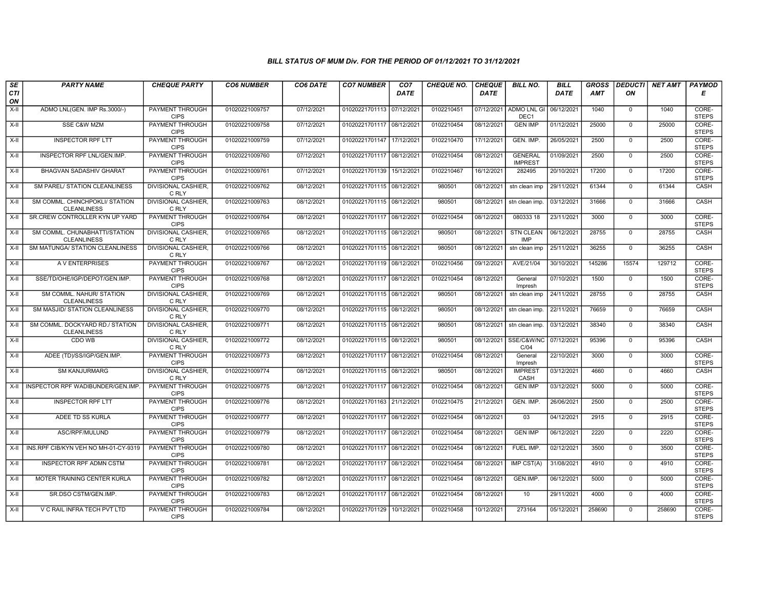### BILL STATUS OF MUM Div. FOR THE PERIOD OF 01/12/2021 TO 31/12/2021

| SECTION | PARTY NAME | CHEQUE PARTY | CO6 NUMBER | CO6 DATE | CO7 NUMBER | CO7 DATE | CHEQUE NO. | CHEQUE DATE | BILL NO. | BILL DATE | GROSS AMT | DEDUCTION | NET AMT | PAYMODE |
|---|---|---|---|---|---|---|---|---|---|---|---|---|---|---|
| X-II | ADMO LNL(GEN. IMP Rs.3000/-) | PAYMENT THROUGH CIPS | 01020221009757 | 07/12/2021 | 01020221701113 | 07/12/2021 | 0102210451 | 07/12/2021 | ADMO LNL GI DEC1 | 06/12/2021 | 1040 | 0 | 1040 | CORE-STEPS |
| X-II | SSE C&W MZM | PAYMENT THROUGH CIPS | 01020221009758 | 07/12/2021 | 01020221701117 | 08/12/2021 | 0102210454 | 08/12/2021 | GEN IMP | 01/12/2021 | 25000 | 0 | 25000 | CORE-STEPS |
| X-II | INSPECTOR RPF LTT | PAYMENT THROUGH CIPS | 01020221009759 | 07/12/2021 | 01020221701147 | 17/12/2021 | 0102210470 | 17/12/2021 | GEN. IMP. | 26/05/2021 | 2500 | 0 | 2500 | CORE-STEPS |
| X-II | INSPECTOR RPF LNL/GEN.IMP. | PAYMENT THROUGH CIPS | 01020221009760 | 07/12/2021 | 01020221701117 | 08/12/2021 | 0102210454 | 08/12/2021 | GENERAL IMPREST | 01/09/2021 | 2500 | 0 | 2500 | CORE-STEPS |
| X-II | BHAGVAN SADASHIV GHARAT | PAYMENT THROUGH CIPS | 01020221009761 | 07/12/2021 | 01020221701139 | 15/12/2021 | 0102210467 | 16/12/2021 | 282495 | 20/10/2021 | 17200 | 0 | 17200 | CORE-STEPS |
| X-II | SM PAREL/ STATION CLEANLINESS | DIVISIONAL CASHIER, C RLY | 01020221009762 | 08/12/2021 | 01020221701115 | 08/12/2021 | 980501 | 08/12/2021 | stn clean imp | 29/11/2021 | 61344 | 0 | 61344 | CASH |
| X-II | SM COMML. CHINCHPOKLI/ STATION CLEANLINESS | DIVISIONAL CASHIER, C RLY | 01020221009763 | 08/12/2021 | 01020221701115 | 08/12/2021 | 980501 | 08/12/2021 | stn clean imp. | 03/12/2021 | 31666 | 0 | 31666 | CASH |
| X-II | SR.CREW CONTROLLER KYN UP YARD | PAYMENT THROUGH CIPS | 01020221009764 | 08/12/2021 | 01020221701117 | 08/12/2021 | 0102210454 | 08/12/2021 | 080333 18 | 23/11/2021 | 3000 | 0 | 3000 | CORE-STEPS |
| X-II | SM COMML. CHUNABHATTI/STATION CLEANLINESS | DIVISIONAL CASHIER, C RLY | 01020221009765 | 08/12/2021 | 01020221701115 | 08/12/2021 | 980501 | 08/12/2021 | STN CLEAN IMP | 06/12/2021 | 28755 | 0 | 28755 | CASH |
| X-II | SM MATUNGA/ STATION CLEANLINESS | DIVISIONAL CASHIER, C RLY | 01020221009766 | 08/12/2021 | 01020221701115 | 08/12/2021 | 980501 | 08/12/2021 | stn clean imp | 25/11/2021 | 36255 | 0 | 36255 | CASH |
| X-II | A V ENTERPRISES | PAYMENT THROUGH CIPS | 01020221009767 | 08/12/2021 | 01020221701119 | 08/12/2021 | 0102210456 | 09/12/2021 | AVE/21/04 | 30/10/2021 | 145286 | 15574 | 129712 | CORE-STEPS |
| X-II | SSE/TD/OHE/IGP/DEPOT/GEN.IMP. | PAYMENT THROUGH CIPS | 01020221009768 | 08/12/2021 | 01020221701117 | 08/12/2021 | 0102210454 | 08/12/2021 | General Impresh | 07/10/2021 | 1500 | 0 | 1500 | CORE-STEPS |
| X-II | SM COMML. NAHUR/ STATION CLEANLINESS | DIVISIONAL CASHIER, C RLY | 01020221009769 | 08/12/2021 | 01020221701115 | 08/12/2021 | 980501 | 08/12/2021 | stn clean imp | 24/11/2021 | 28755 | 0 | 28755 | CASH |
| X-II | SM MASJID/ STATION CLEANLINESS | DIVISIONAL CASHIER, C RLY | 01020221009770 | 08/12/2021 | 01020221701115 | 08/12/2021 | 980501 | 08/12/2021 | stn clean imp. | 22/11/2021 | 76659 | 0 | 76659 | CASH |
| X-II | SM COMML. DOCKYARD RD./ STATION CLEANLINESS | DIVISIONAL CASHIER, C RLY | 01020221009771 | 08/12/2021 | 01020221701115 | 08/12/2021 | 980501 | 08/12/2021 | stn clean imp. | 03/12/2021 | 38340 | 0 | 38340 | CASH |
| X-II | CDO WB | DIVISIONAL CASHIER, C RLY | 01020221009772 | 08/12/2021 | 01020221701115 | 08/12/2021 | 980501 | 08/12/2021 | SSE/C&W/NC C/04 | 07/12/2021 | 95396 | 0 | 95396 | CASH |
| X-II | ADEE (TD)/SS/IGP/GEN.IMP. | PAYMENT THROUGH CIPS | 01020221009773 | 08/12/2021 | 01020221701117 | 08/12/2021 | 0102210454 | 08/12/2021 | General Impresh | 22/10/2021 | 3000 | 0 | 3000 | CORE-STEPS |
| X-II | SM KANJURMARG | DIVISIONAL CASHIER, C RLY | 01020221009774 | 08/12/2021 | 01020221701115 | 08/12/2021 | 980501 | 08/12/2021 | IMPREST CASH | 03/12/2021 | 4660 | 0 | 4660 | CASH |
| X-II | INSPECTOR RPF WADIBUNDER/GEN.IMP. | PAYMENT THROUGH CIPS | 01020221009775 | 08/12/2021 | 01020221701117 | 08/12/2021 | 0102210454 | 08/12/2021 | GEN IMP | 03/12/2021 | 5000 | 0 | 5000 | CORE-STEPS |
| X-II | INSPECTOR RPF LTT | PAYMENT THROUGH CIPS | 01020221009776 | 08/12/2021 | 01020221701163 | 21/12/2021 | 0102210475 | 21/12/2021 | GEN. IMP. | 26/06/2021 | 2500 | 0 | 2500 | CORE-STEPS |
| X-II | ADEE TD SS KURLA | PAYMENT THROUGH CIPS | 01020221009777 | 08/12/2021 | 01020221701117 | 08/12/2021 | 0102210454 | 08/12/2021 | 03 | 04/12/2021 | 2915 | 0 | 2915 | CORE-STEPS |
| X-II | ASC/RPF/MULUND | PAYMENT THROUGH CIPS | 01020221009779 | 08/12/2021 | 01020221701117 | 08/12/2021 | 0102210454 | 08/12/2021 | GEN IMP | 06/12/2021 | 2220 | 0 | 2220 | CORE-STEPS |
| X-II | INS.RPF CIB/KYN VEH NO MH-01-CY-9319 | PAYMENT THROUGH CIPS | 01020221009780 | 08/12/2021 | 01020221701117 | 08/12/2021 | 0102210454 | 08/12/2021 | FUEL IMP. | 02/12/2021 | 3500 | 0 | 3500 | CORE-STEPS |
| X-II | INSPECTOR RPF ADMN CSTM | PAYMENT THROUGH CIPS | 01020221009781 | 08/12/2021 | 01020221701117 | 08/12/2021 | 0102210454 | 08/12/2021 | IMP CST(A) | 31/08/2021 | 4910 | 0 | 4910 | CORE-STEPS |
| X-II | MOTER TRAINING CENTER KURLA | PAYMENT THROUGH CIPS | 01020221009782 | 08/12/2021 | 01020221701117 | 08/12/2021 | 0102210454 | 08/12/2021 | GEN.IMP. | 06/12/2021 | 5000 | 0 | 5000 | CORE-STEPS |
| X-II | SR.DSO CSTM/GEN.IMP. | PAYMENT THROUGH CIPS | 01020221009783 | 08/12/2021 | 01020221701117 | 08/12/2021 | 0102210454 | 08/12/2021 | 10 | 29/11/2021 | 4000 | 0 | 4000 | CORE-STEPS |
| X-II | V C RAIL INFRA TECH PVT LTD | PAYMENT THROUGH CIPS | 01020221009784 | 08/12/2021 | 01020221701129 | 10/12/2021 | 0102210458 | 10/12/2021 | 273164 | 05/12/2021 | 258690 | 0 | 258690 | CORE-STEPS |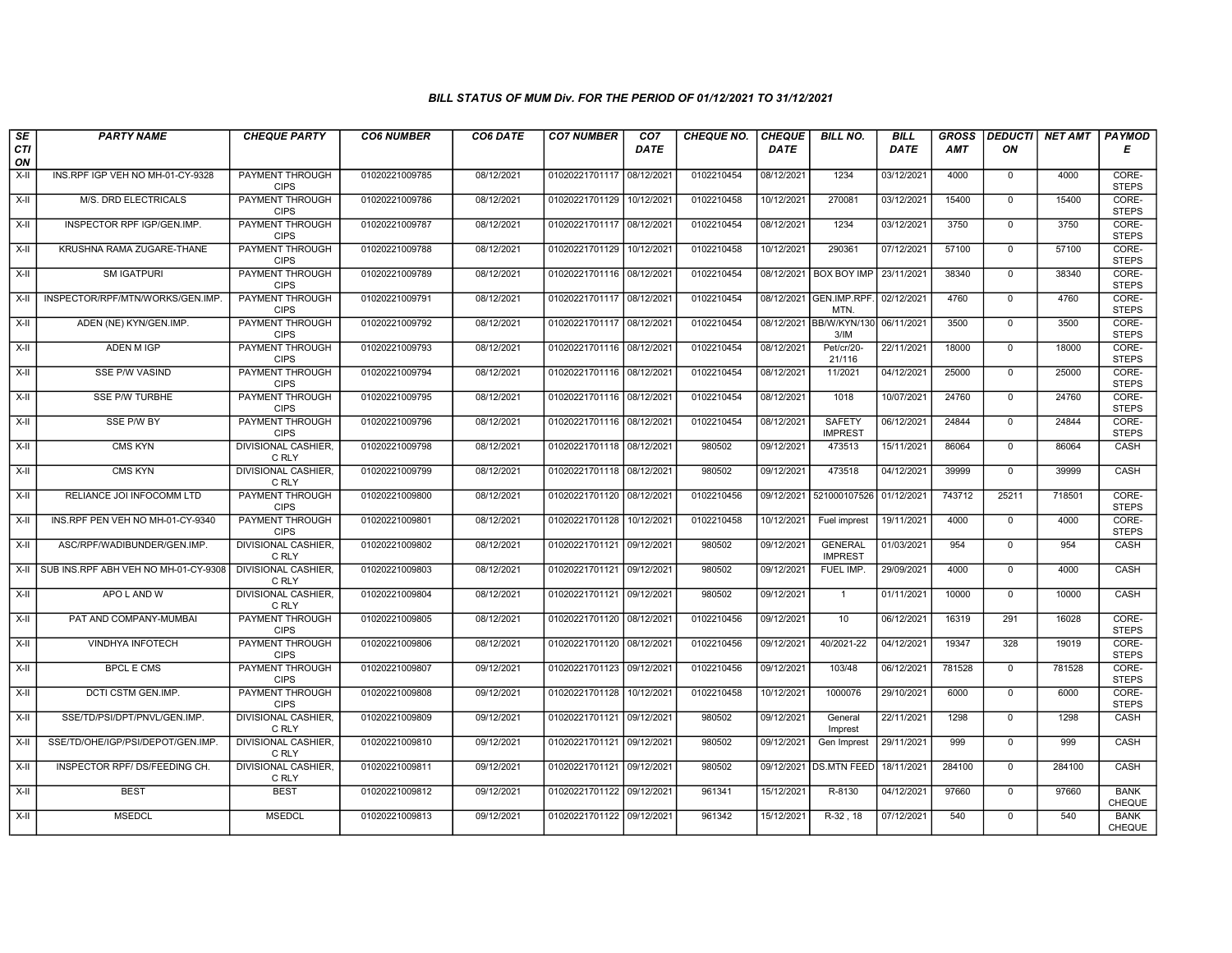### BILL STATUS OF MUM Div. FOR THE PERIOD OF 01/12/2021 TO 31/12/2021

| SECTION | PARTY NAME | CHEQUE PARTY | CO6 NUMBER | CO6 DATE | CO7 NUMBER | CO7 DATE | CHEQUE NO. | CHEQUE DATE | BILL NO. | BILL DATE | GROSS AMT | DEDUCTION | NET AMT | PAYMODE |
|---|---|---|---|---|---|---|---|---|---|---|---|---|---|---|
| X-II | INS.RPF IGP VEH NO MH-01-CY-9328 | PAYMENT THROUGH CIPS | 01020221009785 | 08/12/2021 | 01020221701117 | 08/12/2021 | 0102210454 | 08/12/2021 | 1234 | 03/12/2021 | 4000 | 0 | 4000 | CORE-STEPS |
| X-II | M/S. DRD ELECTRICALS | PAYMENT THROUGH CIPS | 01020221009786 | 08/12/2021 | 01020221701129 | 10/12/2021 | 0102210458 | 10/12/2021 | 270081 | 03/12/2021 | 15400 | 0 | 15400 | CORE-STEPS |
| X-II | INSPECTOR RPF IGP/GEN.IMP. | PAYMENT THROUGH CIPS | 01020221009787 | 08/12/2021 | 01020221701117 | 08/12/2021 | 0102210454 | 08/12/2021 | 1234 | 03/12/2021 | 3750 | 0 | 3750 | CORE-STEPS |
| X-II | KRUSHNA RAMA ZUGARE-THANE | PAYMENT THROUGH CIPS | 01020221009788 | 08/12/2021 | 01020221701129 | 10/12/2021 | 0102210458 | 10/12/2021 | 290361 | 07/12/2021 | 57100 | 0 | 57100 | CORE-STEPS |
| X-II | SM IGATPURI | PAYMENT THROUGH CIPS | 01020221009789 | 08/12/2021 | 01020221701116 | 08/12/2021 | 0102210454 | 08/12/2021 | BOX BOY IMP | 23/11/2021 | 38340 | 0 | 38340 | CORE-STEPS |
| X-II | INSPECTOR/RPF/MTN/WORKS/GEN.IMP. | PAYMENT THROUGH CIPS | 01020221009791 | 08/12/2021 | 01020221701117 | 08/12/2021 | 0102210454 | 08/12/2021 | GEN.IMP.RPF. MTN. | 02/12/2021 | 4760 | 0 | 4760 | CORE-STEPS |
| X-II | ADEN (NE) KYN/GEN.IMP. | PAYMENT THROUGH CIPS | 01020221009792 | 08/12/2021 | 01020221701117 | 08/12/2021 | 0102210454 | 08/12/2021 | BB/W/KYN/130 3/IM | 06/11/2021 | 3500 | 0 | 3500 | CORE-STEPS |
| X-II | ADEN M IGP | PAYMENT THROUGH CIPS | 01020221009793 | 08/12/2021 | 01020221701116 | 08/12/2021 | 0102210454 | 08/12/2021 | Pet/cr/20-21/116 | 22/11/2021 | 18000 | 0 | 18000 | CORE-STEPS |
| X-II | SSE P/W VASIND | PAYMENT THROUGH CIPS | 01020221009794 | 08/12/2021 | 01020221701116 | 08/12/2021 | 0102210454 | 08/12/2021 | 11/2021 | 04/12/2021 | 25000 | 0 | 25000 | CORE-STEPS |
| X-II | SSE P/W TURBHE | PAYMENT THROUGH CIPS | 01020221009795 | 08/12/2021 | 01020221701116 | 08/12/2021 | 0102210454 | 08/12/2021 | 1018 | 10/07/2021 | 24760 | 0 | 24760 | CORE-STEPS |
| X-II | SSE P/W BY | PAYMENT THROUGH CIPS | 01020221009796 | 08/12/2021 | 01020221701116 | 08/12/2021 | 0102210454 | 08/12/2021 | SAFETY IMPREST | 06/12/2021 | 24844 | 0 | 24844 | CORE-STEPS |
| X-II | CMS KYN | DIVISIONAL CASHIER, C RLY | 01020221009798 | 08/12/2021 | 01020221701118 | 08/12/2021 | 980502 | 09/12/2021 | 473513 | 15/11/2021 | 86064 | 0 | 86064 | CASH |
| X-II | CMS KYN | DIVISIONAL CASHIER, C RLY | 01020221009799 | 08/12/2021 | 01020221701118 | 08/12/2021 | 980502 | 09/12/2021 | 473518 | 04/12/2021 | 39999 | 0 | 39999 | CASH |
| X-II | RELIANCE JOI INFOCOMM LTD | PAYMENT THROUGH CIPS | 01020221009800 | 08/12/2021 | 01020221701120 | 08/12/2021 | 0102210456 | 09/12/2021 | 521000107526 | 01/12/2021 | 743712 | 25211 | 718501 | CORE-STEPS |
| X-II | INS.RPF PEN VEH NO MH-01-CY-9340 | PAYMENT THROUGH CIPS | 01020221009801 | 08/12/2021 | 01020221701128 | 10/12/2021 | 0102210458 | 10/12/2021 | Fuel imprest | 19/11/2021 | 4000 | 0 | 4000 | CORE-STEPS |
| X-II | ASC/RPF/WADIBUNDER/GEN.IMP. | DIVISIONAL CASHIER, C RLY | 01020221009802 | 08/12/2021 | 01020221701121 | 09/12/2021 | 980502 | 09/12/2021 | GENERAL IMPREST | 01/03/2021 | 954 | 0 | 954 | CASH |
| X-II | SUB INS.RPF ABH VEH NO MH-01-CY-9308 | DIVISIONAL CASHIER, C RLY | 01020221009803 | 08/12/2021 | 01020221701121 | 09/12/2021 | 980502 | 09/12/2021 | FUEL IMP. | 29/09/2021 | 4000 | 0 | 4000 | CASH |
| X-II | APO L AND W | DIVISIONAL CASHIER, C RLY | 01020221009804 | 08/12/2021 | 01020221701121 | 09/12/2021 | 980502 | 09/12/2021 | 1 | 01/11/2021 | 10000 | 0 | 10000 | CASH |
| X-II | PAT AND COMPANY-MUMBAI | PAYMENT THROUGH CIPS | 01020221009805 | 08/12/2021 | 01020221701120 | 08/12/2021 | 0102210456 | 09/12/2021 | 10 | 06/12/2021 | 16319 | 291 | 16028 | CORE-STEPS |
| X-II | VINDHYA INFOTECH | PAYMENT THROUGH CIPS | 01020221009806 | 08/12/2021 | 01020221701120 | 08/12/2021 | 0102210456 | 09/12/2021 | 40/2021-22 | 04/12/2021 | 19347 | 328 | 19019 | CORE-STEPS |
| X-II | BPCL E CMS | PAYMENT THROUGH CIPS | 01020221009807 | 09/12/2021 | 01020221701123 | 09/12/2021 | 0102210456 | 09/12/2021 | 103/48 | 06/12/2021 | 781528 | 0 | 781528 | CORE-STEPS |
| X-II | DCTI CSTM GEN.IMP. | PAYMENT THROUGH CIPS | 01020221009808 | 09/12/2021 | 01020221701128 | 10/12/2021 | 0102210458 | 10/12/2021 | 1000076 | 29/10/2021 | 6000 | 0 | 6000 | CORE-STEPS |
| X-II | SSE/TD/PSI/DPT/PNVL/GEN.IMP. | DIVISIONAL CASHIER, C RLY | 01020221009809 | 09/12/2021 | 01020221701121 | 09/12/2021 | 980502 | 09/12/2021 | General Imprest | 22/11/2021 | 1298 | 0 | 1298 | CASH |
| X-II | SSE/TD/OHE/IGP/PSI/DEPOT/GEN.IMP. | DIVISIONAL CASHIER, C RLY | 01020221009810 | 09/12/2021 | 01020221701121 | 09/12/2021 | 980502 | 09/12/2021 | Gen Imprest | 29/11/2021 | 999 | 0 | 999 | CASH |
| X-II | INSPECTOR RPF/ DS/FEEDING CH. | DIVISIONAL CASHIER, C RLY | 01020221009811 | 09/12/2021 | 01020221701121 | 09/12/2021 | 980502 | 09/12/2021 | DS.MTN FEED | 18/11/2021 | 284100 | 0 | 284100 | CASH |
| X-II | BEST | BEST | 01020221009812 | 09/12/2021 | 01020221701122 | 09/12/2021 | 961341 | 15/12/2021 | R-8130 | 04/12/2021 | 97660 | 0 | 97660 | BANK CHEQUE |
| X-II | MSEDCL | MSEDCL | 01020221009813 | 09/12/2021 | 01020221701122 | 09/12/2021 | 961342 | 15/12/2021 | R-32 , 18 | 07/12/2021 | 540 | 0 | 540 | BANK CHEQUE |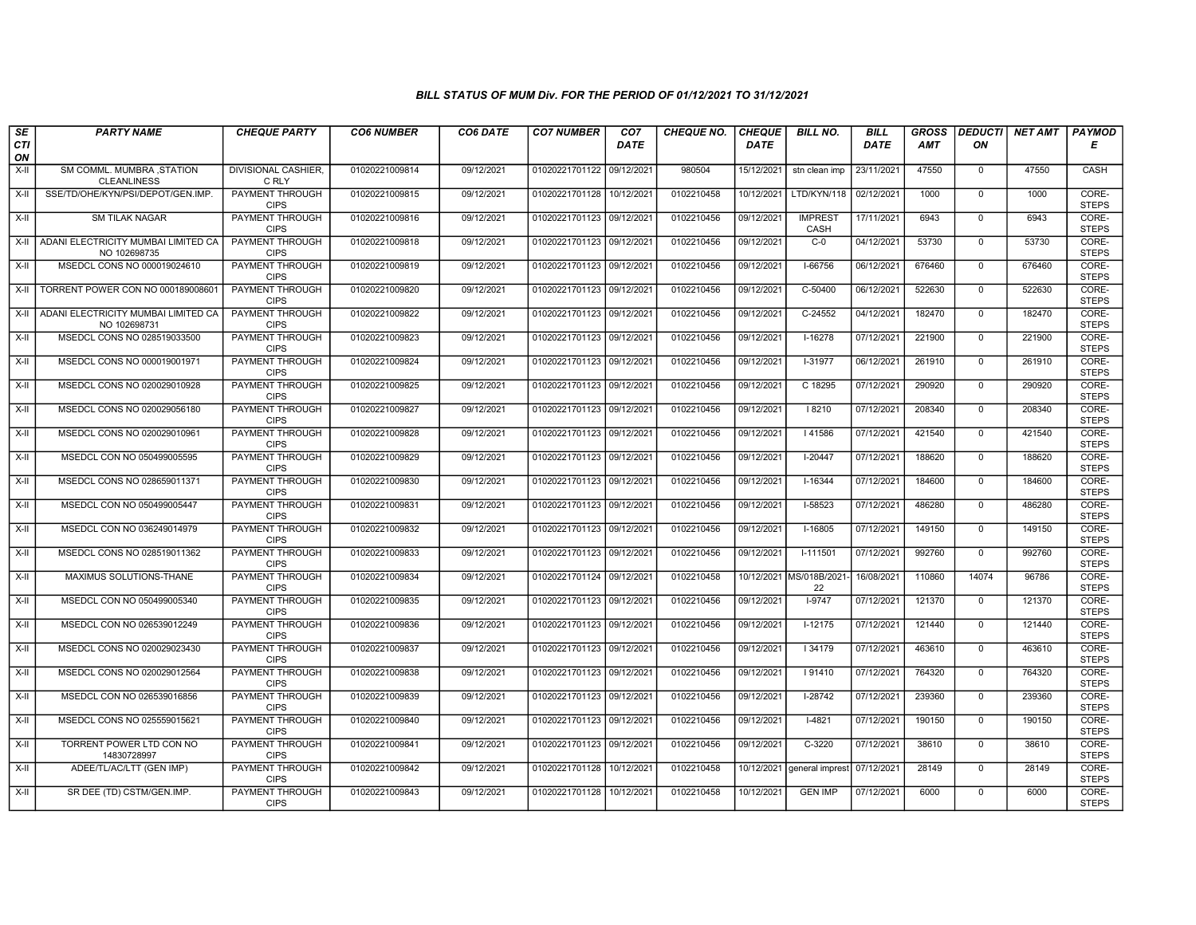### BILL STATUS OF MUM Div. FOR THE PERIOD OF 01/12/2021 TO 31/12/2021

| SECTION | PARTY NAME | CHEQUE PARTY | CO6 NUMBER | CO6 DATE | CO7 NUMBER | CO7 DATE | CHEQUE NO. | CHEQUE DATE | BILL NO. | BILL DATE | GROSS AMT | DEDUCTION | NET AMT | PAYMODE |
|---|---|---|---|---|---|---|---|---|---|---|---|---|---|---|
| X-II | SM COMML. MUMBRA ,STATION CLEANLINESS | DIVISIONAL CASHIER, C RLY | 01020221009814 | 09/12/2021 | 01020221701122 | 09/12/2021 | 980504 | 15/12/2021 | stn clean imp | 23/11/2021 | 47550 | 0 | 47550 | CASH |
| X-II | SSE/TD/OHE/KYN/PSI/DEPOT/GEN.IMP. | PAYMENT THROUGH CIPS | 01020221009815 | 09/12/2021 | 01020221701128 | 10/12/2021 | 0102210458 | 10/12/2021 | LTD/KYN/118 | 02/12/2021 | 1000 | 0 | 1000 | CORE-STEPS |
| X-II | SM TILAK NAGAR | PAYMENT THROUGH CIPS | 01020221009816 | 09/12/2021 | 01020221701123 | 09/12/2021 | 0102210456 | 09/12/2021 | IMPREST CASH | 17/11/2021 | 6943 | 0 | 6943 | CORE-STEPS |
| X-II | ADANI ELECTRICITY MUMBAI LIMITED CA NO 102698735 | PAYMENT THROUGH CIPS | 01020221009818 | 09/12/2021 | 01020221701123 | 09/12/2021 | 0102210456 | 09/12/2021 | C-0 | 04/12/2021 | 53730 | 0 | 53730 | CORE-STEPS |
| X-II | MSEDCL CONS NO 000019024610 | PAYMENT THROUGH CIPS | 01020221009819 | 09/12/2021 | 01020221701123 | 09/12/2021 | 0102210456 | 09/12/2021 | I-66756 | 06/12/2021 | 676460 | 0 | 676460 | CORE-STEPS |
| X-II | TORRENT POWER CON NO 000189008601 | PAYMENT THROUGH CIPS | 01020221009820 | 09/12/2021 | 01020221701123 | 09/12/2021 | 0102210456 | 09/12/2021 | C-50400 | 06/12/2021 | 522630 | 0 | 522630 | CORE-STEPS |
| X-II | ADANI ELECTRICITY MUMBAI LIMITED CA NO 102698731 | PAYMENT THROUGH CIPS | 01020221009822 | 09/12/2021 | 01020221701123 | 09/12/2021 | 0102210456 | 09/12/2021 | C-24552 | 04/12/2021 | 182470 | 0 | 182470 | CORE-STEPS |
| X-II | MSEDCL CONS NO 028519033500 | PAYMENT THROUGH CIPS | 01020221009823 | 09/12/2021 | 01020221701123 | 09/12/2021 | 0102210456 | 09/12/2021 | I-16278 | 07/12/2021 | 221900 | 0 | 221900 | CORE-STEPS |
| X-II | MSEDCL CONS NO 000019001971 | PAYMENT THROUGH CIPS | 01020221009824 | 09/12/2021 | 01020221701123 | 09/12/2021 | 0102210456 | 09/12/2021 | I-31977 | 06/12/2021 | 261910 | 0 | 261910 | CORE-STEPS |
| X-II | MSEDCL CONS NO 020029010928 | PAYMENT THROUGH CIPS | 01020221009825 | 09/12/2021 | 01020221701123 | 09/12/2021 | 0102210456 | 09/12/2021 | C 18295 | 07/12/2021 | 290920 | 0 | 290920 | CORE-STEPS |
| X-II | MSEDCL CONS NO 020029056180 | PAYMENT THROUGH CIPS | 01020221009827 | 09/12/2021 | 01020221701123 | 09/12/2021 | 0102210456 | 09/12/2021 | I 8210 | 07/12/2021 | 208340 | 0 | 208340 | CORE-STEPS |
| X-II | MSEDCL CONS NO 020029010961 | PAYMENT THROUGH CIPS | 01020221009828 | 09/12/2021 | 01020221701123 | 09/12/2021 | 0102210456 | 09/12/2021 | I 41586 | 07/12/2021 | 421540 | 0 | 421540 | CORE-STEPS |
| X-II | MSEDCL CON NO 050499005595 | PAYMENT THROUGH CIPS | 01020221009829 | 09/12/2021 | 01020221701123 | 09/12/2021 | 0102210456 | 09/12/2021 | I-20447 | 07/12/2021 | 188620 | 0 | 188620 | CORE-STEPS |
| X-II | MSEDCL CONS NO 028659011371 | PAYMENT THROUGH CIPS | 01020221009830 | 09/12/2021 | 01020221701123 | 09/12/2021 | 0102210456 | 09/12/2021 | I-16344 | 07/12/2021 | 184600 | 0 | 184600 | CORE-STEPS |
| X-II | MSEDCL CON NO 050499005447 | PAYMENT THROUGH CIPS | 01020221009831 | 09/12/2021 | 01020221701123 | 09/12/2021 | 0102210456 | 09/12/2021 | I-58523 | 07/12/2021 | 486280 | 0 | 486280 | CORE-STEPS |
| X-II | MSEDCL CON NO 036249014979 | PAYMENT THROUGH CIPS | 01020221009832 | 09/12/2021 | 01020221701123 | 09/12/2021 | 0102210456 | 09/12/2021 | I-16805 | 07/12/2021 | 149150 | 0 | 149150 | CORE-STEPS |
| X-II | MSEDCL CONS NO 028519011362 | PAYMENT THROUGH CIPS | 01020221009833 | 09/12/2021 | 01020221701123 | 09/12/2021 | 0102210456 | 09/12/2021 | I-111501 | 07/12/2021 | 992760 | 0 | 992760 | CORE-STEPS |
| X-II | MAXIMUS SOLUTIONS-THANE | PAYMENT THROUGH CIPS | 01020221009834 | 09/12/2021 | 01020221701124 | 09/12/2021 | 0102210458 | 10/12/2021 | MS/018B/2021-22 | 16/08/2021 | 110860 | 14074 | 96786 | CORE-STEPS |
| X-II | MSEDCL CON NO 050499005340 | PAYMENT THROUGH CIPS | 01020221009835 | 09/12/2021 | 01020221701123 | 09/12/2021 | 0102210456 | 09/12/2021 | I-9747 | 07/12/2021 | 121370 | 0 | 121370 | CORE-STEPS |
| X-II | MSEDCL CON NO 026539012249 | PAYMENT THROUGH CIPS | 01020221009836 | 09/12/2021 | 01020221701123 | 09/12/2021 | 0102210456 | 09/12/2021 | I-12175 | 07/12/2021 | 121440 | 0 | 121440 | CORE-STEPS |
| X-II | MSEDCL CONS NO 020029023430 | PAYMENT THROUGH CIPS | 01020221009837 | 09/12/2021 | 01020221701123 | 09/12/2021 | 0102210456 | 09/12/2021 | I 34179 | 07/12/2021 | 463610 | 0 | 463610 | CORE-STEPS |
| X-II | MSEDCL CONS NO 020029012564 | PAYMENT THROUGH CIPS | 01020221009838 | 09/12/2021 | 01020221701123 | 09/12/2021 | 0102210456 | 09/12/2021 | I 91410 | 07/12/2021 | 764320 | 0 | 764320 | CORE-STEPS |
| X-II | MSEDCL CON NO 026539016856 | PAYMENT THROUGH CIPS | 01020221009839 | 09/12/2021 | 01020221701123 | 09/12/2021 | 0102210456 | 09/12/2021 | I-28742 | 07/12/2021 | 239360 | 0 | 239360 | CORE-STEPS |
| X-II | MSEDCL CONS NO 025559015621 | PAYMENT THROUGH CIPS | 01020221009840 | 09/12/2021 | 01020221701123 | 09/12/2021 | 0102210456 | 09/12/2021 | I-4821 | 07/12/2021 | 190150 | 0 | 190150 | CORE-STEPS |
| X-II | TORRENT POWER LTD CON NO 14830728997 | PAYMENT THROUGH CIPS | 01020221009841 | 09/12/2021 | 01020221701123 | 09/12/2021 | 0102210456 | 09/12/2021 | C-3220 | 07/12/2021 | 38610 | 0 | 38610 | CORE-STEPS |
| X-II | ADEE/TL/AC/LTT (GEN IMP) | PAYMENT THROUGH CIPS | 01020221009842 | 09/12/2021 | 01020221701128 | 10/12/2021 | 0102210458 | 10/12/2021 | general imprest | 07/12/2021 | 28149 | 0 | 28149 | CORE-STEPS |
| X-II | SR DEE (TD) CSTM/GEN.IMP. | PAYMENT THROUGH CIPS | 01020221009843 | 09/12/2021 | 01020221701128 | 10/12/2021 | 0102210458 | 10/12/2021 | GEN IMP | 07/12/2021 | 6000 | 0 | 6000 | CORE-STEPS |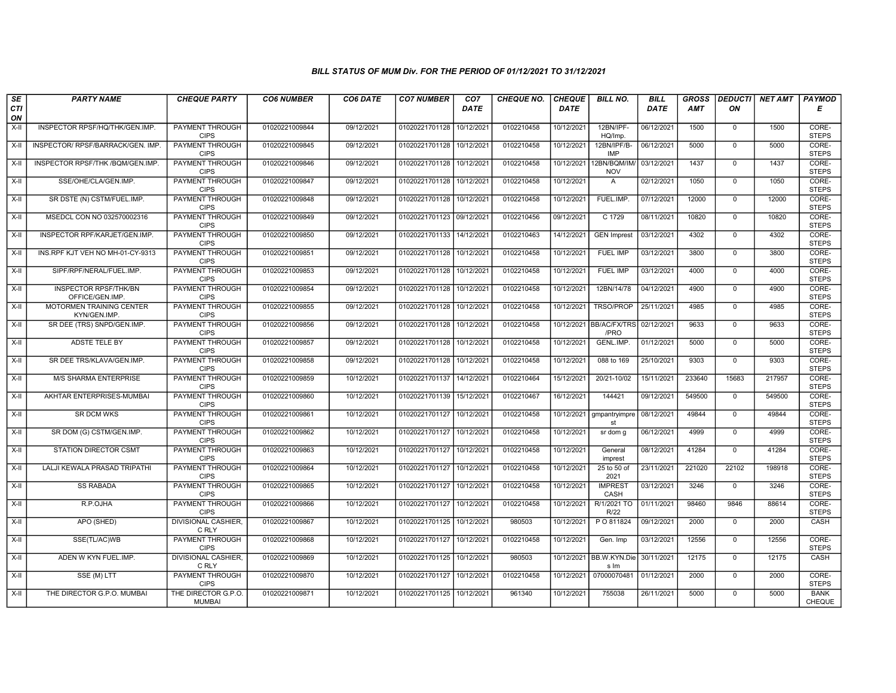### BILL STATUS OF MUM Div. FOR THE PERIOD OF 01/12/2021 TO 31/12/2021

| SECTION | PARTY NAME | CHEQUE PARTY | CO6 NUMBER | CO6 DATE | CO7 NUMBER | CO7 DATE | CHEQUE NO. | CHEQUE DATE | BILL NO. | BILL DATE | GROSS AMT | DEDUCTION | NET AMT | PAYMODE |
|---|---|---|---|---|---|---|---|---|---|---|---|---|---|---|
| X-II | INSPECTOR RPSF/HQ/THK/GEN.IMP. | PAYMENT THROUGH CIPS | 01020221009844 | 09/12/2021 | 01020221701128 | 10/12/2021 | 0102210458 | 10/12/2021 | 12BN/IPF-HQ/Imp. | 06/12/2021 | 1500 | 0 | 1500 | CORE-STEPS |
| X-II | INSPECTOR/ RPSF/BARRACK/GEN. IMP. | PAYMENT THROUGH CIPS | 01020221009845 | 09/12/2021 | 01020221701128 | 10/12/2021 | 0102210458 | 10/12/2021 | 12BN/IPF/B-IMP | 06/12/2021 | 5000 | 0 | 5000 | CORE-STEPS |
| X-II | INSPECTOR RPSF/THK /BQM/GEN.IMP. | PAYMENT THROUGH CIPS | 01020221009846 | 09/12/2021 | 01020221701128 | 10/12/2021 | 0102210458 | 10/12/2021 | 12BN/BQM/IM/NOV | 03/12/2021 | 1437 | 0 | 1437 | CORE-STEPS |
| X-II | SSE/OHE/CLA/GEN.IMP. | PAYMENT THROUGH CIPS | 01020221009847 | 09/12/2021 | 01020221701128 | 10/12/2021 | 0102210458 | 10/12/2021 | A | 02/12/2021 | 1050 | 0 | 1050 | CORE-STEPS |
| X-II | SR DSTE (N) CSTM/FUEL.IMP. | PAYMENT THROUGH CIPS | 01020221009848 | 09/12/2021 | 01020221701128 | 10/12/2021 | 0102210458 | 10/12/2021 | FUEL.IMP. | 07/12/2021 | 12000 | 0 | 12000 | CORE-STEPS |
| X-II | MSEDCL CON NO 032570002316 | PAYMENT THROUGH CIPS | 01020221009849 | 09/12/2021 | 01020221701123 | 09/12/2021 | 0102210456 | 09/12/2021 | C 1729 | 08/11/2021 | 10820 | 0 | 10820 | CORE-STEPS |
| X-II | INSPECTOR RPF/KARJET/GEN.IMP. | PAYMENT THROUGH CIPS | 01020221009850 | 09/12/2021 | 01020221701133 | 14/12/2021 | 0102210463 | 14/12/2021 | GEN Imprest | 03/12/2021 | 4302 | 0 | 4302 | CORE-STEPS |
| X-II | INS.RPF KJT VEH NO MH-01-CY-9313 | PAYMENT THROUGH CIPS | 01020221009851 | 09/12/2021 | 01020221701128 | 10/12/2021 | 0102210458 | 10/12/2021 | FUEL IMP | 03/12/2021 | 3800 | 0 | 3800 | CORE-STEPS |
| X-II | SIPF/RPF/NERAL/FUEL.IMP. | PAYMENT THROUGH CIPS | 01020221009853 | 09/12/2021 | 01020221701128 | 10/12/2021 | 0102210458 | 10/12/2021 | FUEL IMP | 03/12/2021 | 4000 | 0 | 4000 | CORE-STEPS |
| X-II | INSPECTOR RPSF/THK/BN OFFICE/GEN.IMP. | PAYMENT THROUGH CIPS | 01020221009854 | 09/12/2021 | 01020221701128 | 10/12/2021 | 0102210458 | 10/12/2021 | 12BN/14/78 | 04/12/2021 | 4900 | 0 | 4900 | CORE-STEPS |
| X-II | MOTORMEN TRAINING CENTER KYN/GEN.IMP. | PAYMENT THROUGH CIPS | 01020221009855 | 09/12/2021 | 01020221701128 | 10/12/2021 | 0102210458 | 10/12/2021 | TRSO/PROP | 25/11/2021 | 4985 | 0 | 4985 | CORE-STEPS |
| X-II | SR DEE (TRS) SNPD/GEN.IMP. | PAYMENT THROUGH CIPS | 01020221009856 | 09/12/2021 | 01020221701128 | 10/12/2021 | 0102210458 | 10/12/2021 | BB/AC/FX/TRS/PRO | 02/12/2021 | 9633 | 0 | 9633 | CORE-STEPS |
| X-II | ADSTE TELE BY | PAYMENT THROUGH CIPS | 01020221009857 | 09/12/2021 | 01020221701128 | 10/12/2021 | 0102210458 | 10/12/2021 | GENL.IMP. | 01/12/2021 | 5000 | 0 | 5000 | CORE-STEPS |
| X-II | SR DEE TRS/KLAVA/GEN.IMP. | PAYMENT THROUGH CIPS | 01020221009858 | 09/12/2021 | 01020221701128 | 10/12/2021 | 0102210458 | 10/12/2021 | 088 to 169 | 25/10/2021 | 9303 | 0 | 9303 | CORE-STEPS |
| X-II | M/S SHARMA ENTERPRISE | PAYMENT THROUGH CIPS | 01020221009859 | 10/12/2021 | 01020221701137 | 14/12/2021 | 0102210464 | 15/12/2021 | 20/21-10/02 | 15/11/2021 | 233640 | 15683 | 217957 | CORE-STEPS |
| X-II | AKHTAR ENTERPRISES-MUMBAI | PAYMENT THROUGH CIPS | 01020221009860 | 10/12/2021 | 01020221701139 | 15/12/2021 | 0102210467 | 16/12/2021 | 144421 | 09/12/2021 | 549500 | 0 | 549500 | CORE-STEPS |
| X-II | SR DCM WKS | PAYMENT THROUGH CIPS | 01020221009861 | 10/12/2021 | 01020221701127 | 10/12/2021 | 0102210458 | 10/12/2021 | gmpantryimprest | 08/12/2021 | 49844 | 0 | 49844 | CORE-STEPS |
| X-II | SR DOM (G) CSTM/GEN.IMP. | PAYMENT THROUGH CIPS | 01020221009862 | 10/12/2021 | 01020221701127 | 10/12/2021 | 0102210458 | 10/12/2021 | sr dom g | 06/12/2021 | 4999 | 0 | 4999 | CORE-STEPS |
| X-II | STATION DIRECTOR CSMT | PAYMENT THROUGH CIPS | 01020221009863 | 10/12/2021 | 01020221701127 | 10/12/2021 | 0102210458 | 10/12/2021 | General imprest | 08/12/2021 | 41284 | 0 | 41284 | CORE-STEPS |
| X-II | LALJI KEWALA PRASAD TRIPATHI | PAYMENT THROUGH CIPS | 01020221009864 | 10/12/2021 | 01020221701127 | 10/12/2021 | 0102210458 | 10/12/2021 | 25 to 50 of 2021 | 23/11/2021 | 221020 | 22102 | 198918 | CORE-STEPS |
| X-II | SS RABADA | PAYMENT THROUGH CIPS | 01020221009865 | 10/12/2021 | 01020221701127 | 10/12/2021 | 0102210458 | 10/12/2021 | IMPREST CASH | 03/12/2021 | 3246 | 0 | 3246 | CORE-STEPS |
| X-II | R.P.OJHA | PAYMENT THROUGH CIPS | 01020221009866 | 10/12/2021 | 01020221701127 | 10/12/2021 | 0102210458 | 10/12/2021 | R/1/2021 TO R/22 | 01/11/2021 | 98460 | 9846 | 88614 | CORE-STEPS |
| X-II | APO (SHED) | DIVISIONAL CASHIER, C RLY | 01020221009867 | 10/12/2021 | 01020221701125 | 10/12/2021 | 980503 | 10/12/2021 | P O 811824 | 09/12/2021 | 2000 | 0 | 2000 | CASH |
| X-II | SSE(TL/AC)WB | PAYMENT THROUGH CIPS | 01020221009868 | 10/12/2021 | 01020221701127 | 10/12/2021 | 0102210458 | 10/12/2021 | Gen. Imp | 03/12/2021 | 12556 | 0 | 12556 | CORE-STEPS |
| X-II | ADEN W KYN FUEL.IMP. | DIVISIONAL CASHIER, C RLY | 01020221009869 | 10/12/2021 | 01020221701125 | 10/12/2021 | 980503 | 10/12/2021 | BB.W.KYN.Dies Im | 30/11/2021 | 12175 | 0 | 12175 | CASH |
| X-II | SSE (M) LTT | PAYMENT THROUGH CIPS | 01020221009870 | 10/12/2021 | 01020221701127 | 10/12/2021 | 0102210458 | 10/12/2021 | 07000070481 | 01/12/2021 | 2000 | 0 | 2000 | CORE-STEPS |
| X-II | THE DIRECTOR G.P.O. MUMBAI | THE DIRECTOR G.P.O. MUMBAI | 01020221009871 | 10/12/2021 | 01020221701125 | 10/12/2021 | 961340 | 10/12/2021 | 755038 | 26/11/2021 | 5000 | 0 | 5000 | BANK CHEQUE |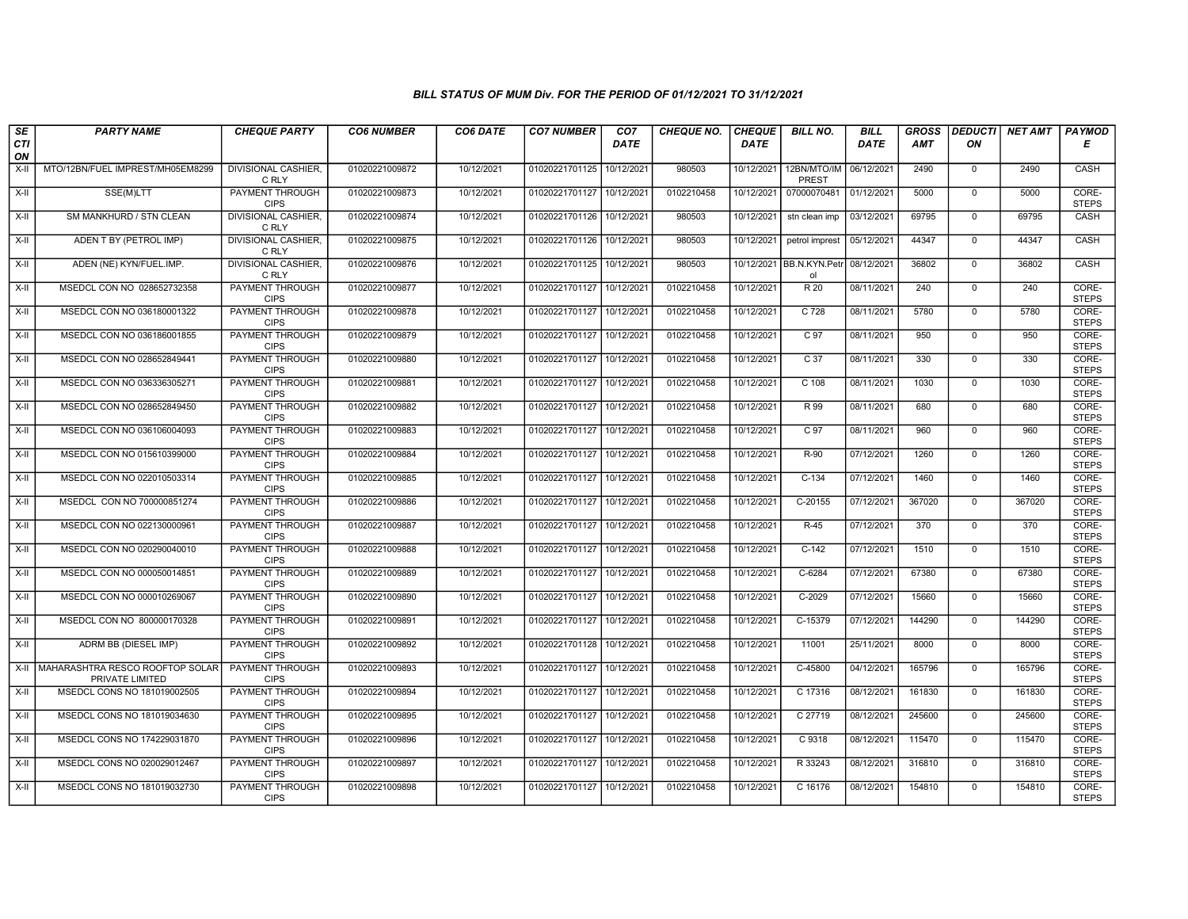### BILL STATUS OF MUM Div. FOR THE PERIOD OF 01/12/2021 TO 31/12/2021

| SECTION | PARTY NAME | CHEQUE PARTY | CO6 NUMBER | CO6 DATE | CO7 NUMBER | CO7 DATE | CHEQUE NO. | CHEQUE DATE | BILL NO. | BILL DATE | GROSS AMT | DEDUCTION | NET AMT | PAYMODE |
|---|---|---|---|---|---|---|---|---|---|---|---|---|---|---|
| X-II | MTO/12BN/FUEL IMPREST/MH05EM8299 | DIVISIONAL CASHIER, C RLY | 01020221009872 | 10/12/2021 | 01020221701125 | 10/12/2021 | 980503 | 10/12/2021 | 12BN/MTO/IMPREST | 06/12/2021 | 2490 | 0 | 2490 | CASH |
| X-II | SSE(M)LTT | PAYMENT THROUGH CIPS | 01020221009873 | 10/12/2021 | 01020221701127 | 10/12/2021 | 0102210458 | 10/12/2021 | 07000070481 | 01/12/2021 | 5000 | 0 | 5000 | CORE-STEPS |
| X-II | SM MANKHURD / STN CLEAN | DIVISIONAL CASHIER, C RLY | 01020221009874 | 10/12/2021 | 01020221701126 | 10/12/2021 | 980503 | 10/12/2021 | stn clean imp | 03/12/2021 | 69795 | 0 | 69795 | CASH |
| X-II | ADEN T BY (PETROL IMP) | DIVISIONAL CASHIER, C RLY | 01020221009875 | 10/12/2021 | 01020221701126 | 10/12/2021 | 980503 | 10/12/2021 | petrol imprest | 05/12/2021 | 44347 | 0 | 44347 | CASH |
| X-II | ADEN (NE) KYN/FUEL.IMP. | DIVISIONAL CASHIER, C RLY | 01020221009876 | 10/12/2021 | 01020221701125 | 10/12/2021 | 980503 | 10/12/2021 | BB.N.KYN.Petrol | 08/12/2021 | 36802 | 0 | 36802 | CASH |
| X-II | MSEDCL CON NO 028652732358 | PAYMENT THROUGH CIPS | 01020221009877 | 10/12/2021 | 01020221701127 | 10/12/2021 | 0102210458 | 10/12/2021 | R 20 | 08/11/2021 | 240 | 0 | 240 | CORE-STEPS |
| X-II | MSEDCL CON NO 036180001322 | PAYMENT THROUGH CIPS | 01020221009878 | 10/12/2021 | 01020221701127 | 10/12/2021 | 0102210458 | 10/12/2021 | C 728 | 08/11/2021 | 5780 | 0 | 5780 | CORE-STEPS |
| X-II | MSEDCL CON NO 036186001855 | PAYMENT THROUGH CIPS | 01020221009879 | 10/12/2021 | 01020221701127 | 10/12/2021 | 0102210458 | 10/12/2021 | C 97 | 08/11/2021 | 950 | 0 | 950 | CORE-STEPS |
| X-II | MSEDCL CON NO 028652849441 | PAYMENT THROUGH CIPS | 01020221009880 | 10/12/2021 | 01020221701127 | 10/12/2021 | 0102210458 | 10/12/2021 | C 37 | 08/11/2021 | 330 | 0 | 330 | CORE-STEPS |
| X-II | MSEDCL CON NO 036336305271 | PAYMENT THROUGH CIPS | 01020221009881 | 10/12/2021 | 01020221701127 | 10/12/2021 | 0102210458 | 10/12/2021 | C 108 | 08/11/2021 | 1030 | 0 | 1030 | CORE-STEPS |
| X-II | MSEDCL CON NO 028652849450 | PAYMENT THROUGH CIPS | 01020221009882 | 10/12/2021 | 01020221701127 | 10/12/2021 | 0102210458 | 10/12/2021 | R 99 | 08/11/2021 | 680 | 0 | 680 | CORE-STEPS |
| X-II | MSEDCL CON NO 036106004093 | PAYMENT THROUGH CIPS | 01020221009883 | 10/12/2021 | 01020221701127 | 10/12/2021 | 0102210458 | 10/12/2021 | C 97 | 08/11/2021 | 960 | 0 | 960 | CORE-STEPS |
| X-II | MSEDCL CON NO 015610399000 | PAYMENT THROUGH CIPS | 01020221009884 | 10/12/2021 | 01020221701127 | 10/12/2021 | 0102210458 | 10/12/2021 | R-90 | 07/12/2021 | 1260 | 0 | 1260 | CORE-STEPS |
| X-II | MSEDCL CON NO 022010503314 | PAYMENT THROUGH CIPS | 01020221009885 | 10/12/2021 | 01020221701127 | 10/12/2021 | 0102210458 | 10/12/2021 | C-134 | 07/12/2021 | 1460 | 0 | 1460 | CORE-STEPS |
| X-II | MSEDCL CON NO 700000851274 | PAYMENT THROUGH CIPS | 01020221009886 | 10/12/2021 | 01020221701127 | 10/12/2021 | 0102210458 | 10/12/2021 | C-20155 | 07/12/2021 | 367020 | 0 | 367020 | CORE-STEPS |
| X-II | MSEDCL CON NO 022130000961 | PAYMENT THROUGH CIPS | 01020221009887 | 10/12/2021 | 01020221701127 | 10/12/2021 | 0102210458 | 10/12/2021 | R-45 | 07/12/2021 | 370 | 0 | 370 | CORE-STEPS |
| X-II | MSEDCL CON NO 020290040010 | PAYMENT THROUGH CIPS | 01020221009888 | 10/12/2021 | 01020221701127 | 10/12/2021 | 0102210458 | 10/12/2021 | C-142 | 07/12/2021 | 1510 | 0 | 1510 | CORE-STEPS |
| X-II | MSEDCL CON NO 000050014851 | PAYMENT THROUGH CIPS | 01020221009889 | 10/12/2021 | 01020221701127 | 10/12/2021 | 0102210458 | 10/12/2021 | C-6284 | 07/12/2021 | 67380 | 0 | 67380 | CORE-STEPS |
| X-II | MSEDCL CON NO 000010269067 | PAYMENT THROUGH CIPS | 01020221009890 | 10/12/2021 | 01020221701127 | 10/12/2021 | 0102210458 | 10/12/2021 | C-2029 | 07/12/2021 | 15660 | 0 | 15660 | CORE-STEPS |
| X-II | MSEDCL CON NO 800000170328 | PAYMENT THROUGH CIPS | 01020221009891 | 10/12/2021 | 01020221701127 | 10/12/2021 | 0102210458 | 10/12/2021 | C-15379 | 07/12/2021 | 144290 | 0 | 144290 | CORE-STEPS |
| X-II | ADRM BB (DIESEL IMP) | PAYMENT THROUGH CIPS | 01020221009892 | 10/12/2021 | 01020221701128 | 10/12/2021 | 0102210458 | 10/12/2021 | 11001 | 25/11/2021 | 8000 | 0 | 8000 | CORE-STEPS |
| X-II | MAHARASHTRA RESCO ROOFTOP SOLAR PRIVATE LIMITED | PAYMENT THROUGH CIPS | 01020221009893 | 10/12/2021 | 01020221701127 | 10/12/2021 | 0102210458 | 10/12/2021 | C-45800 | 04/12/2021 | 165796 | 0 | 165796 | CORE-STEPS |
| X-II | MSEDCL CONS NO 181019002505 | PAYMENT THROUGH CIPS | 01020221009894 | 10/12/2021 | 01020221701127 | 10/12/2021 | 0102210458 | 10/12/2021 | C 17316 | 08/12/2021 | 161830 | 0 | 161830 | CORE-STEPS |
| X-II | MSEDCL CONS NO 181019034630 | PAYMENT THROUGH CIPS | 01020221009895 | 10/12/2021 | 01020221701127 | 10/12/2021 | 0102210458 | 10/12/2021 | C 27719 | 08/12/2021 | 245600 | 0 | 245600 | CORE-STEPS |
| X-II | MSEDCL CONS NO 174229031870 | PAYMENT THROUGH CIPS | 01020221009896 | 10/12/2021 | 01020221701127 | 10/12/2021 | 0102210458 | 10/12/2021 | C 9318 | 08/12/2021 | 115470 | 0 | 115470 | CORE-STEPS |
| X-II | MSEDCL CONS NO 020029012467 | PAYMENT THROUGH CIPS | 01020221009897 | 10/12/2021 | 01020221701127 | 10/12/2021 | 0102210458 | 10/12/2021 | R 33243 | 08/12/2021 | 316810 | 0 | 316810 | CORE-STEPS |
| X-II | MSEDCL CONS NO 181019032730 | PAYMENT THROUGH CIPS | 01020221009898 | 10/12/2021 | 01020221701127 | 10/12/2021 | 0102210458 | 10/12/2021 | C 16176 | 08/12/2021 | 154810 | 0 | 154810 | CORE-STEPS |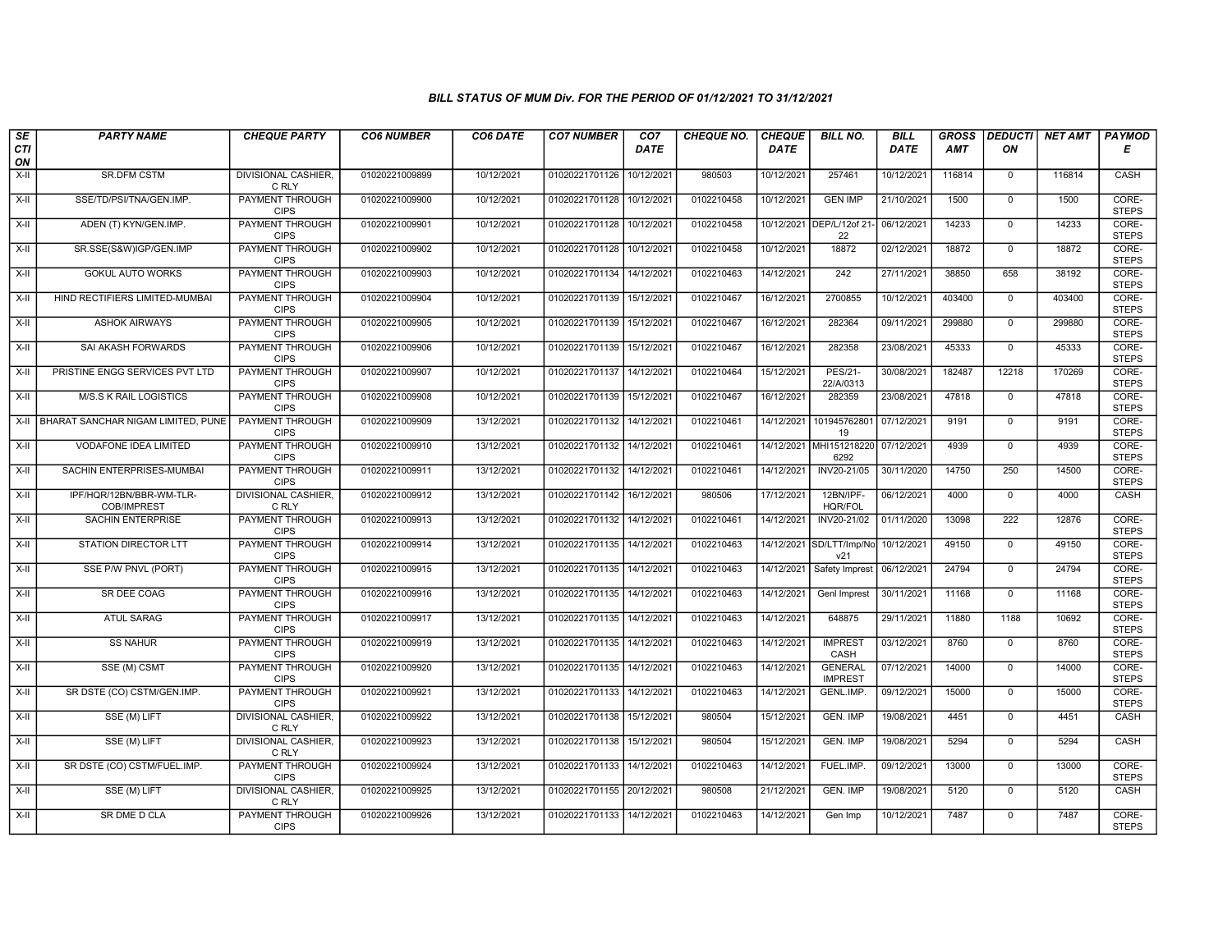### BILL STATUS OF MUM Div. FOR THE PERIOD OF 01/12/2021 TO 31/12/2021

| SECTION | PARTY NAME | CHEQUE PARTY | CO6 NUMBER | CO6 DATE | CO7 NUMBER | CO7 DATE | CHEQUE NO. | CHEQUE DATE | BILL NO. | BILL DATE | GROSS AMT | DEDUCTION | NET AMT | PAYMODE |
|---|---|---|---|---|---|---|---|---|---|---|---|---|---|---|
| X-II | SR.DFM CSTM | DIVISIONAL CASHIER, C RLY | 01020221009899 | 10/12/2021 | 01020221701126 | 10/12/2021 | 980503 | 10/12/2021 | 257461 | 10/12/2021 | 116814 | 0 | 116814 | CASH |
| X-II | SSE/TD/PSI/TNA/GEN.IMP. | PAYMENT THROUGH CIPS | 01020221009900 | 10/12/2021 | 01020221701128 | 10/12/2021 | 0102210458 | 10/12/2021 | GEN IMP | 21/10/2021 | 1500 | 0 | 1500 | CORE-STEPS |
| X-II | ADEN (T) KYN/GEN.IMP. | PAYMENT THROUGH CIPS | 01020221009901 | 10/12/2021 | 01020221701128 | 10/12/2021 | 0102210458 | 10/12/2021 | DEP/L/12of 21-22 | 06/12/2021 | 14233 | 0 | 14233 | CORE-STEPS |
| X-II | SR.SSE(S&W)IGP/GEN.IMP | PAYMENT THROUGH CIPS | 01020221009902 | 10/12/2021 | 01020221701128 | 10/12/2021 | 0102210458 | 10/12/2021 | 18872 | 02/12/2021 | 18872 | 0 | 18872 | CORE-STEPS |
| X-II | GOKUL AUTO WORKS | PAYMENT THROUGH CIPS | 01020221009903 | 10/12/2021 | 01020221701134 | 14/12/2021 | 0102210463 | 14/12/2021 | 242 | 27/11/2021 | 38850 | 658 | 38192 | CORE-STEPS |
| X-II | HIND RECTIFIERS LIMITED-MUMBAI | PAYMENT THROUGH CIPS | 01020221009904 | 10/12/2021 | 01020221701139 | 15/12/2021 | 0102210467 | 16/12/2021 | 2700855 | 10/12/2021 | 403400 | 0 | 403400 | CORE-STEPS |
| X-II | ASHOK AIRWAYS | PAYMENT THROUGH CIPS | 01020221009905 | 10/12/2021 | 01020221701139 | 15/12/2021 | 0102210467 | 16/12/2021 | 282364 | 09/11/2021 | 299880 | 0 | 299880 | CORE-STEPS |
| X-II | SAI AKASH FORWARDS | PAYMENT THROUGH CIPS | 01020221009906 | 10/12/2021 | 01020221701139 | 15/12/2021 | 0102210467 | 16/12/2021 | 282358 | 23/08/2021 | 45333 | 0 | 45333 | CORE-STEPS |
| X-II | PRISTINE ENGG SERVICES PVT LTD | PAYMENT THROUGH CIPS | 01020221009907 | 10/12/2021 | 01020221701137 | 14/12/2021 | 0102210464 | 15/12/2021 | PES/21-22/A/0313 | 30/08/2021 | 182487 | 12218 | 170269 | CORE-STEPS |
| X-II | M/S.S K RAIL LOGISTICS | PAYMENT THROUGH CIPS | 01020221009908 | 10/12/2021 | 01020221701139 | 15/12/2021 | 0102210467 | 16/12/2021 | 282359 | 23/08/2021 | 47818 | 0 | 47818 | CORE-STEPS |
| X-II | BHARAT SANCHAR NIGAM LIMITED, PUNE | PAYMENT THROUGH CIPS | 01020221009909 | 13/12/2021 | 01020221701132 | 14/12/2021 | 0102210461 | 14/12/2021 | 101945762801 19 | 07/12/2021 | 9191 | 0 | 9191 | CORE-STEPS |
| X-II | VODAFONE IDEA LIMITED | PAYMENT THROUGH CIPS | 01020221009910 | 13/12/2021 | 01020221701132 | 14/12/2021 | 0102210461 | 14/12/2021 | MHI151218220 6292 | 07/12/2021 | 4939 | 0 | 4939 | CORE-STEPS |
| X-II | SACHIN ENTERPRISES-MUMBAI | PAYMENT THROUGH CIPS | 01020221009911 | 13/12/2021 | 01020221701132 | 14/12/2021 | 0102210461 | 14/12/2021 | INV20-21/05 | 30/11/2020 | 14750 | 250 | 14500 | CORE-STEPS |
| X-II | IPF/HQR/12BN/BBR-WM-TLR-COB/IMPREST | DIVISIONAL CASHIER, C RLY | 01020221009912 | 13/12/2021 | 01020221701142 | 16/12/2021 | 980506 | 17/12/2021 | 12BN/IPF-HQR/FOL | 06/12/2021 | 4000 | 0 | 4000 | CASH |
| X-II | SACHIN ENTERPRISE | PAYMENT THROUGH CIPS | 01020221009913 | 13/12/2021 | 01020221701132 | 14/12/2021 | 0102210461 | 14/12/2021 | INV20-21/02 | 01/11/2020 | 13098 | 222 | 12876 | CORE-STEPS |
| X-II | STATION DIRECTOR LTT | PAYMENT THROUGH CIPS | 01020221009914 | 13/12/2021 | 01020221701135 | 14/12/2021 | 0102210463 | 14/12/2021 | SD/LTT/Imp/Nov21 | 10/12/2021 | 49150 | 0 | 49150 | CORE-STEPS |
| X-II | SSE P/W PNVL (PORT) | PAYMENT THROUGH CIPS | 01020221009915 | 13/12/2021 | 01020221701135 | 14/12/2021 | 0102210463 | 14/12/2021 | Safety Imprest | 06/12/2021 | 24794 | 0 | 24794 | CORE-STEPS |
| X-II | SR DEE COAG | PAYMENT THROUGH CIPS | 01020221009916 | 13/12/2021 | 01020221701135 | 14/12/2021 | 0102210463 | 14/12/2021 | Genl Imprest | 30/11/2021 | 11168 | 0 | 11168 | CORE-STEPS |
| X-II | ATUL SARAG | PAYMENT THROUGH CIPS | 01020221009917 | 13/12/2021 | 01020221701135 | 14/12/2021 | 0102210463 | 14/12/2021 | 648875 | 29/11/2021 | 11880 | 1188 | 10692 | CORE-STEPS |
| X-II | SS NAHUR | PAYMENT THROUGH CIPS | 01020221009919 | 13/12/2021 | 01020221701135 | 14/12/2021 | 0102210463 | 14/12/2021 | IMPREST CASH | 03/12/2021 | 8760 | 0 | 8760 | CORE-STEPS |
| X-II | SSE (M) CSMT | PAYMENT THROUGH CIPS | 01020221009920 | 13/12/2021 | 01020221701135 | 14/12/2021 | 0102210463 | 14/12/2021 | GENERAL IMPREST | 07/12/2021 | 14000 | 0 | 14000 | CORE-STEPS |
| X-II | SR DSTE (CO) CSTM/GEN.IMP. | PAYMENT THROUGH CIPS | 01020221009921 | 13/12/2021 | 01020221701133 | 14/12/2021 | 0102210463 | 14/12/2021 | GENL.IMP. | 09/12/2021 | 15000 | 0 | 15000 | CORE-STEPS |
| X-II | SSE (M) LIFT | DIVISIONAL CASHIER, C RLY | 01020221009922 | 13/12/2021 | 01020221701138 | 15/12/2021 | 980504 | 15/12/2021 | GEN. IMP | 19/08/2021 | 4451 | 0 | 4451 | CASH |
| X-II | SSE (M) LIFT | DIVISIONAL CASHIER, C RLY | 01020221009923 | 13/12/2021 | 01020221701138 | 15/12/2021 | 980504 | 15/12/2021 | GEN. IMP | 19/08/2021 | 5294 | 0 | 5294 | CASH |
| X-II | SR DSTE (CO) CSTM/FUEL.IMP. | PAYMENT THROUGH CIPS | 01020221009924 | 13/12/2021 | 01020221701133 | 14/12/2021 | 0102210463 | 14/12/2021 | FUEL.IMP. | 09/12/2021 | 13000 | 0 | 13000 | CORE-STEPS |
| X-II | SSE (M) LIFT | DIVISIONAL CASHIER, C RLY | 01020221009925 | 13/12/2021 | 01020221701155 | 20/12/2021 | 980508 | 21/12/2021 | GEN. IMP | 19/08/2021 | 5120 | 0 | 5120 | CASH |
| X-II | SR DME D CLA | PAYMENT THROUGH CIPS | 01020221009926 | 13/12/2021 | 01020221701133 | 14/12/2021 | 0102210463 | 14/12/2021 | Gen Imp | 10/12/2021 | 7487 | 0 | 7487 | CORE-STEPS |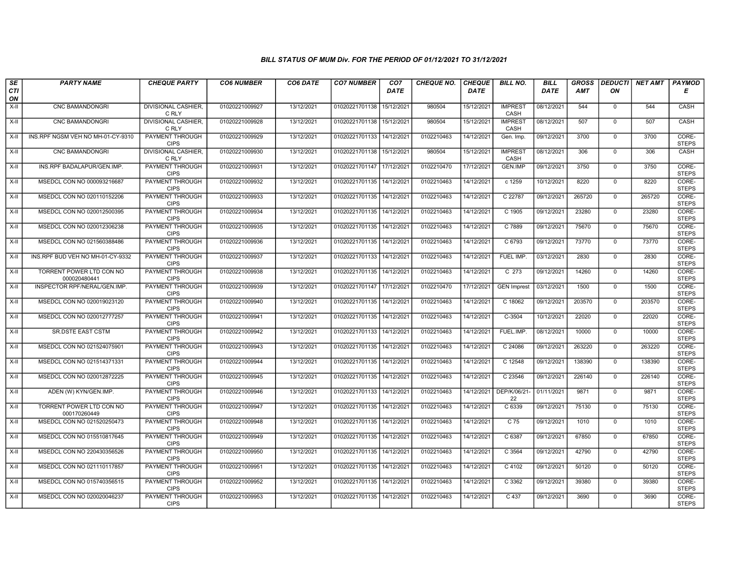### BILL STATUS OF MUM Div. FOR THE PERIOD OF 01/12/2021 TO 31/12/2021

| SECTION | PARTY NAME | CHEQUE PARTY | CO6 NUMBER | CO6 DATE | CO7 NUMBER | CO7 DATE | CHEQUE NO. | CHEQUE DATE | BILL NO. | BILL DATE | GROSS AMT | DEDUCTION | NET AMT | PAYMODE |
|---|---|---|---|---|---|---|---|---|---|---|---|---|---|---|
| X-II | CNC BAMANDONGRI | DIVISIONAL CASHIER, C RLY | 01020221009927 | 13/12/2021 | 01020221701138 | 15/12/2021 | 980504 | 15/12/2021 | IMPREST CASH | 08/12/2021 | 544 | 0 | 544 | CASH |
| X-II | CNC BAMANDONGRI | DIVISIONAL CASHIER, C RLY | 01020221009928 | 13/12/2021 | 01020221701138 | 15/12/2021 | 980504 | 15/12/2021 | IMPREST CASH | 08/12/2021 | 507 | 0 | 507 | CASH |
| X-II | INS.RPF NGSM VEH NO MH-01-CY-9310 | PAYMENT THROUGH CIPS | 01020221009929 | 13/12/2021 | 01020221701133 | 14/12/2021 | 0102210463 | 14/12/2021 | Gen. Imp. | 09/12/2021 | 3700 | 0 | 3700 | CORE-STEPS |
| X-II | CNC BAMANDONGRI | DIVISIONAL CASHIER, C RLY | 01020221009930 | 13/12/2021 | 01020221701138 | 15/12/2021 | 980504 | 15/12/2021 | IMPREST CASH | 08/12/2021 | 306 | 0 | 306 | CASH |
| X-II | INS.RPF BADALAPUR/GEN.IMP. | PAYMENT THROUGH CIPS | 01020221009931 | 13/12/2021 | 01020221701147 | 17/12/2021 | 0102210470 | 17/12/2021 | GEN.IMP | 09/12/2021 | 3750 | 0 | 3750 | CORE-STEPS |
| X-II | MSEDCL CON NO 000093216687 | PAYMENT THROUGH CIPS | 01020221009932 | 13/12/2021 | 01020221701135 | 14/12/2021 | 0102210463 | 14/12/2021 | c 1259 | 10/12/2021 | 8220 | 0 | 8220 | CORE-STEPS |
| X-II | MSEDCL CON NO 020110152206 | PAYMENT THROUGH CIPS | 01020221009933 | 13/12/2021 | 01020221701135 | 14/12/2021 | 0102210463 | 14/12/2021 | C 22787 | 09/12/2021 | 265720 | 0 | 265720 | CORE-STEPS |
| X-II | MSEDCL CON NO 020012500395 | PAYMENT THROUGH CIPS | 01020221009934 | 13/12/2021 | 01020221701135 | 14/12/2021 | 0102210463 | 14/12/2021 | C 1905 | 09/12/2021 | 23280 | 0 | 23280 | CORE-STEPS |
| X-II | MSEDCL CON NO 020012306238 | PAYMENT THROUGH CIPS | 01020221009935 | 13/12/2021 | 01020221701135 | 14/12/2021 | 0102210463 | 14/12/2021 | C 7889 | 09/12/2021 | 75670 | 0 | 75670 | CORE-STEPS |
| X-II | MSEDCL CON NO 021560388486 | PAYMENT THROUGH CIPS | 01020221009936 | 13/12/2021 | 01020221701135 | 14/12/2021 | 0102210463 | 14/12/2021 | C 6793 | 09/12/2021 | 73770 | 0 | 73770 | CORE-STEPS |
| X-II | INS.RPF BUD VEH NO MH-01-CY-9332 | PAYMENT THROUGH CIPS | 01020221009937 | 13/12/2021 | 01020221701133 | 14/12/2021 | 0102210463 | 14/12/2021 | FUEL IMP. | 03/12/2021 | 2830 | 0 | 2830 | CORE-STEPS |
| X-II | TORRENT POWER LTD CON NO 000020480441 | PAYMENT THROUGH CIPS | 01020221009938 | 13/12/2021 | 01020221701135 | 14/12/2021 | 0102210463 | 14/12/2021 | C 273 | 09/12/2021 | 14260 | 0 | 14260 | CORE-STEPS |
| X-II | INSPECTOR RPF/NERAL/GEN.IMP. | PAYMENT THROUGH CIPS | 01020221009939 | 13/12/2021 | 01020221701147 | 17/12/2021 | 0102210470 | 17/12/2021 | GEN Imprest | 03/12/2021 | 1500 | 0 | 1500 | CORE-STEPS |
| X-II | MSEDCL CON NO 020019023120 | PAYMENT THROUGH CIPS | 01020221009940 | 13/12/2021 | 01020221701135 | 14/12/2021 | 0102210463 | 14/12/2021 | C 18062 | 09/12/2021 | 203570 | 0 | 203570 | CORE-STEPS |
| X-II | MSEDCL CON NO 020012777257 | PAYMENT THROUGH CIPS | 01020221009941 | 13/12/2021 | 01020221701135 | 14/12/2021 | 0102210463 | 14/12/2021 | C-3504 | 10/12/2021 | 22020 | 0 | 22020 | CORE-STEPS |
| X-II | SR.DSTE EAST CSTM | PAYMENT THROUGH CIPS | 01020221009942 | 13/12/2021 | 01020221701133 | 14/12/2021 | 0102210463 | 14/12/2021 | FUEL.IMP. | 08/12/2021 | 10000 | 0 | 10000 | CORE-STEPS |
| X-II | MSEDCL CON NO 021524075901 | PAYMENT THROUGH CIPS | 01020221009943 | 13/12/2021 | 01020221701135 | 14/12/2021 | 0102210463 | 14/12/2021 | C 24086 | 09/12/2021 | 263220 | 0 | 263220 | CORE-STEPS |
| X-II | MSEDCL CON NO 021514371331 | PAYMENT THROUGH CIPS | 01020221009944 | 13/12/2021 | 01020221701135 | 14/12/2021 | 0102210463 | 14/12/2021 | C 12548 | 09/12/2021 | 138390 | 0 | 138390 | CORE-STEPS |
| X-II | MSEDCL CON NO 020012872225 | PAYMENT THROUGH CIPS | 01020221009945 | 13/12/2021 | 01020221701135 | 14/12/2021 | 0102210463 | 14/12/2021 | C 23546 | 09/12/2021 | 226140 | 0 | 226140 | CORE-STEPS |
| X-II | ADEN (W) KYN/GEN.IMP. | PAYMENT THROUGH CIPS | 01020221009946 | 13/12/2021 | 01020221701133 | 14/12/2021 | 0102210463 | 14/12/2021 | DEP/K/06/21-22 | 01/11/2021 | 9871 | 0 | 9871 | CORE-STEPS |
| X-II | TORRENT POWER LTD CON NO 000170260449 | PAYMENT THROUGH CIPS | 01020221009947 | 13/12/2021 | 01020221701135 | 14/12/2021 | 0102210463 | 14/12/2021 | C 6339 | 09/12/2021 | 75130 | 0 | 75130 | CORE-STEPS |
| X-II | MSEDCL CON NO 021520250473 | PAYMENT THROUGH CIPS | 01020221009948 | 13/12/2021 | 01020221701135 | 14/12/2021 | 0102210463 | 14/12/2021 | C 75 | 09/12/2021 | 1010 | 0 | 1010 | CORE-STEPS |
| X-II | MSEDCL CON NO 015510817645 | PAYMENT THROUGH CIPS | 01020221009949 | 13/12/2021 | 01020221701135 | 14/12/2021 | 0102210463 | 14/12/2021 | C 6387 | 09/12/2021 | 67850 | 0 | 67850 | CORE-STEPS |
| X-II | MSEDCL CON NO 220430356526 | PAYMENT THROUGH CIPS | 01020221009950 | 13/12/2021 | 01020221701135 | 14/12/2021 | 0102210463 | 14/12/2021 | C 3564 | 09/12/2021 | 42790 | 0 | 42790 | CORE-STEPS |
| X-II | MSEDCL CON NO 021110117857 | PAYMENT THROUGH CIPS | 01020221009951 | 13/12/2021 | 01020221701135 | 14/12/2021 | 0102210463 | 14/12/2021 | C 4102 | 09/12/2021 | 50120 | 0 | 50120 | CORE-STEPS |
| X-II | MSEDCL CON NO 015740356515 | PAYMENT THROUGH CIPS | 01020221009952 | 13/12/2021 | 01020221701135 | 14/12/2021 | 0102210463 | 14/12/2021 | C 3362 | 09/12/2021 | 39380 | 0 | 39380 | CORE-STEPS |
| X-II | MSEDCL CON NO 020020046237 | PAYMENT THROUGH CIPS | 01020221009953 | 13/12/2021 | 01020221701135 | 14/12/2021 | 0102210463 | 14/12/2021 | C 437 | 09/12/2021 | 3690 | 0 | 3690 | CORE-STEPS |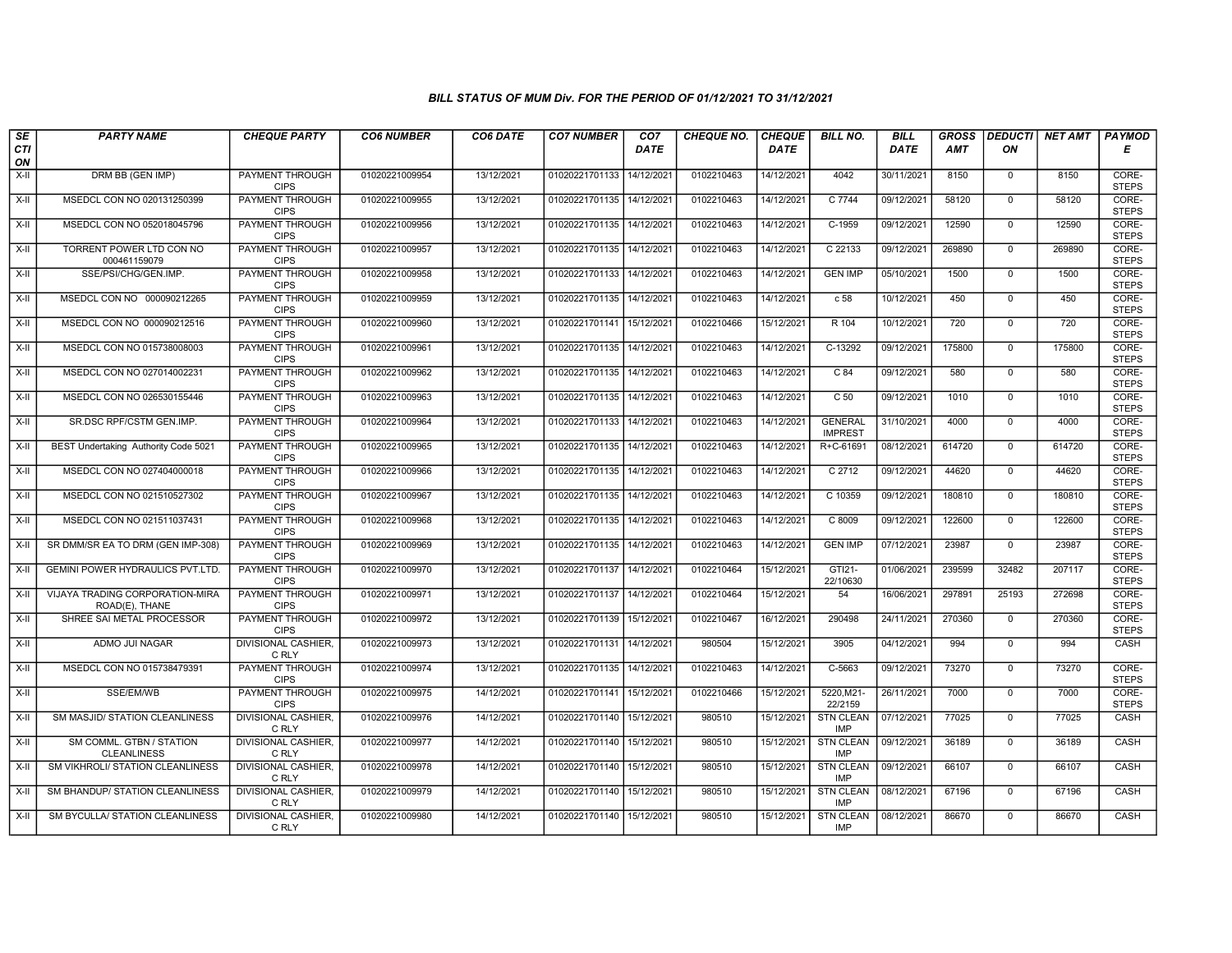# BILL STATUS OF MUM Div. FOR THE PERIOD OF 01/12/2021 TO 31/12/2021

| SECTION | PARTY NAME | CHEQUE PARTY | CO6 NUMBER | CO6 DATE | CO7 NUMBER | CO7 DATE | CHEQUE NO. | CHEQUE DATE | BILL NO. | BILL DATE | GROSS AMT | DEDUCTION | NET AMT | PAYMODE |
|---|---|---|---|---|---|---|---|---|---|---|---|---|---|---|
| X-II | DRM BB (GEN IMP) | PAYMENT THROUGH CIPS | 01020221009954 | 13/12/2021 | 01020221701133 | 14/12/2021 | 0102210463 | 14/12/2021 | 4042 | 30/11/2021 | 8150 | 0 | 8150 | CORE-STEPS |
| X-II | MSEDCL CON NO 020131250399 | PAYMENT THROUGH CIPS | 01020221009955 | 13/12/2021 | 01020221701135 | 14/12/2021 | 0102210463 | 14/12/2021 | C 7744 | 09/12/2021 | 58120 | 0 | 58120 | CORE-STEPS |
| X-II | MSEDCL CON NO 052018045796 | PAYMENT THROUGH CIPS | 01020221009956 | 13/12/2021 | 01020221701135 | 14/12/2021 | 0102210463 | 14/12/2021 | C-1959 | 09/12/2021 | 12590 | 0 | 12590 | CORE-STEPS |
| X-II | TORRENT POWER LTD CON NO 000461159079 | PAYMENT THROUGH CIPS | 01020221009957 | 13/12/2021 | 01020221701135 | 14/12/2021 | 0102210463 | 14/12/2021 | C 22133 | 09/12/2021 | 269890 | 0 | 269890 | CORE-STEPS |
| X-II | SSE/PSI/CHG/GEN.IMP. | PAYMENT THROUGH CIPS | 01020221009958 | 13/12/2021 | 01020221701133 | 14/12/2021 | 0102210463 | 14/12/2021 | GEN IMP | 05/10/2021 | 1500 | 0 | 1500 | CORE-STEPS |
| X-II | MSEDCL CON NO 000090212265 | PAYMENT THROUGH CIPS | 01020221009959 | 13/12/2021 | 01020221701135 | 14/12/2021 | 0102210463 | 14/12/2021 | c 58 | 10/12/2021 | 450 | 0 | 450 | CORE-STEPS |
| X-II | MSEDCL CON NO 000090212516 | PAYMENT THROUGH CIPS | 01020221009960 | 13/12/2021 | 01020221701141 | 15/12/2021 | 0102210466 | 15/12/2021 | R 104 | 10/12/2021 | 720 | 0 | 720 | CORE-STEPS |
| X-II | MSEDCL CON NO 015738008003 | PAYMENT THROUGH CIPS | 01020221009961 | 13/12/2021 | 01020221701135 | 14/12/2021 | 0102210463 | 14/12/2021 | C-13292 | 09/12/2021 | 175800 | 0 | 175800 | CORE-STEPS |
| X-II | MSEDCL CON NO 027014002231 | PAYMENT THROUGH CIPS | 01020221009962 | 13/12/2021 | 01020221701135 | 14/12/2021 | 0102210463 | 14/12/2021 | C 84 | 09/12/2021 | 580 | 0 | 580 | CORE-STEPS |
| X-II | MSEDCL CON NO 026530155446 | PAYMENT THROUGH CIPS | 01020221009963 | 13/12/2021 | 01020221701135 | 14/12/2021 | 0102210463 | 14/12/2021 | C 50 | 09/12/2021 | 1010 | 0 | 1010 | CORE-STEPS |
| X-II | SR.DSC RPF/CSTM GEN.IMP. | PAYMENT THROUGH CIPS | 01020221009964 | 13/12/2021 | 01020221701133 | 14/12/2021 | 0102210463 | 14/12/2021 | GENERAL IMPREST | 31/10/2021 | 4000 | 0 | 4000 | CORE-STEPS |
| X-II | BEST Undertaking Authority Code 5021 | PAYMENT THROUGH CIPS | 01020221009965 | 13/12/2021 | 01020221701135 | 14/12/2021 | 0102210463 | 14/12/2021 | R+C-61691 | 08/12/2021 | 614720 | 0 | 614720 | CORE-STEPS |
| X-II | MSEDCL CON NO 027404000018 | PAYMENT THROUGH CIPS | 01020221009966 | 13/12/2021 | 01020221701135 | 14/12/2021 | 0102210463 | 14/12/2021 | C 2712 | 09/12/2021 | 44620 | 0 | 44620 | CORE-STEPS |
| X-II | MSEDCL CON NO 021510527302 | PAYMENT THROUGH CIPS | 01020221009967 | 13/12/2021 | 01020221701135 | 14/12/2021 | 0102210463 | 14/12/2021 | C 10359 | 09/12/2021 | 180810 | 0 | 180810 | CORE-STEPS |
| X-II | MSEDCL CON NO 021511037431 | PAYMENT THROUGH CIPS | 01020221009968 | 13/12/2021 | 01020221701135 | 14/12/2021 | 0102210463 | 14/12/2021 | C 8009 | 09/12/2021 | 122600 | 0 | 122600 | CORE-STEPS |
| X-II | SR DMM/SR EA TO DRM (GEN IMP-308) | PAYMENT THROUGH CIPS | 01020221009969 | 13/12/2021 | 01020221701135 | 14/12/2021 | 0102210463 | 14/12/2021 | GEN IMP | 07/12/2021 | 23987 | 0 | 23987 | CORE-STEPS |
| X-II | GEMINI POWER HYDRAULICS PVT.LTD. | PAYMENT THROUGH CIPS | 01020221009970 | 13/12/2021 | 01020221701137 | 14/12/2021 | 0102210464 | 15/12/2021 | GTI21-22/10630 | 01/06/2021 | 239599 | 32482 | 207117 | CORE-STEPS |
| X-II | VIJAYA TRADING CORPORATION-MIRA ROAD(E), THANE | PAYMENT THROUGH CIPS | 01020221009971 | 13/12/2021 | 01020221701137 | 14/12/2021 | 0102210464 | 15/12/2021 | 54 | 16/06/2021 | 297891 | 25193 | 272698 | CORE-STEPS |
| X-II | SHREE SAI METAL PROCESSOR | PAYMENT THROUGH CIPS | 01020221009972 | 13/12/2021 | 01020221701139 | 15/12/2021 | 0102210467 | 16/12/2021 | 290498 | 24/11/2021 | 270360 | 0 | 270360 | CORE-STEPS |
| X-II | ADMO JUI NAGAR | DIVISIONAL CASHIER, C RLY | 01020221009973 | 13/12/2021 | 01020221701131 | 14/12/2021 | 980504 | 15/12/2021 | 3905 | 04/12/2021 | 994 | 0 | 994 | CASH |
| X-II | MSEDCL CON NO 015738479391 | PAYMENT THROUGH CIPS | 01020221009974 | 13/12/2021 | 01020221701135 | 14/12/2021 | 0102210463 | 14/12/2021 | C-5663 | 09/12/2021 | 73270 | 0 | 73270 | CORE-STEPS |
| X-II | SSE/EM/WB | PAYMENT THROUGH CIPS | 01020221009975 | 14/12/2021 | 01020221701141 | 15/12/2021 | 0102210466 | 15/12/2021 | 5220,M21-22/2159 | 26/11/2021 | 7000 | 0 | 7000 | CORE-STEPS |
| X-II | SM MASJID/ STATION CLEANLINESS | DIVISIONAL CASHIER, C RLY | 01020221009976 | 14/12/2021 | 01020221701140 | 15/12/2021 | 980510 | 15/12/2021 | STN CLEAN IMP | 07/12/2021 | 77025 | 0 | 77025 | CASH |
| X-II | SM COMML. GTBN / STATION CLEANLINESS | DIVISIONAL CASHIER, C RLY | 01020221009977 | 14/12/2021 | 01020221701140 | 15/12/2021 | 980510 | 15/12/2021 | STN CLEAN IMP | 09/12/2021 | 36189 | 0 | 36189 | CASH |
| X-II | SM VIKHROLI/ STATION CLEANLINESS | DIVISIONAL CASHIER, C RLY | 01020221009978 | 14/12/2021 | 01020221701140 | 15/12/2021 | 980510 | 15/12/2021 | STN CLEAN IMP | 09/12/2021 | 66107 | 0 | 66107 | CASH |
| X-II | SM BHANDUP/ STATION CLEANLINESS | DIVISIONAL CASHIER, C RLY | 01020221009979 | 14/12/2021 | 01020221701140 | 15/12/2021 | 980510 | 15/12/2021 | STN CLEAN IMP | 08/12/2021 | 67196 | 0 | 67196 | CASH |
| X-II | SM BYCULLA/ STATION CLEANLINESS | DIVISIONAL CASHIER, C RLY | 01020221009980 | 14/12/2021 | 01020221701140 | 15/12/2021 | 980510 | 15/12/2021 | STN CLEAN IMP | 08/12/2021 | 86670 | 0 | 86670 | CASH |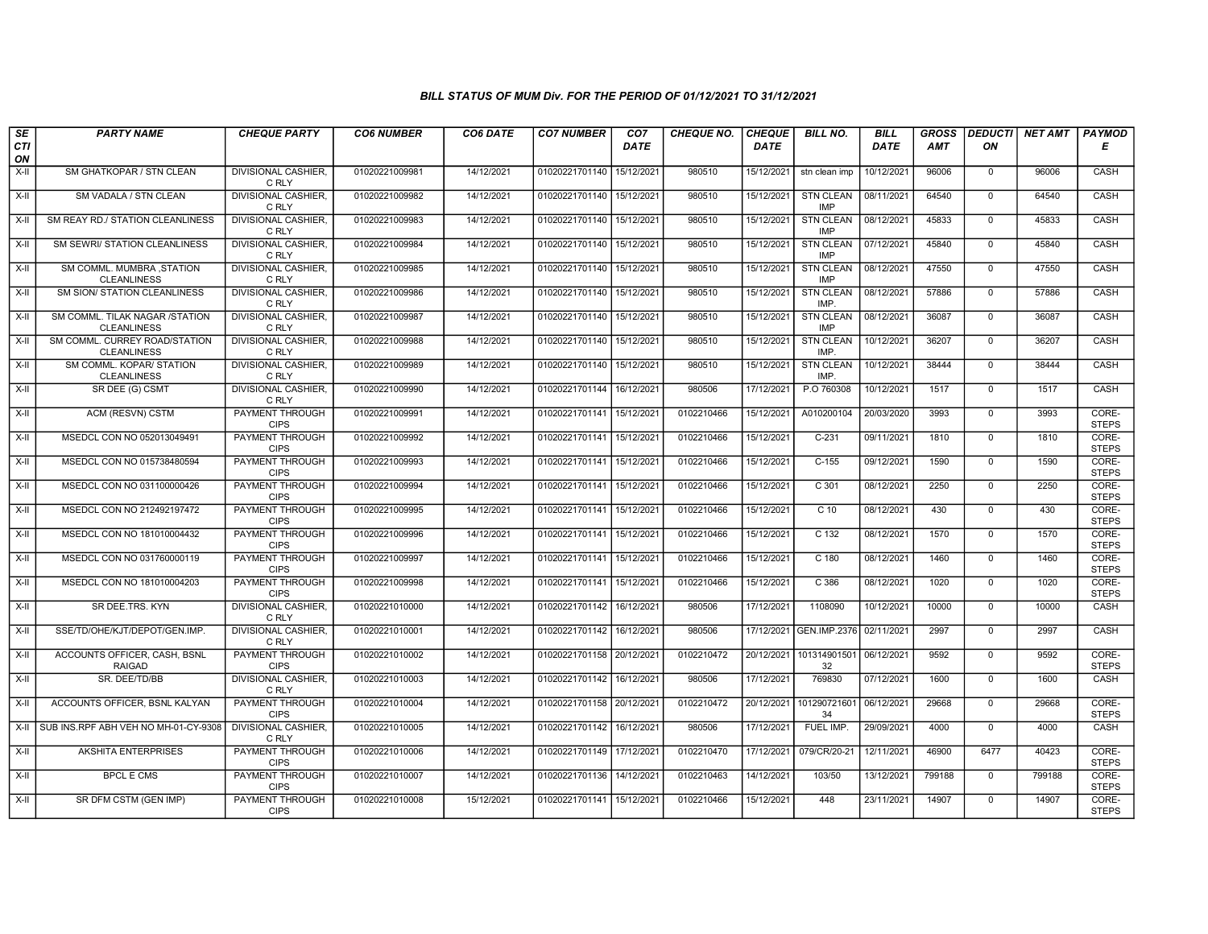# BILL STATUS OF MUM Div. FOR THE PERIOD OF 01/12/2021 TO 31/12/2021

| SECTION | PARTY NAME | CHEQUE PARTY | CO6 NUMBER | CO6 DATE | CO7 NUMBER | CO7 DATE | CHEQUE NO. | CHEQUE DATE | BILL NO. | BILL DATE | GROSS AMT | DEDUCTION | NET AMT | PAYMODE |
|---|---|---|---|---|---|---|---|---|---|---|---|---|---|---|
| X-II | SM GHATKOPAR / STN CLEAN | DIVISIONAL CASHIER, C RLY | 01020221009981 | 14/12/2021 | 01020221701140 | 15/12/2021 | 980510 | 15/12/2021 | stn clean imp | 10/12/2021 | 96006 | 0 | 96006 | CASH |
| X-II | SM VADALA / STN CLEAN | DIVISIONAL CASHIER, C RLY | 01020221009982 | 14/12/2021 | 01020221701140 | 15/12/2021 | 980510 | 15/12/2021 | STN CLEAN IMP | 08/11/2021 | 64540 | 0 | 64540 | CASH |
| X-II | SM REAY RD./ STATION CLEANLINESS | DIVISIONAL CASHIER, C RLY | 01020221009983 | 14/12/2021 | 01020221701140 | 15/12/2021 | 980510 | 15/12/2021 | STN CLEAN IMP | 08/12/2021 | 45833 | 0 | 45833 | CASH |
| X-II | SM SEWRI/ STATION CLEANLINESS | DIVISIONAL CASHIER, C RLY | 01020221009984 | 14/12/2021 | 01020221701140 | 15/12/2021 | 980510 | 15/12/2021 | STN CLEAN IMP | 07/12/2021 | 45840 | 0 | 45840 | CASH |
| X-II | SM COMML. MUMBRA ,STATION CLEANLINESS | DIVISIONAL CASHIER, C RLY | 01020221009985 | 14/12/2021 | 01020221701140 | 15/12/2021 | 980510 | 15/12/2021 | STN CLEAN IMP | 08/12/2021 | 47550 | 0 | 47550 | CASH |
| X-II | SM SION/ STATION CLEANLINESS | DIVISIONAL CASHIER, C RLY | 01020221009986 | 14/12/2021 | 01020221701140 | 15/12/2021 | 980510 | 15/12/2021 | STN CLEAN IMP. | 08/12/2021 | 57886 | 0 | 57886 | CASH |
| X-II | SM COMML. TILAK NAGAR /STATION CLEANLINESS | DIVISIONAL CASHIER, C RLY | 01020221009987 | 14/12/2021 | 01020221701140 | 15/12/2021 | 980510 | 15/12/2021 | STN CLEAN IMP | 08/12/2021 | 36087 | 0 | 36087 | CASH |
| X-II | SM COMML. CURREY ROAD/STATION CLEANLINESS | DIVISIONAL CASHIER, C RLY | 01020221009988 | 14/12/2021 | 01020221701140 | 15/12/2021 | 980510 | 15/12/2021 | STN CLEAN IMP. | 10/12/2021 | 36207 | 0 | 36207 | CASH |
| X-II | SM COMML. KOPAR/ STATION CLEANLINESS | DIVISIONAL CASHIER, C RLY | 01020221009989 | 14/12/2021 | 01020221701140 | 15/12/2021 | 980510 | 15/12/2021 | STN CLEAN IMP. | 10/12/2021 | 38444 | 0 | 38444 | CASH |
| X-II | SR DEE (G) CSMT | DIVISIONAL CASHIER, C RLY | 01020221009990 | 14/12/2021 | 01020221701144 | 16/12/2021 | 980506 | 17/12/2021 | P.O 760308 | 10/12/2021 | 1517 | 0 | 1517 | CASH |
| X-II | ACM (RESVN) CSTM | PAYMENT THROUGH CIPS | 01020221009991 | 14/12/2021 | 01020221701141 | 15/12/2021 | 0102210466 | 15/12/2021 | A010200104 | 20/03/2020 | 3993 | 0 | 3993 | CORE-STEPS |
| X-II | MSEDCL CON NO 052013049491 | PAYMENT THROUGH CIPS | 01020221009992 | 14/12/2021 | 01020221701141 | 15/12/2021 | 0102210466 | 15/12/2021 | C-231 | 09/11/2021 | 1810 | 0 | 1810 | CORE-STEPS |
| X-II | MSEDCL CON NO 015738480594 | PAYMENT THROUGH CIPS | 01020221009993 | 14/12/2021 | 01020221701141 | 15/12/2021 | 0102210466 | 15/12/2021 | C-155 | 09/12/2021 | 1590 | 0 | 1590 | CORE-STEPS |
| X-II | MSEDCL CON NO 031100000426 | PAYMENT THROUGH CIPS | 01020221009994 | 14/12/2021 | 01020221701141 | 15/12/2021 | 0102210466 | 15/12/2021 | C 301 | 08/12/2021 | 2250 | 0 | 2250 | CORE-STEPS |
| X-II | MSEDCL CON NO 212492197472 | PAYMENT THROUGH CIPS | 01020221009995 | 14/12/2021 | 01020221701141 | 15/12/2021 | 0102210466 | 15/12/2021 | C 10 | 08/12/2021 | 430 | 0 | 430 | CORE-STEPS |
| X-II | MSEDCL CON NO 181010004432 | PAYMENT THROUGH CIPS | 01020221009996 | 14/12/2021 | 01020221701141 | 15/12/2021 | 0102210466 | 15/12/2021 | C 132 | 08/12/2021 | 1570 | 0 | 1570 | CORE-STEPS |
| X-II | MSEDCL CON NO 031760000119 | PAYMENT THROUGH CIPS | 01020221009997 | 14/12/2021 | 01020221701141 | 15/12/2021 | 0102210466 | 15/12/2021 | C 180 | 08/12/2021 | 1460 | 0 | 1460 | CORE-STEPS |
| X-II | MSEDCL CON NO 181010004203 | PAYMENT THROUGH CIPS | 01020221009998 | 14/12/2021 | 01020221701141 | 15/12/2021 | 0102210466 | 15/12/2021 | C 386 | 08/12/2021 | 1020 | 0 | 1020 | CORE-STEPS |
| X-II | SR DEE.TRS. KYN | DIVISIONAL CASHIER, C RLY | 01020221010000 | 14/12/2021 | 01020221701142 | 16/12/2021 | 980506 | 17/12/2021 | 1108090 | 10/12/2021 | 10000 | 0 | 10000 | CASH |
| X-II | SSE/TD/OHE/KJT/DEPOT/GEN.IMP. | DIVISIONAL CASHIER, C RLY | 01020221010001 | 14/12/2021 | 01020221701142 | 16/12/2021 | 980506 | 17/12/2021 | GEN.IMP.2376 | 02/11/2021 | 2997 | 0 | 2997 | CASH |
| X-II | ACCOUNTS OFFICER, CASH, BSNL RAIGAD | PAYMENT THROUGH CIPS | 01020221010002 | 14/12/2021 | 01020221701158 | 20/12/2021 | 0102210472 | 20/12/2021 | 10131490150132 | 06/12/2021 | 9592 | 0 | 9592 | CORE-STEPS |
| X-II | SR. DEE/TD/BB | DIVISIONAL CASHIER, C RLY | 01020221010003 | 14/12/2021 | 01020221701142 | 16/12/2021 | 980506 | 17/12/2021 | 769830 | 07/12/2021 | 1600 | 0 | 1600 | CASH |
| X-II | ACCOUNTS OFFICER, BSNL KALYAN | PAYMENT THROUGH CIPS | 01020221010004 | 14/12/2021 | 01020221701158 | 20/12/2021 | 0102210472 | 20/12/2021 | 10129072160134 | 06/12/2021 | 29668 | 0 | 29668 | CORE-STEPS |
| X-II | SUB INS.RPF ABH VEH NO MH-01-CY-9308 | DIVISIONAL CASHIER, C RLY | 01020221010005 | 14/12/2021 | 01020221701142 | 16/12/2021 | 980506 | 17/12/2021 | FUEL IMP. | 29/09/2021 | 4000 | 0 | 4000 | CASH |
| X-II | AKSHITA ENTERPRISES | PAYMENT THROUGH CIPS | 01020221010006 | 14/12/2021 | 01020221701149 | 17/12/2021 | 0102210470 | 17/12/2021 | 079/CR/20-21 | 12/11/2021 | 46900 | 6477 | 40423 | CORE-STEPS |
| X-II | BPCL E CMS | PAYMENT THROUGH CIPS | 01020221010007 | 14/12/2021 | 01020221701136 | 14/12/2021 | 0102210463 | 14/12/2021 | 103/50 | 13/12/2021 | 799188 | 0 | 799188 | CORE-STEPS |
| X-II | SR DFM CSTM (GEN IMP) | PAYMENT THROUGH CIPS | 01020221010008 | 15/12/2021 | 01020221701141 | 15/12/2021 | 0102210466 | 15/12/2021 | 448 | 23/11/2021 | 14907 | 0 | 14907 | CORE-STEPS |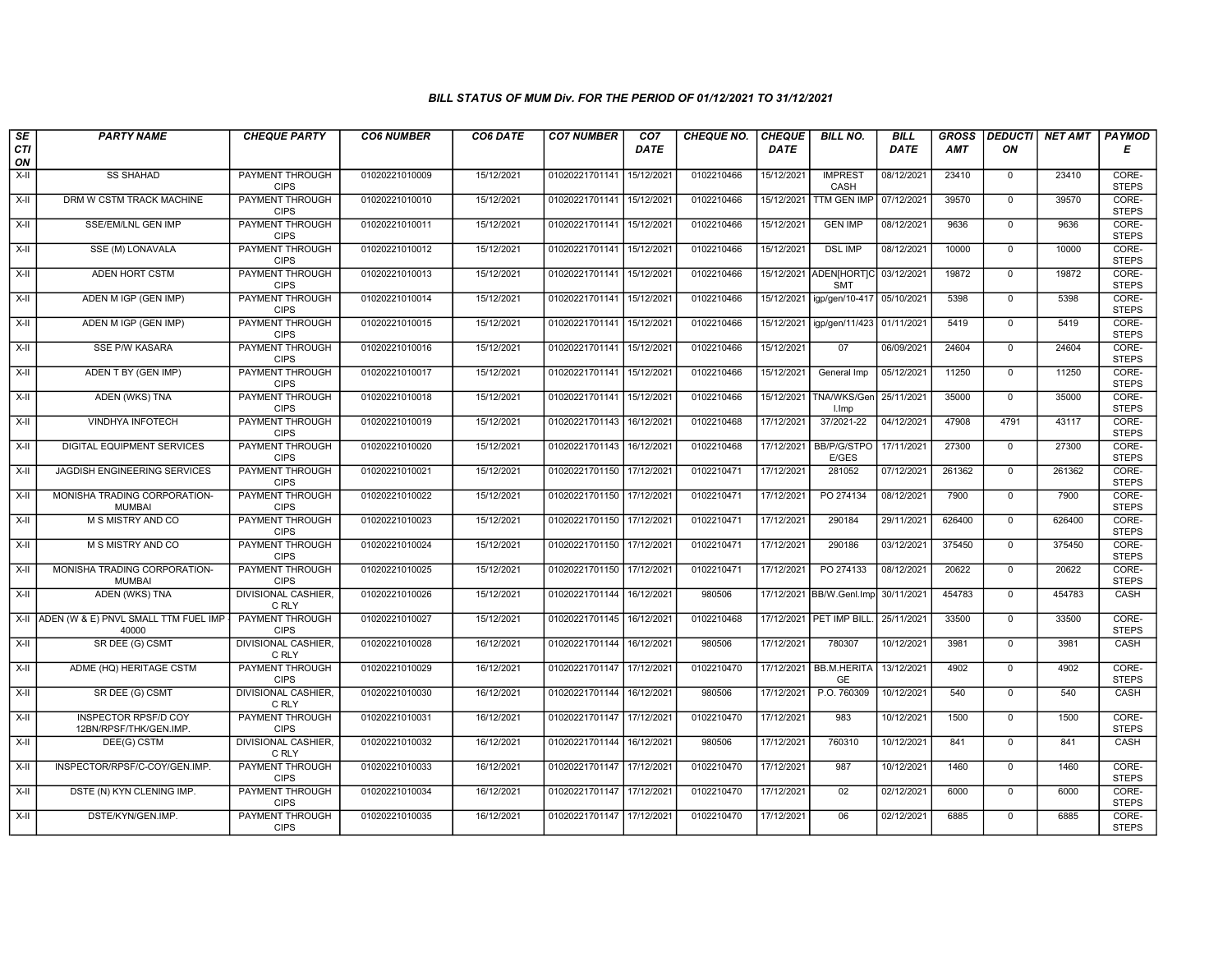### BILL STATUS OF MUM Div. FOR THE PERIOD OF 01/12/2021 TO 31/12/2021

| SECTION | PARTY NAME | CHEQUE PARTY | CO6 NUMBER | CO6 DATE | CO7 NUMBER | CO7 DATE | CHEQUE NO. | CHEQUE DATE | BILL NO. | BILL DATE | GROSS AMT | DEDUCTION | NET AMT | PAYMODE |
|---|---|---|---|---|---|---|---|---|---|---|---|---|---|---|
| X-II | SS SHAHAD | PAYMENT THROUGH CIPS | 01020221010009 | 15/12/2021 | 01020221701141 | 15/12/2021 | 0102210466 | 15/12/2021 | IMPREST CASH | 08/12/2021 | 23410 | 0 | 23410 | CORE-STEPS |
| X-II | DRM W CSTM TRACK MACHINE | PAYMENT THROUGH CIPS | 01020221010010 | 15/12/2021 | 01020221701141 | 15/12/2021 | 0102210466 | 15/12/2021 | TTM GEN IMP | 07/12/2021 | 39570 | 0 | 39570 | CORE-STEPS |
| X-II | SSE/EM/LNL GEN IMP | PAYMENT THROUGH CIPS | 01020221010011 | 15/12/2021 | 01020221701141 | 15/12/2021 | 0102210466 | 15/12/2021 | GEN IMP | 08/12/2021 | 9636 | 0 | 9636 | CORE-STEPS |
| X-II | SSE (M) LONAVALA | PAYMENT THROUGH CIPS | 01020221010012 | 15/12/2021 | 01020221701141 | 15/12/2021 | 0102210466 | 15/12/2021 | DSL IMP | 08/12/2021 | 10000 | 0 | 10000 | CORE-STEPS |
| X-II | ADEN HORT CSTM | PAYMENT THROUGH CIPS | 01020221010013 | 15/12/2021 | 01020221701141 | 15/12/2021 | 0102210466 | 15/12/2021 | ADEN[HORT]CSMT | 03/12/2021 | 19872 | 0 | 19872 | CORE-STEPS |
| X-II | ADEN M IGP (GEN IMP) | PAYMENT THROUGH CIPS | 01020221010014 | 15/12/2021 | 01020221701141 | 15/12/2021 | 0102210466 | 15/12/2021 | igp/gen/10-417 | 05/10/2021 | 5398 | 0 | 5398 | CORE-STEPS |
| X-II | ADEN M IGP (GEN IMP) | PAYMENT THROUGH CIPS | 01020221010015 | 15/12/2021 | 01020221701141 | 15/12/2021 | 0102210466 | 15/12/2021 | igp/gen/11/423 | 01/11/2021 | 5419 | 0 | 5419 | CORE-STEPS |
| X-II | SSE P/W KASARA | PAYMENT THROUGH CIPS | 01020221010016 | 15/12/2021 | 01020221701141 | 15/12/2021 | 0102210466 | 15/12/2021 | 07 | 06/09/2021 | 24604 | 0 | 24604 | CORE-STEPS |
| X-II | ADEN T BY (GEN IMP) | PAYMENT THROUGH CIPS | 01020221010017 | 15/12/2021 | 01020221701141 | 15/12/2021 | 0102210466 | 15/12/2021 | General Imp | 05/12/2021 | 11250 | 0 | 11250 | CORE-STEPS |
| X-II | ADEN (WKS) TNA | PAYMENT THROUGH CIPS | 01020221010018 | 15/12/2021 | 01020221701141 | 15/12/2021 | 0102210466 | 15/12/2021 | TNA/WKS/Genl.Imp | 25/11/2021 | 35000 | 0 | 35000 | CORE-STEPS |
| X-II | VINDHYA INFOTECH | PAYMENT THROUGH CIPS | 01020221010019 | 15/12/2021 | 01020221701143 | 16/12/2021 | 0102210468 | 17/12/2021 | 37/2021-22 | 04/12/2021 | 47908 | 4791 | 43117 | CORE-STEPS |
| X-II | DIGITAL EQUIPMENT SERVICES | PAYMENT THROUGH CIPS | 01020221010020 | 15/12/2021 | 01020221701143 | 16/12/2021 | 0102210468 | 17/12/2021 | BB/P/G/STPOE/GES | 17/11/2021 | 27300 | 0 | 27300 | CORE-STEPS |
| X-II | JAGDISH ENGINEERING SERVICES | PAYMENT THROUGH CIPS | 01020221010021 | 15/12/2021 | 01020221701150 | 17/12/2021 | 0102210471 | 17/12/2021 | 281052 | 07/12/2021 | 261362 | 0 | 261362 | CORE-STEPS |
| X-II | MONISHA TRADING CORPORATION-MUMBAI | PAYMENT THROUGH CIPS | 01020221010022 | 15/12/2021 | 01020221701150 | 17/12/2021 | 0102210471 | 17/12/2021 | PO 274134 | 08/12/2021 | 7900 | 0 | 7900 | CORE-STEPS |
| X-II | M S MISTRY AND CO | PAYMENT THROUGH CIPS | 01020221010023 | 15/12/2021 | 01020221701150 | 17/12/2021 | 0102210471 | 17/12/2021 | 290184 | 29/11/2021 | 626400 | 0 | 626400 | CORE-STEPS |
| X-II | M S MISTRY AND CO | PAYMENT THROUGH CIPS | 01020221010024 | 15/12/2021 | 01020221701150 | 17/12/2021 | 0102210471 | 17/12/2021 | 290186 | 03/12/2021 | 375450 | 0 | 375450 | CORE-STEPS |
| X-II | MONISHA TRADING CORPORATION-MUMBAI | PAYMENT THROUGH CIPS | 01020221010025 | 15/12/2021 | 01020221701150 | 17/12/2021 | 0102210471 | 17/12/2021 | PO 274133 | 08/12/2021 | 20622 | 0 | 20622 | CORE-STEPS |
| X-II | ADEN (WKS) TNA | DIVISIONAL CASHIER, C RLY | 01020221010026 | 15/12/2021 | 01020221701144 | 16/12/2021 | 980506 | 17/12/2021 | BB/W.Genl.Imp | 30/11/2021 | 454783 | 0 | 454783 | CASH |
| X-II | ADEN (W & E) PNVL SMALL TTM FUEL IMP - 40000 | PAYMENT THROUGH CIPS | 01020221010027 | 15/12/2021 | 01020221701145 | 16/12/2021 | 0102210468 | 17/12/2021 | PET IMP BILL. | 25/11/2021 | 33500 | 0 | 33500 | CORE-STEPS |
| X-II | SR DEE (G) CSMT | DIVISIONAL CASHIER, C RLY | 01020221010028 | 16/12/2021 | 01020221701144 | 16/12/2021 | 980506 | 17/12/2021 | 780307 | 10/12/2021 | 3981 | 0 | 3981 | CASH |
| X-II | ADME (HQ) HERITAGE CSTM | PAYMENT THROUGH CIPS | 01020221010029 | 16/12/2021 | 01020221701147 | 17/12/2021 | 0102210470 | 17/12/2021 | BB.M.HERITAGE | 13/12/2021 | 4902 | 0 | 4902 | CORE-STEPS |
| X-II | SR DEE (G) CSMT | DIVISIONAL CASHIER, C RLY | 01020221010030 | 16/12/2021 | 01020221701144 | 16/12/2021 | 980506 | 17/12/2021 | P.O. 760309 | 10/12/2021 | 540 | 0 | 540 | CASH |
| X-II | INSPECTOR RPSF/D COY 12BN/RPSF/THK/GEN.IMP. | PAYMENT THROUGH CIPS | 01020221010031 | 16/12/2021 | 01020221701147 | 17/12/2021 | 0102210470 | 17/12/2021 | 983 | 10/12/2021 | 1500 | 0 | 1500 | CORE-STEPS |
| X-II | DEE(G) CSTM | DIVISIONAL CASHIER, C RLY | 01020221010032 | 16/12/2021 | 01020221701144 | 16/12/2021 | 980506 | 17/12/2021 | 760310 | 10/12/2021 | 841 | 0 | 841 | CASH |
| X-II | INSPECTOR/RPSF/C-COY/GEN.IMP. | PAYMENT THROUGH CIPS | 01020221010033 | 16/12/2021 | 01020221701147 | 17/12/2021 | 0102210470 | 17/12/2021 | 987 | 10/12/2021 | 1460 | 0 | 1460 | CORE-STEPS |
| X-II | DSTE (N) KYN CLENING IMP. | PAYMENT THROUGH CIPS | 01020221010034 | 16/12/2021 | 01020221701147 | 17/12/2021 | 0102210470 | 17/12/2021 | 02 | 02/12/2021 | 6000 | 0 | 6000 | CORE-STEPS |
| X-II | DSTE/KYN/GEN.IMP. | PAYMENT THROUGH CIPS | 01020221010035 | 16/12/2021 | 01020221701147 | 17/12/2021 | 0102210470 | 17/12/2021 | 06 | 02/12/2021 | 6885 | 0 | 6885 | CORE-STEPS |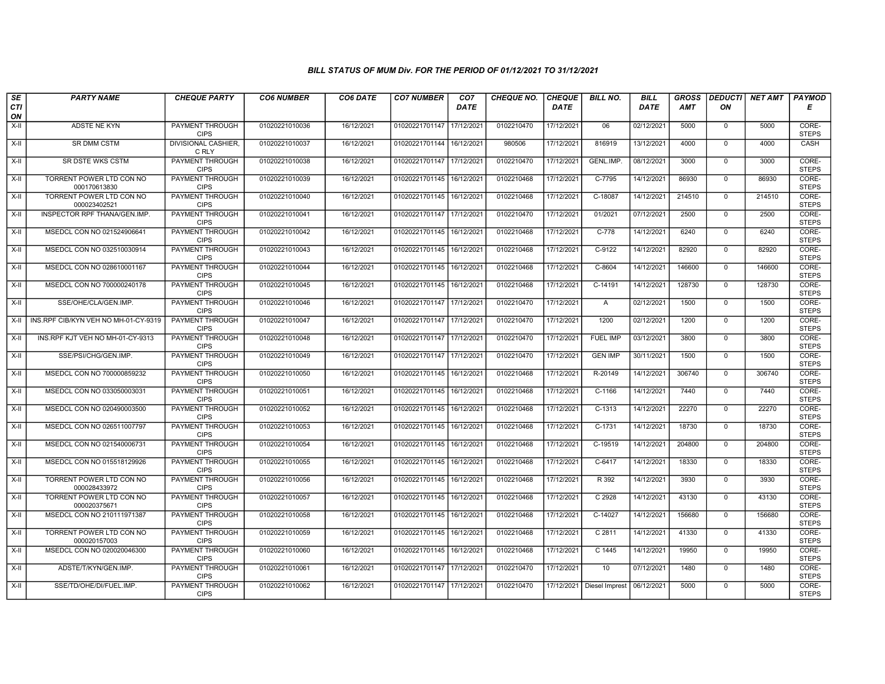### BILL STATUS OF MUM Div. FOR THE PERIOD OF 01/12/2021 TO 31/12/2021

| SECTION | PARTY NAME | CHEQUE PARTY | CO6 NUMBER | CO6 DATE | CO7 NUMBER | CO7 DATE | CHEQUE NO. | CHEQUE DATE | BILL NO. | BILL DATE | GROSS AMT | DEDUCTION | NET AMT | PAYMODE |
|---|---|---|---|---|---|---|---|---|---|---|---|---|---|---|
| X-II | ADSTE NE KYN | PAYMENT THROUGH CIPS | 01020221010036 | 16/12/2021 | 01020221701147 | 17/12/2021 | 0102210470 | 17/12/2021 | 06 | 02/12/2021 | 5000 | 0 | 5000 | CORE-STEPS |
| X-II | SR DMM CSTM | DIVISIONAL CASHIER, C RLY | 01020221010037 | 16/12/2021 | 01020221701144 | 16/12/2021 | 980506 | 17/12/2021 | 816919 | 13/12/2021 | 4000 | 0 | 4000 | CASH |
| X-II | SR DSTE WKS CSTM | PAYMENT THROUGH CIPS | 01020221010038 | 16/12/2021 | 01020221701147 | 17/12/2021 | 0102210470 | 17/12/2021 | GENL.IMP. | 08/12/2021 | 3000 | 0 | 3000 | CORE-STEPS |
| X-II | TORRENT POWER LTD CON NO 000170613830 | PAYMENT THROUGH CIPS | 01020221010039 | 16/12/2021 | 01020221701145 | 16/12/2021 | 0102210468 | 17/12/2021 | C-7795 | 14/12/2021 | 86930 | 0 | 86930 | CORE-STEPS |
| X-II | TORRENT POWER LTD CON NO 000023402521 | PAYMENT THROUGH CIPS | 01020221010040 | 16/12/2021 | 01020221701145 | 16/12/2021 | 0102210468 | 17/12/2021 | C-18087 | 14/12/2021 | 214510 | 0 | 214510 | CORE-STEPS |
| X-II | INSPECTOR RPF THANA/GEN.IMP. | PAYMENT THROUGH CIPS | 01020221010041 | 16/12/2021 | 01020221701147 | 17/12/2021 | 0102210470 | 17/12/2021 | 01/2021 | 07/12/2021 | 2500 | 0 | 2500 | CORE-STEPS |
| X-II | MSEDCL CON NO 021524906641 | PAYMENT THROUGH CIPS | 01020221010042 | 16/12/2021 | 01020221701145 | 16/12/2021 | 0102210468 | 17/12/2021 | C-778 | 14/12/2021 | 6240 | 0 | 6240 | CORE-STEPS |
| X-II | MSEDCL CON NO 032510030914 | PAYMENT THROUGH CIPS | 01020221010043 | 16/12/2021 | 01020221701145 | 16/12/2021 | 0102210468 | 17/12/2021 | C-9122 | 14/12/2021 | 82920 | 0 | 82920 | CORE-STEPS |
| X-II | MSEDCL CON NO 028610001167 | PAYMENT THROUGH CIPS | 01020221010044 | 16/12/2021 | 01020221701145 | 16/12/2021 | 0102210468 | 17/12/2021 | C-8604 | 14/12/2021 | 146600 | 0 | 146600 | CORE-STEPS |
| X-II | MSEDCL CON NO 700000240178 | PAYMENT THROUGH CIPS | 01020221010045 | 16/12/2021 | 01020221701145 | 16/12/2021 | 0102210468 | 17/12/2021 | C-14191 | 14/12/2021 | 128730 | 0 | 128730 | CORE-STEPS |
| X-II | SSE/OHE/CLA/GEN.IMP. | PAYMENT THROUGH CIPS | 01020221010046 | 16/12/2021 | 01020221701147 | 17/12/2021 | 0102210470 | 17/12/2021 | A | 02/12/2021 | 1500 | 0 | 1500 | CORE-STEPS |
| X-II | INS.RPF CIB/KYN VEH NO MH-01-CY-9319 | PAYMENT THROUGH CIPS | 01020221010047 | 16/12/2021 | 01020221701147 | 17/12/2021 | 0102210470 | 17/12/2021 | 1200 | 02/12/2021 | 1200 | 0 | 1200 | CORE-STEPS |
| X-II | INS.RPF KJT VEH NO MH-01-CY-9313 | PAYMENT THROUGH CIPS | 01020221010048 | 16/12/2021 | 01020221701147 | 17/12/2021 | 0102210470 | 17/12/2021 | FUEL IMP | 03/12/2021 | 3800 | 0 | 3800 | CORE-STEPS |
| X-II | SSE/PSI/CHG/GEN.IMP. | PAYMENT THROUGH CIPS | 01020221010049 | 16/12/2021 | 01020221701147 | 17/12/2021 | 0102210470 | 17/12/2021 | GEN IMP | 30/11/2021 | 1500 | 0 | 1500 | CORE-STEPS |
| X-II | MSEDCL CON NO 700000859232 | PAYMENT THROUGH CIPS | 01020221010050 | 16/12/2021 | 01020221701145 | 16/12/2021 | 0102210468 | 17/12/2021 | R-20149 | 14/12/2021 | 306740 | 0 | 306740 | CORE-STEPS |
| X-II | MSEDCL CON NO 033050003031 | PAYMENT THROUGH CIPS | 01020221010051 | 16/12/2021 | 01020221701145 | 16/12/2021 | 0102210468 | 17/12/2021 | C-1166 | 14/12/2021 | 7440 | 0 | 7440 | CORE-STEPS |
| X-II | MSEDCL CON NO 020490003500 | PAYMENT THROUGH CIPS | 01020221010052 | 16/12/2021 | 01020221701145 | 16/12/2021 | 0102210468 | 17/12/2021 | C-1313 | 14/12/2021 | 22270 | 0 | 22270 | CORE-STEPS |
| X-II | MSEDCL CON NO 026511007797 | PAYMENT THROUGH CIPS | 01020221010053 | 16/12/2021 | 01020221701145 | 16/12/2021 | 0102210468 | 17/12/2021 | C-1731 | 14/12/2021 | 18730 | 0 | 18730 | CORE-STEPS |
| X-II | MSEDCL CON NO 021540006731 | PAYMENT THROUGH CIPS | 01020221010054 | 16/12/2021 | 01020221701145 | 16/12/2021 | 0102210468 | 17/12/2021 | C-19519 | 14/12/2021 | 204800 | 0 | 204800 | CORE-STEPS |
| X-II | MSEDCL CON NO 015518129926 | PAYMENT THROUGH CIPS | 01020221010055 | 16/12/2021 | 01020221701145 | 16/12/2021 | 0102210468 | 17/12/2021 | C-6417 | 14/12/2021 | 18330 | 0 | 18330 | CORE-STEPS |
| X-II | TORRENT POWER LTD CON NO 000028433972 | PAYMENT THROUGH CIPS | 01020221010056 | 16/12/2021 | 01020221701145 | 16/12/2021 | 0102210468 | 17/12/2021 | R 392 | 14/12/2021 | 3930 | 0 | 3930 | CORE-STEPS |
| X-II | TORRENT POWER LTD CON NO 000020375671 | PAYMENT THROUGH CIPS | 01020221010057 | 16/12/2021 | 01020221701145 | 16/12/2021 | 0102210468 | 17/12/2021 | C 2928 | 14/12/2021 | 43130 | 0 | 43130 | CORE-STEPS |
| X-II | MSEDCL CON NO 210111971387 | PAYMENT THROUGH CIPS | 01020221010058 | 16/12/2021 | 01020221701145 | 16/12/2021 | 0102210468 | 17/12/2021 | C-14027 | 14/12/2021 | 156680 | 0 | 156680 | CORE-STEPS |
| X-II | TORRENT POWER LTD CON NO 000020157003 | PAYMENT THROUGH CIPS | 01020221010059 | 16/12/2021 | 01020221701145 | 16/12/2021 | 0102210468 | 17/12/2021 | C 2811 | 14/12/2021 | 41330 | 0 | 41330 | CORE-STEPS |
| X-II | MSEDCL CON NO 020020046300 | PAYMENT THROUGH CIPS | 01020221010060 | 16/12/2021 | 01020221701145 | 16/12/2021 | 0102210468 | 17/12/2021 | C 1445 | 14/12/2021 | 19950 | 0 | 19950 | CORE-STEPS |
| X-II | ADSTE/T/KYN/GEN.IMP. | PAYMENT THROUGH CIPS | 01020221010061 | 16/12/2021 | 01020221701147 | 17/12/2021 | 0102210470 | 17/12/2021 | 10 | 07/12/2021 | 1480 | 0 | 1480 | CORE-STEPS |
| X-II | SSE/TD/OHE/DI/FUEL.IMP. | PAYMENT THROUGH CIPS | 01020221010062 | 16/12/2021 | 01020221701147 | 17/12/2021 | 0102210470 | 17/12/2021 | Diesel Imprest | 06/12/2021 | 5000 | 0 | 5000 | CORE-STEPS |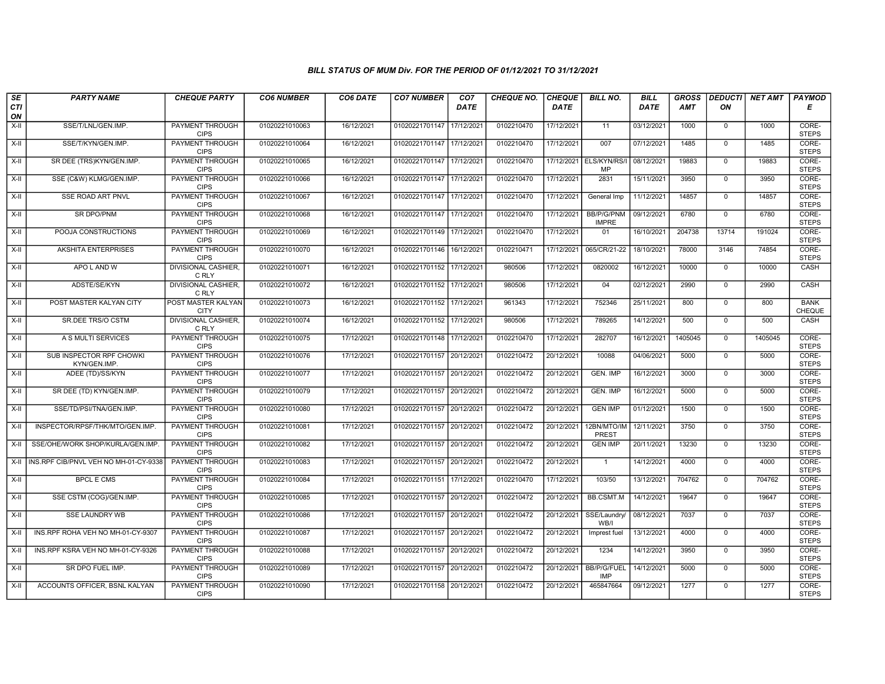### BILL STATUS OF MUM Div. FOR THE PERIOD OF 01/12/2021 TO 31/12/2021

| SECTION | PARTY NAME | CHEQUE PARTY | CO6 NUMBER | CO6 DATE | CO7 NUMBER | CO7 DATE | CHEQUE NO. | CHEQUE DATE | BILL NO. | BILL DATE | GROSS AMT | DEDUCTION | NET AMT | PAYMODE |
|---|---|---|---|---|---|---|---|---|---|---|---|---|---|---|
| X-II | SSE/T/LNL/GEN.IMP. | PAYMENT THROUGH CIPS | 01020221010063 | 16/12/2021 | 01020221701147 | 17/12/2021 | 0102210470 | 17/12/2021 | 11 | 03/12/2021 | 1000 | 0 | 1000 | CORE-STEPS |
| X-II | SSE/T/KYN/GEN.IMP. | PAYMENT THROUGH CIPS | 01020221010064 | 16/12/2021 | 01020221701147 | 17/12/2021 | 0102210470 | 17/12/2021 | 007 | 07/12/2021 | 1485 | 0 | 1485 | CORE-STEPS |
| X-II | SR DEE (TRS)KYN/GEN.IMP. | PAYMENT THROUGH CIPS | 01020221010065 | 16/12/2021 | 01020221701147 | 17/12/2021 | 0102210470 | 17/12/2021 | ELS/KYN/RS/IMP | 08/12/2021 | 19883 | 0 | 19883 | CORE-STEPS |
| X-II | SSE (C&W) KLMG/GEN.IMP. | PAYMENT THROUGH CIPS | 01020221010066 | 16/12/2021 | 01020221701147 | 17/12/2021 | 0102210470 | 17/12/2021 | 2831 | 15/11/2021 | 3950 | 0 | 3950 | CORE-STEPS |
| X-II | SSE ROAD ART PNVL | PAYMENT THROUGH CIPS | 01020221010067 | 16/12/2021 | 01020221701147 | 17/12/2021 | 0102210470 | 17/12/2021 | General Imp | 11/12/2021 | 14857 | 0 | 14857 | CORE-STEPS |
| X-II | SR DPO/PNM | PAYMENT THROUGH CIPS | 01020221010068 | 16/12/2021 | 01020221701147 | 17/12/2021 | 0102210470 | 17/12/2021 | BB/P/G/PNM IMPRE | 09/12/2021 | 6780 | 0 | 6780 | CORE-STEPS |
| X-II | POOJA CONSTRUCTIONS | PAYMENT THROUGH CIPS | 01020221010069 | 16/12/2021 | 01020221701149 | 17/12/2021 | 0102210470 | 17/12/2021 | 01 | 16/10/2021 | 204738 | 13714 | 191024 | CORE-STEPS |
| X-II | AKSHITA ENTERPRISES | PAYMENT THROUGH CIPS | 01020221010070 | 16/12/2021 | 01020221701146 | 16/12/2021 | 0102210471 | 17/12/2021 | 065/CR/21-22 | 18/10/2021 | 78000 | 3146 | 74854 | CORE-STEPS |
| X-II | APO L AND W | DIVISIONAL CASHIER, C RLY | 01020221010071 | 16/12/2021 | 01020221701152 | 17/12/2021 | 980506 | 17/12/2021 | 0820002 | 16/12/2021 | 10000 | 0 | 10000 | CASH |
| X-II | ADSTE/SE/KYN | DIVISIONAL CASHIER, C RLY | 01020221010072 | 16/12/2021 | 01020221701152 | 17/12/2021 | 980506 | 17/12/2021 | 04 | 02/12/2021 | 2990 | 0 | 2990 | CASH |
| X-II | POST MASTER KALYAN CITY | POST MASTER KALYAN CITY | 01020221010073 | 16/12/2021 | 01020221701152 | 17/12/2021 | 961343 | 17/12/2021 | 752346 | 25/11/2021 | 800 | 0 | 800 | BANK CHEQUE |
| X-II | SR.DEE TRS/O CSTM | DIVISIONAL CASHIER, C RLY | 01020221010074 | 16/12/2021 | 01020221701152 | 17/12/2021 | 980506 | 17/12/2021 | 789265 | 14/12/2021 | 500 | 0 | 500 | CASH |
| X-II | A S MULTI SERVICES | PAYMENT THROUGH CIPS | 01020221010075 | 17/12/2021 | 01020221701148 | 17/12/2021 | 0102210470 | 17/12/2021 | 282707 | 16/12/2021 | 1405045 | 0 | 1405045 | CORE-STEPS |
| X-II | SUB INSPECTOR RPF CHOWKI KYN/GEN.IMP. | PAYMENT THROUGH CIPS | 01020221010076 | 17/12/2021 | 01020221701157 | 20/12/2021 | 0102210472 | 20/12/2021 | 10088 | 04/06/2021 | 5000 | 0 | 5000 | CORE-STEPS |
| X-II | ADEE (TD)/SS/KYN | PAYMENT THROUGH CIPS | 01020221010077 | 17/12/2021 | 01020221701157 | 20/12/2021 | 0102210472 | 20/12/2021 | GEN. IMP | 16/12/2021 | 3000 | 0 | 3000 | CORE-STEPS |
| X-II | SR DEE (TD) KYN/GEN.IMP. | PAYMENT THROUGH CIPS | 01020221010079 | 17/12/2021 | 01020221701157 | 20/12/2021 | 0102210472 | 20/12/2021 | GEN. IMP | 16/12/2021 | 5000 | 0 | 5000 | CORE-STEPS |
| X-II | SSE/TD/PSI/TNA/GEN.IMP. | PAYMENT THROUGH CIPS | 01020221010080 | 17/12/2021 | 01020221701157 | 20/12/2021 | 0102210472 | 20/12/2021 | GEN IMP | 01/12/2021 | 1500 | 0 | 1500 | CORE-STEPS |
| X-II | INSPECTOR/RPSF/THK/MTO/GEN.IMP. | PAYMENT THROUGH CIPS | 01020221010081 | 17/12/2021 | 01020221701157 | 20/12/2021 | 0102210472 | 20/12/2021 | 12BN/MTO/IMPREST | 12/11/2021 | 3750 | 0 | 3750 | CORE-STEPS |
| X-II | SSE/OHE/WORK SHOP/KURLA/GEN.IMP. | PAYMENT THROUGH CIPS | 01020221010082 | 17/12/2021 | 01020221701157 | 20/12/2021 | 0102210472 | 20/12/2021 | GEN IMP | 20/11/2021 | 13230 | 0 | 13230 | CORE-STEPS |
| X-II | INS.RPF CIB/PNVL VEH NO MH-01-CY-9338 | PAYMENT THROUGH CIPS | 01020221010083 | 17/12/2021 | 01020221701157 | 20/12/2021 | 0102210472 | 20/12/2021 | 1 | 14/12/2021 | 4000 | 0 | 4000 | CORE-STEPS |
| X-II | BPCL E CMS | PAYMENT THROUGH CIPS | 01020221010084 | 17/12/2021 | 01020221701151 | 17/12/2021 | 0102210470 | 17/12/2021 | 103/50 | 13/12/2021 | 704762 | 0 | 704762 | CORE-STEPS |
| X-II | SSE CSTM (COG)/GEN.IMP. | PAYMENT THROUGH CIPS | 01020221010085 | 17/12/2021 | 01020221701157 | 20/12/2021 | 0102210472 | 20/12/2021 | BB.CSMT.M | 14/12/2021 | 19647 | 0 | 19647 | CORE-STEPS |
| X-II | SSE LAUNDRY WB | PAYMENT THROUGH CIPS | 01020221010086 | 17/12/2021 | 01020221701157 | 20/12/2021 | 0102210472 | 20/12/2021 | SSE/Laundry/WB/I | 08/12/2021 | 7037 | 0 | 7037 | CORE-STEPS |
| X-II | INS.RPF ROHA VEH NO MH-01-CY-9307 | PAYMENT THROUGH CIPS | 01020221010087 | 17/12/2021 | 01020221701157 | 20/12/2021 | 0102210472 | 20/12/2021 | Imprest fuel | 13/12/2021 | 4000 | 0 | 4000 | CORE-STEPS |
| X-II | INS.RPF KSRA VEH NO MH-01-CY-9326 | PAYMENT THROUGH CIPS | 01020221010088 | 17/12/2021 | 01020221701157 | 20/12/2021 | 0102210472 | 20/12/2021 | 1234 | 14/12/2021 | 3950 | 0 | 3950 | CORE-STEPS |
| X-II | SR DPO FUEL IMP. | PAYMENT THROUGH CIPS | 01020221010089 | 17/12/2021 | 01020221701157 | 20/12/2021 | 0102210472 | 20/12/2021 | BB/P/G/FUEL IMP | 14/12/2021 | 5000 | 0 | 5000 | CORE-STEPS |
| X-II | ACCOUNTS OFFICER, BSNL KALYAN | PAYMENT THROUGH CIPS | 01020221010090 | 17/12/2021 | 01020221701158 | 20/12/2021 | 0102210472 | 20/12/2021 | 465847664 | 09/12/2021 | 1277 | 0 | 1277 | CORE-STEPS |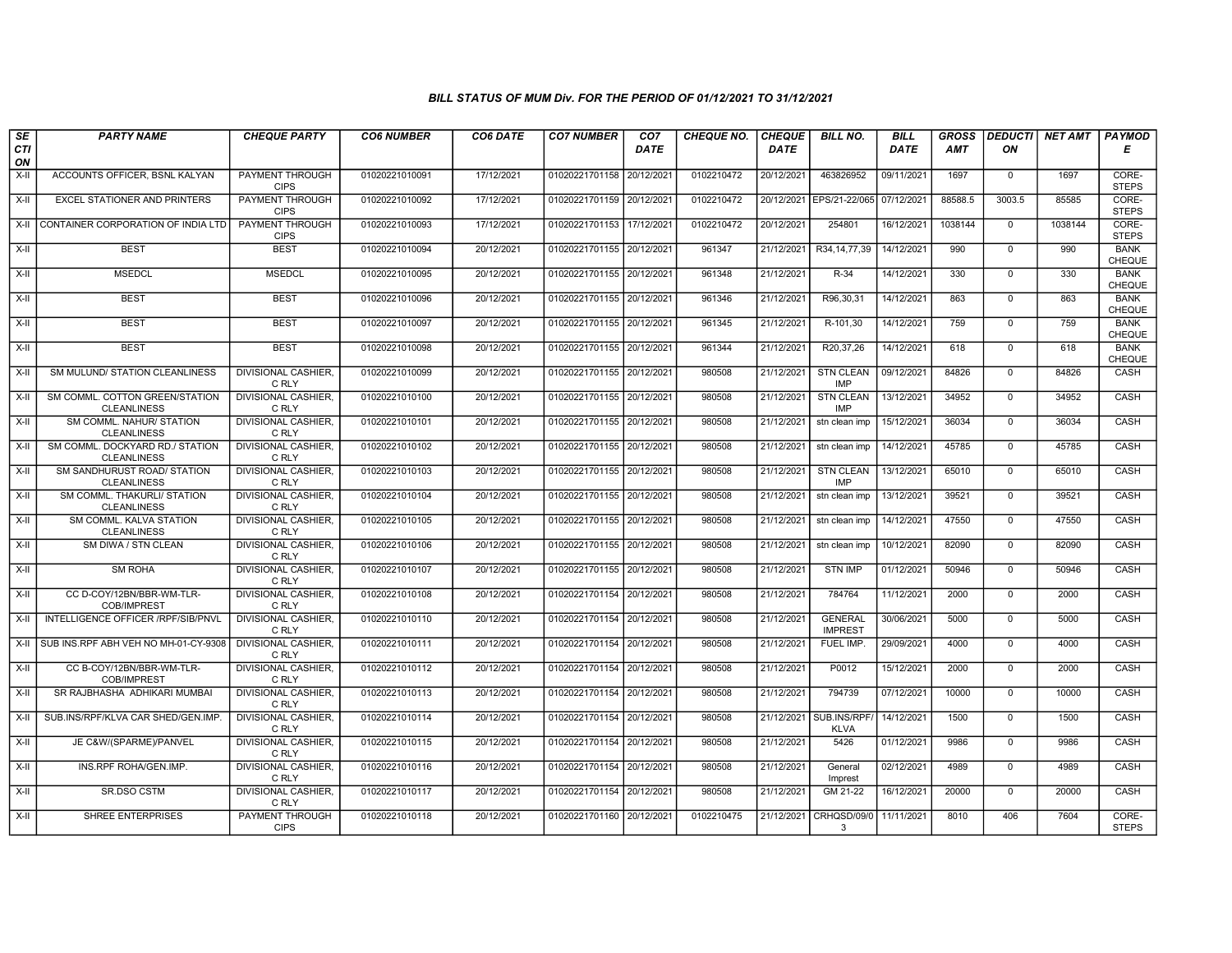### BILL STATUS OF MUM Div. FOR THE PERIOD OF 01/12/2021 TO 31/12/2021

| SECTION | PARTY NAME | CHEQUE PARTY | CO6 NUMBER | CO6 DATE | CO7 NUMBER | CO7 DATE | CHEQUE NO. | CHEQUE DATE | BILL NO. | BILL DATE | GROSS AMT | DEDUCTION | NET AMT | PAYMODE |
|---|---|---|---|---|---|---|---|---|---|---|---|---|---|---|
| X-II | ACCOUNTS OFFICER, BSNL KALYAN | PAYMENT THROUGH CIPS | 01020221010091 | 17/12/2021 | 01020221701158 | 20/12/2021 | 0102210472 | 20/12/2021 | 463826952 | 09/11/2021 | 1697 | 0 | 1697 | CORE-STEPS |
| X-II | EXCEL STATIONER AND PRINTERS | PAYMENT THROUGH CIPS | 01020221010092 | 17/12/2021 | 01020221701159 | 20/12/2021 | 0102210472 | 20/12/2021 | EPS/21-22/065 | 07/12/2021 | 88588.5 | 3003.5 | 85585 | CORE-STEPS |
| X-II | CONTAINER CORPORATION OF INDIA LTD | PAYMENT THROUGH CIPS | 01020221010093 | 17/12/2021 | 01020221701153 | 17/12/2021 | 0102210472 | 20/12/2021 | 254801 | 16/12/2021 | 1038144 | 0 | 1038144 | CORE-STEPS |
| X-II | BEST | BEST | 01020221010094 | 20/12/2021 | 01020221701155 | 20/12/2021 | 961347 | 21/12/2021 | R34,14,77,39 | 14/12/2021 | 990 | 0 | 990 | BANK CHEQUE |
| X-II | MSEDCL | MSEDCL | 01020221010095 | 20/12/2021 | 01020221701155 | 20/12/2021 | 961348 | 21/12/2021 | R-34 | 14/12/2021 | 330 | 0 | 330 | BANK CHEQUE |
| X-II | BEST | BEST | 01020221010096 | 20/12/2021 | 01020221701155 | 20/12/2021 | 961346 | 21/12/2021 | R96,30,31 | 14/12/2021 | 863 | 0 | 863 | BANK CHEQUE |
| X-II | BEST | BEST | 01020221010097 | 20/12/2021 | 01020221701155 | 20/12/2021 | 961345 | 21/12/2021 | R-101,30 | 14/12/2021 | 759 | 0 | 759 | BANK CHEQUE |
| X-II | BEST | BEST | 01020221010098 | 20/12/2021 | 01020221701155 | 20/12/2021 | 961344 | 21/12/2021 | R20,37,26 | 14/12/2021 | 618 | 0 | 618 | BANK CHEQUE |
| X-II | SM MULUND/ STATION CLEANLINESS | DIVISIONAL CASHIER, C RLY | 01020221010099 | 20/12/2021 | 01020221701155 | 20/12/2021 | 980508 | 21/12/2021 | STN CLEAN IMP | 09/12/2021 | 84826 | 0 | 84826 | CASH |
| X-II | SM COMML. COTTON GREEN/STATION CLEANLINESS | DIVISIONAL CASHIER, C RLY | 01020221010100 | 20/12/2021 | 01020221701155 | 20/12/2021 | 980508 | 21/12/2021 | STN CLEAN IMP | 13/12/2021 | 34952 | 0 | 34952 | CASH |
| X-II | SM COMML. NAHUR/ STATION CLEANLINESS | DIVISIONAL CASHIER, C RLY | 01020221010101 | 20/12/2021 | 01020221701155 | 20/12/2021 | 980508 | 21/12/2021 | stn clean imp | 15/12/2021 | 36034 | 0 | 36034 | CASH |
| X-II | SM COMML. DOCKYARD RD./ STATION CLEANLINESS | DIVISIONAL CASHIER, C RLY | 01020221010102 | 20/12/2021 | 01020221701155 | 20/12/2021 | 980508 | 21/12/2021 | stn clean imp | 14/12/2021 | 45785 | 0 | 45785 | CASH |
| X-II | SM SANDHURUST ROAD/ STATION CLEANLINESS | DIVISIONAL CASHIER, C RLY | 01020221010103 | 20/12/2021 | 01020221701155 | 20/12/2021 | 980508 | 21/12/2021 | STN CLEAN IMP | 13/12/2021 | 65010 | 0 | 65010 | CASH |
| X-II | SM COMML. THAKURLI/ STATION CLEANLINESS | DIVISIONAL CASHIER, C RLY | 01020221010104 | 20/12/2021 | 01020221701155 | 20/12/2021 | 980508 | 21/12/2021 | stn clean imp | 13/12/2021 | 39521 | 0 | 39521 | CASH |
| X-II | SM COMML. KALVA STATION CLEANLINESS | DIVISIONAL CASHIER, C RLY | 01020221010105 | 20/12/2021 | 01020221701155 | 20/12/2021 | 980508 | 21/12/2021 | stn clean imp | 14/12/2021 | 47550 | 0 | 47550 | CASH |
| X-II | SM DIWA / STN CLEAN | DIVISIONAL CASHIER, C RLY | 01020221010106 | 20/12/2021 | 01020221701155 | 20/12/2021 | 980508 | 21/12/2021 | stn clean imp | 10/12/2021 | 82090 | 0 | 82090 | CASH |
| X-II | SM ROHA | DIVISIONAL CASHIER, C RLY | 01020221010107 | 20/12/2021 | 01020221701155 | 20/12/2021 | 980508 | 21/12/2021 | STN IMP | 01/12/2021 | 50946 | 0 | 50946 | CASH |
| X-II | CC D-COY/12BN/BBR-WM-TLR-COB/IMPREST | DIVISIONAL CASHIER, C RLY | 01020221010108 | 20/12/2021 | 01020221701154 | 20/12/2021 | 980508 | 21/12/2021 | 784764 | 11/12/2021 | 2000 | 0 | 2000 | CASH |
| X-II | INTELLIGENCE OFFICER /RPF/SIB/PNVL | DIVISIONAL CASHIER, C RLY | 01020221010110 | 20/12/2021 | 01020221701154 | 20/12/2021 | 980508 | 21/12/2021 | GENERAL IMPREST | 30/06/2021 | 5000 | 0 | 5000 | CASH |
| X-II | SUB INS.RPF ABH VEH NO MH-01-CY-9308 | DIVISIONAL CASHIER, C RLY | 01020221010111 | 20/12/2021 | 01020221701154 | 20/12/2021 | 980508 | 21/12/2021 | FUEL IMP. | 29/09/2021 | 4000 | 0 | 4000 | CASH |
| X-II | CC B-COY/12BN/BBR-WM-TLR-COB/IMPREST | DIVISIONAL CASHIER, C RLY | 01020221010112 | 20/12/2021 | 01020221701154 | 20/12/2021 | 980508 | 21/12/2021 | P0012 | 15/12/2021 | 2000 | 0 | 2000 | CASH |
| X-II | SR RAJBHASHA ADHIKARI MUMBAI | DIVISIONAL CASHIER, C RLY | 01020221010113 | 20/12/2021 | 01020221701154 | 20/12/2021 | 980508 | 21/12/2021 | 794739 | 07/12/2021 | 10000 | 0 | 10000 | CASH |
| X-II | SUB.INS/RPF/KLVA CAR SHED/GEN.IMP. | DIVISIONAL CASHIER, C RLY | 01020221010114 | 20/12/2021 | 01020221701154 | 20/12/2021 | 980508 | 21/12/2021 | SUB.INS/RPF/KLVA | 14/12/2021 | 1500 | 0 | 1500 | CASH |
| X-II | JE C&W/(SPARME)/PANVEL | DIVISIONAL CASHIER, C RLY | 01020221010115 | 20/12/2021 | 01020221701154 | 20/12/2021 | 980508 | 21/12/2021 | 5426 | 01/12/2021 | 9986 | 0 | 9986 | CASH |
| X-II | INS.RPF ROHA/GEN.IMP. | DIVISIONAL CASHIER, C RLY | 01020221010116 | 20/12/2021 | 01020221701154 | 20/12/2021 | 980508 | 21/12/2021 | General Imprest | 02/12/2021 | 4989 | 0 | 4989 | CASH |
| X-II | SR.DSO CSTM | DIVISIONAL CASHIER, C RLY | 01020221010117 | 20/12/2021 | 01020221701154 | 20/12/2021 | 980508 | 21/12/2021 | GM 21-22 | 16/12/2021 | 20000 | 0 | 20000 | CASH |
| X-II | SHREE ENTERPRISES | PAYMENT THROUGH CIPS | 01020221010118 | 20/12/2021 | 01020221701160 | 20/12/2021 | 0102210475 | 21/12/2021 | CRHQSD/09/03 | 11/11/2021 | 8010 | 406 | 7604 | CORE-STEPS |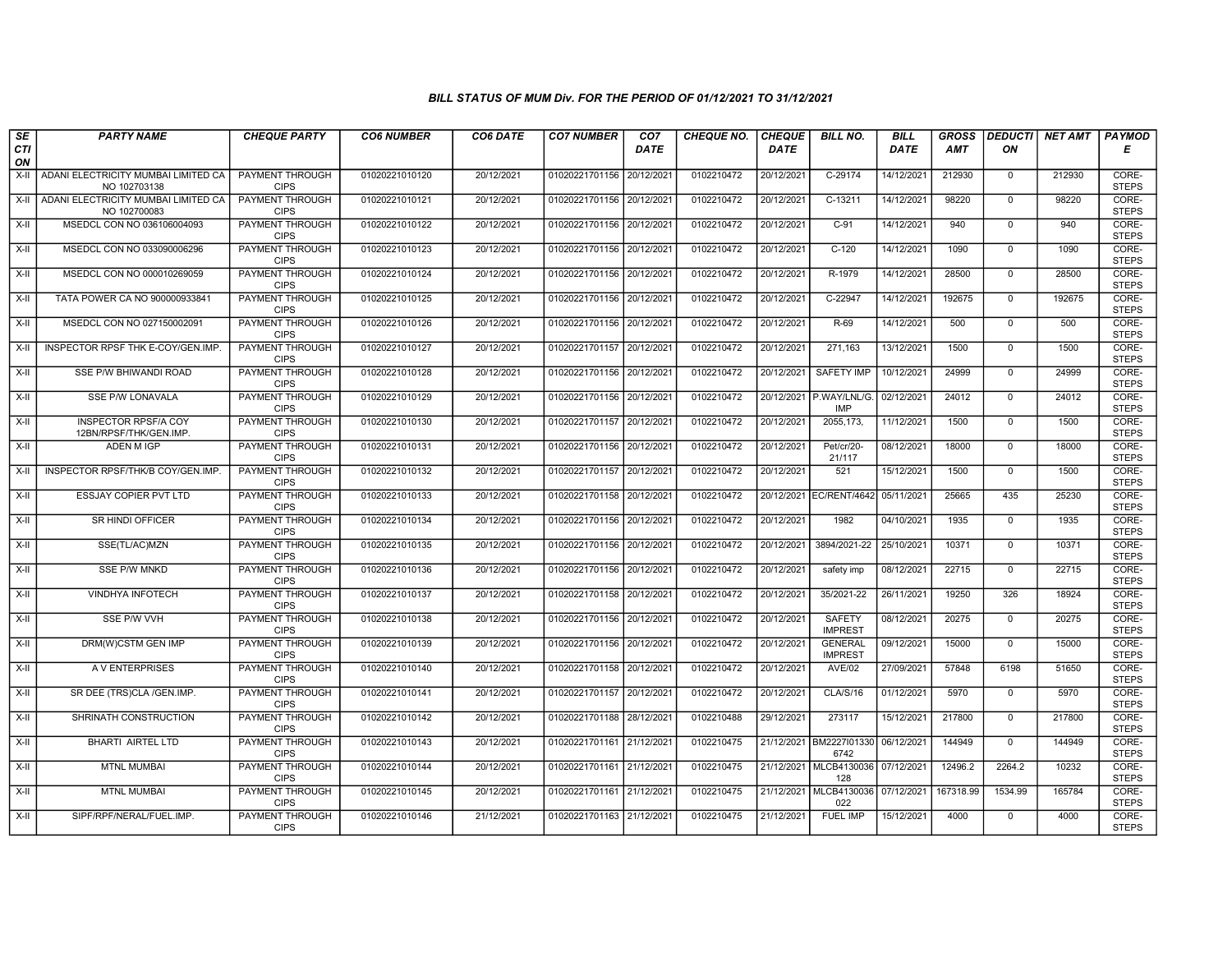### BILL STATUS OF MUM Div. FOR THE PERIOD OF 01/12/2021 TO 31/12/2021

| SECTION | PARTY NAME | CHEQUE PARTY | CO6 NUMBER | CO6 DATE | CO7 NUMBER | CO7 DATE | CHEQUE NO. | CHEQUE DATE | BILL NO. | BILL DATE | GROSS AMT | DEDUCTION | NET AMT | PAYMODE |
|---|---|---|---|---|---|---|---|---|---|---|---|---|---|---|
| X-II | ADANI ELECTRICITY MUMBAI LIMITED CA NO 102703138 | PAYMENT THROUGH CIPS | 01020221010120 | 20/12/2021 | 01020221701156 | 20/12/2021 | 0102210472 | 20/12/2021 | C-29174 | 14/12/2021 | 212930 | 0 | 212930 | CORE-STEPS |
| X-II | ADANI ELECTRICITY MUMBAI LIMITED CA NO 102700083 | PAYMENT THROUGH CIPS | 01020221010121 | 20/12/2021 | 01020221701156 | 20/12/2021 | 0102210472 | 20/12/2021 | C-13211 | 14/12/2021 | 98220 | 0 | 98220 | CORE-STEPS |
| X-II | MSEDCL CON NO 036106004093 | PAYMENT THROUGH CIPS | 01020221010122 | 20/12/2021 | 01020221701156 | 20/12/2021 | 0102210472 | 20/12/2021 | C-91 | 14/12/2021 | 940 | 0 | 940 | CORE-STEPS |
| X-II | MSEDCL CON NO 033090006296 | PAYMENT THROUGH CIPS | 01020221010123 | 20/12/2021 | 01020221701156 | 20/12/2021 | 0102210472 | 20/12/2021 | C-120 | 14/12/2021 | 1090 | 0 | 1090 | CORE-STEPS |
| X-II | MSEDCL CON NO 000010269059 | PAYMENT THROUGH CIPS | 01020221010124 | 20/12/2021 | 01020221701156 | 20/12/2021 | 0102210472 | 20/12/2021 | R-1979 | 14/12/2021 | 28500 | 0 | 28500 | CORE-STEPS |
| X-II | TATA POWER CA NO 900000933841 | PAYMENT THROUGH CIPS | 01020221010125 | 20/12/2021 | 01020221701156 | 20/12/2021 | 0102210472 | 20/12/2021 | C-22947 | 14/12/2021 | 192675 | 0 | 192675 | CORE-STEPS |
| X-II | MSEDCL CON NO 027150002091 | PAYMENT THROUGH CIPS | 01020221010126 | 20/12/2021 | 01020221701156 | 20/12/2021 | 0102210472 | 20/12/2021 | R-69 | 14/12/2021 | 500 | 0 | 500 | CORE-STEPS |
| X-II | INSPECTOR RPSF THK E-COY/GEN.IMP. | PAYMENT THROUGH CIPS | 01020221010127 | 20/12/2021 | 01020221701157 | 20/12/2021 | 0102210472 | 20/12/2021 | 271,163 | 13/12/2021 | 1500 | 0 | 1500 | CORE-STEPS |
| X-II | SSE P/W BHIWANDI ROAD | PAYMENT THROUGH CIPS | 01020221010128 | 20/12/2021 | 01020221701156 | 20/12/2021 | 0102210472 | 20/12/2021 | SAFETY IMP | 10/12/2021 | 24999 | 0 | 24999 | CORE-STEPS |
| X-II | SSE P/W LONAVALA | PAYMENT THROUGH CIPS | 01020221010129 | 20/12/2021 | 01020221701156 | 20/12/2021 | 0102210472 | 20/12/2021 | P.WAY/LNL/G. IMP | 02/12/2021 | 24012 | 0 | 24012 | CORE-STEPS |
| X-II | INSPECTOR RPSF/A COY 12BN/RPSF/THK/GEN.IMP. | PAYMENT THROUGH CIPS | 01020221010130 | 20/12/2021 | 01020221701157 | 20/12/2021 | 0102210472 | 20/12/2021 | 2055,173, | 11/12/2021 | 1500 | 0 | 1500 | CORE-STEPS |
| X-II | ADEN M IGP | PAYMENT THROUGH CIPS | 01020221010131 | 20/12/2021 | 01020221701156 | 20/12/2021 | 0102210472 | 20/12/2021 | Pet/cr/20-21/117 | 08/12/2021 | 18000 | 0 | 18000 | CORE-STEPS |
| X-II | INSPECTOR RPSF/THK/B COY/GEN.IMP. | PAYMENT THROUGH CIPS | 01020221010132 | 20/12/2021 | 01020221701157 | 20/12/2021 | 0102210472 | 20/12/2021 | 521 | 15/12/2021 | 1500 | 0 | 1500 | CORE-STEPS |
| X-II | ESSJAY COPIER PVT LTD | PAYMENT THROUGH CIPS | 01020221010133 | 20/12/2021 | 01020221701158 | 20/12/2021 | 0102210472 | 20/12/2021 | EC/RENT/4642 | 05/11/2021 | 25665 | 435 | 25230 | CORE-STEPS |
| X-II | SR HINDI OFFICER | PAYMENT THROUGH CIPS | 01020221010134 | 20/12/2021 | 01020221701156 | 20/12/2021 | 0102210472 | 20/12/2021 | 1982 | 04/10/2021 | 1935 | 0 | 1935 | CORE-STEPS |
| X-II | SSE(TL/AC)MZN | PAYMENT THROUGH CIPS | 01020221010135 | 20/12/2021 | 01020221701156 | 20/12/2021 | 0102210472 | 20/12/2021 | 3894/2021-22 | 25/10/2021 | 10371 | 0 | 10371 | CORE-STEPS |
| X-II | SSE P/W MNKD | PAYMENT THROUGH CIPS | 01020221010136 | 20/12/2021 | 01020221701156 | 20/12/2021 | 0102210472 | 20/12/2021 | safety imp | 08/12/2021 | 22715 | 0 | 22715 | CORE-STEPS |
| X-II | VINDHYA INFOTECH | PAYMENT THROUGH CIPS | 01020221010137 | 20/12/2021 | 01020221701158 | 20/12/2021 | 0102210472 | 20/12/2021 | 35/2021-22 | 26/11/2021 | 19250 | 326 | 18924 | CORE-STEPS |
| X-II | SSE P/W VVH | PAYMENT THROUGH CIPS | 01020221010138 | 20/12/2021 | 01020221701156 | 20/12/2021 | 0102210472 | 20/12/2021 | SAFETY IMPREST | 08/12/2021 | 20275 | 0 | 20275 | CORE-STEPS |
| X-II | DRM(W)CSTM GEN IMP | PAYMENT THROUGH CIPS | 01020221010139 | 20/12/2021 | 01020221701156 | 20/12/2021 | 0102210472 | 20/12/2021 | GENERAL IMPREST | 09/12/2021 | 15000 | 0 | 15000 | CORE-STEPS |
| X-II | A V ENTERPRISES | PAYMENT THROUGH CIPS | 01020221010140 | 20/12/2021 | 01020221701158 | 20/12/2021 | 0102210472 | 20/12/2021 | AVE/02 | 27/09/2021 | 57848 | 6198 | 51650 | CORE-STEPS |
| X-II | SR DEE (TRS)CLA /GEN.IMP. | PAYMENT THROUGH CIPS | 01020221010141 | 20/12/2021 | 01020221701157 | 20/12/2021 | 0102210472 | 20/12/2021 | CLA/S/16 | 01/12/2021 | 5970 | 0 | 5970 | CORE-STEPS |
| X-II | SHRINATH CONSTRUCTION | PAYMENT THROUGH CIPS | 01020221010142 | 20/12/2021 | 01020221701188 | 28/12/2021 | 0102210488 | 29/12/2021 | 273117 | 15/12/2021 | 217800 | 0 | 217800 | CORE-STEPS |
| X-II | BHARTI AIRTEL LTD | PAYMENT THROUGH CIPS | 01020221010143 | 20/12/2021 | 01020221701161 | 21/12/2021 | 0102210475 | 21/12/2021 | BM2227I01330 6742 | 06/12/2021 | 144949 | 0 | 144949 | CORE-STEPS |
| X-II | MTNL MUMBAI | PAYMENT THROUGH CIPS | 01020221010144 | 20/12/2021 | 01020221701161 | 21/12/2021 | 0102210475 | 21/12/2021 | MLCB4130036 128 | 07/12/2021 | 12496.2 | 2264.2 | 10232 | CORE-STEPS |
| X-II | MTNL MUMBAI | PAYMENT THROUGH CIPS | 01020221010145 | 20/12/2021 | 01020221701161 | 21/12/2021 | 0102210475 | 21/12/2021 | MLCB4130036 022 | 07/12/2021 | 167318.99 | 1534.99 | 165784 | CORE-STEPS |
| X-II | SIPF/RPF/NERAL/FUEL.IMP. | PAYMENT THROUGH CIPS | 01020221010146 | 21/12/2021 | 01020221701163 | 21/12/2021 | 0102210475 | 21/12/2021 | FUEL IMP | 15/12/2021 | 4000 | 0 | 4000 | CORE-STEPS |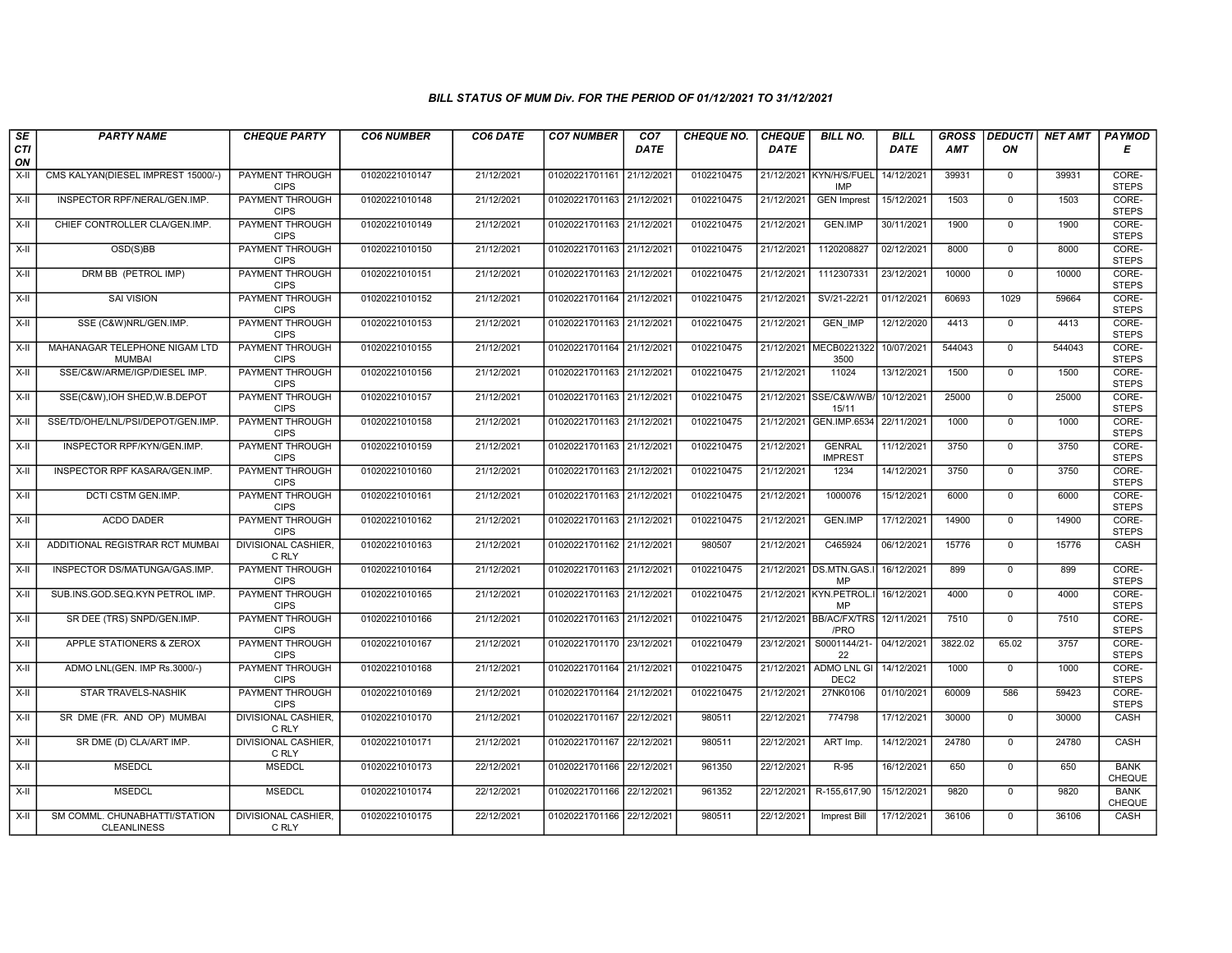### BILL STATUS OF MUM Div. FOR THE PERIOD OF 01/12/2021 TO 31/12/2021

| SECTION | PARTY NAME | CHEQUE PARTY | CO6 NUMBER | CO6 DATE | CO7 NUMBER | CO7 DATE | CHEQUE NO. | CHEQUE DATE | BILL NO. | BILL DATE | GROSS AMT | DEDUCTION | NET AMT | PAYMODE |
|---|---|---|---|---|---|---|---|---|---|---|---|---|---|---|
| X-II | CMS KALYAN(DIESEL IMPREST 15000/-) | PAYMENT THROUGH CIPS | 01020221010147 | 21/12/2021 | 01020221701161 | 21/12/2021 | 0102210475 | 21/12/2021 | KYN/H/S/FUEL IMP | 14/12/2021 | 39931 | 0 | 39931 | CORE-STEPS |
| X-II | INSPECTOR RPF/NERAL/GEN.IMP. | PAYMENT THROUGH CIPS | 01020221010148 | 21/12/2021 | 01020221701163 | 21/12/2021 | 0102210475 | 21/12/2021 | GEN Imprest | 15/12/2021 | 1503 | 0 | 1503 | CORE-STEPS |
| X-II | CHIEF CONTROLLER CLA/GEN.IMP. | PAYMENT THROUGH CIPS | 01020221010149 | 21/12/2021 | 01020221701163 | 21/12/2021 | 0102210475 | 21/12/2021 | GEN.IMP | 30/11/2021 | 1900 | 0 | 1900 | CORE-STEPS |
| X-II | OSD(S)BB | PAYMENT THROUGH CIPS | 01020221010150 | 21/12/2021 | 01020221701163 | 21/12/2021 | 0102210475 | 21/12/2021 | 1120208827 | 02/12/2021 | 8000 | 0 | 8000 | CORE-STEPS |
| X-II | DRM BB (PETROL IMP) | PAYMENT THROUGH CIPS | 01020221010151 | 21/12/2021 | 01020221701163 | 21/12/2021 | 0102210475 | 21/12/2021 | 1112307331 | 23/12/2021 | 10000 | 0 | 10000 | CORE-STEPS |
| X-II | SAI VISION | PAYMENT THROUGH CIPS | 01020221010152 | 21/12/2021 | 01020221701164 | 21/12/2021 | 0102210475 | 21/12/2021 | SV/21-22/21 | 01/12/2021 | 60693 | 1029 | 59664 | CORE-STEPS |
| X-II | SSE (C&W)NRL/GEN.IMP. | PAYMENT THROUGH CIPS | 01020221010153 | 21/12/2021 | 01020221701163 | 21/12/2021 | 0102210475 | 21/12/2021 | GEN_IMP | 12/12/2020 | 4413 | 0 | 4413 | CORE-STEPS |
| X-II | MAHANAGAR TELEPHONE NIGAM LTD MUMBAI | PAYMENT THROUGH CIPS | 01020221010155 | 21/12/2021 | 01020221701164 | 21/12/2021 | 0102210475 | 21/12/2021 | MECB0221322 3500 | 10/07/2021 | 544043 | 0 | 544043 | CORE-STEPS |
| X-II | SSE/C&W/ARME/IGP/DIESEL IMP. | PAYMENT THROUGH CIPS | 01020221010156 | 21/12/2021 | 01020221701163 | 21/12/2021 | 0102210475 | 21/12/2021 | 11024 | 13/12/2021 | 1500 | 0 | 1500 | CORE-STEPS |
| X-II | SSE(C&W),IOH SHED,W.B.DEPOT | PAYMENT THROUGH CIPS | 01020221010157 | 21/12/2021 | 01020221701163 | 21/12/2021 | 0102210475 | 21/12/2021 | SSE/C&W/WB/ 15/11 | 10/12/2021 | 25000 | 0 | 25000 | CORE-STEPS |
| X-II | SSE/TD/OHE/LNL/PSI/DEPOT/GEN.IMP. | PAYMENT THROUGH CIPS | 01020221010158 | 21/12/2021 | 01020221701163 | 21/12/2021 | 0102210475 | 21/12/2021 | GEN.IMP.6534 | 22/11/2021 | 1000 | 0 | 1000 | CORE-STEPS |
| X-II | INSPECTOR RPF/KYN/GEN.IMP. | PAYMENT THROUGH CIPS | 01020221010159 | 21/12/2021 | 01020221701163 | 21/12/2021 | 0102210475 | 21/12/2021 | GENRAL IMPREST | 11/12/2021 | 3750 | 0 | 3750 | CORE-STEPS |
| X-II | INSPECTOR RPF KASARA/GEN.IMP. | PAYMENT THROUGH CIPS | 01020221010160 | 21/12/2021 | 01020221701163 | 21/12/2021 | 0102210475 | 21/12/2021 | 1234 | 14/12/2021 | 3750 | 0 | 3750 | CORE-STEPS |
| X-II | DCTI CSTM GEN.IMP. | PAYMENT THROUGH CIPS | 01020221010161 | 21/12/2021 | 01020221701163 | 21/12/2021 | 0102210475 | 21/12/2021 | 1000076 | 15/12/2021 | 6000 | 0 | 6000 | CORE-STEPS |
| X-II | ACDO DADER | PAYMENT THROUGH CIPS | 01020221010162 | 21/12/2021 | 01020221701163 | 21/12/2021 | 0102210475 | 21/12/2021 | GEN.IMP | 17/12/2021 | 14900 | 0 | 14900 | CORE-STEPS |
| X-II | ADDITIONAL REGISTRAR RCT MUMBAI | DIVISIONAL CASHIER, C RLY | 01020221010163 | 21/12/2021 | 01020221701162 | 21/12/2021 | 980507 | 21/12/2021 | C465924 | 06/12/2021 | 15776 | 0 | 15776 | CASH |
| X-II | INSPECTOR DS/MATUNGA/GAS.IMP. | PAYMENT THROUGH CIPS | 01020221010164 | 21/12/2021 | 01020221701163 | 21/12/2021 | 0102210475 | 21/12/2021 | DS.MTN.GAS.I MP | 16/12/2021 | 899 | 0 | 899 | CORE-STEPS |
| X-II | SUB.INS.GOD.SEQ.KYN PETROL IMP. | PAYMENT THROUGH CIPS | 01020221010165 | 21/12/2021 | 01020221701163 | 21/12/2021 | 0102210475 | 21/12/2021 | KYN.PETROL.I MP | 16/12/2021 | 4000 | 0 | 4000 | CORE-STEPS |
| X-II | SR DEE (TRS) SNPD/GEN.IMP. | PAYMENT THROUGH CIPS | 01020221010166 | 21/12/2021 | 01020221701163 | 21/12/2021 | 0102210475 | 21/12/2021 | BB/AC/FX/TRS /PRO | 12/11/2021 | 7510 | 0 | 7510 | CORE-STEPS |
| X-II | APPLE STATIONERS & ZEROX | PAYMENT THROUGH CIPS | 01020221010167 | 21/12/2021 | 01020221701170 | 23/12/2021 | 0102210479 | 23/12/2021 | S0001144/21-22 | 04/12/2021 | 3822.02 | 65.02 | 3757 | CORE-STEPS |
| X-II | ADMO LNL(GEN. IMP Rs.3000/-) | PAYMENT THROUGH CIPS | 01020221010168 | 21/12/2021 | 01020221701164 | 21/12/2021 | 0102210475 | 21/12/2021 | ADMO LNL GI DEC2 | 14/12/2021 | 1000 | 0 | 1000 | CORE-STEPS |
| X-II | STAR TRAVELS-NASHIK | PAYMENT THROUGH CIPS | 01020221010169 | 21/12/2021 | 01020221701164 | 21/12/2021 | 0102210475 | 21/12/2021 | 27NK0106 | 01/10/2021 | 60009 | 586 | 59423 | CORE-STEPS |
| X-II | SR DME (FR. AND OP) MUMBAI | DIVISIONAL CASHIER, C RLY | 01020221010170 | 21/12/2021 | 01020221701167 | 22/12/2021 | 980511 | 22/12/2021 | 774798 | 17/12/2021 | 30000 | 0 | 30000 | CASH |
| X-II | SR DME (D) CLA/ART IMP. | DIVISIONAL CASHIER, C RLY | 01020221010171 | 21/12/2021 | 01020221701167 | 22/12/2021 | 980511 | 22/12/2021 | ART Imp. | 14/12/2021 | 24780 | 0 | 24780 | CASH |
| X-II | MSEDCL | MSEDCL | 01020221010173 | 22/12/2021 | 01020221701166 | 22/12/2021 | 961350 | 22/12/2021 | R-95 | 16/12/2021 | 650 | 0 | 650 | BANK CHEQUE |
| X-II | MSEDCL | MSEDCL | 01020221010174 | 22/12/2021 | 01020221701166 | 22/12/2021 | 961352 | 22/12/2021 | R-155,617,90 | 15/12/2021 | 9820 | 0 | 9820 | BANK CHEQUE |
| X-II | SM COMML. CHUNABHATTI/STATION CLEANLINESS | DIVISIONAL CASHIER, C RLY | 01020221010175 | 22/12/2021 | 01020221701166 | 22/12/2021 | 980511 | 22/12/2021 | Imprest Bill | 17/12/2021 | 36106 | 0 | 36106 | CASH |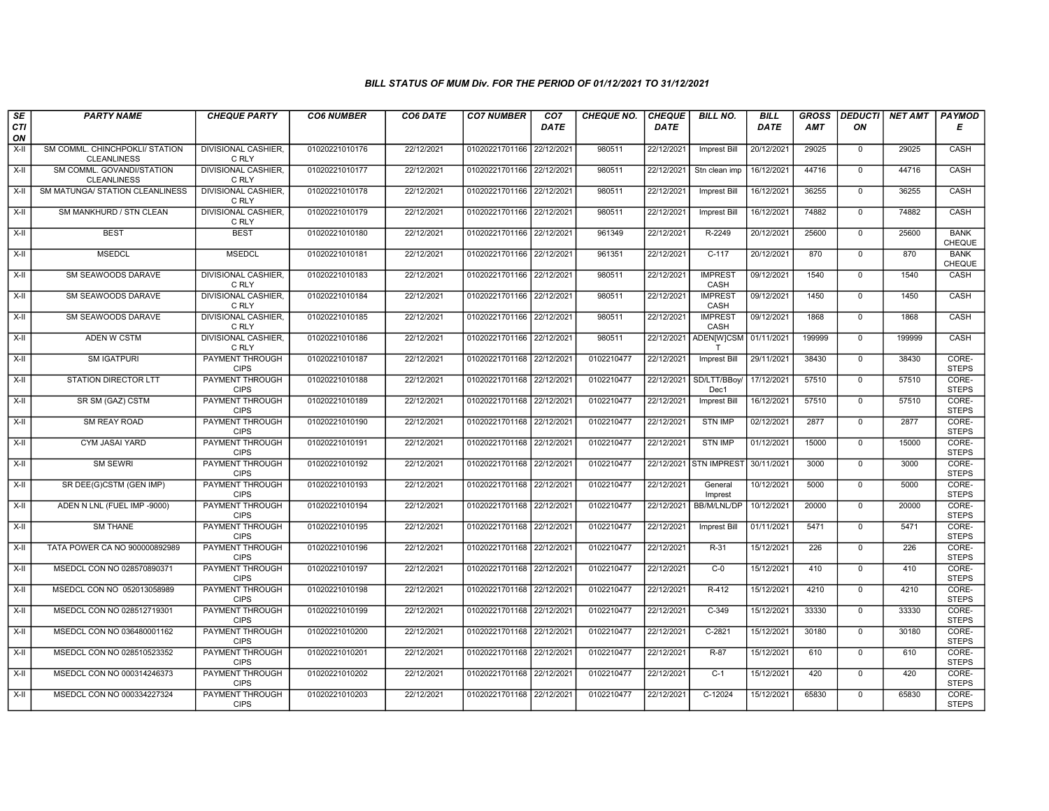### BILL STATUS OF MUM Div. FOR THE PERIOD OF 01/12/2021 TO 31/12/2021

| SECTION | PARTY NAME | CHEQUE PARTY | CO6 NUMBER | CO6 DATE | CO7 NUMBER | CO7 DATE | CHEQUE NO. | CHEQUE DATE | BILL NO. | BILL DATE | GROSS AMT | DEDUCTION | NET AMT | PAYMODE |
|---|---|---|---|---|---|---|---|---|---|---|---|---|---|---|
| X-II | SM COMML. CHINCHPOKLI/ STATION CLEANLINESS | DIVISIONAL CASHIER, C RLY | 01020221010176 | 22/12/2021 | 01020221701166 | 22/12/2021 | 980511 | 22/12/2021 | Imprest Bill | 20/12/2021 | 29025 | 0 | 29025 | CASH |
| X-II | SM COMML. GOVANDI/STATION CLEANLINESS | DIVISIONAL CASHIER, C RLY | 01020221010177 | 22/12/2021 | 01020221701166 | 22/12/2021 | 980511 | 22/12/2021 | Stn clean imp | 16/12/2021 | 44716 | 0 | 44716 | CASH |
| X-II | SM MATUNGA/ STATION CLEANLINESS | DIVISIONAL CASHIER, C RLY | 01020221010178 | 22/12/2021 | 01020221701166 | 22/12/2021 | 980511 | 22/12/2021 | Imprest Bill | 16/12/2021 | 36255 | 0 | 36255 | CASH |
| X-II | SM MANKHURD / STN CLEAN | DIVISIONAL CASHIER, C RLY | 01020221010179 | 22/12/2021 | 01020221701166 | 22/12/2021 | 980511 | 22/12/2021 | Imprest Bill | 16/12/2021 | 74882 | 0 | 74882 | CASH |
| X-II | BEST | BEST | 01020221010180 | 22/12/2021 | 01020221701166 | 22/12/2021 | 961349 | 22/12/2021 | R-2249 | 20/12/2021 | 25600 | 0 | 25600 | BANK CHEQUE |
| X-II | MSEDCL | MSEDCL | 01020221010181 | 22/12/2021 | 01020221701166 | 22/12/2021 | 961351 | 22/12/2021 | C-117 | 20/12/2021 | 870 | 0 | 870 | BANK CHEQUE |
| X-II | SM SEAWOODS DARAVE | DIVISIONAL CASHIER, C RLY | 01020221010183 | 22/12/2021 | 01020221701166 | 22/12/2021 | 980511 | 22/12/2021 | IMPREST CASH | 09/12/2021 | 1540 | 0 | 1540 | CASH |
| X-II | SM SEAWOODS DARAVE | DIVISIONAL CASHIER, C RLY | 01020221010184 | 22/12/2021 | 01020221701166 | 22/12/2021 | 980511 | 22/12/2021 | IMPREST CASH | 09/12/2021 | 1450 | 0 | 1450 | CASH |
| X-II | SM SEAWOODS DARAVE | DIVISIONAL CASHIER, C RLY | 01020221010185 | 22/12/2021 | 01020221701166 | 22/12/2021 | 980511 | 22/12/2021 | IMPREST CASH | 09/12/2021 | 1868 | 0 | 1868 | CASH |
| X-II | ADEN W CSTM | DIVISIONAL CASHIER, C RLY | 01020221010186 | 22/12/2021 | 01020221701166 | 22/12/2021 | 980511 | 22/12/2021 | ADEN[W]CSMT | 01/11/2021 | 199999 | 0 | 199999 | CASH |
| X-II | SM IGATPURI | PAYMENT THROUGH CIPS | 01020221010187 | 22/12/2021 | 01020221701168 | 22/12/2021 | 0102210477 | 22/12/2021 | Imprest Bill | 29/11/2021 | 38430 | 0 | 38430 | CORE-STEPS |
| X-II | STATION DIRECTOR LTT | PAYMENT THROUGH CIPS | 01020221010188 | 22/12/2021 | 01020221701168 | 22/12/2021 | 0102210477 | 22/12/2021 | SD/LTT/BBoy/Dec1 | 17/12/2021 | 57510 | 0 | 57510 | CORE-STEPS |
| X-II | SR SM (GAZ) CSTM | PAYMENT THROUGH CIPS | 01020221010189 | 22/12/2021 | 01020221701168 | 22/12/2021 | 0102210477 | 22/12/2021 | Imprest Bill | 16/12/2021 | 57510 | 0 | 57510 | CORE-STEPS |
| X-II | SM REAY ROAD | PAYMENT THROUGH CIPS | 01020221010190 | 22/12/2021 | 01020221701168 | 22/12/2021 | 0102210477 | 22/12/2021 | STN IMP | 02/12/2021 | 2877 | 0 | 2877 | CORE-STEPS |
| X-II | CYM JASAI YARD | PAYMENT THROUGH CIPS | 01020221010191 | 22/12/2021 | 01020221701168 | 22/12/2021 | 0102210477 | 22/12/2021 | STN IMP | 01/12/2021 | 15000 | 0 | 15000 | CORE-STEPS |
| X-II | SM SEWRI | PAYMENT THROUGH CIPS | 01020221010192 | 22/12/2021 | 01020221701168 | 22/12/2021 | 0102210477 | 22/12/2021 | STN IMPREST | 30/11/2021 | 3000 | 0 | 3000 | CORE-STEPS |
| X-II | SR DEE(G)CSTM (GEN IMP) | PAYMENT THROUGH CIPS | 01020221010193 | 22/12/2021 | 01020221701168 | 22/12/2021 | 0102210477 | 22/12/2021 | General Imprest | 10/12/2021 | 5000 | 0 | 5000 | CORE-STEPS |
| X-II | ADEN N LNL (FUEL IMP -9000) | PAYMENT THROUGH CIPS | 01020221010194 | 22/12/2021 | 01020221701168 | 22/12/2021 | 0102210477 | 22/12/2021 | BB/M/LNL/DP | 10/12/2021 | 20000 | 0 | 20000 | CORE-STEPS |
| X-II | SM THANE | PAYMENT THROUGH CIPS | 01020221010195 | 22/12/2021 | 01020221701168 | 22/12/2021 | 0102210477 | 22/12/2021 | Imprest Bill | 01/11/2021 | 5471 | 0 | 5471 | CORE-STEPS |
| X-II | TATA POWER CA NO 900000892989 | PAYMENT THROUGH CIPS | 01020221010196 | 22/12/2021 | 01020221701168 | 22/12/2021 | 0102210477 | 22/12/2021 | R-31 | 15/12/2021 | 226 | 0 | 226 | CORE-STEPS |
| X-II | MSEDCL CON NO 028570890371 | PAYMENT THROUGH CIPS | 01020221010197 | 22/12/2021 | 01020221701168 | 22/12/2021 | 0102210477 | 22/12/2021 | C-0 | 15/12/2021 | 410 | 0 | 410 | CORE-STEPS |
| X-II | MSEDCL CON NO 052013058989 | PAYMENT THROUGH CIPS | 01020221010198 | 22/12/2021 | 01020221701168 | 22/12/2021 | 0102210477 | 22/12/2021 | R-412 | 15/12/2021 | 4210 | 0 | 4210 | CORE-STEPS |
| X-II | MSEDCL CON NO 028512719301 | PAYMENT THROUGH CIPS | 01020221010199 | 22/12/2021 | 01020221701168 | 22/12/2021 | 0102210477 | 22/12/2021 | C-349 | 15/12/2021 | 33330 | 0 | 33330 | CORE-STEPS |
| X-II | MSEDCL CON NO 036480001162 | PAYMENT THROUGH CIPS | 01020221010200 | 22/12/2021 | 01020221701168 | 22/12/2021 | 0102210477 | 22/12/2021 | C-2821 | 15/12/2021 | 30180 | 0 | 30180 | CORE-STEPS |
| X-II | MSEDCL CON NO 028510523352 | PAYMENT THROUGH CIPS | 01020221010201 | 22/12/2021 | 01020221701168 | 22/12/2021 | 0102210477 | 22/12/2021 | R-87 | 15/12/2021 | 610 | 0 | 610 | CORE-STEPS |
| X-II | MSEDCL CON NO 000314246373 | PAYMENT THROUGH CIPS | 01020221010202 | 22/12/2021 | 01020221701168 | 22/12/2021 | 0102210477 | 22/12/2021 | C-1 | 15/12/2021 | 420 | 0 | 420 | CORE-STEPS |
| X-II | MSEDCL CON NO 000334227324 | PAYMENT THROUGH CIPS | 01020221010203 | 22/12/2021 | 01020221701168 | 22/12/2021 | 0102210477 | 22/12/2021 | C-12024 | 15/12/2021 | 65830 | 0 | 65830 | CORE-STEPS |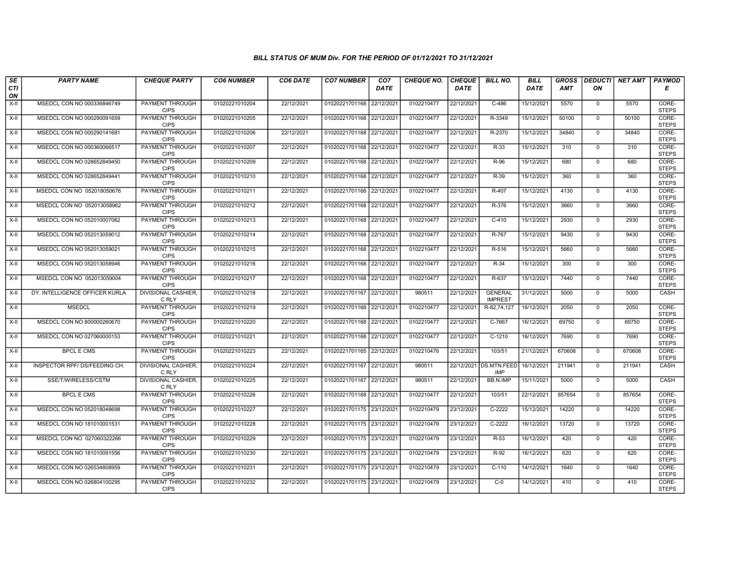# BILL STATUS OF MUM Div. FOR THE PERIOD OF 01/12/2021 TO 31/12/2021

| SECTION | PARTY NAME | CHEQUE PARTY | CO6 NUMBER | CO6 DATE | CO7 NUMBER | CO7 DATE | CHEQUE NO. | CHEQUE DATE | BILL NO. | BILL DATE | GROSS AMT | DEDUCTION | NET AMT | PAYMODE |
|---|---|---|---|---|---|---|---|---|---|---|---|---|---|---|
| X-II | MSEDCL CON NO 000336846749 | PAYMENT THROUGH CIPS | 01020221010204 | 22/12/2021 | 01020221701168 | 22/12/2021 | 0102210477 | 22/12/2021 | C-486 | 15/12/2021 | 5570 | 0 | 5570 | CORE-STEPS |
| X-II | MSEDCL CON NO 000290091659 | PAYMENT THROUGH CIPS | 01020221010205 | 22/12/2021 | 01020221701168 | 22/12/2021 | 0102210477 | 22/12/2021 | R-3349 | 15/12/2021 | 50100 | 0 | 50100 | CORE-STEPS |
| X-II | MSEDCL CON NO 000290141681 | PAYMENT THROUGH CIPS | 01020221010206 | 22/12/2021 | 01020221701168 | 22/12/2021 | 0102210477 | 22/12/2021 | R-2370 | 15/12/2021 | 34840 | 0 | 34840 | CORE-STEPS |
| X-II | MSEDCL CON NO 000360066517 | PAYMENT THROUGH CIPS | 01020221010207 | 22/12/2021 | 01020221701168 | 22/12/2021 | 0102210477 | 22/12/2021 | R-33 | 15/12/2021 | 310 | 0 | 310 | CORE-STEPS |
| X-II | MSEDCL CON NO 028652849450 | PAYMENT THROUGH CIPS | 01020221010209 | 22/12/2021 | 01020221701168 | 22/12/2021 | 0102210477 | 22/12/2021 | R-96 | 15/12/2021 | 680 | 0 | 680 | CORE-STEPS |
| X-II | MSEDCL CON NO 028652849441 | PAYMENT THROUGH CIPS | 01020221010210 | 22/12/2021 | 01020221701168 | 22/12/2021 | 0102210477 | 22/12/2021 | R-39 | 15/12/2021 | 360 | 0 | 360 | CORE-STEPS |
| X-II | MSEDCL CON NO 052018050676 | PAYMENT THROUGH CIPS | 01020221010211 | 22/12/2021 | 01020221701168 | 22/12/2021 | 0102210477 | 22/12/2021 | R-407 | 15/12/2021 | 4130 | 0 | 4130 | CORE-STEPS |
| X-II | MSEDCL CON NO 052013058962 | PAYMENT THROUGH CIPS | 01020221010212 | 22/12/2021 | 01020221701168 | 22/12/2021 | 0102210477 | 22/12/2021 | R-376 | 15/12/2021 | 3660 | 0 | 3660 | CORE-STEPS |
| X-II | MSEDCL CON NO 052010007062 | PAYMENT THROUGH CIPS | 01020221010213 | 22/12/2021 | 01020221701168 | 22/12/2021 | 0102210477 | 22/12/2021 | C-410 | 15/12/2021 | 2930 | 0 | 2930 | CORE-STEPS |
| X-II | MSEDCL CON NO 052013059012 | PAYMENT THROUGH CIPS | 01020221010214 | 22/12/2021 | 01020221701168 | 22/12/2021 | 0102210477 | 22/12/2021 | R-767 | 15/12/2021 | 9430 | 0 | 9430 | CORE-STEPS |
| X-II | MSEDCL CON NO 052013059021 | PAYMENT THROUGH CIPS | 01020221010215 | 22/12/2021 | 01020221701168 | 22/12/2021 | 0102210477 | 22/12/2021 | R-516 | 15/12/2021 | 5660 | 0 | 5660 | CORE-STEPS |
| X-II | MSEDCL CON NO 052013058946 | PAYMENT THROUGH CIPS | 01020221010216 | 22/12/2021 | 01020221701168 | 22/12/2021 | 0102210477 | 22/12/2021 | R-34 | 15/12/2021 | 300 | 0 | 300 | CORE-STEPS |
| X-II | MSEDCL CON NO 052013059004 | PAYMENT THROUGH CIPS | 01020221010217 | 22/12/2021 | 01020221701168 | 22/12/2021 | 0102210477 | 22/12/2021 | R-637 | 15/12/2021 | 7440 | 0 | 7440 | CORE-STEPS |
| X-II | DY. INTELLIGENCE OFFICER KURLA | DIVISIONAL CASHIER, C RLY | 01020221010218 | 22/12/2021 | 01020221701167 | 22/12/2021 | 980511 | 22/12/2021 | GENERAL IMPREST | 31/12/2021 | 5000 | 0 | 5000 | CASH |
| X-II | MSEDCL | PAYMENT THROUGH CIPS | 01020221010219 | 22/12/2021 | 01020221701168 | 22/12/2021 | 0102210477 | 22/12/2021 | R-82,74,127 | 16/12/2021 | 2050 | 0 | 2050 | CORE-STEPS |
| X-II | MSEDCL CON NO 800000260670 | PAYMENT THROUGH CIPS | 01020221010220 | 22/12/2021 | 01020221701168 | 22/12/2021 | 0102210477 | 22/12/2021 | C-7667 | 16/12/2021 | 69750 | 0 | 69750 | CORE-STEPS |
| X-II | MSEDCL CON NO 027060000153 | PAYMENT THROUGH CIPS | 01020221010221 | 22/12/2021 | 01020221701168 | 22/12/2021 | 0102210477 | 22/12/2021 | C-1210 | 16/12/2021 | 7690 | 0 | 7690 | CORE-STEPS |
| X-II | BPCL E CMS | PAYMENT THROUGH CIPS | 01020221010223 | 22/12/2021 | 01020221701165 | 22/12/2021 | 0102210476 | 22/12/2021 | 103/51 | 21/12/2021 | 670608 | 0 | 670608 | CORE-STEPS |
| X-II | INSPECTOR RPF/ DS/FEEDING CH. | DIVISIONAL CASHIER, C RLY | 01020221010224 | 22/12/2021 | 01020221701167 | 22/12/2021 | 980511 | 22/12/2021 | DS.MTN.FEED .IMP | 16/12/2021 | 211941 | 0 | 211941 | CASH |
| X-II | SSE/T/WIRELESS/CSTM | DIVISIONAL CASHIER, C RLY | 01020221010225 | 22/12/2021 | 01020221701167 | 22/12/2021 | 980511 | 22/12/2021 | BB.N.IMP | 15/11/2021 | 5000 | 0 | 5000 | CASH |
| X-II | BPCL E CMS | PAYMENT THROUGH CIPS | 01020221010226 | 22/12/2021 | 01020221701168 | 22/12/2021 | 0102210477 | 22/12/2021 | 103/51 | 22/12/2021 | 857654 | 0 | 857654 | CORE-STEPS |
| X-II | MSEDCL CON NO 052018048698 | PAYMENT THROUGH CIPS | 01020221010227 | 22/12/2021 | 01020221701175 | 23/12/2021 | 0102210479 | 23/12/2021 | C-2222 | 15/12/2021 | 14220 | 0 | 14220 | CORE-STEPS |
| X-II | MSEDCL CON NO 181010001531 | PAYMENT THROUGH CIPS | 01020221010228 | 22/12/2021 | 01020221701175 | 23/12/2021 | 0102210479 | 23/12/2021 | C-2222 | 16/12/2021 | 13720 | 0 | 13720 | CORE-STEPS |
| X-II | MSEDCL CON NO 027060322266 | PAYMENT THROUGH CIPS | 01020221010229 | 22/12/2021 | 01020221701175 | 23/12/2021 | 0102210479 | 23/12/2021 | R-53 | 16/12/2021 | 420 | 0 | 420 | CORE-STEPS |
| X-II | MSEDCL CON NO 181010091556 | PAYMENT THROUGH CIPS | 01020221010230 | 22/12/2021 | 01020221701175 | 23/12/2021 | 0102210479 | 23/12/2021 | R-92 | 16/12/2021 | 620 | 0 | 620 | CORE-STEPS |
| X-II | MSEDCL CON NO 026534808959 | PAYMENT THROUGH CIPS | 01020221010231 | 22/12/2021 | 01020221701175 | 23/12/2021 | 0102210479 | 23/12/2021 | C-110 | 14/12/2021 | 1640 | 0 | 1640 | CORE-STEPS |
| X-II | MSEDCL CON NO 026804100295 | PAYMENT THROUGH CIPS | 01020221010232 | 22/12/2021 | 01020221701175 | 23/12/2021 | 0102210479 | 23/12/2021 | C-0 | 14/12/2021 | 410 | 0 | 410 | CORE-STEPS |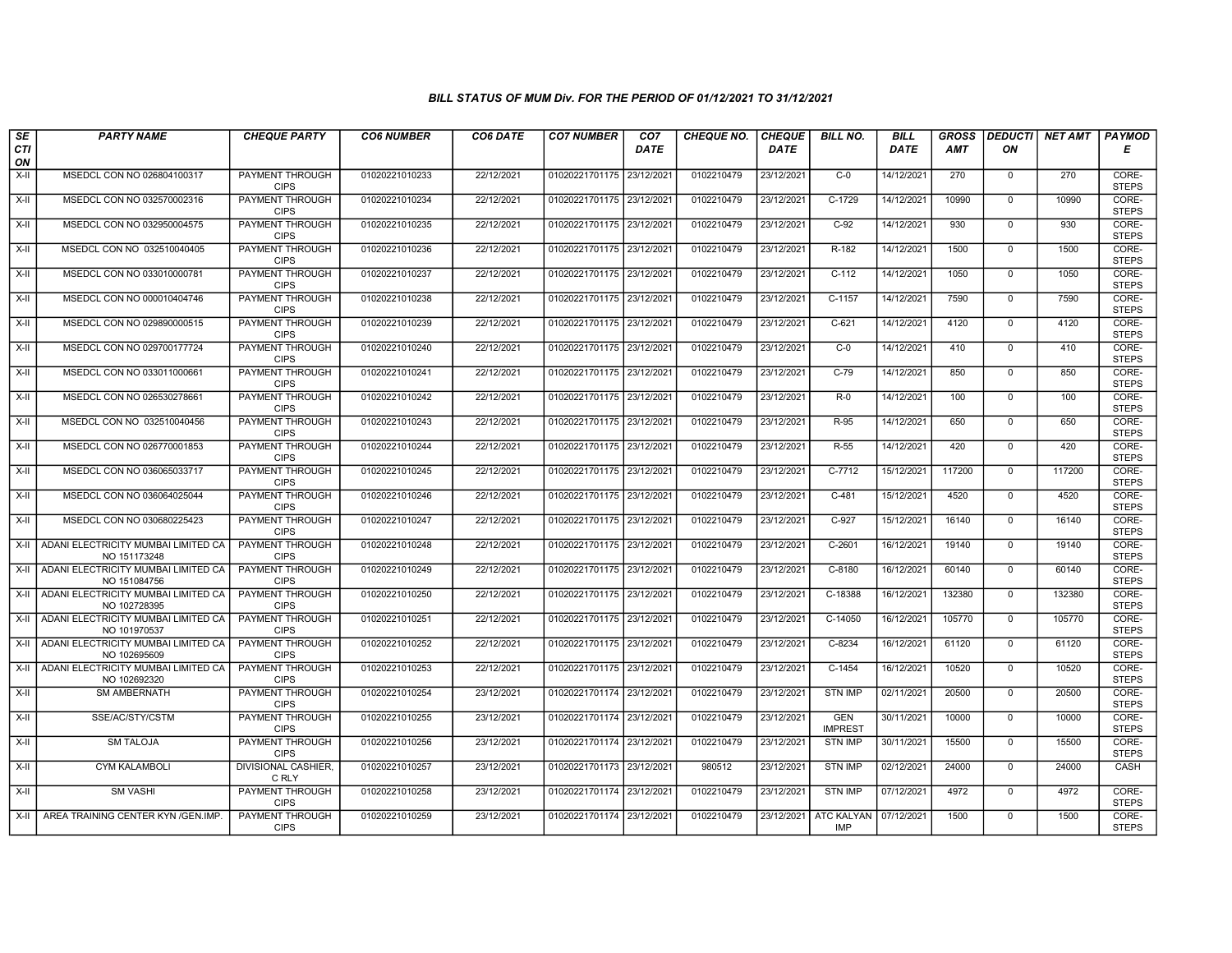### BILL STATUS OF MUM Div. FOR THE PERIOD OF 01/12/2021 TO 31/12/2021

| SECTION | PARTY NAME | CHEQUE PARTY | CO6 NUMBER | CO6 DATE | CO7 NUMBER | CO7 DATE | CHEQUE NO. | CHEQUE DATE | BILL NO. | BILL DATE | GROSS AMT | DEDUCTION | NET AMT | PAYMODE |
|---|---|---|---|---|---|---|---|---|---|---|---|---|---|---|
| X-II | MSEDCL CON NO 026804100317 | PAYMENT THROUGH CIPS | 01020221010233 | 22/12/2021 | 01020221701175 | 23/12/2021 | 0102210479 | 23/12/2021 | C-0 | 14/12/2021 | 270 | 0 | 270 | CORE-STEPS |
| X-II | MSEDCL CON NO 032570002316 | PAYMENT THROUGH CIPS | 01020221010234 | 22/12/2021 | 01020221701175 | 23/12/2021 | 0102210479 | 23/12/2021 | C-1729 | 14/12/2021 | 10990 | 0 | 10990 | CORE-STEPS |
| X-II | MSEDCL CON NO 032950004575 | PAYMENT THROUGH CIPS | 01020221010235 | 22/12/2021 | 01020221701175 | 23/12/2021 | 0102210479 | 23/12/2021 | C-92 | 14/12/2021 | 930 | 0 | 930 | CORE-STEPS |
| X-II | MSEDCL CON NO 032510040405 | PAYMENT THROUGH CIPS | 01020221010236 | 22/12/2021 | 01020221701175 | 23/12/2021 | 0102210479 | 23/12/2021 | R-182 | 14/12/2021 | 1500 | 0 | 1500 | CORE-STEPS |
| X-II | MSEDCL CON NO 033010000781 | PAYMENT THROUGH CIPS | 01020221010237 | 22/12/2021 | 01020221701175 | 23/12/2021 | 0102210479 | 23/12/2021 | C-112 | 14/12/2021 | 1050 | 0 | 1050 | CORE-STEPS |
| X-II | MSEDCL CON NO 000010404746 | PAYMENT THROUGH CIPS | 01020221010238 | 22/12/2021 | 01020221701175 | 23/12/2021 | 0102210479 | 23/12/2021 | C-1157 | 14/12/2021 | 7590 | 0 | 7590 | CORE-STEPS |
| X-II | MSEDCL CON NO 029890000515 | PAYMENT THROUGH CIPS | 01020221010239 | 22/12/2021 | 01020221701175 | 23/12/2021 | 0102210479 | 23/12/2021 | C-621 | 14/12/2021 | 4120 | 0 | 4120 | CORE-STEPS |
| X-II | MSEDCL CON NO 029700177724 | PAYMENT THROUGH CIPS | 01020221010240 | 22/12/2021 | 01020221701175 | 23/12/2021 | 0102210479 | 23/12/2021 | C-0 | 14/12/2021 | 410 | 0 | 410 | CORE-STEPS |
| X-II | MSEDCL CON NO 033011000661 | PAYMENT THROUGH CIPS | 01020221010241 | 22/12/2021 | 01020221701175 | 23/12/2021 | 0102210479 | 23/12/2021 | C-79 | 14/12/2021 | 850 | 0 | 850 | CORE-STEPS |
| X-II | MSEDCL CON NO 026530278661 | PAYMENT THROUGH CIPS | 01020221010242 | 22/12/2021 | 01020221701175 | 23/12/2021 | 0102210479 | 23/12/2021 | R-0 | 14/12/2021 | 100 | 0 | 100 | CORE-STEPS |
| X-II | MSEDCL CON NO 032510040456 | PAYMENT THROUGH CIPS | 01020221010243 | 22/12/2021 | 01020221701175 | 23/12/2021 | 0102210479 | 23/12/2021 | R-95 | 14/12/2021 | 650 | 0 | 650 | CORE-STEPS |
| X-II | MSEDCL CON NO 026770001853 | PAYMENT THROUGH CIPS | 01020221010244 | 22/12/2021 | 01020221701175 | 23/12/2021 | 0102210479 | 23/12/2021 | R-55 | 14/12/2021 | 420 | 0 | 420 | CORE-STEPS |
| X-II | MSEDCL CON NO 036065033717 | PAYMENT THROUGH CIPS | 01020221010245 | 22/12/2021 | 01020221701175 | 23/12/2021 | 0102210479 | 23/12/2021 | C-7712 | 15/12/2021 | 117200 | 0 | 117200 | CORE-STEPS |
| X-II | MSEDCL CON NO 036064025044 | PAYMENT THROUGH CIPS | 01020221010246 | 22/12/2021 | 01020221701175 | 23/12/2021 | 0102210479 | 23/12/2021 | C-481 | 15/12/2021 | 4520 | 0 | 4520 | CORE-STEPS |
| X-II | MSEDCL CON NO 030680225423 | PAYMENT THROUGH CIPS | 01020221010247 | 22/12/2021 | 01020221701175 | 23/12/2021 | 0102210479 | 23/12/2021 | C-927 | 15/12/2021 | 16140 | 0 | 16140 | CORE-STEPS |
| X-II | ADANI ELECTRICITY MUMBAI LIMITED CA NO 151173248 | PAYMENT THROUGH CIPS | 01020221010248 | 22/12/2021 | 01020221701175 | 23/12/2021 | 0102210479 | 23/12/2021 | C-2601 | 16/12/2021 | 19140 | 0 | 19140 | CORE-STEPS |
| X-II | ADANI ELECTRICITY MUMBAI LIMITED CA NO 151084756 | PAYMENT THROUGH CIPS | 01020221010249 | 22/12/2021 | 01020221701175 | 23/12/2021 | 0102210479 | 23/12/2021 | C-8180 | 16/12/2021 | 60140 | 0 | 60140 | CORE-STEPS |
| X-II | ADANI ELECTRICITY MUMBAI LIMITED CA NO 102728395 | PAYMENT THROUGH CIPS | 01020221010250 | 22/12/2021 | 01020221701175 | 23/12/2021 | 0102210479 | 23/12/2021 | C-18388 | 16/12/2021 | 132380 | 0 | 132380 | CORE-STEPS |
| X-II | ADANI ELECTRICITY MUMBAI LIMITED CA NO 101970537 | PAYMENT THROUGH CIPS | 01020221010251 | 22/12/2021 | 01020221701175 | 23/12/2021 | 0102210479 | 23/12/2021 | C-14050 | 16/12/2021 | 105770 | 0 | 105770 | CORE-STEPS |
| X-II | ADANI ELECTRICITY MUMBAI LIMITED CA NO 102695609 | PAYMENT THROUGH CIPS | 01020221010252 | 22/12/2021 | 01020221701175 | 23/12/2021 | 0102210479 | 23/12/2021 | C-8234 | 16/12/2021 | 61120 | 0 | 61120 | CORE-STEPS |
| X-II | ADANI ELECTRICITY MUMBAI LIMITED CA NO 102692320 | PAYMENT THROUGH CIPS | 01020221010253 | 22/12/2021 | 01020221701175 | 23/12/2021 | 0102210479 | 23/12/2021 | C-1454 | 16/12/2021 | 10520 | 0 | 10520 | CORE-STEPS |
| X-II | SM AMBERNATH | PAYMENT THROUGH CIPS | 01020221010254 | 23/12/2021 | 01020221701174 | 23/12/2021 | 0102210479 | 23/12/2021 | STN IMP | 02/11/2021 | 20500 | 0 | 20500 | CORE-STEPS |
| X-II | SSE/AC/STY/CSTM | PAYMENT THROUGH CIPS | 01020221010255 | 23/12/2021 | 01020221701174 | 23/12/2021 | 0102210479 | 23/12/2021 | GEN IMPREST | 30/11/2021 | 10000 | 0 | 10000 | CORE-STEPS |
| X-II | SM TALOJA | PAYMENT THROUGH CIPS | 01020221010256 | 23/12/2021 | 01020221701174 | 23/12/2021 | 0102210479 | 23/12/2021 | STN IMP | 30/11/2021 | 15500 | 0 | 15500 | CORE-STEPS |
| X-II | CYM KALAMBOLI | DIVISIONAL CASHIER, C RLY | 01020221010257 | 23/12/2021 | 01020221701173 | 23/12/2021 | 980512 | 23/12/2021 | STN IMP | 02/12/2021 | 24000 | 0 | 24000 | CASH |
| X-II | SM VASHI | PAYMENT THROUGH CIPS | 01020221010258 | 23/12/2021 | 01020221701174 | 23/12/2021 | 0102210479 | 23/12/2021 | STN IMP | 07/12/2021 | 4972 | 0 | 4972 | CORE-STEPS |
| X-II | AREA TRAINING CENTER KYN /GEN.IMP. | PAYMENT THROUGH CIPS | 01020221010259 | 23/12/2021 | 01020221701174 | 23/12/2021 | 0102210479 | 23/12/2021 | ATC KALYAN IMP | 07/12/2021 | 1500 | 0 | 1500 | CORE-STEPS |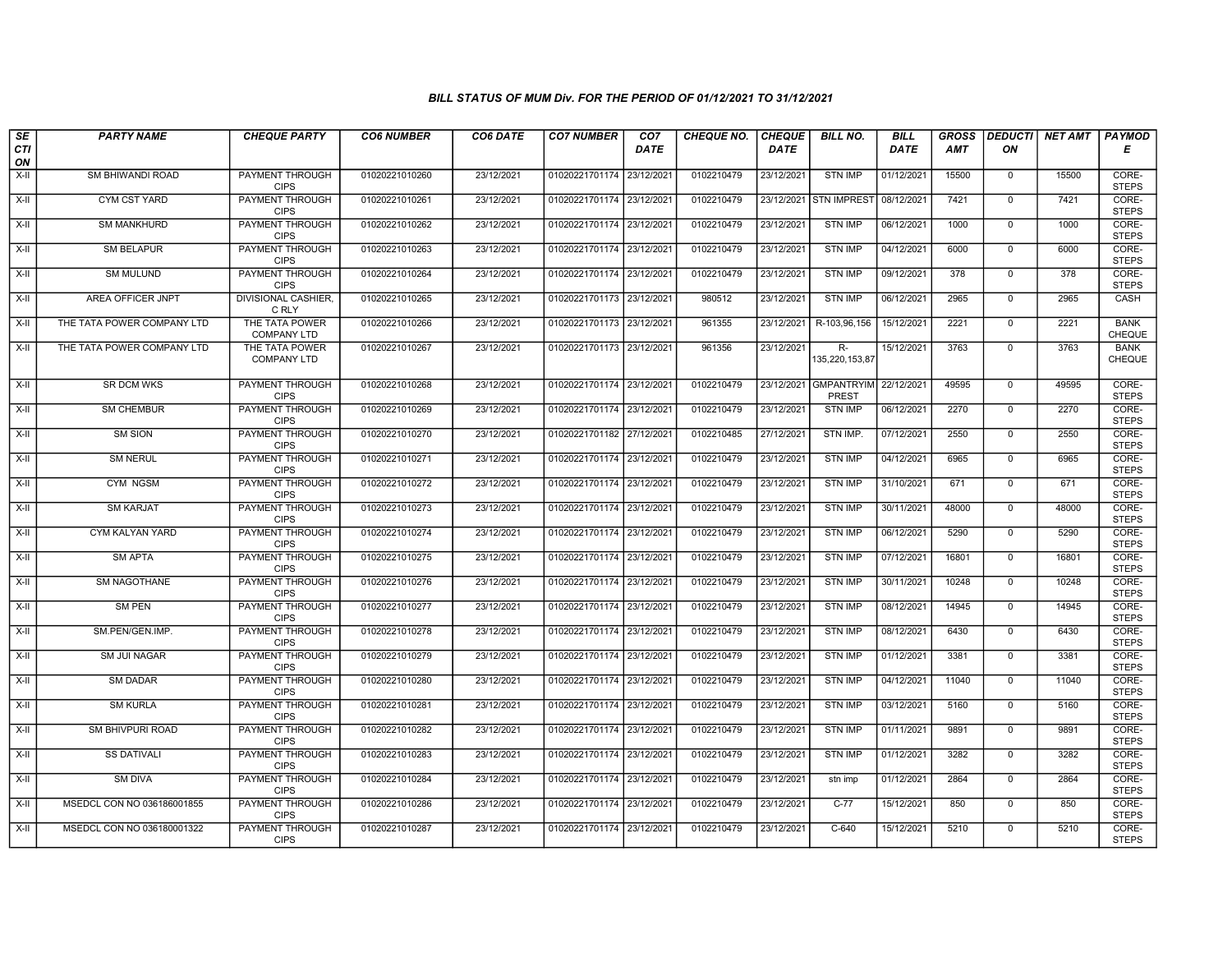### BILL STATUS OF MUM Div. FOR THE PERIOD OF 01/12/2021 TO 31/12/2021

| SECTION | PARTY NAME | CHEQUE PARTY | CO6 NUMBER | CO6 DATE | CO7 NUMBER | CO7 DATE | CHEQUE NO. | CHEQUE DATE | BILL NO. | BILL DATE | GROSS AMT | DEDUCTION | NET AMT | PAYMODE |
|---|---|---|---|---|---|---|---|---|---|---|---|---|---|---|
| X-II | SM BHIWANDI ROAD | PAYMENT THROUGH CIPS | 01020221010260 | 23/12/2021 | 01020221701174 | 23/12/2021 | 0102210479 | 23/12/2021 | STN IMP | 01/12/2021 | 15500 | 0 | 15500 | CORE-STEPS |
| X-II | CYM CST YARD | PAYMENT THROUGH CIPS | 01020221010261 | 23/12/2021 | 01020221701174 | 23/12/2021 | 0102210479 | 23/12/2021 | STN IMPREST | 08/12/2021 | 7421 | 0 | 7421 | CORE-STEPS |
| X-II | SM MANKHURD | PAYMENT THROUGH CIPS | 01020221010262 | 23/12/2021 | 01020221701174 | 23/12/2021 | 0102210479 | 23/12/2021 | STN IMP | 06/12/2021 | 1000 | 0 | 1000 | CORE-STEPS |
| X-II | SM BELAPUR | PAYMENT THROUGH CIPS | 01020221010263 | 23/12/2021 | 01020221701174 | 23/12/2021 | 0102210479 | 23/12/2021 | STN IMP | 04/12/2021 | 6000 | 0 | 6000 | CORE-STEPS |
| X-II | SM MULUND | PAYMENT THROUGH CIPS | 01020221010264 | 23/12/2021 | 01020221701174 | 23/12/2021 | 0102210479 | 23/12/2021 | STN IMP | 09/12/2021 | 378 | 0 | 378 | CORE-STEPS |
| X-II | AREA OFFICER JNPT | DIVISIONAL CASHIER, C RLY | 01020221010265 | 23/12/2021 | 01020221701173 | 23/12/2021 | 980512 | 23/12/2021 | STN IMP | 06/12/2021 | 2965 | 0 | 2965 | CASH |
| X-II | THE TATA POWER COMPANY LTD | THE TATA POWER COMPANY LTD | 01020221010266 | 23/12/2021 | 01020221701173 | 23/12/2021 | 961355 | 23/12/2021 | R-103,96,156 | 15/12/2021 | 2221 | 0 | 2221 | BANK CHEQUE |
| X-II | THE TATA POWER COMPANY LTD | THE TATA POWER COMPANY LTD | 01020221010267 | 23/12/2021 | 01020221701173 | 23/12/2021 | 961356 | 23/12/2021 | R-135,220,153,87 | 15/12/2021 | 3763 | 0 | 3763 | BANK CHEQUE |
| X-II | SR DCM WKS | PAYMENT THROUGH CIPS | 01020221010268 | 23/12/2021 | 01020221701174 | 23/12/2021 | 0102210479 | 23/12/2021 | GMPANTRYIMPREST | 22/12/2021 | 49595 | 0 | 49595 | CORE-STEPS |
| X-II | SM CHEMBUR | PAYMENT THROUGH CIPS | 01020221010269 | 23/12/2021 | 01020221701174 | 23/12/2021 | 0102210479 | 23/12/2021 | STN IMP | 06/12/2021 | 2270 | 0 | 2270 | CORE-STEPS |
| X-II | SM SION | PAYMENT THROUGH CIPS | 01020221010270 | 23/12/2021 | 01020221701182 | 27/12/2021 | 0102210485 | 27/12/2021 | STN IMP. | 07/12/2021 | 2550 | 0 | 2550 | CORE-STEPS |
| X-II | SM NERUL | PAYMENT THROUGH CIPS | 01020221010271 | 23/12/2021 | 01020221701174 | 23/12/2021 | 0102210479 | 23/12/2021 | STN IMP | 04/12/2021 | 6965 | 0 | 6965 | CORE-STEPS |
| X-II | CYM NGSM | PAYMENT THROUGH CIPS | 01020221010272 | 23/12/2021 | 01020221701174 | 23/12/2021 | 0102210479 | 23/12/2021 | STN IMP | 31/10/2021 | 671 | 0 | 671 | CORE-STEPS |
| X-II | SM KARJAT | PAYMENT THROUGH CIPS | 01020221010273 | 23/12/2021 | 01020221701174 | 23/12/2021 | 0102210479 | 23/12/2021 | STN IMP | 30/11/2021 | 48000 | 0 | 48000 | CORE-STEPS |
| X-II | CYM KALYAN YARD | PAYMENT THROUGH CIPS | 01020221010274 | 23/12/2021 | 01020221701174 | 23/12/2021 | 0102210479 | 23/12/2021 | STN IMP | 06/12/2021 | 5290 | 0 | 5290 | CORE-STEPS |
| X-II | SM APTA | PAYMENT THROUGH CIPS | 01020221010275 | 23/12/2021 | 01020221701174 | 23/12/2021 | 0102210479 | 23/12/2021 | STN IMP | 07/12/2021 | 16801 | 0 | 16801 | CORE-STEPS |
| X-II | SM NAGOTHANE | PAYMENT THROUGH CIPS | 01020221010276 | 23/12/2021 | 01020221701174 | 23/12/2021 | 0102210479 | 23/12/2021 | STN IMP | 30/11/2021 | 10248 | 0 | 10248 | CORE-STEPS |
| X-II | SM PEN | PAYMENT THROUGH CIPS | 01020221010277 | 23/12/2021 | 01020221701174 | 23/12/2021 | 0102210479 | 23/12/2021 | STN IMP | 08/12/2021 | 14945 | 0 | 14945 | CORE-STEPS |
| X-II | SM.PEN/GEN.IMP. | PAYMENT THROUGH CIPS | 01020221010278 | 23/12/2021 | 01020221701174 | 23/12/2021 | 0102210479 | 23/12/2021 | STN IMP | 08/12/2021 | 6430 | 0 | 6430 | CORE-STEPS |
| X-II | SM JUI NAGAR | PAYMENT THROUGH CIPS | 01020221010279 | 23/12/2021 | 01020221701174 | 23/12/2021 | 0102210479 | 23/12/2021 | STN IMP | 01/12/2021 | 3381 | 0 | 3381 | CORE-STEPS |
| X-II | SM DADAR | PAYMENT THROUGH CIPS | 01020221010280 | 23/12/2021 | 01020221701174 | 23/12/2021 | 0102210479 | 23/12/2021 | STN IMP | 04/12/2021 | 11040 | 0 | 11040 | CORE-STEPS |
| X-II | SM KURLA | PAYMENT THROUGH CIPS | 01020221010281 | 23/12/2021 | 01020221701174 | 23/12/2021 | 0102210479 | 23/12/2021 | STN IMP | 03/12/2021 | 5160 | 0 | 5160 | CORE-STEPS |
| X-II | SM BHIVPURI ROAD | PAYMENT THROUGH CIPS | 01020221010282 | 23/12/2021 | 01020221701174 | 23/12/2021 | 0102210479 | 23/12/2021 | STN IMP | 01/11/2021 | 9891 | 0 | 9891 | CORE-STEPS |
| X-II | SS DATIVALI | PAYMENT THROUGH CIPS | 01020221010283 | 23/12/2021 | 01020221701174 | 23/12/2021 | 0102210479 | 23/12/2021 | STN IMP | 01/12/2021 | 3282 | 0 | 3282 | CORE-STEPS |
| X-II | SM DIVA | PAYMENT THROUGH CIPS | 01020221010284 | 23/12/2021 | 01020221701174 | 23/12/2021 | 0102210479 | 23/12/2021 | stn imp | 01/12/2021 | 2864 | 0 | 2864 | CORE-STEPS |
| X-II | MSEDCL CON NO 036186001855 | PAYMENT THROUGH CIPS | 01020221010286 | 23/12/2021 | 01020221701174 | 23/12/2021 | 0102210479 | 23/12/2021 | C-77 | 15/12/2021 | 850 | 0 | 850 | CORE-STEPS |
| X-II | MSEDCL CON NO 036180001322 | PAYMENT THROUGH CIPS | 01020221010287 | 23/12/2021 | 01020221701174 | 23/12/2021 | 0102210479 | 23/12/2021 | C-640 | 15/12/2021 | 5210 | 0 | 5210 | CORE-STEPS |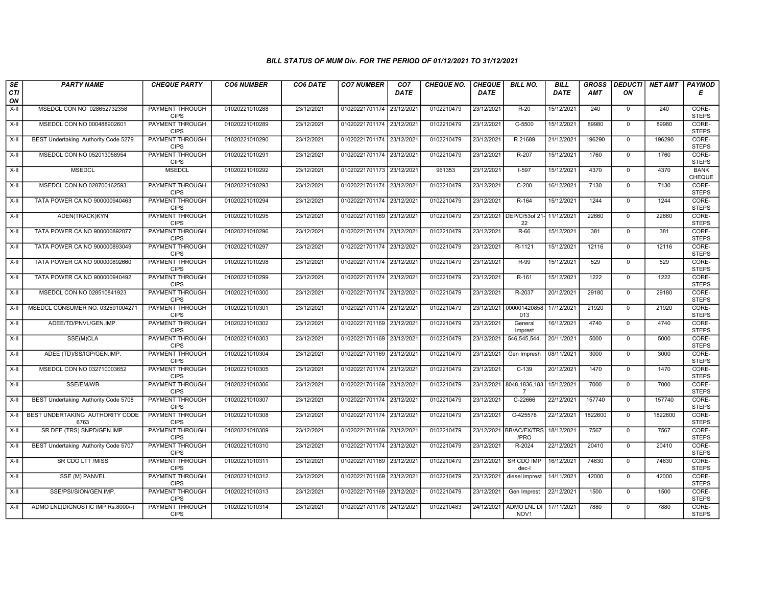### BILL STATUS OF MUM Div. FOR THE PERIOD OF 01/12/2021 TO 31/12/2021

| SECTION | PARTY NAME | CHEQUE PARTY | CO6 NUMBER | CO6 DATE | CO7 NUMBER | CO7 DATE | CHEQUE NO. | CHEQUE DATE | BILL NO. | BILL DATE | GROSS AMT | DEDUCTION | NET AMT | PAYMODE |
|---|---|---|---|---|---|---|---|---|---|---|---|---|---|---|
| X-II | MSEDCL CON NO 028652732358 | PAYMENT THROUGH CIPS | 01020221010288 | 23/12/2021 | 01020221701174 | 23/12/2021 | 0102210479 | 23/12/2021 | R-20 | 15/12/2021 | 240 | 0 | 240 | CORE-STEPS |
| X-II | MSEDCL CON NO 000488902601 | PAYMENT THROUGH CIPS | 01020221010289 | 23/12/2021 | 01020221701174 | 23/12/2021 | 0102210479 | 23/12/2021 | C-5500 | 15/12/2021 | 89980 | 0 | 89980 | CORE-STEPS |
| X-II | BEST Undertaking Authority Code 5279 | PAYMENT THROUGH CIPS | 01020221010290 | 23/12/2021 | 01020221701174 | 23/12/2021 | 0102210479 | 23/12/2021 | R 21689 | 21/12/2021 | 196290 | 0 | 196290 | CORE-STEPS |
| X-II | MSEDCL CON NO 052013058954 | PAYMENT THROUGH CIPS | 01020221010291 | 23/12/2021 | 01020221701174 | 23/12/2021 | 0102210479 | 23/12/2021 | R-207 | 15/12/2021 | 1760 | 0 | 1760 | CORE-STEPS |
| X-II | MSEDCL | MSEDCL | 01020221010292 | 23/12/2021 | 01020221701173 | 23/12/2021 | 961353 | 23/12/2021 | I-597 | 15/12/2021 | 4370 | 0 | 4370 | BANK CHEQUE |
| X-II | MSEDCL CON NO 028700162593 | PAYMENT THROUGH CIPS | 01020221010293 | 23/12/2021 | 01020221701174 | 23/12/2021 | 0102210479 | 23/12/2021 | C-200 | 16/12/2021 | 7130 | 0 | 7130 | CORE-STEPS |
| X-II | TATA POWER CA NO 900000940463 | PAYMENT THROUGH CIPS | 01020221010294 | 23/12/2021 | 01020221701174 | 23/12/2021 | 0102210479 | 23/12/2021 | R-164 | 15/12/2021 | 1244 | 0 | 1244 | CORE-STEPS |
| X-II | ADEN(TRACK)KYN | PAYMENT THROUGH CIPS | 01020221010295 | 23/12/2021 | 01020221701169 | 23/12/2021 | 0102210479 | 23/12/2021 | DEP/C/53of 21-22 | 11/12/2021 | 22660 | 0 | 22660 | CORE-STEPS |
| X-II | TATA POWER CA NO 900000892077 | PAYMENT THROUGH CIPS | 01020221010296 | 23/12/2021 | 01020221701174 | 23/12/2021 | 0102210479 | 23/12/2021 | R-66 | 15/12/2021 | 381 | 0 | 381 | CORE-STEPS |
| X-II | TATA POWER CA NO 900000893049 | PAYMENT THROUGH CIPS | 01020221010297 | 23/12/2021 | 01020221701174 | 23/12/2021 | 0102210479 | 23/12/2021 | R-1121 | 15/12/2021 | 12116 | 0 | 12116 | CORE-STEPS |
| X-II | TATA POWER CA NO 900000892660 | PAYMENT THROUGH CIPS | 01020221010298 | 23/12/2021 | 01020221701174 | 23/12/2021 | 0102210479 | 23/12/2021 | R-99 | 15/12/2021 | 529 | 0 | 529 | CORE-STEPS |
| X-II | TATA POWER CA NO 900000940492 | PAYMENT THROUGH CIPS | 01020221010299 | 23/12/2021 | 01020221701174 | 23/12/2021 | 0102210479 | 23/12/2021 | R-161 | 15/12/2021 | 1222 | 0 | 1222 | CORE-STEPS |
| X-II | MSEDCL CON NO 028510841923 | PAYMENT THROUGH CIPS | 01020221010300 | 23/12/2021 | 01020221701174 | 23/12/2021 | 0102210479 | 23/12/2021 | R-2037 | 20/12/2021 | 29180 | 0 | 29180 | CORE-STEPS |
| X-II | MSEDCL CONSUMER NO. 032591004271 | PAYMENT THROUGH CIPS | 01020221010301 | 23/12/2021 | 01020221701174 | 23/12/2021 | 0102210479 | 23/12/2021 | 000001420858013 | 17/12/2021 | 21920 | 0 | 21920 | CORE-STEPS |
| X-II | ADEE/TD/PNVL/GEN.IMP. | PAYMENT THROUGH CIPS | 01020221010302 | 23/12/2021 | 01020221701169 | 23/12/2021 | 0102210479 | 23/12/2021 | General Imprest | 16/12/2021 | 4740 | 0 | 4740 | CORE-STEPS |
| X-II | SSE(M)CLA | PAYMENT THROUGH CIPS | 01020221010303 | 23/12/2021 | 01020221701169 | 23/12/2021 | 0102210479 | 23/12/2021 | 546,545,544, | 20/11/2021 | 5000 | 0 | 5000 | CORE-STEPS |
| X-II | ADEE (TD)/SS/IGP/GEN.IMP. | PAYMENT THROUGH CIPS | 01020221010304 | 23/12/2021 | 01020221701169 | 23/12/2021 | 0102210479 | 23/12/2021 | Gen Impresh | 08/11/2021 | 3000 | 0 | 3000 | CORE-STEPS |
| X-II | MSEDCL CON NO 032710003652 | PAYMENT THROUGH CIPS | 01020221010305 | 23/12/2021 | 01020221701174 | 23/12/2021 | 0102210479 | 23/12/2021 | C-139 | 20/12/2021 | 1470 | 0 | 1470 | CORE-STEPS |
| X-II | SSE/EM/WB | PAYMENT THROUGH CIPS | 01020221010306 | 23/12/2021 | 01020221701169 | 23/12/2021 | 0102210479 | 23/12/2021 | 8048,1836,1837 | 15/12/2021 | 7000 | 0 | 7000 | CORE-STEPS |
| X-II | BEST Undertaking Authority Code 5708 | PAYMENT THROUGH CIPS | 01020221010307 | 23/12/2021 | 01020221701174 | 23/12/2021 | 0102210479 | 23/12/2021 | C-22666 | 22/12/2021 | 157740 | 0 | 157740 | CORE-STEPS |
| X-II | BEST UNDERTAKING AUTHORITY CODE 6763 | PAYMENT THROUGH CIPS | 01020221010308 | 23/12/2021 | 01020221701174 | 23/12/2021 | 0102210479 | 23/12/2021 | C-425578 | 22/12/2021 | 1822600 | 0 | 1822600 | CORE-STEPS |
| X-II | SR DEE (TRS) SNPD/GEN.IMP. | PAYMENT THROUGH CIPS | 01020221010309 | 23/12/2021 | 01020221701169 | 23/12/2021 | 0102210479 | 23/12/2021 | BB/AC/FX/TRS/PRO | 18/12/2021 | 7567 | 0 | 7567 | CORE-STEPS |
| X-II | BEST Undertaking Authority Code 5707 | PAYMENT THROUGH CIPS | 01020221010310 | 23/12/2021 | 01020221701174 | 23/12/2021 | 0102210479 | 23/12/2021 | R-2024 | 22/12/2021 | 20410 | 0 | 20410 | CORE-STEPS |
| X-II | SR CDO LTT /MISS | PAYMENT THROUGH CIPS | 01020221010311 | 23/12/2021 | 01020221701169 | 23/12/2021 | 0102210479 | 23/12/2021 | SR CDO IMP dec-I | 16/12/2021 | 74630 | 0 | 74630 | CORE-STEPS |
| X-II | SSE (M) PANVEL | PAYMENT THROUGH CIPS | 01020221010312 | 23/12/2021 | 01020221701169 | 23/12/2021 | 0102210479 | 23/12/2021 | diesel imprest | 14/11/2021 | 42000 | 0 | 42000 | CORE-STEPS |
| X-II | SSE/PSI/SION/GEN.IMP. | PAYMENT THROUGH CIPS | 01020221010313 | 23/12/2021 | 01020221701169 | 23/12/2021 | 0102210479 | 23/12/2021 | Gen Imprest | 22/12/2021 | 1500 | 0 | 1500 | CORE-STEPS |
| X-II | ADMO LNL(DIGNOSTIC IMP Rs.8000/-) | PAYMENT THROUGH CIPS | 01020221010314 | 23/12/2021 | 01020221701178 | 24/12/2021 | 0102210483 | 24/12/2021 | ADMO LNL DI NOV1 | 17/11/2021 | 7880 | 0 | 7880 | CORE-STEPS |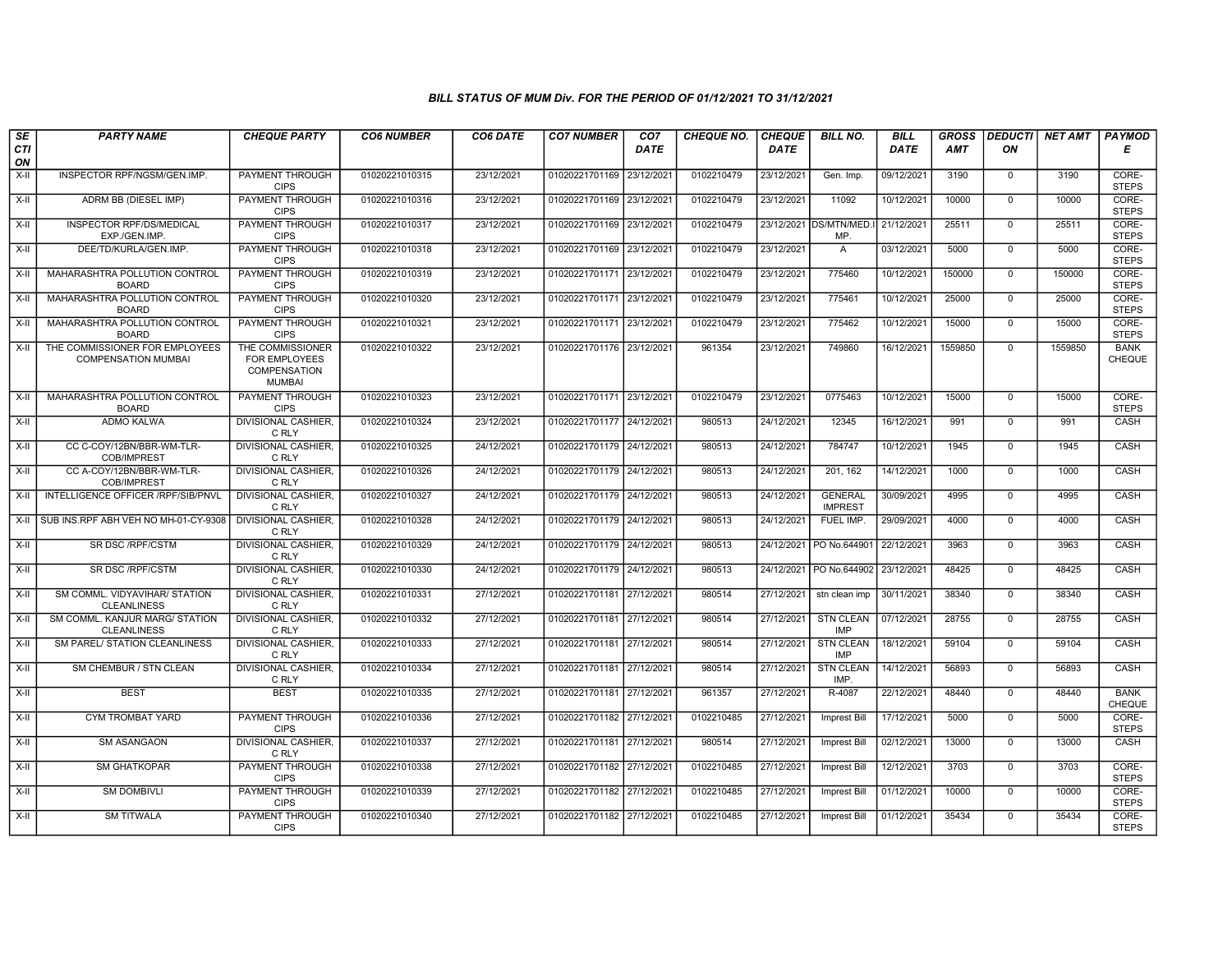### BILL STATUS OF MUM Div. FOR THE PERIOD OF 01/12/2021 TO 31/12/2021

| SECTION | PARTY NAME | CHEQUE PARTY | CO6 NUMBER | CO6 DATE | CO7 NUMBER | CO7 DATE | CHEQUE NO. | CHEQUE DATE | BILL NO. | BILL DATE | GROSS AMT | DEDUCTION | NET AMT | PAYMODE |
|---|---|---|---|---|---|---|---|---|---|---|---|---|---|---|
| X-II | INSPECTOR RPF/NGSM/GEN.IMP. | PAYMENT THROUGH CIPS | 01020221010315 | 23/12/2021 | 01020221701169 | 23/12/2021 | 0102210479 | 23/12/2021 | Gen. Imp. | 09/12/2021 | 3190 | 0 | 3190 | CORE-STEPS |
| X-II | ADRM BB (DIESEL IMP) | PAYMENT THROUGH CIPS | 01020221010316 | 23/12/2021 | 01020221701169 | 23/12/2021 | 0102210479 | 23/12/2021 | 11092 | 10/12/2021 | 10000 | 0 | 10000 | CORE-STEPS |
| X-II | INSPECTOR RPF/DS/MEDICAL EXP./GEN.IMP. | PAYMENT THROUGH CIPS | 01020221010317 | 23/12/2021 | 01020221701169 | 23/12/2021 | 0102210479 | 23/12/2021 | DS/MTN/MED.IMP. | 21/12/2021 | 25511 | 0 | 25511 | CORE-STEPS |
| X-II | DEE/TD/KURLA/GEN.IMP. | PAYMENT THROUGH CIPS | 01020221010318 | 23/12/2021 | 01020221701169 | 23/12/2021 | 0102210479 | 23/12/2021 | A | 03/12/2021 | 5000 | 0 | 5000 | CORE-STEPS |
| X-II | MAHARASHTRA POLLUTION CONTROL BOARD | PAYMENT THROUGH CIPS | 01020221010319 | 23/12/2021 | 01020221701171 | 23/12/2021 | 0102210479 | 23/12/2021 | 775460 | 10/12/2021 | 150000 | 0 | 150000 | CORE-STEPS |
| X-II | MAHARASHTRA POLLUTION CONTROL BOARD | PAYMENT THROUGH CIPS | 01020221010320 | 23/12/2021 | 01020221701171 | 23/12/2021 | 0102210479 | 23/12/2021 | 775461 | 10/12/2021 | 25000 | 0 | 25000 | CORE-STEPS |
| X-II | MAHARASHTRA POLLUTION CONTROL BOARD | PAYMENT THROUGH CIPS | 01020221010321 | 23/12/2021 | 01020221701171 | 23/12/2021 | 0102210479 | 23/12/2021 | 775462 | 10/12/2021 | 15000 | 0 | 15000 | CORE-STEPS |
| X-II | THE COMMISSIONER FOR EMPLOYEES COMPENSATION MUMBAI | THE COMMISSIONER FOR EMPLOYEES COMPENSATION MUMBAI | 01020221010322 | 23/12/2021 | 01020221701176 | 23/12/2021 | 961354 | 23/12/2021 | 749860 | 16/12/2021 | 1559850 | 0 | 1559850 | BANK CHEQUE |
| X-II | MAHARASHTRA POLLUTION CONTROL BOARD | PAYMENT THROUGH CIPS | 01020221010323 | 23/12/2021 | 01020221701171 | 23/12/2021 | 0102210479 | 23/12/2021 | 0775463 | 10/12/2021 | 15000 | 0 | 15000 | CORE-STEPS |
| X-II | ADMO KALWA | DIVISIONAL CASHIER, C RLY | 01020221010324 | 23/12/2021 | 01020221701177 | 24/12/2021 | 980513 | 24/12/2021 | 12345 | 16/12/2021 | 991 | 0 | 991 | CASH |
| X-II | CC C-COY/12BN/BBR-WM-TLR-COB/IMPREST | DIVISIONAL CASHIER, C RLY | 01020221010325 | 24/12/2021 | 01020221701179 | 24/12/2021 | 980513 | 24/12/2021 | 784747 | 10/12/2021 | 1945 | 0 | 1945 | CASH |
| X-II | CC A-COY/12BN/BBR-WM-TLR-COB/IMPREST | DIVISIONAL CASHIER, C RLY | 01020221010326 | 24/12/2021 | 01020221701179 | 24/12/2021 | 980513 | 24/12/2021 | 201, 162 | 14/12/2021 | 1000 | 0 | 1000 | CASH |
| X-II | INTELLIGENCE OFFICER /RPF/SIB/PNVL | DIVISIONAL CASHIER, C RLY | 01020221010327 | 24/12/2021 | 01020221701179 | 24/12/2021 | 980513 | 24/12/2021 | GENERAL IMPREST | 30/09/2021 | 4995 | 0 | 4995 | CASH |
| X-II | SUB INS.RPF ABH VEH NO MH-01-CY-9308 | DIVISIONAL CASHIER, C RLY | 01020221010328 | 24/12/2021 | 01020221701179 | 24/12/2021 | 980513 | 24/12/2021 | FUEL IMP. | 29/09/2021 | 4000 | 0 | 4000 | CASH |
| X-II | SR DSC /RPF/CSTM | DIVISIONAL CASHIER, C RLY | 01020221010329 | 24/12/2021 | 01020221701179 | 24/12/2021 | 980513 | 24/12/2021 | PO No.644901 | 22/12/2021 | 3963 | 0 | 3963 | CASH |
| X-II | SR DSC /RPF/CSTM | DIVISIONAL CASHIER, C RLY | 01020221010330 | 24/12/2021 | 01020221701179 | 24/12/2021 | 980513 | 24/12/2021 | PO No.644902 | 23/12/2021 | 48425 | 0 | 48425 | CASH |
| X-II | SM COMML. VIDYAVIHAR/ STATION CLEANLINESS | DIVISIONAL CASHIER, C RLY | 01020221010331 | 27/12/2021 | 01020221701181 | 27/12/2021 | 980514 | 27/12/2021 | stn clean imp | 30/11/2021 | 38340 | 0 | 38340 | CASH |
| X-II | SM COMML. KANJUR MARG/ STATION CLEANLINESS | DIVISIONAL CASHIER, C RLY | 01020221010332 | 27/12/2021 | 01020221701181 | 27/12/2021 | 980514 | 27/12/2021 | STN CLEAN IMP | 07/12/2021 | 28755 | 0 | 28755 | CASH |
| X-II | SM PAREL/ STATION CLEANLINESS | DIVISIONAL CASHIER, C RLY | 01020221010333 | 27/12/2021 | 01020221701181 | 27/12/2021 | 980514 | 27/12/2021 | STN CLEAN IMP | 18/12/2021 | 59104 | 0 | 59104 | CASH |
| X-II | SM CHEMBUR / STN CLEAN | DIVISIONAL CASHIER, C RLY | 01020221010334 | 27/12/2021 | 01020221701181 | 27/12/2021 | 980514 | 27/12/2021 | STN CLEAN IMP. | 14/12/2021 | 56893 | 0 | 56893 | CASH |
| X-II | BEST | BEST | 01020221010335 | 27/12/2021 | 01020221701181 | 27/12/2021 | 961357 | 27/12/2021 | R-4087 | 22/12/2021 | 48440 | 0 | 48440 | BANK CHEQUE |
| X-II | CYM TROMBAT YARD | PAYMENT THROUGH CIPS | 01020221010336 | 27/12/2021 | 01020221701182 | 27/12/2021 | 0102210485 | 27/12/2021 | Imprest Bill | 17/12/2021 | 5000 | 0 | 5000 | CORE-STEPS |
| X-II | SM ASANGAON | DIVISIONAL CASHIER, C RLY | 01020221010337 | 27/12/2021 | 01020221701181 | 27/12/2021 | 980514 | 27/12/2021 | Imprest Bill | 02/12/2021 | 13000 | 0 | 13000 | CASH |
| X-II | SM GHATKOPAR | PAYMENT THROUGH CIPS | 01020221010338 | 27/12/2021 | 01020221701182 | 27/12/2021 | 0102210485 | 27/12/2021 | Imprest Bill | 12/12/2021 | 3703 | 0 | 3703 | CORE-STEPS |
| X-II | SM DOMBIVLI | PAYMENT THROUGH CIPS | 01020221010339 | 27/12/2021 | 01020221701182 | 27/12/2021 | 0102210485 | 27/12/2021 | Imprest Bill | 01/12/2021 | 10000 | 0 | 10000 | CORE-STEPS |
| X-II | SM TITWALA | PAYMENT THROUGH CIPS | 01020221010340 | 27/12/2021 | 01020221701182 | 27/12/2021 | 0102210485 | 27/12/2021 | Imprest Bill | 01/12/2021 | 35434 | 0 | 35434 | CORE-STEPS |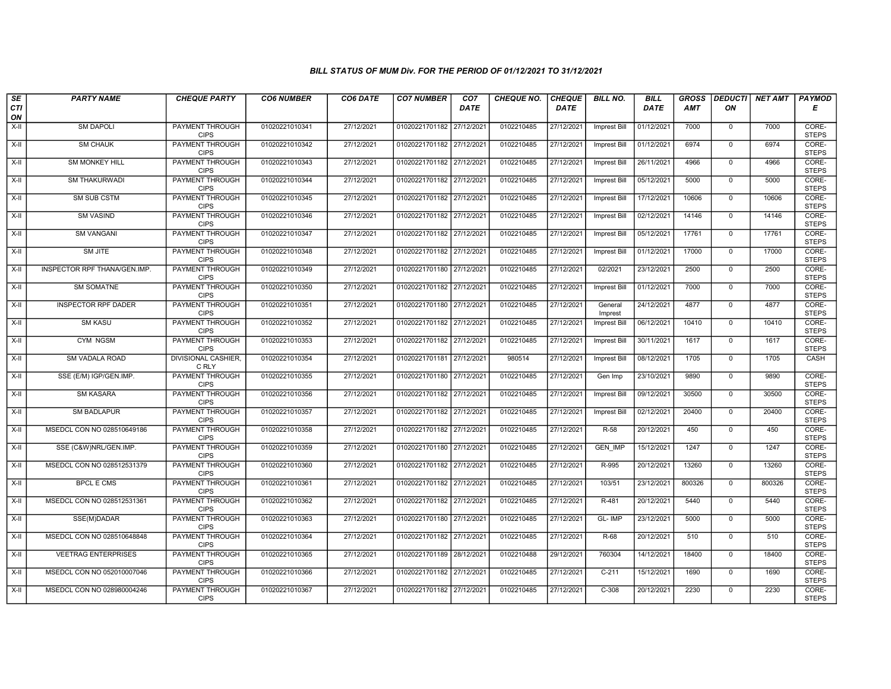# BILL STATUS OF MUM Div. FOR THE PERIOD OF 01/12/2021 TO 31/12/2021

| SECTION | PARTY NAME | CHEQUE PARTY | CO6 NUMBER | CO6 DATE | CO7 NUMBER | CO7 DATE | CHEQUE NO. | CHEQUE DATE | BILL NO. | BILL DATE | GROSS AMT | DEDUCTION | NET AMT | PAYMODE |
|---|---|---|---|---|---|---|---|---|---|---|---|---|---|---|
| X-II | SM DAPOLI | PAYMENT THROUGH CIPS | 01020221010341 | 27/12/2021 | 01020221701182 | 27/12/2021 | 0102210485 | 27/12/2021 | Imprest Bill | 01/12/2021 | 7000 | 0 | 7000 | CORE-STEPS |
| X-II | SM CHAUK | PAYMENT THROUGH CIPS | 01020221010342 | 27/12/2021 | 01020221701182 | 27/12/2021 | 0102210485 | 27/12/2021 | Imprest Bill | 01/12/2021 | 6974 | 0 | 6974 | CORE-STEPS |
| X-II | SM MONKEY HILL | PAYMENT THROUGH CIPS | 01020221010343 | 27/12/2021 | 01020221701182 | 27/12/2021 | 0102210485 | 27/12/2021 | Imprest Bill | 26/11/2021 | 4966 | 0 | 4966 | CORE-STEPS |
| X-II | SM THAKURWADI | PAYMENT THROUGH CIPS | 01020221010344 | 27/12/2021 | 01020221701182 | 27/12/2021 | 0102210485 | 27/12/2021 | Imprest Bill | 05/12/2021 | 5000 | 0 | 5000 | CORE-STEPS |
| X-II | SM SUB CSTM | PAYMENT THROUGH CIPS | 01020221010345 | 27/12/2021 | 01020221701182 | 27/12/2021 | 0102210485 | 27/12/2021 | Imprest Bill | 17/12/2021 | 10606 | 0 | 10606 | CORE-STEPS |
| X-II | SM VASIND | PAYMENT THROUGH CIPS | 01020221010346 | 27/12/2021 | 01020221701182 | 27/12/2021 | 0102210485 | 27/12/2021 | Imprest Bill | 02/12/2021 | 14146 | 0 | 14146 | CORE-STEPS |
| X-II | SM VANGANI | PAYMENT THROUGH CIPS | 01020221010347 | 27/12/2021 | 01020221701182 | 27/12/2021 | 0102210485 | 27/12/2021 | Imprest Bill | 05/12/2021 | 17761 | 0 | 17761 | CORE-STEPS |
| X-II | SM JITE | PAYMENT THROUGH CIPS | 01020221010348 | 27/12/2021 | 01020221701182 | 27/12/2021 | 0102210485 | 27/12/2021 | Imprest Bill | 01/12/2021 | 17000 | 0 | 17000 | CORE-STEPS |
| X-II | INSPECTOR RPF THANA/GEN.IMP. | PAYMENT THROUGH CIPS | 01020221010349 | 27/12/2021 | 01020221701180 | 27/12/2021 | 0102210485 | 27/12/2021 | 02/2021 | 23/12/2021 | 2500 | 0 | 2500 | CORE-STEPS |
| X-II | SM SOMATNE | PAYMENT THROUGH CIPS | 01020221010350 | 27/12/2021 | 01020221701182 | 27/12/2021 | 0102210485 | 27/12/2021 | Imprest Bill | 01/12/2021 | 7000 | 0 | 7000 | CORE-STEPS |
| X-II | INSPECTOR RPF DADER | PAYMENT THROUGH CIPS | 01020221010351 | 27/12/2021 | 01020221701180 | 27/12/2021 | 0102210485 | 27/12/2021 | General Imprest | 24/12/2021 | 4877 | 0 | 4877 | CORE-STEPS |
| X-II | SM KASU | PAYMENT THROUGH CIPS | 01020221010352 | 27/12/2021 | 01020221701182 | 27/12/2021 | 0102210485 | 27/12/2021 | Imprest Bill | 06/12/2021 | 10410 | 0 | 10410 | CORE-STEPS |
| X-II | CYM NGSM | PAYMENT THROUGH CIPS | 01020221010353 | 27/12/2021 | 01020221701182 | 27/12/2021 | 0102210485 | 27/12/2021 | Imprest Bill | 30/11/2021 | 1617 | 0 | 1617 | CORE-STEPS |
| X-II | SM VADALA ROAD | DIVISIONAL CASHIER, C RLY | 01020221010354 | 27/12/2021 | 01020221701181 | 27/12/2021 | 980514 | 27/12/2021 | Imprest Bill | 08/12/2021 | 1705 | 0 | 1705 | CASH |
| X-II | SSE (E/M) IGP/GEN.IMP. | PAYMENT THROUGH CIPS | 01020221010355 | 27/12/2021 | 01020221701180 | 27/12/2021 | 0102210485 | 27/12/2021 | Gen Imp | 23/10/2021 | 9890 | 0 | 9890 | CORE-STEPS |
| X-II | SM KASARA | PAYMENT THROUGH CIPS | 01020221010356 | 27/12/2021 | 01020221701182 | 27/12/2021 | 0102210485 | 27/12/2021 | Imprest Bill | 09/12/2021 | 30500 | 0 | 30500 | CORE-STEPS |
| X-II | SM BADLAPUR | PAYMENT THROUGH CIPS | 01020221010357 | 27/12/2021 | 01020221701182 | 27/12/2021 | 0102210485 | 27/12/2021 | Imprest Bill | 02/12/2021 | 20400 | 0 | 20400 | CORE-STEPS |
| X-II | MSEDCL CON NO 028510649186 | PAYMENT THROUGH CIPS | 01020221010358 | 27/12/2021 | 01020221701182 | 27/12/2021 | 0102210485 | 27/12/2021 | R-58 | 20/12/2021 | 450 | 0 | 450 | CORE-STEPS |
| X-II | SSE (C&W)NRL/GEN.IMP. | PAYMENT THROUGH CIPS | 01020221010359 | 27/12/2021 | 01020221701180 | 27/12/2021 | 0102210485 | 27/12/2021 | GEN_IMP | 15/12/2021 | 1247 | 0 | 1247 | CORE-STEPS |
| X-II | MSEDCL CON NO 028512531379 | PAYMENT THROUGH CIPS | 01020221010360 | 27/12/2021 | 01020221701182 | 27/12/2021 | 0102210485 | 27/12/2021 | R-995 | 20/12/2021 | 13260 | 0 | 13260 | CORE-STEPS |
| X-II | BPCL E CMS | PAYMENT THROUGH CIPS | 01020221010361 | 27/12/2021 | 01020221701182 | 27/12/2021 | 0102210485 | 27/12/2021 | 103/51 | 23/12/2021 | 800326 | 0 | 800326 | CORE-STEPS |
| X-II | MSEDCL CON NO 028512531361 | PAYMENT THROUGH CIPS | 01020221010362 | 27/12/2021 | 01020221701182 | 27/12/2021 | 0102210485 | 27/12/2021 | R-481 | 20/12/2021 | 5440 | 0 | 5440 | CORE-STEPS |
| X-II | SSE(M)DADAR | PAYMENT THROUGH CIPS | 01020221010363 | 27/12/2021 | 01020221701180 | 27/12/2021 | 0102210485 | 27/12/2021 | GL- IMP | 23/12/2021 | 5000 | 0 | 5000 | CORE-STEPS |
| X-II | MSEDCL CON NO 028510648848 | PAYMENT THROUGH CIPS | 01020221010364 | 27/12/2021 | 01020221701182 | 27/12/2021 | 0102210485 | 27/12/2021 | R-68 | 20/12/2021 | 510 | 0 | 510 | CORE-STEPS |
| X-II | VEETRAG ENTERPRISES | PAYMENT THROUGH CIPS | 01020221010365 | 27/12/2021 | 01020221701189 | 28/12/2021 | 0102210488 | 29/12/2021 | 760304 | 14/12/2021 | 18400 | 0 | 18400 | CORE-STEPS |
| X-II | MSEDCL CON NO 052010007046 | PAYMENT THROUGH CIPS | 01020221010366 | 27/12/2021 | 01020221701182 | 27/12/2021 | 0102210485 | 27/12/2021 | C-211 | 15/12/2021 | 1690 | 0 | 1690 | CORE-STEPS |
| X-II | MSEDCL CON NO 028980004246 | PAYMENT THROUGH CIPS | 01020221010367 | 27/12/2021 | 01020221701182 | 27/12/2021 | 0102210485 | 27/12/2021 | C-308 | 20/12/2021 | 2230 | 0 | 2230 | CORE-STEPS |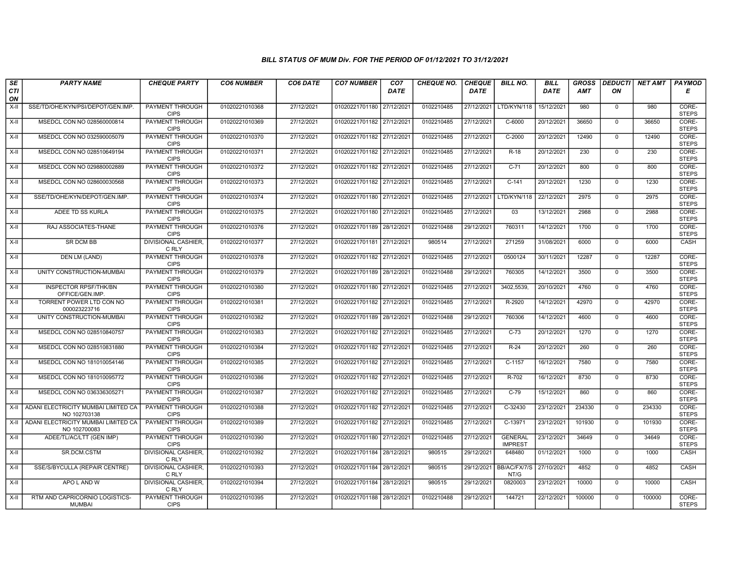*BILL STATUS OF MUM Div. FOR THE PERIOD OF 01/12/2021 TO 31/12/2021*

| SECTION | PARTY NAME | CHEQUE PARTY | CO6 NUMBER | CO6 DATE | CO7 NUMBER | CO7 DATE | CHEQUE NO. | CHEQUE DATE | BILL NO. | BILL DATE | GROSS AMT | DEDUCTION | NET AMT | PAYMODE |
|---|---|---|---|---|---|---|---|---|---|---|---|---|---|---|
| X-II | SSE/TD/OHE/KYN/PSI/DEPOT/GEN.IMP. | PAYMENT THROUGH CIPS | 01020221010368 | 27/12/2021 | 01020221701180 | 27/12/2021 | 0102210485 | 27/12/2021 | LTD/KYN/118 | 15/12/2021 | 980 | 0 | 980 | CORE-STEPS |
| X-II | MSEDCL CON NO 028560000814 | PAYMENT THROUGH CIPS | 01020221010369 | 27/12/2021 | 01020221701182 | 27/12/2021 | 0102210485 | 27/12/2021 | C-6000 | 20/12/2021 | 36650 | 0 | 36650 | CORE-STEPS |
| X-II | MSEDCL CON NO 032590005079 | PAYMENT THROUGH CIPS | 01020221010370 | 27/12/2021 | 01020221701182 | 27/12/2021 | 0102210485 | 27/12/2021 | C-2000 | 20/12/2021 | 12490 | 0 | 12490 | CORE-STEPS |
| X-II | MSEDCL CON NO 028510649194 | PAYMENT THROUGH CIPS | 01020221010371 | 27/12/2021 | 01020221701182 | 27/12/2021 | 0102210485 | 27/12/2021 | R-18 | 20/12/2021 | 230 | 0 | 230 | CORE-STEPS |
| X-II | MSEDCL CON NO 029880002889 | PAYMENT THROUGH CIPS | 01020221010372 | 27/12/2021 | 01020221701182 | 27/12/2021 | 0102210485 | 27/12/2021 | C-71 | 20/12/2021 | 800 | 0 | 800 | CORE-STEPS |
| X-II | MSEDCL CON NO 028600030568 | PAYMENT THROUGH CIPS | 01020221010373 | 27/12/2021 | 01020221701182 | 27/12/2021 | 0102210485 | 27/12/2021 | C-141 | 20/12/2021 | 1230 | 0 | 1230 | CORE-STEPS |
| X-II | SSE/TD/OHE/KYN/DEPOT/GEN.IMP. | PAYMENT THROUGH CIPS | 01020221010374 | 27/12/2021 | 01020221701180 | 27/12/2021 | 0102210485 | 27/12/2021 | LTD/KYN/118 | 22/12/2021 | 2975 | 0 | 2975 | CORE-STEPS |
| X-II | ADEE TD SS KURLA | PAYMENT THROUGH CIPS | 01020221010375 | 27/12/2021 | 01020221701180 | 27/12/2021 | 0102210485 | 27/12/2021 | 03 | 13/12/2021 | 2988 | 0 | 2988 | CORE-STEPS |
| X-II | RAJ ASSOCIATES-THANE | PAYMENT THROUGH CIPS | 01020221010376 | 27/12/2021 | 01020221701189 | 28/12/2021 | 0102210488 | 29/12/2021 | 760311 | 14/12/2021 | 1700 | 0 | 1700 | CORE-STEPS |
| X-II | SR DCM BB | DIVISIONAL CASHIER, C RLY | 01020221010377 | 27/12/2021 | 01020221701181 | 27/12/2021 | 980514 | 27/12/2021 | 271259 | 31/08/2021 | 6000 | 0 | 6000 | CASH |
| X-II | DEN LM (LAND) | PAYMENT THROUGH CIPS | 01020221010378 | 27/12/2021 | 01020221701182 | 27/12/2021 | 0102210485 | 27/12/2021 | 0500124 | 30/11/2021 | 12287 | 0 | 12287 | CORE-STEPS |
| X-II | UNITY CONSTRUCTION-MUMBAI | PAYMENT THROUGH CIPS | 01020221010379 | 27/12/2021 | 01020221701189 | 28/12/2021 | 0102210488 | 29/12/2021 | 760305 | 14/12/2021 | 3500 | 0 | 3500 | CORE-STEPS |
| X-II | INSPECTOR RPSF/THK/BN OFFICE/GEN.IMP. | PAYMENT THROUGH CIPS | 01020221010380 | 27/12/2021 | 01020221701180 | 27/12/2021 | 0102210485 | 27/12/2021 | 3402,5539, | 20/10/2021 | 4760 | 0 | 4760 | CORE-STEPS |
| X-II | TORRENT POWER LTD CON NO 000023223716 | PAYMENT THROUGH CIPS | 01020221010381 | 27/12/2021 | 01020221701182 | 27/12/2021 | 0102210485 | 27/12/2021 | R-2920 | 14/12/2021 | 42970 | 0 | 42970 | CORE-STEPS |
| X-II | UNITY CONSTRUCTION-MUMBAI | PAYMENT THROUGH CIPS | 01020221010382 | 27/12/2021 | 01020221701189 | 28/12/2021 | 0102210488 | 29/12/2021 | 760306 | 14/12/2021 | 4600 | 0 | 4600 | CORE-STEPS |
| X-II | MSEDCL CON NO 028510840757 | PAYMENT THROUGH CIPS | 01020221010383 | 27/12/2021 | 01020221701182 | 27/12/2021 | 0102210485 | 27/12/2021 | C-73 | 20/12/2021 | 1270 | 0 | 1270 | CORE-STEPS |
| X-II | MSEDCL CON NO 028510831880 | PAYMENT THROUGH CIPS | 01020221010384 | 27/12/2021 | 01020221701182 | 27/12/2021 | 0102210485 | 27/12/2021 | R-24 | 20/12/2021 | 260 | 0 | 260 | CORE-STEPS |
| X-II | MSEDCL CON NO 181010054146 | PAYMENT THROUGH CIPS | 01020221010385 | 27/12/2021 | 01020221701182 | 27/12/2021 | 0102210485 | 27/12/2021 | C-1157 | 16/12/2021 | 7580 | 0 | 7580 | CORE-STEPS |
| X-II | MSEDCL CON NO 181010095772 | PAYMENT THROUGH CIPS | 01020221010386 | 27/12/2021 | 01020221701182 | 27/12/2021 | 0102210485 | 27/12/2021 | R-702 | 16/12/2021 | 8730 | 0 | 8730 | CORE-STEPS |
| X-II | MSEDCL CON NO 036336305271 | PAYMENT THROUGH CIPS | 01020221010387 | 27/12/2021 | 01020221701182 | 27/12/2021 | 0102210485 | 27/12/2021 | C-79 | 15/12/2021 | 860 | 0 | 860 | CORE-STEPS |
| X-II | ADANI ELECTRICITY MUMBAI LIMITED CA NO 102703138 | PAYMENT THROUGH CIPS | 01020221010388 | 27/12/2021 | 01020221701182 | 27/12/2021 | 0102210485 | 27/12/2021 | C-32430 | 23/12/2021 | 234330 | 0 | 234330 | CORE-STEPS |
| X-II | ADANI ELECTRICITY MUMBAI LIMITED CA NO 102700083 | PAYMENT THROUGH CIPS | 01020221010389 | 27/12/2021 | 01020221701182 | 27/12/2021 | 0102210485 | 27/12/2021 | C-13971 | 23/12/2021 | 101930 | 0 | 101930 | CORE-STEPS |
| X-II | ADEE/TL/AC/LTT (GEN IMP) | PAYMENT THROUGH CIPS | 01020221010390 | 27/12/2021 | 01020221701180 | 27/12/2021 | 0102210485 | 27/12/2021 | GENERAL IMPREST | 23/12/2021 | 34649 | 0 | 34649 | CORE-STEPS |
| X-II | SR.DCM.CSTM | DIVISIONAL CASHIER, C RLY | 01020221010392 | 27/12/2021 | 01020221701184 | 28/12/2021 | 980515 | 29/12/2021 | 648480 | 01/12/2021 | 1000 | 0 | 1000 | CASH |
| X-II | SSE/S/BYCULLA (REPAIR CENTRE) | DIVISIONAL CASHIER, C RLY | 01020221010393 | 27/12/2021 | 01020221701184 | 28/12/2021 | 980515 | 29/12/2021 | BB/AC/FX/7/SNT/G | 27/10/2021 | 4852 | 0 | 4852 | CASH |
| X-II | APO L AND W | DIVISIONAL CASHIER, C RLY | 01020221010394 | 27/12/2021 | 01020221701184 | 28/12/2021 | 980515 | 29/12/2021 | 0820003 | 23/12/2021 | 10000 | 0 | 10000 | CASH |
| X-II | RTM AND CAPRICORNIO LOGISTICS-MUMBAI | PAYMENT THROUGH CIPS | 01020221010395 | 27/12/2021 | 01020221701188 | 28/12/2021 | 0102210488 | 29/12/2021 | 144721 | 22/12/2021 | 100000 | 0 | 100000 | CORE-STEPS |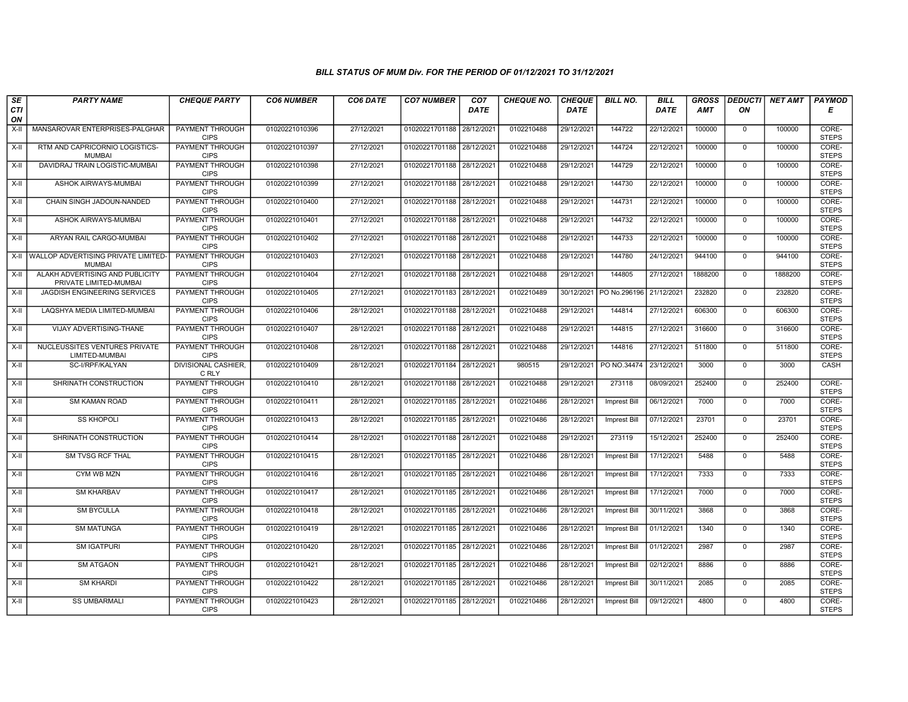# BILL STATUS OF MUM Div. FOR THE PERIOD OF 01/12/2021 TO 31/12/2021

| SECTION | PARTY NAME | CHEQUE PARTY | CO6 NUMBER | CO6 DATE | CO7 NUMBER | CO7 DATE | CHEQUE NO. | CHEQUE DATE | BILL NO. | BILL DATE | GROSS AMT | DEDUCTION | NET AMT | PAYMODE |
|---|---|---|---|---|---|---|---|---|---|---|---|---|---|---|
| X-II | MANSAROVAR ENTERPRISES-PALGHAR | PAYMENT THROUGH CIPS | 01020221010396 | 27/12/2021 | 01020221701188 | 28/12/2021 | 0102210488 | 29/12/2021 | 144722 | 22/12/2021 | 100000 | 0 | 100000 | CORE-STEPS |
| X-II | RTM AND CAPRICORNIO LOGISTICS-MUMBAI | PAYMENT THROUGH CIPS | 01020221010397 | 27/12/2021 | 01020221701188 | 28/12/2021 | 0102210488 | 29/12/2021 | 144724 | 22/12/2021 | 100000 | 0 | 100000 | CORE-STEPS |
| X-II | DAVIDRAJ TRAIN LOGISTIC-MUMBAI | PAYMENT THROUGH CIPS | 01020221010398 | 27/12/2021 | 01020221701188 | 28/12/2021 | 0102210488 | 29/12/2021 | 144729 | 22/12/2021 | 100000 | 0 | 100000 | CORE-STEPS |
| X-II | ASHOK AIRWAYS-MUMBAI | PAYMENT THROUGH CIPS | 01020221010399 | 27/12/2021 | 01020221701188 | 28/12/2021 | 0102210488 | 29/12/2021 | 144730 | 22/12/2021 | 100000 | 0 | 100000 | CORE-STEPS |
| X-II | CHAIN SINGH JADOUN-NANDED | PAYMENT THROUGH CIPS | 01020221010400 | 27/12/2021 | 01020221701188 | 28/12/2021 | 0102210488 | 29/12/2021 | 144731 | 22/12/2021 | 100000 | 0 | 100000 | CORE-STEPS |
| X-II | ASHOK AIRWAYS-MUMBAI | PAYMENT THROUGH CIPS | 01020221010401 | 27/12/2021 | 01020221701188 | 28/12/2021 | 0102210488 | 29/12/2021 | 144732 | 22/12/2021 | 100000 | 0 | 100000 | CORE-STEPS |
| X-II | ARYAN RAIL CARGO-MUMBAI | PAYMENT THROUGH CIPS | 01020221010402 | 27/12/2021 | 01020221701188 | 28/12/2021 | 0102210488 | 29/12/2021 | 144733 | 22/12/2021 | 100000 | 0 | 100000 | CORE-STEPS |
| X-II | WALLOP ADVERTISING PRIVATE LIMITED-MUMBAI | PAYMENT THROUGH CIPS | 01020221010403 | 27/12/2021 | 01020221701188 | 28/12/2021 | 0102210488 | 29/12/2021 | 144780 | 24/12/2021 | 944100 | 0 | 944100 | CORE-STEPS |
| X-II | ALAKH ADVERTISING AND PUBLICITY PRIVATE LIMITED-MUMBAI | PAYMENT THROUGH CIPS | 01020221010404 | 27/12/2021 | 01020221701188 | 28/12/2021 | 0102210488 | 29/12/2021 | 144805 | 27/12/2021 | 1888200 | 0 | 1888200 | CORE-STEPS |
| X-II | JAGDISH ENGINEERING SERVICES | PAYMENT THROUGH CIPS | 01020221010405 | 27/12/2021 | 01020221701183 | 28/12/2021 | 0102210489 | 30/12/2021 | PO No.296196 | 21/12/2021 | 232820 | 0 | 232820 | CORE-STEPS |
| X-II | LAQSHYA MEDIA LIMITED-MUMBAI | PAYMENT THROUGH CIPS | 01020221010406 | 28/12/2021 | 01020221701188 | 28/12/2021 | 0102210488 | 29/12/2021 | 144814 | 27/12/2021 | 606300 | 0 | 606300 | CORE-STEPS |
| X-II | VIJAY ADVERTISING-THANE | PAYMENT THROUGH CIPS | 01020221010407 | 28/12/2021 | 01020221701188 | 28/12/2021 | 0102210488 | 29/12/2021 | 144815 | 27/12/2021 | 316600 | 0 | 316600 | CORE-STEPS |
| X-II | NUCLEUSSITES VENTURES PRIVATE LIMITED-MUMBAI | PAYMENT THROUGH CIPS | 01020221010408 | 28/12/2021 | 01020221701188 | 28/12/2021 | 0102210488 | 29/12/2021 | 144816 | 27/12/2021 | 511800 | 0 | 511800 | CORE-STEPS |
| X-II | SC-I/RPF/KALYAN | DIVISIONAL CASHIER, C RLY | 01020221010409 | 28/12/2021 | 01020221701184 | 28/12/2021 | 980515 | 29/12/2021 | PO NO.34474 | 23/12/2021 | 3000 | 0 | 3000 | CASH |
| X-II | SHRINATH CONSTRUCTION | PAYMENT THROUGH CIPS | 01020221010410 | 28/12/2021 | 01020221701188 | 28/12/2021 | 0102210488 | 29/12/2021 | 273118 | 08/09/2021 | 252400 | 0 | 252400 | CORE-STEPS |
| X-II | SM KAMAN ROAD | PAYMENT THROUGH CIPS | 01020221010411 | 28/12/2021 | 01020221701185 | 28/12/2021 | 0102210486 | 28/12/2021 | Imprest Bill | 06/12/2021 | 7000 | 0 | 7000 | CORE-STEPS |
| X-II | SS KHOPOLI | PAYMENT THROUGH CIPS | 01020221010413 | 28/12/2021 | 01020221701185 | 28/12/2021 | 0102210486 | 28/12/2021 | Imprest Bill | 07/12/2021 | 23701 | 0 | 23701 | CORE-STEPS |
| X-II | SHRINATH CONSTRUCTION | PAYMENT THROUGH CIPS | 01020221010414 | 28/12/2021 | 01020221701188 | 28/12/2021 | 0102210488 | 29/12/2021 | 273119 | 15/12/2021 | 252400 | 0 | 252400 | CORE-STEPS |
| X-II | SM TVSG RCF THAL | PAYMENT THROUGH CIPS | 01020221010415 | 28/12/2021 | 01020221701185 | 28/12/2021 | 0102210486 | 28/12/2021 | Imprest Bill | 17/12/2021 | 5488 | 0 | 5488 | CORE-STEPS |
| X-II | CYM WB MZN | PAYMENT THROUGH CIPS | 01020221010416 | 28/12/2021 | 01020221701185 | 28/12/2021 | 0102210486 | 28/12/2021 | Imprest Bill | 17/12/2021 | 7333 | 0 | 7333 | CORE-STEPS |
| X-II | SM KHARBAV | PAYMENT THROUGH CIPS | 01020221010417 | 28/12/2021 | 01020221701185 | 28/12/2021 | 0102210486 | 28/12/2021 | Imprest Bill | 17/12/2021 | 7000 | 0 | 7000 | CORE-STEPS |
| X-II | SM BYCULLA | PAYMENT THROUGH CIPS | 01020221010418 | 28/12/2021 | 01020221701185 | 28/12/2021 | 0102210486 | 28/12/2021 | Imprest Bill | 30/11/2021 | 3868 | 0 | 3868 | CORE-STEPS |
| X-II | SM MATUNGA | PAYMENT THROUGH CIPS | 01020221010419 | 28/12/2021 | 01020221701185 | 28/12/2021 | 0102210486 | 28/12/2021 | Imprest Bill | 01/12/2021 | 1340 | 0 | 1340 | CORE-STEPS |
| X-II | SM IGATPURI | PAYMENT THROUGH CIPS | 01020221010420 | 28/12/2021 | 01020221701185 | 28/12/2021 | 0102210486 | 28/12/2021 | Imprest Bill | 01/12/2021 | 2987 | 0 | 2987 | CORE-STEPS |
| X-II | SM ATGAON | PAYMENT THROUGH CIPS | 01020221010421 | 28/12/2021 | 01020221701185 | 28/12/2021 | 0102210486 | 28/12/2021 | Imprest Bill | 02/12/2021 | 8886 | 0 | 8886 | CORE-STEPS |
| X-II | SM KHARDI | PAYMENT THROUGH CIPS | 01020221010422 | 28/12/2021 | 01020221701185 | 28/12/2021 | 0102210486 | 28/12/2021 | Imprest Bill | 30/11/2021 | 2085 | 0 | 2085 | CORE-STEPS |
| X-II | SS UMBARMALI | PAYMENT THROUGH CIPS | 01020221010423 | 28/12/2021 | 01020221701185 | 28/12/2021 | 0102210486 | 28/12/2021 | Imprest Bill | 09/12/2021 | 4800 | 0 | 4800 | CORE-STEPS |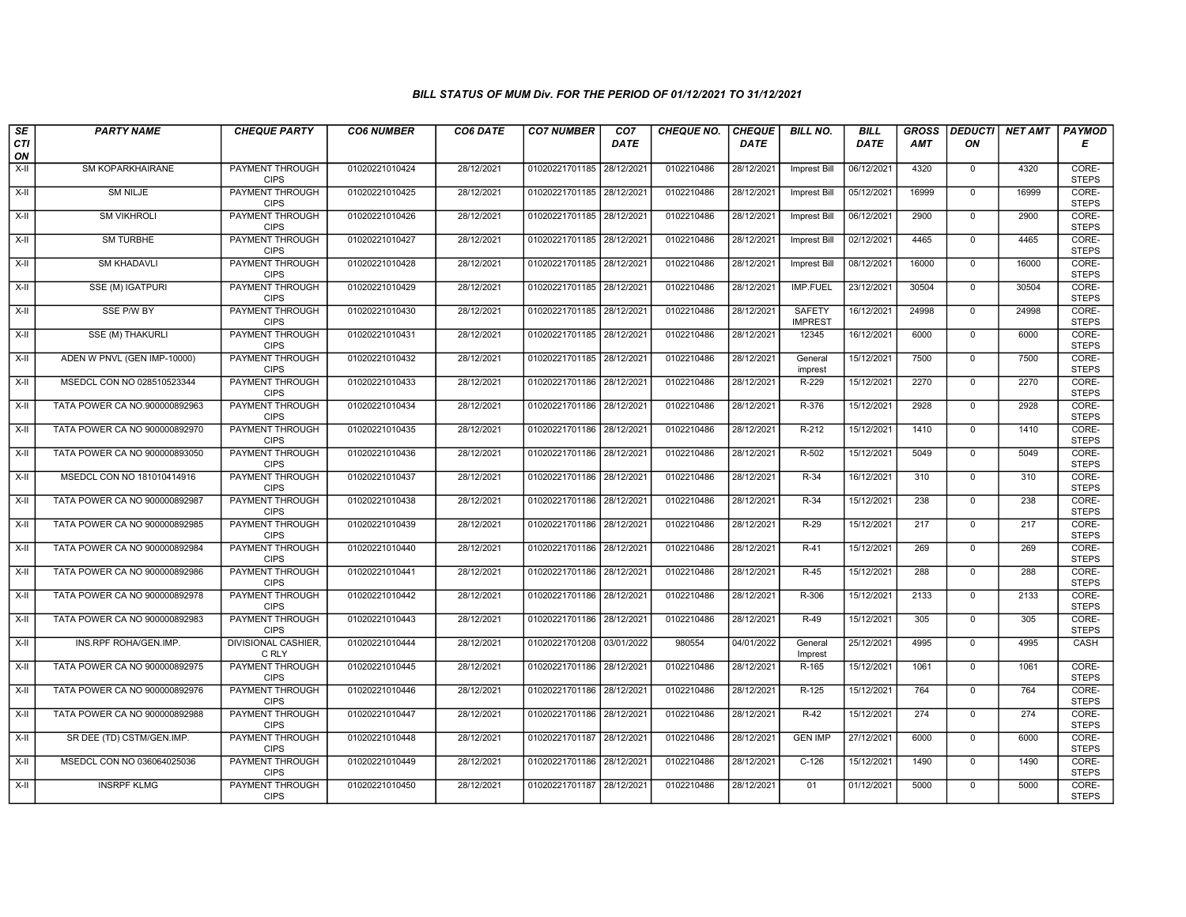*BILL STATUS OF MUM Div. FOR THE PERIOD OF 01/12/2021 TO 31/12/2021*

| SECTION | PARTY NAME | CHEQUE PARTY | CO6 NUMBER | CO6 DATE | CO7 NUMBER | CO7 DATE | CHEQUE NO. | CHEQUE DATE | BILL NO. | BILL DATE | GROSS AMT | DEDUCTION | NET AMT | PAYMODE |
|---|---|---|---|---|---|---|---|---|---|---|---|---|---|---|
| X-II | SM KOPARKHAIRANE | PAYMENT THROUGH CIPS | 01020221010424 | 28/12/2021 | 01020221701185 | 28/12/2021 | 0102210486 | 28/12/2021 | Imprest Bill | 06/12/2021 | 4320 | 0 | 4320 | CORE-STEPS |
| X-II | SM NILJE | PAYMENT THROUGH CIPS | 01020221010425 | 28/12/2021 | 01020221701185 | 28/12/2021 | 0102210486 | 28/12/2021 | Imprest Bill | 05/12/2021 | 16999 | 0 | 16999 | CORE-STEPS |
| X-II | SM VIKHROLI | PAYMENT THROUGH CIPS | 01020221010426 | 28/12/2021 | 01020221701185 | 28/12/2021 | 0102210486 | 28/12/2021 | Imprest Bill | 06/12/2021 | 2900 | 0 | 2900 | CORE-STEPS |
| X-II | SM TURBHE | PAYMENT THROUGH CIPS | 01020221010427 | 28/12/2021 | 01020221701185 | 28/12/2021 | 0102210486 | 28/12/2021 | Imprest Bill | 02/12/2021 | 4465 | 0 | 4465 | CORE-STEPS |
| X-II | SM KHADAVLI | PAYMENT THROUGH CIPS | 01020221010428 | 28/12/2021 | 01020221701185 | 28/12/2021 | 0102210486 | 28/12/2021 | Imprest Bill | 08/12/2021 | 16000 | 0 | 16000 | CORE-STEPS |
| X-II | SSE (M) IGATPURI | PAYMENT THROUGH CIPS | 01020221010429 | 28/12/2021 | 01020221701185 | 28/12/2021 | 0102210486 | 28/12/2021 | IMP.FUEL | 23/12/2021 | 30504 | 0 | 30504 | CORE-STEPS |
| X-II | SSE P/W BY | PAYMENT THROUGH CIPS | 01020221010430 | 28/12/2021 | 01020221701185 | 28/12/2021 | 0102210486 | 28/12/2021 | SAFETY IMPREST | 16/12/2021 | 24998 | 0 | 24998 | CORE-STEPS |
| X-II | SSE (M) THAKURLI | PAYMENT THROUGH CIPS | 01020221010431 | 28/12/2021 | 01020221701185 | 28/12/2021 | 0102210486 | 28/12/2021 | 12345 | 16/12/2021 | 6000 | 0 | 6000 | CORE-STEPS |
| X-II | ADEN W PNVL (GEN IMP-10000) | PAYMENT THROUGH CIPS | 01020221010432 | 28/12/2021 | 01020221701185 | 28/12/2021 | 0102210486 | 28/12/2021 | General imprest | 15/12/2021 | 7500 | 0 | 7500 | CORE-STEPS |
| X-II | MSEDCL CON NO 028510523344 | PAYMENT THROUGH CIPS | 01020221010433 | 28/12/2021 | 01020221701186 | 28/12/2021 | 0102210486 | 28/12/2021 | R-229 | 15/12/2021 | 2270 | 0 | 2270 | CORE-STEPS |
| X-II | TATA POWER CA NO.900000892963 | PAYMENT THROUGH CIPS | 01020221010434 | 28/12/2021 | 01020221701186 | 28/12/2021 | 0102210486 | 28/12/2021 | R-376 | 15/12/2021 | 2928 | 0 | 2928 | CORE-STEPS |
| X-II | TATA POWER CA NO 900000892970 | PAYMENT THROUGH CIPS | 01020221010435 | 28/12/2021 | 01020221701186 | 28/12/2021 | 0102210486 | 28/12/2021 | R-212 | 15/12/2021 | 1410 | 0 | 1410 | CORE-STEPS |
| X-II | TATA POWER CA NO 900000893050 | PAYMENT THROUGH CIPS | 01020221010436 | 28/12/2021 | 01020221701186 | 28/12/2021 | 0102210486 | 28/12/2021 | R-502 | 15/12/2021 | 5049 | 0 | 5049 | CORE-STEPS |
| X-II | MSEDCL CON NO 181010414916 | PAYMENT THROUGH CIPS | 01020221010437 | 28/12/2021 | 01020221701186 | 28/12/2021 | 0102210486 | 28/12/2021 | R-34 | 16/12/2021 | 310 | 0 | 310 | CORE-STEPS |
| X-II | TATA POWER CA NO 900000892987 | PAYMENT THROUGH CIPS | 01020221010438 | 28/12/2021 | 01020221701186 | 28/12/2021 | 0102210486 | 28/12/2021 | R-34 | 15/12/2021 | 238 | 0 | 238 | CORE-STEPS |
| X-II | TATA POWER CA NO 900000892985 | PAYMENT THROUGH CIPS | 01020221010439 | 28/12/2021 | 01020221701186 | 28/12/2021 | 0102210486 | 28/12/2021 | R-29 | 15/12/2021 | 217 | 0 | 217 | CORE-STEPS |
| X-II | TATA POWER CA NO 900000892984 | PAYMENT THROUGH CIPS | 01020221010440 | 28/12/2021 | 01020221701186 | 28/12/2021 | 0102210486 | 28/12/2021 | R-41 | 15/12/2021 | 269 | 0 | 269 | CORE-STEPS |
| X-II | TATA POWER CA NO 900000892986 | PAYMENT THROUGH CIPS | 01020221010441 | 28/12/2021 | 01020221701186 | 28/12/2021 | 0102210486 | 28/12/2021 | R-45 | 15/12/2021 | 288 | 0 | 288 | CORE-STEPS |
| X-II | TATA POWER CA NO 900000892978 | PAYMENT THROUGH CIPS | 01020221010442 | 28/12/2021 | 01020221701186 | 28/12/2021 | 0102210486 | 28/12/2021 | R-306 | 15/12/2021 | 2133 | 0 | 2133 | CORE-STEPS |
| X-II | TATA POWER CA NO 900000892983 | PAYMENT THROUGH CIPS | 01020221010443 | 28/12/2021 | 01020221701186 | 28/12/2021 | 0102210486 | 28/12/2021 | R-49 | 15/12/2021 | 305 | 0 | 305 | CORE-STEPS |
| X-II | INS.RPF ROHA/GEN.IMP. | DIVISIONAL CASHIER, C RLY | 01020221010444 | 28/12/2021 | 01020221701208 | 03/01/2022 | 980554 | 04/01/2022 | General Imprest | 25/12/2021 | 4995 | 0 | 4995 | CASH |
| X-II | TATA POWER CA NO 900000892975 | PAYMENT THROUGH CIPS | 01020221010445 | 28/12/2021 | 01020221701186 | 28/12/2021 | 0102210486 | 28/12/2021 | R-165 | 15/12/2021 | 1061 | 0 | 1061 | CORE-STEPS |
| X-II | TATA POWER CA NO 900000892976 | PAYMENT THROUGH CIPS | 01020221010446 | 28/12/2021 | 01020221701186 | 28/12/2021 | 0102210486 | 28/12/2021 | R-125 | 15/12/2021 | 764 | 0 | 764 | CORE-STEPS |
| X-II | TATA POWER CA NO 900000892988 | PAYMENT THROUGH CIPS | 01020221010447 | 28/12/2021 | 01020221701186 | 28/12/2021 | 0102210486 | 28/12/2021 | R-42 | 15/12/2021 | 274 | 0 | 274 | CORE-STEPS |
| X-II | SR DEE (TD) CSTM/GEN.IMP. | PAYMENT THROUGH CIPS | 01020221010448 | 28/12/2021 | 01020221701187 | 28/12/2021 | 0102210486 | 28/12/2021 | GEN IMP | 27/12/2021 | 6000 | 0 | 6000 | CORE-STEPS |
| X-II | MSEDCL CON NO 036064025036 | PAYMENT THROUGH CIPS | 01020221010449 | 28/12/2021 | 01020221701186 | 28/12/2021 | 0102210486 | 28/12/2021 | C-126 | 15/12/2021 | 1490 | 0 | 1490 | CORE-STEPS |
| X-II | INSRPF KLMG | PAYMENT THROUGH CIPS | 01020221010450 | 28/12/2021 | 01020221701187 | 28/12/2021 | 0102210486 | 28/12/2021 | 01 | 01/12/2021 | 5000 | 0 | 5000 | CORE-STEPS |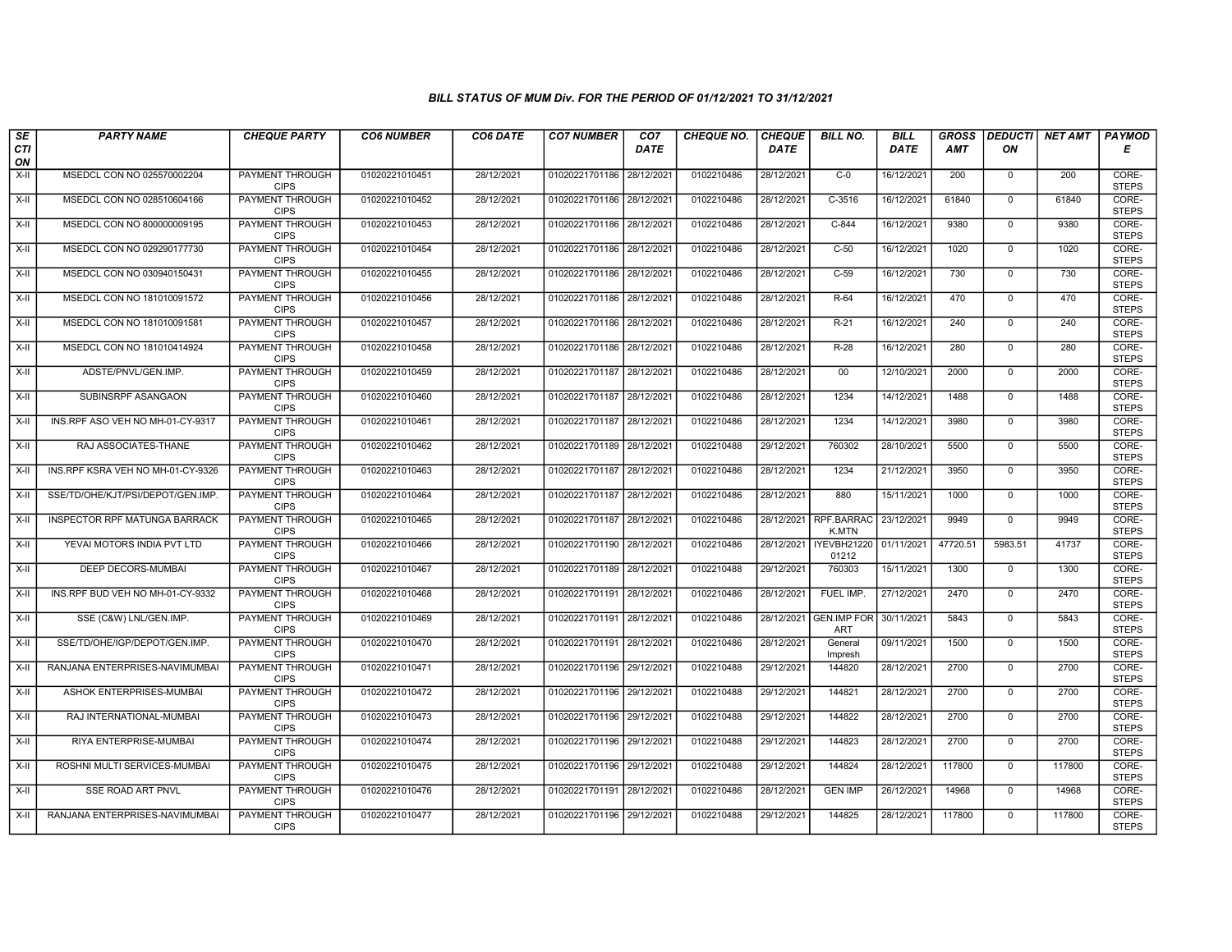## BILL STATUS OF MUM Div. FOR THE PERIOD OF 01/12/2021 TO 31/12/2021

| SECTION | PARTY NAME | CHEQUE PARTY | CO6 NUMBER | CO6 DATE | CO7 NUMBER | CO7 DATE | CHEQUE NO. | CHEQUE DATE | BILL NO. | BILL DATE | GROSS AMT | DEDUCTION | NET AMT | PAYMODE |
|---|---|---|---|---|---|---|---|---|---|---|---|---|---|---|
| X-II | MSEDCL CON NO 025570002204 | PAYMENT THROUGH CIPS | 01020221010451 | 28/12/2021 | 01020221701186 | 28/12/2021 | 0102210486 | 28/12/2021 | C-0 | 16/12/2021 | 200 | 0 | 200 | CORE-STEPS |
| X-II | MSEDCL CON NO 028510604166 | PAYMENT THROUGH CIPS | 01020221010452 | 28/12/2021 | 01020221701186 | 28/12/2021 | 0102210486 | 28/12/2021 | C-3516 | 16/12/2021 | 61840 | 0 | 61840 | CORE-STEPS |
| X-II | MSEDCL CON NO 800000009195 | PAYMENT THROUGH CIPS | 01020221010453 | 28/12/2021 | 01020221701186 | 28/12/2021 | 0102210486 | 28/12/2021 | C-844 | 16/12/2021 | 9380 | 0 | 9380 | CORE-STEPS |
| X-II | MSEDCL CON NO 029290177730 | PAYMENT THROUGH CIPS | 01020221010454 | 28/12/2021 | 01020221701186 | 28/12/2021 | 0102210486 | 28/12/2021 | C-50 | 16/12/2021 | 1020 | 0 | 1020 | CORE-STEPS |
| X-II | MSEDCL CON NO 030940150431 | PAYMENT THROUGH CIPS | 01020221010455 | 28/12/2021 | 01020221701186 | 28/12/2021 | 0102210486 | 28/12/2021 | C-59 | 16/12/2021 | 730 | 0 | 730 | CORE-STEPS |
| X-II | MSEDCL CON NO 181010091572 | PAYMENT THROUGH CIPS | 01020221010456 | 28/12/2021 | 01020221701186 | 28/12/2021 | 0102210486 | 28/12/2021 | R-64 | 16/12/2021 | 470 | 0 | 470 | CORE-STEPS |
| X-II | MSEDCL CON NO 181010091581 | PAYMENT THROUGH CIPS | 01020221010457 | 28/12/2021 | 01020221701186 | 28/12/2021 | 0102210486 | 28/12/2021 | R-21 | 16/12/2021 | 240 | 0 | 240 | CORE-STEPS |
| X-II | MSEDCL CON NO 181010414924 | PAYMENT THROUGH CIPS | 01020221010458 | 28/12/2021 | 01020221701186 | 28/12/2021 | 0102210486 | 28/12/2021 | R-28 | 16/12/2021 | 280 | 0 | 280 | CORE-STEPS |
| X-II | ADSTE/PNVL/GEN.IMP. | PAYMENT THROUGH CIPS | 01020221010459 | 28/12/2021 | 01020221701187 | 28/12/2021 | 0102210486 | 28/12/2021 | 00 | 12/10/2021 | 2000 | 0 | 2000 | CORE-STEPS |
| X-II | SUBINSRPF ASANGAON | PAYMENT THROUGH CIPS | 01020221010460 | 28/12/2021 | 01020221701187 | 28/12/2021 | 0102210486 | 28/12/2021 | 1234 | 14/12/2021 | 1488 | 0 | 1488 | CORE-STEPS |
| X-II | INS.RPF ASO VEH NO MH-01-CY-9317 | PAYMENT THROUGH CIPS | 01020221010461 | 28/12/2021 | 01020221701187 | 28/12/2021 | 0102210486 | 28/12/2021 | 1234 | 14/12/2021 | 3980 | 0 | 3980 | CORE-STEPS |
| X-II | RAJ ASSOCIATES-THANE | PAYMENT THROUGH CIPS | 01020221010462 | 28/12/2021 | 01020221701189 | 28/12/2021 | 0102210488 | 29/12/2021 | 760302 | 28/10/2021 | 5500 | 0 | 5500 | CORE-STEPS |
| X-II | INS.RPF KSRA VEH NO MH-01-CY-9326 | PAYMENT THROUGH CIPS | 01020221010463 | 28/12/2021 | 01020221701187 | 28/12/2021 | 0102210486 | 28/12/2021 | 1234 | 21/12/2021 | 3950 | 0 | 3950 | CORE-STEPS |
| X-II | SSE/TD/OHE/KJT/PSI/DEPOT/GEN.IMP. | PAYMENT THROUGH CIPS | 01020221010464 | 28/12/2021 | 01020221701187 | 28/12/2021 | 0102210486 | 28/12/2021 | 880 | 15/11/2021 | 1000 | 0 | 1000 | CORE-STEPS |
| X-II | INSPECTOR RPF MATUNGA BARRACK | PAYMENT THROUGH CIPS | 01020221010465 | 28/12/2021 | 01020221701187 | 28/12/2021 | 0102210486 | 28/12/2021 | RPF.BARRACK.MTN | 23/12/2021 | 9949 | 0 | 9949 | CORE-STEPS |
| X-II | YEVAI MOTORS INDIA PVT LTD | PAYMENT THROUGH CIPS | 01020221010466 | 28/12/2021 | 01020221701190 | 28/12/2021 | 0102210486 | 28/12/2021 | IYEVBH2122001212 | 01/11/2021 | 47720.51 | 5983.51 | 41737 | CORE-STEPS |
| X-II | DEEP DECORS-MUMBAI | PAYMENT THROUGH CIPS | 01020221010467 | 28/12/2021 | 01020221701189 | 28/12/2021 | 0102210488 | 29/12/2021 | 760303 | 15/11/2021 | 1300 | 0 | 1300 | CORE-STEPS |
| X-II | INS.RPF BUD VEH NO MH-01-CY-9332 | PAYMENT THROUGH CIPS | 01020221010468 | 28/12/2021 | 01020221701191 | 28/12/2021 | 0102210486 | 28/12/2021 | FUEL IMP. | 27/12/2021 | 2470 | 0 | 2470 | CORE-STEPS |
| X-II | SSE (C&W) LNL/GEN.IMP. | PAYMENT THROUGH CIPS | 01020221010469 | 28/12/2021 | 01020221701191 | 28/12/2021 | 0102210486 | 28/12/2021 | GEN.IMP FOR ART | 30/11/2021 | 5843 | 0 | 5843 | CORE-STEPS |
| X-II | SSE/TD/OHE/IGP/DEPOT/GEN.IMP. | PAYMENT THROUGH CIPS | 01020221010470 | 28/12/2021 | 01020221701191 | 28/12/2021 | 0102210486 | 28/12/2021 | General Impresh | 09/11/2021 | 1500 | 0 | 1500 | CORE-STEPS |
| X-II | RANJANA ENTERPRISES-NAVIMUMBAI | PAYMENT THROUGH CIPS | 01020221010471 | 28/12/2021 | 01020221701196 | 29/12/2021 | 0102210488 | 29/12/2021 | 144820 | 28/12/2021 | 2700 | 0 | 2700 | CORE-STEPS |
| X-II | ASHOK ENTERPRISES-MUMBAI | PAYMENT THROUGH CIPS | 01020221010472 | 28/12/2021 | 01020221701196 | 29/12/2021 | 0102210488 | 29/12/2021 | 144821 | 28/12/2021 | 2700 | 0 | 2700 | CORE-STEPS |
| X-II | RAJ INTERNATIONAL-MUMBAI | PAYMENT THROUGH CIPS | 01020221010473 | 28/12/2021 | 01020221701196 | 29/12/2021 | 0102210488 | 29/12/2021 | 144822 | 28/12/2021 | 2700 | 0 | 2700 | CORE-STEPS |
| X-II | RIYA ENTERPRISE-MUMBAI | PAYMENT THROUGH CIPS | 01020221010474 | 28/12/2021 | 01020221701196 | 29/12/2021 | 0102210488 | 29/12/2021 | 144823 | 28/12/2021 | 2700 | 0 | 2700 | CORE-STEPS |
| X-II | ROSHNI MULTI SERVICES-MUMBAI | PAYMENT THROUGH CIPS | 01020221010475 | 28/12/2021 | 01020221701196 | 29/12/2021 | 0102210488 | 29/12/2021 | 144824 | 28/12/2021 | 117800 | 0 | 117800 | CORE-STEPS |
| X-II | SSE ROAD ART PNVL | PAYMENT THROUGH CIPS | 01020221010476 | 28/12/2021 | 01020221701191 | 28/12/2021 | 0102210486 | 28/12/2021 | GEN IMP | 26/12/2021 | 14968 | 0 | 14968 | CORE-STEPS |
| X-II | RANJANA ENTERPRISES-NAVIMUMBAI | PAYMENT THROUGH CIPS | 01020221010477 | 28/12/2021 | 01020221701196 | 29/12/2021 | 0102210488 | 29/12/2021 | 144825 | 28/12/2021 | 117800 | 0 | 117800 | CORE-STEPS |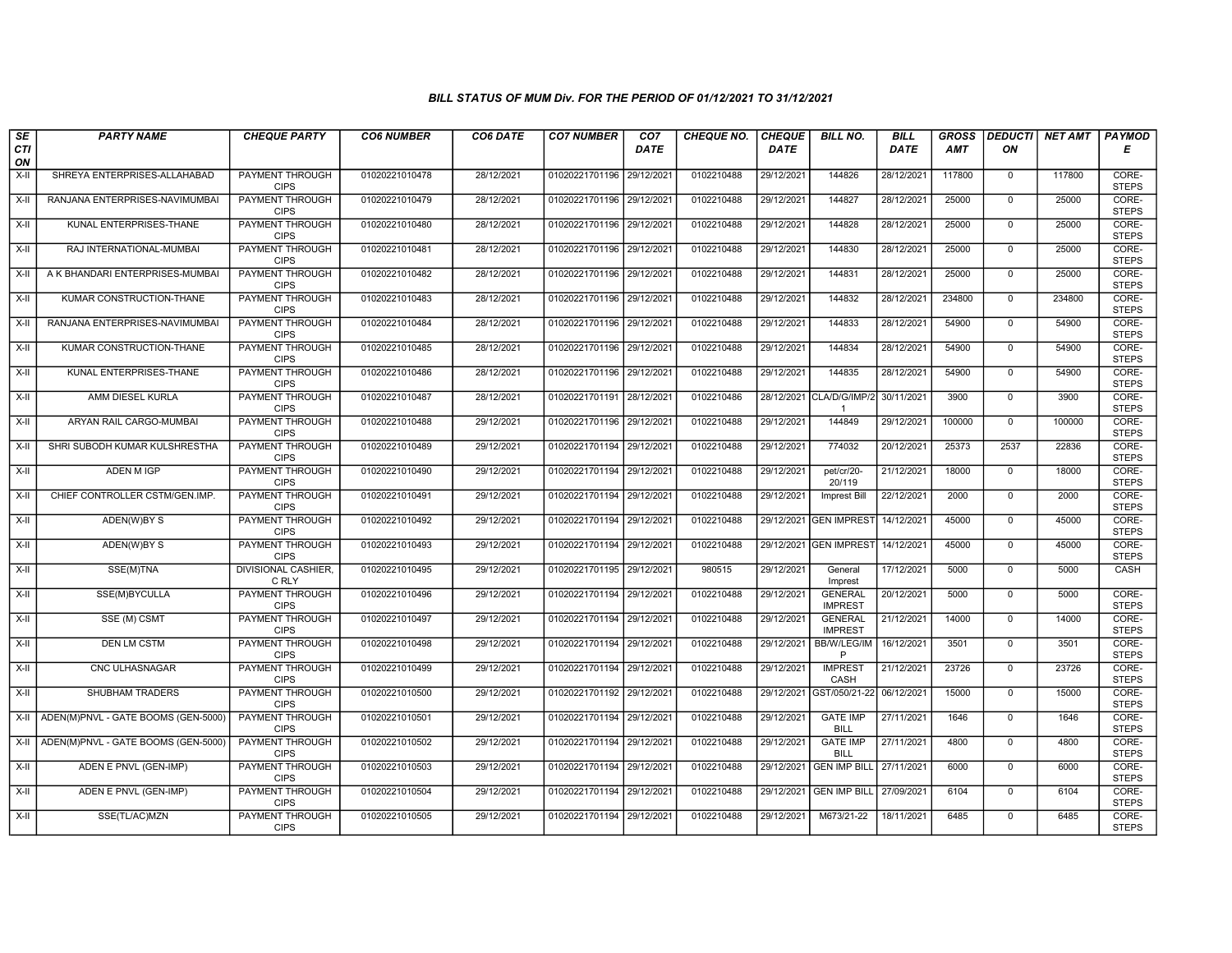### BILL STATUS OF MUM Div. FOR THE PERIOD OF 01/12/2021 TO 31/12/2021

| SECTION | PARTY NAME | CHEQUE PARTY | CO6 NUMBER | CO6 DATE | CO7 NUMBER | CO7 DATE | CHEQUE NO. | CHEQUE DATE | BILL NO. | BILL DATE | GROSS AMT | DEDUCTION | NET AMT | PAYMODE |
|---|---|---|---|---|---|---|---|---|---|---|---|---|---|---|
| X-II | SHREYA ENTERPRISES-ALLAHABAD | PAYMENT THROUGH CIPS | 01020221010478 | 28/12/2021 | 01020221701196 | 29/12/2021 | 0102210488 | 29/12/2021 | 144826 | 28/12/2021 | 117800 | 0 | 117800 | CORE-STEPS |
| X-II | RANJANA ENTERPRISES-NAVIMUMBAI | PAYMENT THROUGH CIPS | 01020221010479 | 28/12/2021 | 01020221701196 | 29/12/2021 | 0102210488 | 29/12/2021 | 144827 | 28/12/2021 | 25000 | 0 | 25000 | CORE-STEPS |
| X-II | KUNAL ENTERPRISES-THANE | PAYMENT THROUGH CIPS | 01020221010480 | 28/12/2021 | 01020221701196 | 29/12/2021 | 0102210488 | 29/12/2021 | 144828 | 28/12/2021 | 25000 | 0 | 25000 | CORE-STEPS |
| X-II | RAJ INTERNATIONAL-MUMBAI | PAYMENT THROUGH CIPS | 01020221010481 | 28/12/2021 | 01020221701196 | 29/12/2021 | 0102210488 | 29/12/2021 | 144830 | 28/12/2021 | 25000 | 0 | 25000 | CORE-STEPS |
| X-II | A K BHANDARI ENTERPRISES-MUMBAI | PAYMENT THROUGH CIPS | 01020221010482 | 28/12/2021 | 01020221701196 | 29/12/2021 | 0102210488 | 29/12/2021 | 144831 | 28/12/2021 | 25000 | 0 | 25000 | CORE-STEPS |
| X-II | KUMAR CONSTRUCTION-THANE | PAYMENT THROUGH CIPS | 01020221010483 | 28/12/2021 | 01020221701196 | 29/12/2021 | 0102210488 | 29/12/2021 | 144832 | 28/12/2021 | 234800 | 0 | 234800 | CORE-STEPS |
| X-II | RANJANA ENTERPRISES-NAVIMUMBAI | PAYMENT THROUGH CIPS | 01020221010484 | 28/12/2021 | 01020221701196 | 29/12/2021 | 0102210488 | 29/12/2021 | 144833 | 28/12/2021 | 54900 | 0 | 54900 | CORE-STEPS |
| X-II | KUMAR CONSTRUCTION-THANE | PAYMENT THROUGH CIPS | 01020221010485 | 28/12/2021 | 01020221701196 | 29/12/2021 | 0102210488 | 29/12/2021 | 144834 | 28/12/2021 | 54900 | 0 | 54900 | CORE-STEPS |
| X-II | KUNAL ENTERPRISES-THANE | PAYMENT THROUGH CIPS | 01020221010486 | 28/12/2021 | 01020221701196 | 29/12/2021 | 0102210488 | 29/12/2021 | 144835 | 28/12/2021 | 54900 | 0 | 54900 | CORE-STEPS |
| X-II | AMM DIESEL KURLA | PAYMENT THROUGH CIPS | 01020221010487 | 28/12/2021 | 01020221701191 | 28/12/2021 | 0102210486 | 28/12/2021 | CLA/D/G/IMP/21 | 30/11/2021 | 3900 | 0 | 3900 | CORE-STEPS |
| X-II | ARYAN RAIL CARGO-MUMBAI | PAYMENT THROUGH CIPS | 01020221010488 | 29/12/2021 | 01020221701196 | 29/12/2021 | 0102210488 | 29/12/2021 | 144849 | 29/12/2021 | 100000 | 0 | 100000 | CORE-STEPS |
| X-II | SHRI SUBODH KUMAR KULSHRESTHA | PAYMENT THROUGH CIPS | 01020221010489 | 29/12/2021 | 01020221701194 | 29/12/2021 | 0102210488 | 29/12/2021 | 774032 | 20/12/2021 | 25373 | 2537 | 22836 | CORE-STEPS |
| X-II | ADEN M IGP | PAYMENT THROUGH CIPS | 01020221010490 | 29/12/2021 | 01020221701194 | 29/12/2021 | 0102210488 | 29/12/2021 | pet/cr/20-20/119 | 21/12/2021 | 18000 | 0 | 18000 | CORE-STEPS |
| X-II | CHIEF CONTROLLER CSTM/GEN.IMP. | PAYMENT THROUGH CIPS | 01020221010491 | 29/12/2021 | 01020221701194 | 29/12/2021 | 0102210488 | 29/12/2021 | Imprest Bill | 22/12/2021 | 2000 | 0 | 2000 | CORE-STEPS |
| X-II | ADEN(W)BY S | PAYMENT THROUGH CIPS | 01020221010492 | 29/12/2021 | 01020221701194 | 29/12/2021 | 0102210488 | 29/12/2021 | GEN IMPREST | 14/12/2021 | 45000 | 0 | 45000 | CORE-STEPS |
| X-II | ADEN(W)BY S | PAYMENT THROUGH CIPS | 01020221010493 | 29/12/2021 | 01020221701194 | 29/12/2021 | 0102210488 | 29/12/2021 | GEN IMPREST | 14/12/2021 | 45000 | 0 | 45000 | CORE-STEPS |
| X-II | SSE(M)TNA | DIVISIONAL CASHIER, C RLY | 01020221010495 | 29/12/2021 | 01020221701195 | 29/12/2021 | 980515 | 29/12/2021 | General Imprest | 17/12/2021 | 5000 | 0 | 5000 | CASH |
| X-II | SSE(M)BYCULLA | PAYMENT THROUGH CIPS | 01020221010496 | 29/12/2021 | 01020221701194 | 29/12/2021 | 0102210488 | 29/12/2021 | GENERAL IMPREST | 20/12/2021 | 5000 | 0 | 5000 | CORE-STEPS |
| X-II | SSE (M) CSMT | PAYMENT THROUGH CIPS | 01020221010497 | 29/12/2021 | 01020221701194 | 29/12/2021 | 0102210488 | 29/12/2021 | GENERAL IMPREST | 21/12/2021 | 14000 | 0 | 14000 | CORE-STEPS |
| X-II | DEN LM CSTM | PAYMENT THROUGH CIPS | 01020221010498 | 29/12/2021 | 01020221701194 | 29/12/2021 | 0102210488 | 29/12/2021 | BB/W/LEG/IMP | 16/12/2021 | 3501 | 0 | 3501 | CORE-STEPS |
| X-II | CNC ULHASNAGAR | PAYMENT THROUGH CIPS | 01020221010499 | 29/12/2021 | 01020221701194 | 29/12/2021 | 0102210488 | 29/12/2021 | IMPREST CASH | 21/12/2021 | 23726 | 0 | 23726 | CORE-STEPS |
| X-II | SHUBHAM TRADERS | PAYMENT THROUGH CIPS | 01020221010500 | 29/12/2021 | 01020221701192 | 29/12/2021 | 0102210488 | 29/12/2021 | GST/050/21-22 | 06/12/2021 | 15000 | 0 | 15000 | CORE-STEPS |
| X-II | ADEN(M)PNVL - GATE BOOMS (GEN-5000) | PAYMENT THROUGH CIPS | 01020221010501 | 29/12/2021 | 01020221701194 | 29/12/2021 | 0102210488 | 29/12/2021 | GATE IMP BILL | 27/11/2021 | 1646 | 0 | 1646 | CORE-STEPS |
| X-II | ADEN(M)PNVL - GATE BOOMS (GEN-5000) | PAYMENT THROUGH CIPS | 01020221010502 | 29/12/2021 | 01020221701194 | 29/12/2021 | 0102210488 | 29/12/2021 | GATE IMP BILL | 27/11/2021 | 4800 | 0 | 4800 | CORE-STEPS |
| X-II | ADEN E PNVL (GEN-IMP) | PAYMENT THROUGH CIPS | 01020221010503 | 29/12/2021 | 01020221701194 | 29/12/2021 | 0102210488 | 29/12/2021 | GEN IMP BILL | 27/11/2021 | 6000 | 0 | 6000 | CORE-STEPS |
| X-II | ADEN E PNVL (GEN-IMP) | PAYMENT THROUGH CIPS | 01020221010504 | 29/12/2021 | 01020221701194 | 29/12/2021 | 0102210488 | 29/12/2021 | GEN IMP BILL | 27/09/2021 | 6104 | 0 | 6104 | CORE-STEPS |
| X-II | SSE(TL/AC)MZN | PAYMENT THROUGH CIPS | 01020221010505 | 29/12/2021 | 01020221701194 | 29/12/2021 | 0102210488 | 29/12/2021 | M673/21-22 | 18/11/2021 | 6485 | 0 | 6485 | CORE-STEPS |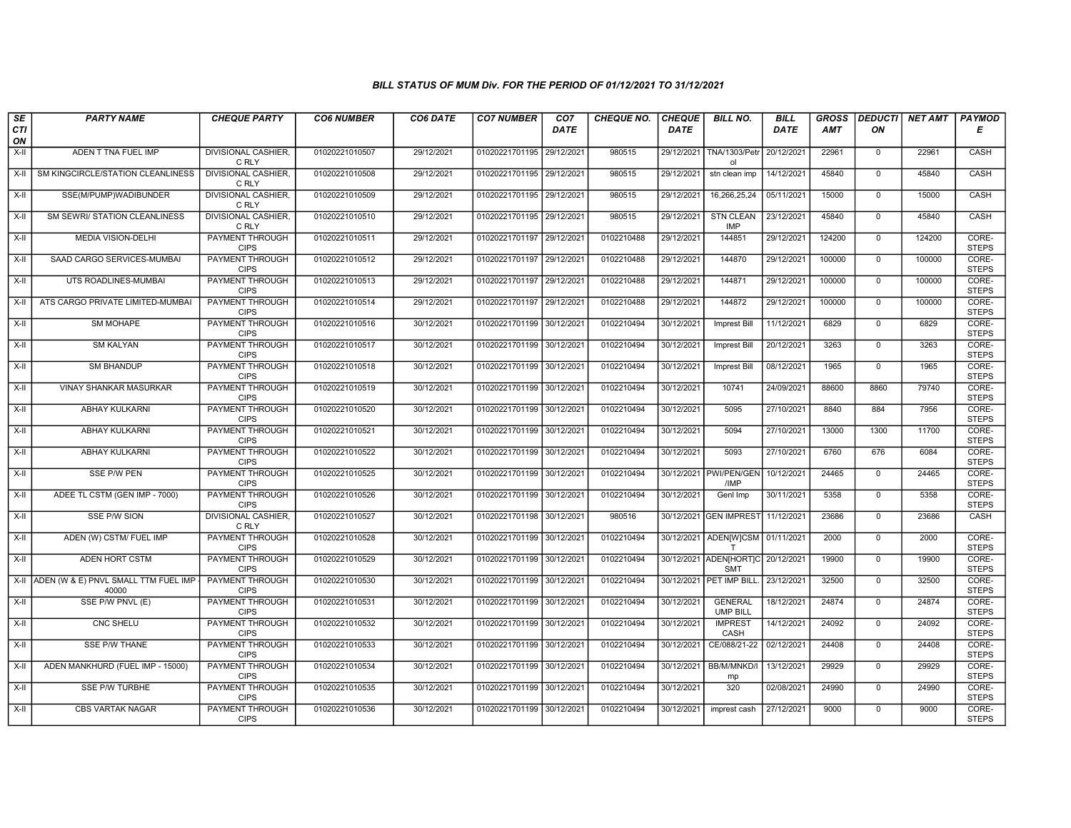*BILL STATUS OF MUM Div. FOR THE PERIOD OF 01/12/2021 TO 31/12/2021*

| SECTION | PARTY NAME | CHEQUE PARTY | CO6 NUMBER | CO6 DATE | CO7 NUMBER | CO7 DATE | CHEQUE NO. | CHEQUE DATE | BILL NO. | BILL DATE | GROSS AMT | DEDUCTION | NET AMT | PAYMODE |
|---|---|---|---|---|---|---|---|---|---|---|---|---|---|---|
| X-II | ADEN T TNA FUEL IMP | DIVISIONAL CASHIER, C RLY | 01020221010507 | 29/12/2021 | 01020221701195 | 29/12/2021 | 980515 | 29/12/2021 | TNA/1303/Petrol | 20/12/2021 | 22961 | 0 | 22961 | CASH |
| X-II | SM KINGCIRCLE/STATION CLEANLINESS | DIVISIONAL CASHIER, C RLY | 01020221010508 | 29/12/2021 | 01020221701195 | 29/12/2021 | 980515 | 29/12/2021 | stn clean imp | 14/12/2021 | 45840 | 0 | 45840 | CASH |
| X-II | SSE(M/PUMP)WADIBUNDER | DIVISIONAL CASHIER, C RLY | 01020221010509 | 29/12/2021 | 01020221701195 | 29/12/2021 | 980515 | 29/12/2021 | 16,266,25,24 | 05/11/2021 | 15000 | 0 | 15000 | CASH |
| X-II | SM SEWRI/ STATION CLEANLINESS | DIVISIONAL CASHIER, C RLY | 01020221010510 | 29/12/2021 | 01020221701195 | 29/12/2021 | 980515 | 29/12/2021 | STN CLEAN IMP | 23/12/2021 | 45840 | 0 | 45840 | CASH |
| X-II | MEDIA VISION-DELHI | PAYMENT THROUGH CIPS | 01020221010511 | 29/12/2021 | 01020221701197 | 29/12/2021 | 0102210488 | 29/12/2021 | 144851 | 29/12/2021 | 124200 | 0 | 124200 | CORE-STEPS |
| X-II | SAAD CARGO SERVICES-MUMBAI | PAYMENT THROUGH CIPS | 01020221010512 | 29/12/2021 | 01020221701197 | 29/12/2021 | 0102210488 | 29/12/2021 | 144870 | 29/12/2021 | 100000 | 0 | 100000 | CORE-STEPS |
| X-II | UTS ROADLINES-MUMBAI | PAYMENT THROUGH CIPS | 01020221010513 | 29/12/2021 | 01020221701197 | 29/12/2021 | 0102210488 | 29/12/2021 | 144871 | 29/12/2021 | 100000 | 0 | 100000 | CORE-STEPS |
| X-II | ATS CARGO PRIVATE LIMITED-MUMBAI | PAYMENT THROUGH CIPS | 01020221010514 | 29/12/2021 | 01020221701197 | 29/12/2021 | 0102210488 | 29/12/2021 | 144872 | 29/12/2021 | 100000 | 0 | 100000 | CORE-STEPS |
| X-II | SM MOHAPE | PAYMENT THROUGH CIPS | 01020221010516 | 30/12/2021 | 01020221701199 | 30/12/2021 | 0102210494 | 30/12/2021 | Imprest Bill | 11/12/2021 | 6829 | 0 | 6829 | CORE-STEPS |
| X-II | SM KALYAN | PAYMENT THROUGH CIPS | 01020221010517 | 30/12/2021 | 01020221701199 | 30/12/2021 | 0102210494 | 30/12/2021 | Imprest Bill | 20/12/2021 | 3263 | 0 | 3263 | CORE-STEPS |
| X-II | SM BHANDUP | PAYMENT THROUGH CIPS | 01020221010518 | 30/12/2021 | 01020221701199 | 30/12/2021 | 0102210494 | 30/12/2021 | Imprest Bill | 08/12/2021 | 1965 | 0 | 1965 | CORE-STEPS |
| X-II | VINAY SHANKAR MASURKAR | PAYMENT THROUGH CIPS | 01020221010519 | 30/12/2021 | 01020221701199 | 30/12/2021 | 0102210494 | 30/12/2021 | 10741 | 24/09/2021 | 88600 | 8860 | 79740 | CORE-STEPS |
| X-II | ABHAY KULKARNI | PAYMENT THROUGH CIPS | 01020221010520 | 30/12/2021 | 01020221701199 | 30/12/2021 | 0102210494 | 30/12/2021 | 5095 | 27/10/2021 | 8840 | 884 | 7956 | CORE-STEPS |
| X-II | ABHAY KULKARNI | PAYMENT THROUGH CIPS | 01020221010521 | 30/12/2021 | 01020221701199 | 30/12/2021 | 0102210494 | 30/12/2021 | 5094 | 27/10/2021 | 13000 | 1300 | 11700 | CORE-STEPS |
| X-II | ABHAY KULKARNI | PAYMENT THROUGH CIPS | 01020221010522 | 30/12/2021 | 01020221701199 | 30/12/2021 | 0102210494 | 30/12/2021 | 5093 | 27/10/2021 | 6760 | 676 | 6084 | CORE-STEPS |
| X-II | SSE P/W PEN | PAYMENT THROUGH CIPS | 01020221010525 | 30/12/2021 | 01020221701199 | 30/12/2021 | 0102210494 | 30/12/2021 | PWI/PEN/GEN/IMP | 10/12/2021 | 24465 | 0 | 24465 | CORE-STEPS |
| X-II | ADEE TL CSTM (GEN IMP - 7000) | PAYMENT THROUGH CIPS | 01020221010526 | 30/12/2021 | 01020221701199 | 30/12/2021 | 0102210494 | 30/12/2021 | Genl Imp | 30/11/2021 | 5358 | 0 | 5358 | CORE-STEPS |
| X-II | SSE P/W SION | DIVISIONAL CASHIER, C RLY | 01020221010527 | 30/12/2021 | 01020221701198 | 30/12/2021 | 980516 | 30/12/2021 | GEN IMPREST | 11/12/2021 | 23686 | 0 | 23686 | CASH |
| X-II | ADEN (W) CSTM/ FUEL IMP | PAYMENT THROUGH CIPS | 01020221010528 | 30/12/2021 | 01020221701199 | 30/12/2021 | 0102210494 | 30/12/2021 | ADEN[W]CSMT | 01/11/2021 | 2000 | 0 | 2000 | CORE-STEPS |
| X-II | ADEN HORT CSTM | PAYMENT THROUGH CIPS | 01020221010529 | 30/12/2021 | 01020221701199 | 30/12/2021 | 0102210494 | 30/12/2021 | ADEN[HORT]CSMT | 20/12/2021 | 19900 | 0 | 19900 | CORE-STEPS |
| X-II | ADEN (W & E) PNVL SMALL TTM FUEL IMP - 40000 | PAYMENT THROUGH CIPS | 01020221010530 | 30/12/2021 | 01020221701199 | 30/12/2021 | 0102210494 | 30/12/2021 | PET IMP BILL. | 23/12/2021 | 32500 | 0 | 32500 | CORE-STEPS |
| X-II | SSE P/W PNVL (E) | PAYMENT THROUGH CIPS | 01020221010531 | 30/12/2021 | 01020221701199 | 30/12/2021 | 0102210494 | 30/12/2021 | GENERAL UMP BILL | 18/12/2021 | 24874 | 0 | 24874 | CORE-STEPS |
| X-II | CNC SHELU | PAYMENT THROUGH CIPS | 01020221010532 | 30/12/2021 | 01020221701199 | 30/12/2021 | 0102210494 | 30/12/2021 | IMPREST CASH | 14/12/2021 | 24092 | 0 | 24092 | CORE-STEPS |
| X-II | SSE P/W THANE | PAYMENT THROUGH CIPS | 01020221010533 | 30/12/2021 | 01020221701199 | 30/12/2021 | 0102210494 | 30/12/2021 | CE/088/21-22 | 02/12/2021 | 24408 | 0 | 24408 | CORE-STEPS |
| X-II | ADEN MANKHURD (FUEL IMP - 15000) | PAYMENT THROUGH CIPS | 01020221010534 | 30/12/2021 | 01020221701199 | 30/12/2021 | 0102210494 | 30/12/2021 | BB/M/MNKD/Imp | 13/12/2021 | 29929 | 0 | 29929 | CORE-STEPS |
| X-II | SSE P/W TURBHE | PAYMENT THROUGH CIPS | 01020221010535 | 30/12/2021 | 01020221701199 | 30/12/2021 | 0102210494 | 30/12/2021 | 320 | 02/08/2021 | 24990 | 0 | 24990 | CORE-STEPS |
| X-II | CBS VARTAK NAGAR | PAYMENT THROUGH CIPS | 01020221010536 | 30/12/2021 | 01020221701199 | 30/12/2021 | 0102210494 | 30/12/2021 | imprest cash | 27/12/2021 | 9000 | 0 | 9000 | CORE-STEPS |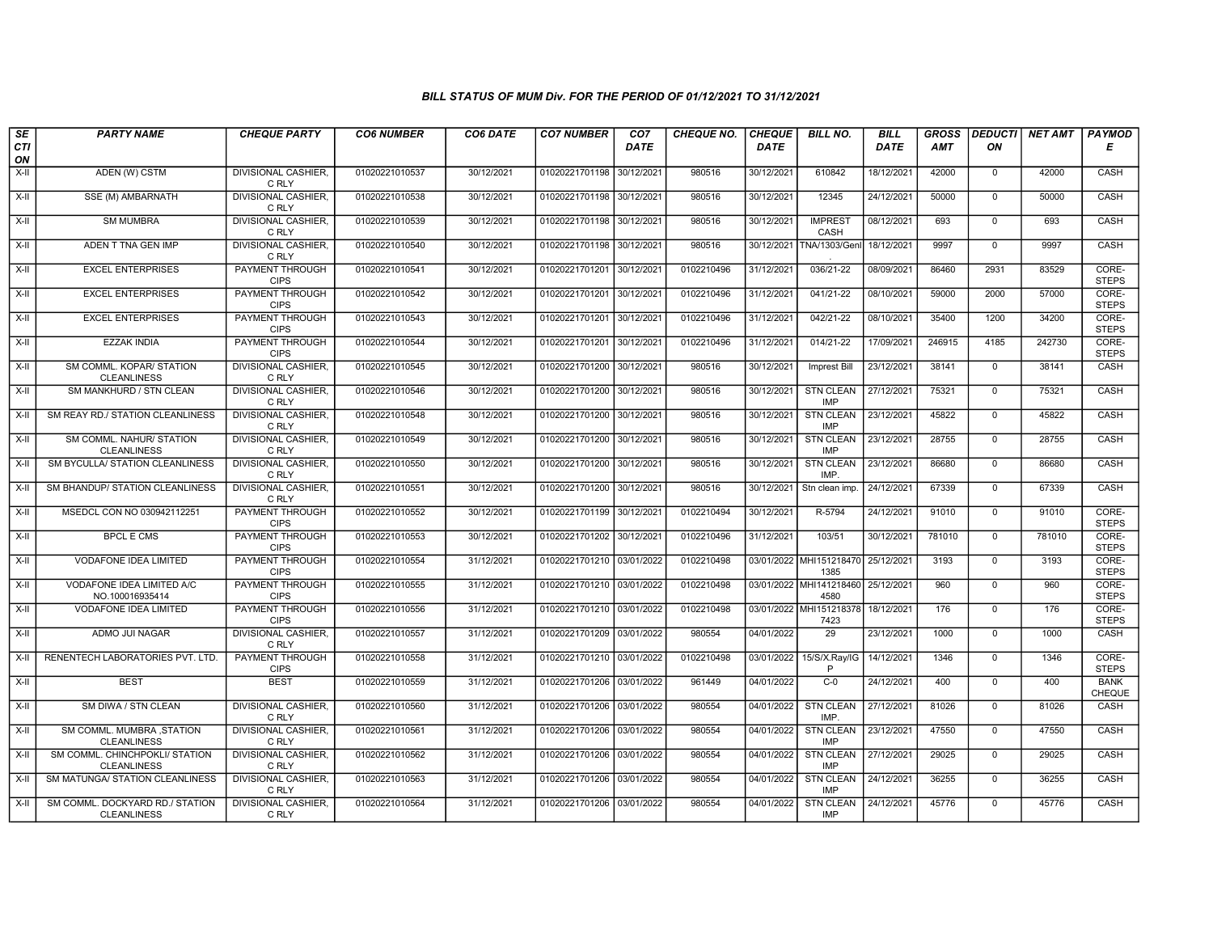# BILL STATUS OF MUM Div. FOR THE PERIOD OF 01/12/2021 TO 31/12/2021

| SECTION | PARTY NAME | CHEQUE PARTY | CO6 NUMBER | CO6 DATE | CO7 NUMBER | CO7 DATE | CHEQUE NO. | CHEQUE DATE | BILL NO. | BILL DATE | GROSS AMT | DEDUCTION | NET AMT | PAYMODE |
|---|---|---|---|---|---|---|---|---|---|---|---|---|---|---|
| X-II | ADEN (W) CSTM | DIVISIONAL CASHIER, C RLY | 01020221010537 | 30/12/2021 | 01020221701198 | 30/12/2021 | 980516 | 30/12/2021 | 610842 | 18/12/2021 | 42000 | 0 | 42000 | CASH |
| X-II | SSE (M) AMBARNATH | DIVISIONAL CASHIER, C RLY | 01020221010538 | 30/12/2021 | 01020221701198 | 30/12/2021 | 980516 | 30/12/2021 | 12345 | 24/12/2021 | 50000 | 0 | 50000 | CASH |
| X-II | SM MUMBRA | DIVISIONAL CASHIER, C RLY | 01020221010539 | 30/12/2021 | 01020221701198 | 30/12/2021 | 980516 | 30/12/2021 | IMPREST CASH | 08/12/2021 | 693 | 0 | 693 | CASH |
| X-II | ADEN T TNA GEN IMP | DIVISIONAL CASHIER, C RLY | 01020221010540 | 30/12/2021 | 01020221701198 | 30/12/2021 | 980516 | 30/12/2021 | TNA/1303/Genl. | 18/12/2021 | 9997 | 0 | 9997 | CASH |
| X-II | EXCEL ENTERPRISES | PAYMENT THROUGH CIPS | 01020221010541 | 30/12/2021 | 01020221701201 | 30/12/2021 | 0102210496 | 31/12/2021 | 036/21-22 | 08/09/2021 | 86460 | 2931 | 83529 | CORE-STEPS |
| X-II | EXCEL ENTERPRISES | PAYMENT THROUGH CIPS | 01020221010542 | 30/12/2021 | 01020221701201 | 30/12/2021 | 0102210496 | 31/12/2021 | 041/21-22 | 08/10/2021 | 59000 | 2000 | 57000 | CORE-STEPS |
| X-II | EXCEL ENTERPRISES | PAYMENT THROUGH CIPS | 01020221010543 | 30/12/2021 | 01020221701201 | 30/12/2021 | 0102210496 | 31/12/2021 | 042/21-22 | 08/10/2021 | 35400 | 1200 | 34200 | CORE-STEPS |
| X-II | EZZAK INDIA | PAYMENT THROUGH CIPS | 01020221010544 | 30/12/2021 | 01020221701201 | 30/12/2021 | 0102210496 | 31/12/2021 | 014/21-22 | 17/09/2021 | 246915 | 4185 | 242730 | CORE-STEPS |
| X-II | SM COMML. KOPAR/ STATION CLEANLINESS | DIVISIONAL CASHIER, C RLY | 01020221010545 | 30/12/2021 | 01020221701200 | 30/12/2021 | 980516 | 30/12/2021 | Imprest Bill | 23/12/2021 | 38141 | 0 | 38141 | CASH |
| X-II | SM MANKHURD / STN CLEAN | DIVISIONAL CASHIER, C RLY | 01020221010546 | 30/12/2021 | 01020221701200 | 30/12/2021 | 980516 | 30/12/2021 | STN CLEAN IMP | 27/12/2021 | 75321 | 0 | 75321 | CASH |
| X-II | SM REAY RD./ STATION CLEANLINESS | DIVISIONAL CASHIER, C RLY | 01020221010548 | 30/12/2021 | 01020221701200 | 30/12/2021 | 980516 | 30/12/2021 | STN CLEAN IMP | 23/12/2021 | 45822 | 0 | 45822 | CASH |
| X-II | SM COMML. NAHUR/ STATION CLEANLINESS | DIVISIONAL CASHIER, C RLY | 01020221010549 | 30/12/2021 | 01020221701200 | 30/12/2021 | 980516 | 30/12/2021 | STN CLEAN IMP | 23/12/2021 | 28755 | 0 | 28755 | CASH |
| X-II | SM BYCULLA/ STATION CLEANLINESS | DIVISIONAL CASHIER, C RLY | 01020221010550 | 30/12/2021 | 01020221701200 | 30/12/2021 | 980516 | 30/12/2021 | STN CLEAN IMP. | 23/12/2021 | 86680 | 0 | 86680 | CASH |
| X-II | SM BHANDUP/ STATION CLEANLINESS | DIVISIONAL CASHIER, C RLY | 01020221010551 | 30/12/2021 | 01020221701200 | 30/12/2021 | 980516 | 30/12/2021 | Stn clean imp. | 24/12/2021 | 67339 | 0 | 67339 | CASH |
| X-II | MSEDCL CON NO 030942112251 | PAYMENT THROUGH CIPS | 01020221010552 | 30/12/2021 | 01020221701199 | 30/12/2021 | 0102210494 | 30/12/2021 | R-5794 | 24/12/2021 | 91010 | 0 | 91010 | CORE-STEPS |
| X-II | BPCL E CMS | PAYMENT THROUGH CIPS | 01020221010553 | 30/12/2021 | 01020221701202 | 30/12/2021 | 0102210496 | 31/12/2021 | 103/51 | 30/12/2021 | 781010 | 0 | 781010 | CORE-STEPS |
| X-II | VODAFONE IDEA LIMITED | PAYMENT THROUGH CIPS | 01020221010554 | 31/12/2021 | 01020221701210 | 03/01/2022 | 0102210498 | 03/01/2022 | MHI1512184701385 | 25/12/2021 | 3193 | 0 | 3193 | CORE-STEPS |
| X-II | VODAFONE IDEA LIMITED A/C NO.100016935414 | PAYMENT THROUGH CIPS | 01020221010555 | 31/12/2021 | 01020221701210 | 03/01/2022 | 0102210498 | 03/01/2022 | MHI1412184604580 | 25/12/2021 | 960 | 0 | 960 | CORE-STEPS |
| X-II | VODAFONE IDEA LIMITED | PAYMENT THROUGH CIPS | 01020221010556 | 31/12/2021 | 01020221701210 | 03/01/2022 | 0102210498 | 03/01/2022 | MHI1512183787423 | 18/12/2021 | 176 | 0 | 176 | CORE-STEPS |
| X-II | ADMO JUI NAGAR | DIVISIONAL CASHIER, C RLY | 01020221010557 | 31/12/2021 | 01020221701209 | 03/01/2022 | 980554 | 04/01/2022 | 29 | 23/12/2021 | 1000 | 0 | 1000 | CASH |
| X-II | RENENTECH LABORATORIES PVT. LTD. | PAYMENT THROUGH CIPS | 01020221010558 | 31/12/2021 | 01020221701210 | 03/01/2022 | 0102210498 | 03/01/2022 | 15/S/X.Ray/IGP | 14/12/2021 | 1346 | 0 | 1346 | CORE-STEPS |
| X-II | BEST | BEST | 01020221010559 | 31/12/2021 | 01020221701206 | 03/01/2022 | 961449 | 04/01/2022 | C-0 | 24/12/2021 | 400 | 0 | 400 | BANK CHEQUE |
| X-II | SM DIWA / STN CLEAN | DIVISIONAL CASHIER, C RLY | 01020221010560 | 31/12/2021 | 01020221701206 | 03/01/2022 | 980554 | 04/01/2022 | STN CLEAN IMP. | 27/12/2021 | 81026 | 0 | 81026 | CASH |
| X-II | SM COMML. MUMBRA ,STATION CLEANLINESS | DIVISIONAL CASHIER, C RLY | 01020221010561 | 31/12/2021 | 01020221701206 | 03/01/2022 | 980554 | 04/01/2022 | STN CLEAN IMP | 23/12/2021 | 47550 | 0 | 47550 | CASH |
| X-II | SM COMML. CHINCHPOKLI/ STATION CLEANLINESS | DIVISIONAL CASHIER, C RLY | 01020221010562 | 31/12/2021 | 01020221701206 | 03/01/2022 | 980554 | 04/01/2022 | STN CLEAN IMP | 27/12/2021 | 29025 | 0 | 29025 | CASH |
| X-II | SM MATUNGA/ STATION CLEANLINESS | DIVISIONAL CASHIER, C RLY | 01020221010563 | 31/12/2021 | 01020221701206 | 03/01/2022 | 980554 | 04/01/2022 | STN CLEAN IMP | 24/12/2021 | 36255 | 0 | 36255 | CASH |
| X-II | SM COMML. DOCKYARD RD./ STATION CLEANLINESS | DIVISIONAL CASHIER, C RLY | 01020221010564 | 31/12/2021 | 01020221701206 | 03/01/2022 | 980554 | 04/01/2022 | STN CLEAN IMP | 24/12/2021 | 45776 | 0 | 45776 | CASH |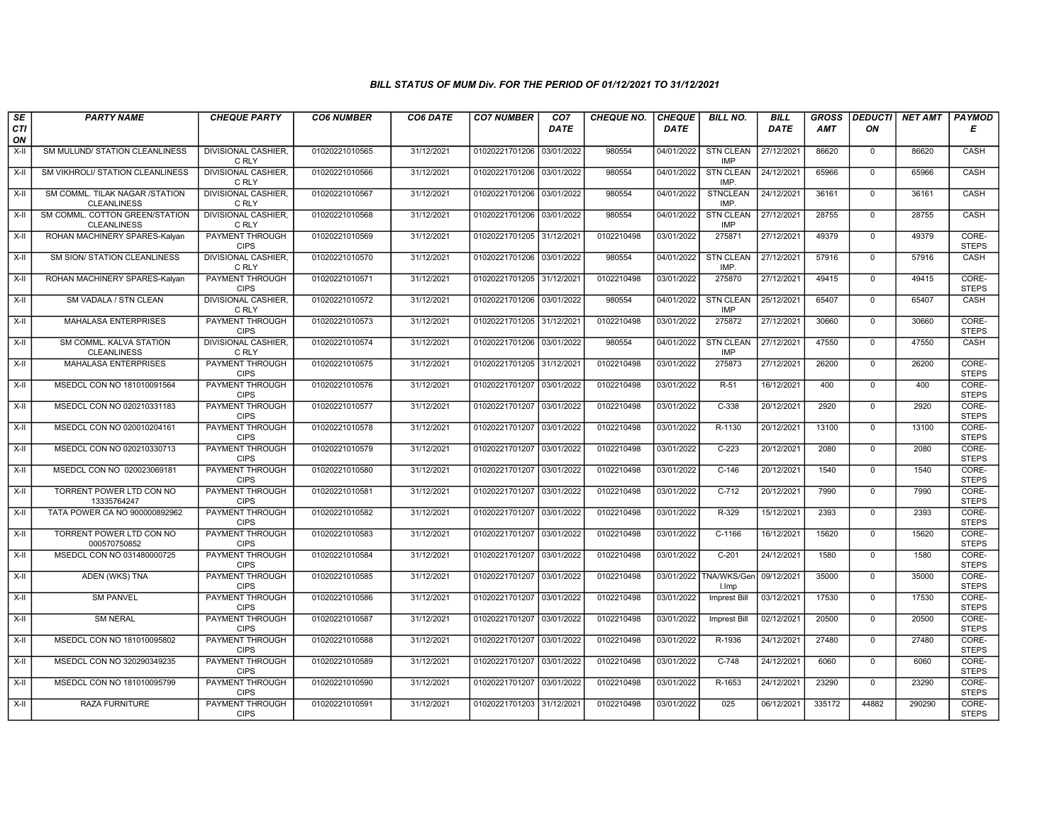### BILL STATUS OF MUM Div. FOR THE PERIOD OF 01/12/2021 TO 31/12/2021

| SECTION | PARTY NAME | CHEQUE PARTY | CO6 NUMBER | CO6 DATE | CO7 NUMBER | CO7 DATE | CHEQUE NO. | CHEQUE DATE | BILL NO. | BILL DATE | GROSS AMT | DEDUCTION | NET AMT | PAYMODE |
|---|---|---|---|---|---|---|---|---|---|---|---|---|---|---|
| X-II | SM MULUND/ STATION CLEANLINESS | DIVISIONAL CASHIER, C RLY | 01020221010565 | 31/12/2021 | 01020221701206 | 03/01/2022 | 980554 | 04/01/2022 | STN CLEAN IMP | 27/12/2021 | 86620 | 0 | 86620 | CASH |
| X-II | SM VIKHROLI/ STATION CLEANLINESS | DIVISIONAL CASHIER, C RLY | 01020221010566 | 31/12/2021 | 01020221701206 | 03/01/2022 | 980554 | 04/01/2022 | STN CLEAN IMP. | 24/12/2021 | 65966 | 0 | 65966 | CASH |
| X-II | SM COMML. TILAK NAGAR /STATION CLEANLINESS | DIVISIONAL CASHIER, C RLY | 01020221010567 | 31/12/2021 | 01020221701206 | 03/01/2022 | 980554 | 04/01/2022 | STNCLEAN IMP. | 24/12/2021 | 36161 | 0 | 36161 | CASH |
| X-II | SM COMML. COTTON GREEN/STATION CLEANLINESS | DIVISIONAL CASHIER, C RLY | 01020221010568 | 31/12/2021 | 01020221701206 | 03/01/2022 | 980554 | 04/01/2022 | STN CLEAN IMP | 27/12/2021 | 28755 | 0 | 28755 | CASH |
| X-II | ROHAN MACHINERY SPARES-Kalyan | PAYMENT THROUGH CIPS | 01020221010569 | 31/12/2021 | 01020221701205 | 31/12/2021 | 0102210498 | 03/01/2022 | 275871 | 27/12/2021 | 49379 | 0 | 49379 | CORE-STEPS |
| X-II | SM SION/ STATION CLEANLINESS | DIVISIONAL CASHIER, C RLY | 01020221010570 | 31/12/2021 | 01020221701206 | 03/01/2022 | 980554 | 04/01/2022 | STN CLEAN IMP. | 27/12/2021 | 57916 | 0 | 57916 | CASH |
| X-II | ROHAN MACHINERY SPARES-Kalyan | PAYMENT THROUGH CIPS | 01020221010571 | 31/12/2021 | 01020221701205 | 31/12/2021 | 0102210498 | 03/01/2022 | 275870 | 27/12/2021 | 49415 | 0 | 49415 | CORE-STEPS |
| X-II | SM VADALA / STN CLEAN | DIVISIONAL CASHIER, C RLY | 01020221010572 | 31/12/2021 | 01020221701206 | 03/01/2022 | 980554 | 04/01/2022 | STN CLEAN IMP | 25/12/2021 | 65407 | 0 | 65407 | CASH |
| X-II | MAHALASA ENTERPRISES | PAYMENT THROUGH CIPS | 01020221010573 | 31/12/2021 | 01020221701205 | 31/12/2021 | 0102210498 | 03/01/2022 | 275872 | 27/12/2021 | 30660 | 0 | 30660 | CORE-STEPS |
| X-II | SM COMML. KALVA STATION CLEANLINESS | DIVISIONAL CASHIER, C RLY | 01020221010574 | 31/12/2021 | 01020221701206 | 03/01/2022 | 980554 | 04/01/2022 | STN CLEAN IMP | 27/12/2021 | 47550 | 0 | 47550 | CASH |
| X-II | MAHALASA ENTERPRISES | PAYMENT THROUGH CIPS | 01020221010575 | 31/12/2021 | 01020221701205 | 31/12/2021 | 0102210498 | 03/01/2022 | 275873 | 27/12/2021 | 26200 | 0 | 26200 | CORE-STEPS |
| X-II | MSEDCL CON NO 181010091564 | PAYMENT THROUGH CIPS | 01020221010576 | 31/12/2021 | 01020221701207 | 03/01/2022 | 0102210498 | 03/01/2022 | R-51 | 16/12/2021 | 400 | 0 | 400 | CORE-STEPS |
| X-II | MSEDCL CON NO 020210331183 | PAYMENT THROUGH CIPS | 01020221010577 | 31/12/2021 | 01020221701207 | 03/01/2022 | 0102210498 | 03/01/2022 | C-338 | 20/12/2021 | 2920 | 0 | 2920 | CORE-STEPS |
| X-II | MSEDCL CON NO 020010204161 | PAYMENT THROUGH CIPS | 01020221010578 | 31/12/2021 | 01020221701207 | 03/01/2022 | 0102210498 | 03/01/2022 | R-1130 | 20/12/2021 | 13100 | 0 | 13100 | CORE-STEPS |
| X-II | MSEDCL CON NO 020210330713 | PAYMENT THROUGH CIPS | 01020221010579 | 31/12/2021 | 01020221701207 | 03/01/2022 | 0102210498 | 03/01/2022 | C-223 | 20/12/2021 | 2080 | 0 | 2080 | CORE-STEPS |
| X-II | MSEDCL CON NO 020023069181 | PAYMENT THROUGH CIPS | 01020221010580 | 31/12/2021 | 01020221701207 | 03/01/2022 | 0102210498 | 03/01/2022 | C-146 | 20/12/2021 | 1540 | 0 | 1540 | CORE-STEPS |
| X-II | TORRENT POWER LTD CON NO 13335764247 | PAYMENT THROUGH CIPS | 01020221010581 | 31/12/2021 | 01020221701207 | 03/01/2022 | 0102210498 | 03/01/2022 | C-712 | 20/12/2021 | 7990 | 0 | 7990 | CORE-STEPS |
| X-II | TATA POWER CA NO 900000892962 | PAYMENT THROUGH CIPS | 01020221010582 | 31/12/2021 | 01020221701207 | 03/01/2022 | 0102210498 | 03/01/2022 | R-329 | 15/12/2021 | 2393 | 0 | 2393 | CORE-STEPS |
| X-II | TORRENT POWER LTD CON NO 000570750852 | PAYMENT THROUGH CIPS | 01020221010583 | 31/12/2021 | 01020221701207 | 03/01/2022 | 0102210498 | 03/01/2022 | C-1166 | 16/12/2021 | 15620 | 0 | 15620 | CORE-STEPS |
| X-II | MSEDCL CON NO 031480000725 | PAYMENT THROUGH CIPS | 01020221010584 | 31/12/2021 | 01020221701207 | 03/01/2022 | 0102210498 | 03/01/2022 | C-201 | 24/12/2021 | 1580 | 0 | 1580 | CORE-STEPS |
| X-II | ADEN (WKS) TNA | PAYMENT THROUGH CIPS | 01020221010585 | 31/12/2021 | 01020221701207 | 03/01/2022 | 0102210498 | 03/01/2022 | TNA/WKS/Genl.Imp | 09/12/2021 | 35000 | 0 | 35000 | CORE-STEPS |
| X-II | SM PANVEL | PAYMENT THROUGH CIPS | 01020221010586 | 31/12/2021 | 01020221701207 | 03/01/2022 | 0102210498 | 03/01/2022 | Imprest Bill | 03/12/2021 | 17530 | 0 | 17530 | CORE-STEPS |
| X-II | SM NERAL | PAYMENT THROUGH CIPS | 01020221010587 | 31/12/2021 | 01020221701207 | 03/01/2022 | 0102210498 | 03/01/2022 | Imprest Bill | 02/12/2021 | 20500 | 0 | 20500 | CORE-STEPS |
| X-II | MSEDCL CON NO 181010095802 | PAYMENT THROUGH CIPS | 01020221010588 | 31/12/2021 | 01020221701207 | 03/01/2022 | 0102210498 | 03/01/2022 | R-1936 | 24/12/2021 | 27480 | 0 | 27480 | CORE-STEPS |
| X-II | MSEDCL CON NO 320290349235 | PAYMENT THROUGH CIPS | 01020221010589 | 31/12/2021 | 01020221701207 | 03/01/2022 | 0102210498 | 03/01/2022 | C-748 | 24/12/2021 | 6060 | 0 | 6060 | CORE-STEPS |
| X-II | MSEDCL CON NO 181010095799 | PAYMENT THROUGH CIPS | 01020221010590 | 31/12/2021 | 01020221701207 | 03/01/2022 | 0102210498 | 03/01/2022 | R-1653 | 24/12/2021 | 23290 | 0 | 23290 | CORE-STEPS |
| X-II | RAZA FURNITURE | PAYMENT THROUGH CIPS | 01020221010591 | 31/12/2021 | 01020221701203 | 31/12/2021 | 0102210498 | 03/01/2022 | 025 | 06/12/2021 | 335172 | 44882 | 290290 | CORE-STEPS |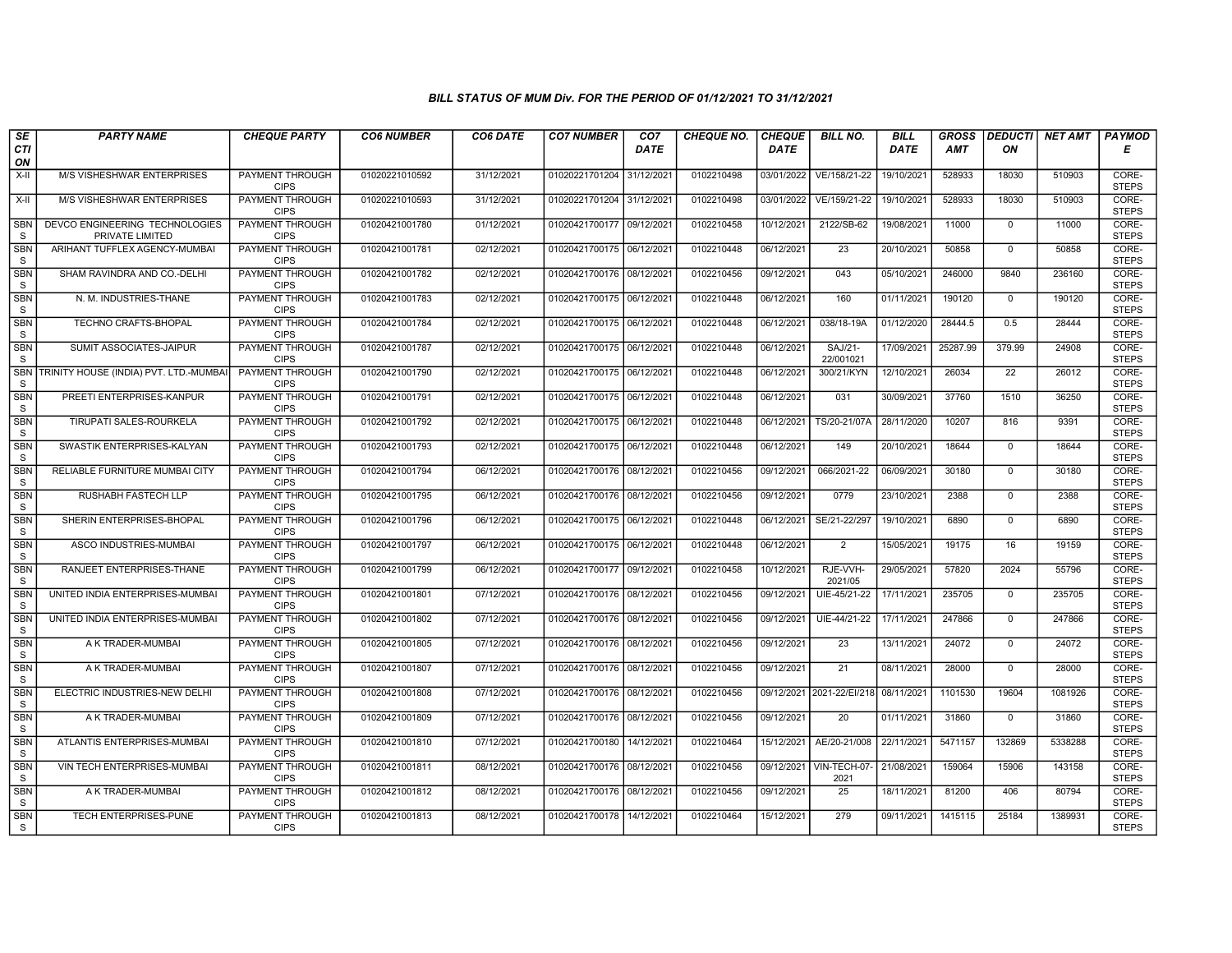### BILL STATUS OF MUM Div. FOR THE PERIOD OF 01/12/2021 TO 31/12/2021

| SECTION | PARTY NAME | CHEQUE PARTY | CO6 NUMBER | CO6 DATE | CO7 NUMBER | CO7 DATE | CHEQUE NO. | CHEQUE DATE | BILL NO. | BILL DATE | GROSS AMT | DEDUCTION | NET AMT | PAYMODE |
|---|---|---|---|---|---|---|---|---|---|---|---|---|---|---|
| X-II | M/S VISHESHWAR ENTERPRISES | PAYMENT THROUGH CIPS | 01020221010592 | 31/12/2021 | 01020221701204 | 31/12/2021 | 0102210498 | 03/01/2022 | VE/158/21-22 | 19/10/2021 | 528933 | 18030 | 510903 | CORE-STEPS |
| X-II | M/S VISHESHWAR ENTERPRISES | PAYMENT THROUGH CIPS | 01020221010593 | 31/12/2021 | 01020221701204 | 31/12/2021 | 0102210498 | 03/01/2022 | VE/159/21-22 | 19/10/2021 | 528933 | 18030 | 510903 | CORE-STEPS |
| SBNS | DEVCO ENGINEERING TECHNOLOGIES PRIVATE LIMITED | PAYMENT THROUGH CIPS | 01020421001780 | 01/12/2021 | 01020421700177 | 09/12/2021 | 0102210458 | 10/12/2021 | 2122/SB-62 | 19/08/2021 | 11000 | 0 | 11000 | CORE-STEPS |
| SBNS | ARIHANT TUFFLEX AGENCY-MUMBAI | PAYMENT THROUGH CIPS | 01020421001781 | 02/12/2021 | 01020421700175 | 06/12/2021 | 0102210448 | 06/12/2021 | 23 | 20/10/2021 | 50858 | 0 | 50858 | CORE-STEPS |
| SBNS | SHAM RAVINDRA AND CO.-DELHI | PAYMENT THROUGH CIPS | 01020421001782 | 02/12/2021 | 01020421700176 | 08/12/2021 | 0102210456 | 09/12/2021 | 043 | 05/10/2021 | 246000 | 9840 | 236160 | CORE-STEPS |
| SBNS | N. M. INDUSTRIES-THANE | PAYMENT THROUGH CIPS | 01020421001783 | 02/12/2021 | 01020421700175 | 06/12/2021 | 0102210448 | 06/12/2021 | 160 | 01/11/2021 | 190120 | 0 | 190120 | CORE-STEPS |
| SBNS | TECHNO CRAFTS-BHOPAL | PAYMENT THROUGH CIPS | 01020421001784 | 02/12/2021 | 01020421700175 | 06/12/2021 | 0102210448 | 06/12/2021 | 038/18-19A | 01/12/2020 | 28444.5 | 0.5 | 28444 | CORE-STEPS |
| SBNS | SUMIT ASSOCIATES-JAIPUR | PAYMENT THROUGH CIPS | 01020421001787 | 02/12/2021 | 01020421700175 | 06/12/2021 | 0102210448 | 06/12/2021 | SAJ/21-22/001021 | 17/09/2021 | 25287.99 | 379.99 | 24908 | CORE-STEPS |
| SBNS | TRINITY HOUSE (INDIA) PVT. LTD.-MUMBAI | PAYMENT THROUGH CIPS | 01020421001790 | 02/12/2021 | 01020421700175 | 06/12/2021 | 0102210448 | 06/12/2021 | 300/21/KYN | 12/10/2021 | 26034 | 22 | 26012 | CORE-STEPS |
| SBNS | PREETI ENTERPRISES-KANPUR | PAYMENT THROUGH CIPS | 01020421001791 | 02/12/2021 | 01020421700175 | 06/12/2021 | 0102210448 | 06/12/2021 | 031 | 30/09/2021 | 37760 | 1510 | 36250 | CORE-STEPS |
| SBNS | TIRUPATI SALES-ROURKELA | PAYMENT THROUGH CIPS | 01020421001792 | 02/12/2021 | 01020421700175 | 06/12/2021 | 0102210448 | 06/12/2021 | TS/20-21/07A | 28/11/2020 | 10207 | 816 | 9391 | CORE-STEPS |
| SBNS | SWASTIK ENTERPRISES-KALYAN | PAYMENT THROUGH CIPS | 01020421001793 | 02/12/2021 | 01020421700175 | 06/12/2021 | 0102210448 | 06/12/2021 | 149 | 20/10/2021 | 18644 | 0 | 18644 | CORE-STEPS |
| SBNS | RELIABLE FURNITURE MUMBAI CITY | PAYMENT THROUGH CIPS | 01020421001794 | 06/12/2021 | 01020421700176 | 08/12/2021 | 0102210456 | 09/12/2021 | 066/2021-22 | 06/09/2021 | 30180 | 0 | 30180 | CORE-STEPS |
| SBNS | RUSHABH FASTECH LLP | PAYMENT THROUGH CIPS | 01020421001795 | 06/12/2021 | 01020421700176 | 08/12/2021 | 0102210456 | 09/12/2021 | 0779 | 23/10/2021 | 2388 | 0 | 2388 | CORE-STEPS |
| SBNS | SHERIN ENTERPRISES-BHOPAL | PAYMENT THROUGH CIPS | 01020421001796 | 06/12/2021 | 01020421700175 | 06/12/2021 | 0102210448 | 06/12/2021 | SE/21-22/297 | 19/10/2021 | 6890 | 0 | 6890 | CORE-STEPS |
| SBNS | ASCO INDUSTRIES-MUMBAI | PAYMENT THROUGH CIPS | 01020421001797 | 06/12/2021 | 01020421700175 | 06/12/2021 | 0102210448 | 06/12/2021 | 2 | 15/05/2021 | 19175 | 16 | 19159 | CORE-STEPS |
| SBNS | RANJEET ENTERPRISES-THANE | PAYMENT THROUGH CIPS | 01020421001799 | 06/12/2021 | 01020421700177 | 09/12/2021 | 0102210458 | 10/12/2021 | RJE-VVH-2021/05 | 29/05/2021 | 57820 | 2024 | 55796 | CORE-STEPS |
| SBNS | UNITED INDIA ENTERPRISES-MUMBAI | PAYMENT THROUGH CIPS | 01020421001801 | 07/12/2021 | 01020421700176 | 08/12/2021 | 0102210456 | 09/12/2021 | UIE-45/21-22 | 17/11/2021 | 235705 | 0 | 235705 | CORE-STEPS |
| SBNS | UNITED INDIA ENTERPRISES-MUMBAI | PAYMENT THROUGH CIPS | 01020421001802 | 07/12/2021 | 01020421700176 | 08/12/2021 | 0102210456 | 09/12/2021 | UIE-44/21-22 | 17/11/2021 | 247866 | 0 | 247866 | CORE-STEPS |
| SBNS | A K TRADER-MUMBAI | PAYMENT THROUGH CIPS | 01020421001805 | 07/12/2021 | 01020421700176 | 08/12/2021 | 0102210456 | 09/12/2021 | 23 | 13/11/2021 | 24072 | 0 | 24072 | CORE-STEPS |
| SBNS | A K TRADER-MUMBAI | PAYMENT THROUGH CIPS | 01020421001807 | 07/12/2021 | 01020421700176 | 08/12/2021 | 0102210456 | 09/12/2021 | 21 | 08/11/2021 | 28000 | 0 | 28000 | CORE-STEPS |
| SBNS | ELECTRIC INDUSTRIES-NEW DELHI | PAYMENT THROUGH CIPS | 01020421001808 | 07/12/2021 | 01020421700176 | 08/12/2021 | 0102210456 | 09/12/2021 | 2021-22/EI/218 | 08/11/2021 | 1101530 | 19604 | 1081926 | CORE-STEPS |
| SBNS | A K TRADER-MUMBAI | PAYMENT THROUGH CIPS | 01020421001809 | 07/12/2021 | 01020421700176 | 08/12/2021 | 0102210456 | 09/12/2021 | 20 | 01/11/2021 | 31860 | 0 | 31860 | CORE-STEPS |
| SBNS | ATLANTIS ENTERPRISES-MUMBAI | PAYMENT THROUGH CIPS | 01020421001810 | 07/12/2021 | 01020421700180 | 14/12/2021 | 0102210464 | 15/12/2021 | AE/20-21/008 | 22/11/2021 | 5471157 | 132869 | 5338288 | CORE-STEPS |
| SBNS | VIN TECH ENTERPRISES-MUMBAI | PAYMENT THROUGH CIPS | 01020421001811 | 08/12/2021 | 01020421700176 | 08/12/2021 | 0102210456 | 09/12/2021 | VIN-TECH-07-2021 | 21/08/2021 | 159064 | 15906 | 143158 | CORE-STEPS |
| SBNS | A K TRADER-MUMBAI | PAYMENT THROUGH CIPS | 01020421001812 | 08/12/2021 | 01020421700176 | 08/12/2021 | 0102210456 | 09/12/2021 | 25 | 18/11/2021 | 81200 | 406 | 80794 | CORE-STEPS |
| SBNS | TECH ENTERPRISES-PUNE | PAYMENT THROUGH CIPS | 01020421001813 | 08/12/2021 | 01020421700178 | 14/12/2021 | 0102210464 | 15/12/2021 | 279 | 09/11/2021 | 1415115 | 25184 | 1389931 | CORE-STEPS |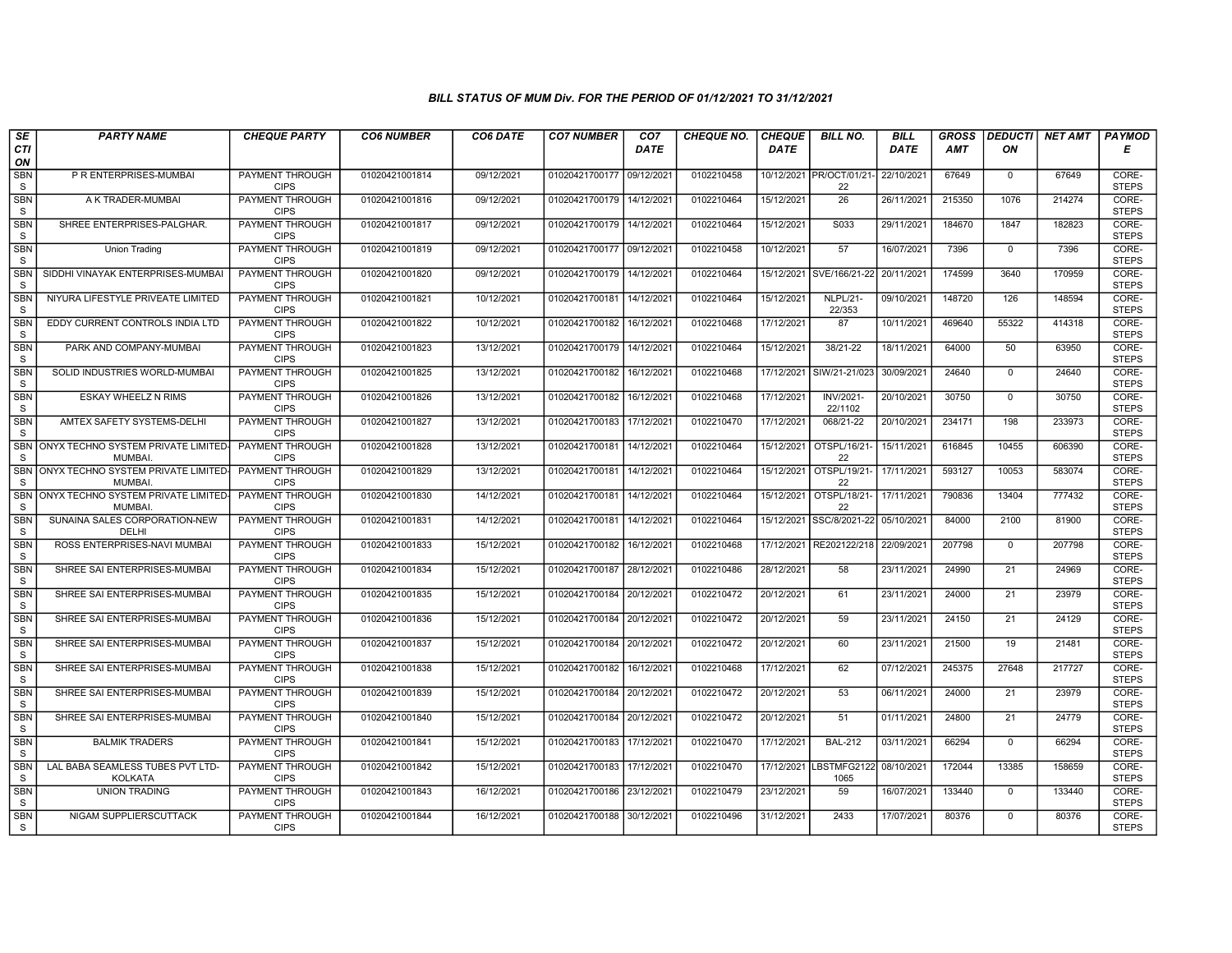### BILL STATUS OF MUM Div. FOR THE PERIOD OF 01/12/2021 TO 31/12/2021

| SECTION | PARTY NAME | CHEQUE PARTY | CO6 NUMBER | CO6 DATE | CO7 NUMBER | CO7 DATE | CHEQUE NO. | CHEQUE DATE | BILL NO. | BILL DATE | GROSS AMT | DEDUCTION | NET AMT | PAYMODE |
|---|---|---|---|---|---|---|---|---|---|---|---|---|---|---|
| SBNS | P R ENTERPRISES-MUMBAI | PAYMENT THROUGH CIPS | 01020421001814 | 09/12/2021 | 01020421700177 | 09/12/2021 | 0102210458 | 10/12/2021 | PR/OCT/01/21-22 | 22/10/2021 | 67649 | 0 | 67649 | CORE-STEPS |
| SBNS | A K TRADER-MUMBAI | PAYMENT THROUGH CIPS | 01020421001816 | 09/12/2021 | 01020421700179 | 14/12/2021 | 0102210464 | 15/12/2021 | 26 | 26/11/2021 | 215350 | 1076 | 214274 | CORE-STEPS |
| SBNS | SHREE ENTERPRISES-PALGHAR. | PAYMENT THROUGH CIPS | 01020421001817 | 09/12/2021 | 01020421700179 | 14/12/2021 | 0102210464 | 15/12/2021 | S033 | 29/11/2021 | 184670 | 1847 | 182823 | CORE-STEPS |
| SBNS | Union Trading | PAYMENT THROUGH CIPS | 01020421001819 | 09/12/2021 | 01020421700177 | 09/12/2021 | 0102210458 | 10/12/2021 | 57 | 16/07/2021 | 7396 | 0 | 7396 | CORE-STEPS |
| SBNS | SIDDHI VINAYAK ENTERPRISES-MUMBAI | PAYMENT THROUGH CIPS | 01020421001820 | 09/12/2021 | 01020421700179 | 14/12/2021 | 0102210464 | 15/12/2021 | SVE/166/21-22 | 20/11/2021 | 174599 | 3640 | 170959 | CORE-STEPS |
| SBNS | NIYURA LIFESTYLE PRIVEATE LIMITED | PAYMENT THROUGH CIPS | 01020421001821 | 10/12/2021 | 01020421700181 | 14/12/2021 | 0102210464 | 15/12/2021 | NLPL/21-22/353 | 09/10/2021 | 148720 | 126 | 148594 | CORE-STEPS |
| SBNS | EDDY CURRENT CONTROLS INDIA LTD | PAYMENT THROUGH CIPS | 01020421001822 | 10/12/2021 | 01020421700182 | 16/12/2021 | 0102210468 | 17/12/2021 | 87 | 10/11/2021 | 469640 | 55322 | 414318 | CORE-STEPS |
| SBNS | PARK AND COMPANY-MUMBAI | PAYMENT THROUGH CIPS | 01020421001823 | 13/12/2021 | 01020421700179 | 14/12/2021 | 0102210464 | 15/12/2021 | 38/21-22 | 18/11/2021 | 64000 | 50 | 63950 | CORE-STEPS |
| SBNS | SOLID INDUSTRIES WORLD-MUMBAI | PAYMENT THROUGH CIPS | 01020421001825 | 13/12/2021 | 01020421700182 | 16/12/2021 | 0102210468 | 17/12/2021 | SIW/21-21/023 | 30/09/2021 | 24640 | 0 | 24640 | CORE-STEPS |
| SBNS | ESKAY WHEELZ N RIMS | PAYMENT THROUGH CIPS | 01020421001826 | 13/12/2021 | 01020421700182 | 16/12/2021 | 0102210468 | 17/12/2021 | INV/2021-22/1102 | 20/10/2021 | 30750 | 0 | 30750 | CORE-STEPS |
| SBNS | AMTEX SAFETY SYSTEMS-DELHI | PAYMENT THROUGH CIPS | 01020421001827 | 13/12/2021 | 01020421700183 | 17/12/2021 | 0102210470 | 17/12/2021 | 068/21-22 | 20/10/2021 | 234171 | 198 | 233973 | CORE-STEPS |
| SBNS | ONYX TECHNO SYSTEM PRIVATE LIMITED-MUMBAI. | PAYMENT THROUGH CIPS | 01020421001828 | 13/12/2021 | 01020421700181 | 14/12/2021 | 0102210464 | 15/12/2021 | OTSPL/16/21-22 | 15/11/2021 | 616845 | 10455 | 606390 | CORE-STEPS |
| SBNS | ONYX TECHNO SYSTEM PRIVATE LIMITED-MUMBAI. | PAYMENT THROUGH CIPS | 01020421001829 | 13/12/2021 | 01020421700181 | 14/12/2021 | 0102210464 | 15/12/2021 | OTSPL/19/21-22 | 17/11/2021 | 593127 | 10053 | 583074 | CORE-STEPS |
| SBNS | ONYX TECHNO SYSTEM PRIVATE LIMITED-MUMBAI. | PAYMENT THROUGH CIPS | 01020421001830 | 14/12/2021 | 01020421700181 | 14/12/2021 | 0102210464 | 15/12/2021 | OTSPL/18/21-22 | 17/11/2021 | 790836 | 13404 | 777432 | CORE-STEPS |
| SBNS | SUNAINA SALES CORPORATION-NEW DELHI | PAYMENT THROUGH CIPS | 01020421001831 | 14/12/2021 | 01020421700181 | 14/12/2021 | 0102210464 | 15/12/2021 | SSC/8/2021-22 | 05/10/2021 | 84000 | 2100 | 81900 | CORE-STEPS |
| SBNS | ROSS ENTERPRISES-NAVI MUMBAI | PAYMENT THROUGH CIPS | 01020421001833 | 15/12/2021 | 01020421700182 | 16/12/2021 | 0102210468 | 17/12/2021 | RE202122/218 | 22/09/2021 | 207798 | 0 | 207798 | CORE-STEPS |
| SBNS | SHREE SAI ENTERPRISES-MUMBAI | PAYMENT THROUGH CIPS | 01020421001834 | 15/12/2021 | 01020421700187 | 28/12/2021 | 0102210486 | 28/12/2021 | 58 | 23/11/2021 | 24990 | 21 | 24969 | CORE-STEPS |
| SBNS | SHREE SAI ENTERPRISES-MUMBAI | PAYMENT THROUGH CIPS | 01020421001835 | 15/12/2021 | 01020421700184 | 20/12/2021 | 0102210472 | 20/12/2021 | 61 | 23/11/2021 | 24000 | 21 | 23979 | CORE-STEPS |
| SBNS | SHREE SAI ENTERPRISES-MUMBAI | PAYMENT THROUGH CIPS | 01020421001836 | 15/12/2021 | 01020421700184 | 20/12/2021 | 0102210472 | 20/12/2021 | 59 | 23/11/2021 | 24150 | 21 | 24129 | CORE-STEPS |
| SBNS | SHREE SAI ENTERPRISES-MUMBAI | PAYMENT THROUGH CIPS | 01020421001837 | 15/12/2021 | 01020421700184 | 20/12/2021 | 0102210472 | 20/12/2021 | 60 | 23/11/2021 | 21500 | 19 | 21481 | CORE-STEPS |
| SBNS | SHREE SAI ENTERPRISES-MUMBAI | PAYMENT THROUGH CIPS | 01020421001838 | 15/12/2021 | 01020421700182 | 16/12/2021 | 0102210468 | 17/12/2021 | 62 | 07/12/2021 | 245375 | 27648 | 217727 | CORE-STEPS |
| SBNS | SHREE SAI ENTERPRISES-MUMBAI | PAYMENT THROUGH CIPS | 01020421001839 | 15/12/2021 | 01020421700184 | 20/12/2021 | 0102210472 | 20/12/2021 | 53 | 06/11/2021 | 24000 | 21 | 23979 | CORE-STEPS |
| SBNS | SHREE SAI ENTERPRISES-MUMBAI | PAYMENT THROUGH CIPS | 01020421001840 | 15/12/2021 | 01020421700184 | 20/12/2021 | 0102210472 | 20/12/2021 | 51 | 01/11/2021 | 24800 | 21 | 24779 | CORE-STEPS |
| SBNS | BALMIK TRADERS | PAYMENT THROUGH CIPS | 01020421001841 | 15/12/2021 | 01020421700183 | 17/12/2021 | 0102210470 | 17/12/2021 | BAL-212 | 03/11/2021 | 66294 | 0 | 66294 | CORE-STEPS |
| SBNS | LAL BABA SEAMLESS TUBES PVT LTD-KOLKATA | PAYMENT THROUGH CIPS | 01020421001842 | 15/12/2021 | 01020421700183 | 17/12/2021 | 0102210470 | 17/12/2021 | LBSTMFG2122 1065 | 08/10/2021 | 172044 | 13385 | 158659 | CORE-STEPS |
| SBNS | UNION TRADING | PAYMENT THROUGH CIPS | 01020421001843 | 16/12/2021 | 01020421700186 | 23/12/2021 | 0102210479 | 23/12/2021 | 59 | 16/07/2021 | 133440 | 0 | 133440 | CORE-STEPS |
| SBNS | NIGAM SUPPLIERSCUTTACK | PAYMENT THROUGH CIPS | 01020421001844 | 16/12/2021 | 01020421700188 | 30/12/2021 | 0102210496 | 31/12/2021 | 2433 | 17/07/2021 | 80376 | 0 | 80376 | CORE-STEPS |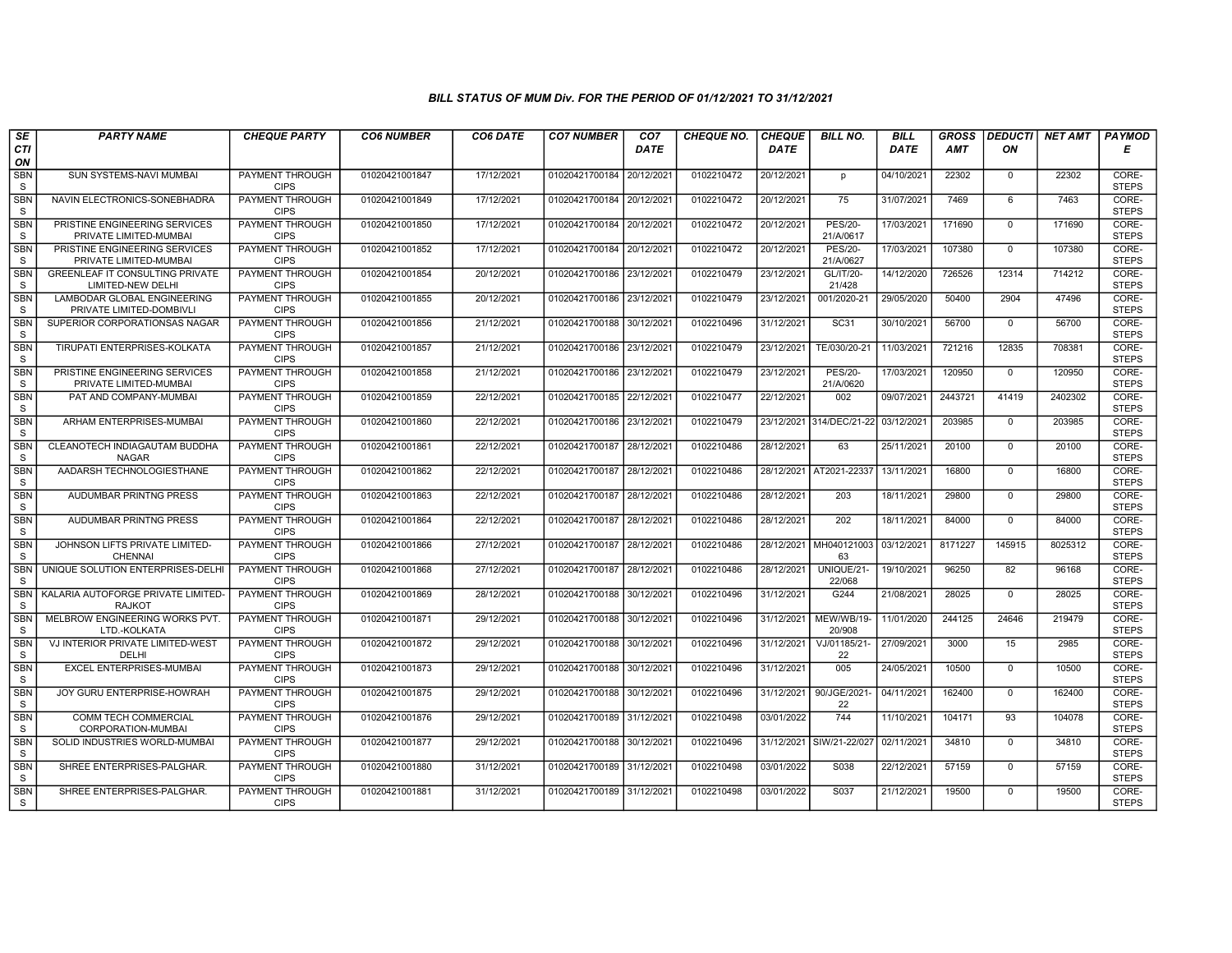### BILL STATUS OF MUM Div. FOR THE PERIOD OF 01/12/2021 TO 31/12/2021

| SECTION | PARTY NAME | CHEQUE PARTY | CO6 NUMBER | CO6 DATE | CO7 NUMBER | CO7 DATE | CHEQUE NO. | CHEQUE DATE | BILL NO. | BILL DATE | GROSS AMT | DEDUCTION | NET AMT | PAYMODE |
|---|---|---|---|---|---|---|---|---|---|---|---|---|---|---|
| SBNS | SUN SYSTEMS-NAVI MUMBAI | PAYMENT THROUGH CIPS | 01020421001847 | 17/12/2021 | 01020421700184 | 20/12/2021 | 0102210472 | 20/12/2021 | p | 04/10/2021 | 22302 | 0 | 22302 | CORE-STEPS |
| SBNS | NAVIN ELECTRONICS-SONEBHADRA | PAYMENT THROUGH CIPS | 01020421001849 | 17/12/2021 | 01020421700184 | 20/12/2021 | 0102210472 | 20/12/2021 | 75 | 31/07/2021 | 7469 | 6 | 7463 | CORE-STEPS |
| SBNS | PRISTINE ENGINEERING SERVICES PRIVATE LIMITED-MUMBAI | PAYMENT THROUGH CIPS | 01020421001850 | 17/12/2021 | 01020421700184 | 20/12/2021 | 0102210472 | 20/12/2021 | PES/20-21/A/0617 | 17/03/2021 | 171690 | 0 | 171690 | CORE-STEPS |
| SBNS | PRISTINE ENGINEERING SERVICES PRIVATE LIMITED-MUMBAI | PAYMENT THROUGH CIPS | 01020421001852 | 17/12/2021 | 01020421700184 | 20/12/2021 | 0102210472 | 20/12/2021 | PES/20-21/A/0627 | 17/03/2021 | 107380 | 0 | 107380 | CORE-STEPS |
| SBNS | GREENLEAF IT CONSULTING PRIVATE LIMITED-NEW DELHI | PAYMENT THROUGH CIPS | 01020421001854 | 20/12/2021 | 01020421700186 | 23/12/2021 | 0102210479 | 23/12/2021 | GL/IT/20-21/428 | 14/12/2020 | 726526 | 12314 | 714212 | CORE-STEPS |
| SBNS | LAMBODAR GLOBAL ENGINEERING PRIVATE LIMITED-DOMBIVLI | PAYMENT THROUGH CIPS | 01020421001855 | 20/12/2021 | 01020421700186 | 23/12/2021 | 0102210479 | 23/12/2021 | 001/2020-21 | 29/05/2020 | 50400 | 2904 | 47496 | CORE-STEPS |
| SBNS | SUPERIOR CORPORATIONSAS NAGAR | PAYMENT THROUGH CIPS | 01020421001856 | 21/12/2021 | 01020421700188 | 30/12/2021 | 0102210496 | 31/12/2021 | SC31 | 30/10/2021 | 56700 | 0 | 56700 | CORE-STEPS |
| SBNS | TIRUPATI ENTERPRISES-KOLKATA | PAYMENT THROUGH CIPS | 01020421001857 | 21/12/2021 | 01020421700186 | 23/12/2021 | 0102210479 | 23/12/2021 | TE/030/20-21 | 11/03/2021 | 721216 | 12835 | 708381 | CORE-STEPS |
| SBNS | PRISTINE ENGINEERING SERVICES PRIVATE LIMITED-MUMBAI | PAYMENT THROUGH CIPS | 01020421001858 | 21/12/2021 | 01020421700186 | 23/12/2021 | 0102210479 | 23/12/2021 | PES/20-21/A/0620 | 17/03/2021 | 120950 | 0 | 120950 | CORE-STEPS |
| SBNS | PAT AND COMPANY-MUMBAI | PAYMENT THROUGH CIPS | 01020421001859 | 22/12/2021 | 01020421700185 | 22/12/2021 | 0102210477 | 22/12/2021 | 002 | 09/07/2021 | 2443721 | 41419 | 2402302 | CORE-STEPS |
| SBNS | ARHAM ENTERPRISES-MUMBAI | PAYMENT THROUGH CIPS | 01020421001860 | 22/12/2021 | 01020421700186 | 23/12/2021 | 0102210479 | 23/12/2021 | 314/DEC/21-22 | 03/12/2021 | 203985 | 0 | 203985 | CORE-STEPS |
| SBNS | CLEANOTECH INDIAGAUTAM BUDDHA NAGAR | PAYMENT THROUGH CIPS | 01020421001861 | 22/12/2021 | 01020421700187 | 28/12/2021 | 0102210486 | 28/12/2021 | 63 | 25/11/2021 | 20100 | 0 | 20100 | CORE-STEPS |
| SBNS | AADARSH TECHNOLOGIESTHANE | PAYMENT THROUGH CIPS | 01020421001862 | 22/12/2021 | 01020421700187 | 28/12/2021 | 0102210486 | 28/12/2021 | AT2021-22337 | 13/11/2021 | 16800 | 0 | 16800 | CORE-STEPS |
| SBNS | AUDUMBAR PRINTNG PRESS | PAYMENT THROUGH CIPS | 01020421001863 | 22/12/2021 | 01020421700187 | 28/12/2021 | 0102210486 | 28/12/2021 | 203 | 18/11/2021 | 29800 | 0 | 29800 | CORE-STEPS |
| SBNS | AUDUMBAR PRINTNG PRESS | PAYMENT THROUGH CIPS | 01020421001864 | 22/12/2021 | 01020421700187 | 28/12/2021 | 0102210486 | 28/12/2021 | 202 | 18/11/2021 | 84000 | 0 | 84000 | CORE-STEPS |
| SBNS | JOHNSON LIFTS PRIVATE LIMITED-CHENNAI | PAYMENT THROUGH CIPS | 01020421001866 | 27/12/2021 | 01020421700187 | 28/12/2021 | 0102210486 | 28/12/2021 | MH04012100363 | 03/12/2021 | 8171227 | 145915 | 8025312 | CORE-STEPS |
| SBNS | UNIQUE SOLUTION ENTERPRISES-DELHI | PAYMENT THROUGH CIPS | 01020421001868 | 27/12/2021 | 01020421700187 | 28/12/2021 | 0102210486 | 28/12/2021 | UNIQUE/21-22/068 | 19/10/2021 | 96250 | 82 | 96168 | CORE-STEPS |
| SBNS | KALARIA AUTOFORGE PRIVATE LIMITED-RAJKOT | PAYMENT THROUGH CIPS | 01020421001869 | 28/12/2021 | 01020421700188 | 30/12/2021 | 0102210496 | 31/12/2021 | G244 | 21/08/2021 | 28025 | 0 | 28025 | CORE-STEPS |
| SBNS | MELBROW ENGINEERING WORKS PVT. LTD.-KOLKATA | PAYMENT THROUGH CIPS | 01020421001871 | 29/12/2021 | 01020421700188 | 30/12/2021 | 0102210496 | 31/12/2021 | MEW/WB/19-20/908 | 11/01/2020 | 244125 | 24646 | 219479 | CORE-STEPS |
| SBNS | VJ INTERIOR PRIVATE LIMITED-WEST DELHI | PAYMENT THROUGH CIPS | 01020421001872 | 29/12/2021 | 01020421700188 | 30/12/2021 | 0102210496 | 31/12/2021 | VJ/01185/21-22 | 27/09/2021 | 3000 | 15 | 2985 | CORE-STEPS |
| SBNS | EXCEL ENTERPRISES-MUMBAI | PAYMENT THROUGH CIPS | 01020421001873 | 29/12/2021 | 01020421700188 | 30/12/2021 | 0102210496 | 31/12/2021 | 005 | 24/05/2021 | 10500 | 0 | 10500 | CORE-STEPS |
| SBNS | JOY GURU ENTERPRISE-HOWRAH | PAYMENT THROUGH CIPS | 01020421001875 | 29/12/2021 | 01020421700188 | 30/12/2021 | 0102210496 | 31/12/2021 | 90/JGE/2021-22 | 04/11/2021 | 162400 | 0 | 162400 | CORE-STEPS |
| SBNS | COMM TECH COMMERCIAL CORPORATION-MUMBAI | PAYMENT THROUGH CIPS | 01020421001876 | 29/12/2021 | 01020421700189 | 31/12/2021 | 0102210498 | 03/01/2022 | 744 | 11/10/2021 | 104171 | 93 | 104078 | CORE-STEPS |
| SBNS | SOLID INDUSTRIES WORLD-MUMBAI | PAYMENT THROUGH CIPS | 01020421001877 | 29/12/2021 | 01020421700188 | 30/12/2021 | 0102210496 | 31/12/2021 | SIW/21-22/027 | 02/11/2021 | 34810 | 0 | 34810 | CORE-STEPS |
| SBNS | SHREE ENTERPRISES-PALGHAR. | PAYMENT THROUGH CIPS | 01020421001880 | 31/12/2021 | 01020421700189 | 31/12/2021 | 0102210498 | 03/01/2022 | S038 | 22/12/2021 | 57159 | 0 | 57159 | CORE-STEPS |
| SBNS | SHREE ENTERPRISES-PALGHAR. | PAYMENT THROUGH CIPS | 01020421001881 | 31/12/2021 | 01020421700189 | 31/12/2021 | 0102210498 | 03/01/2022 | S037 | 21/12/2021 | 19500 | 0 | 19500 | CORE-STEPS |